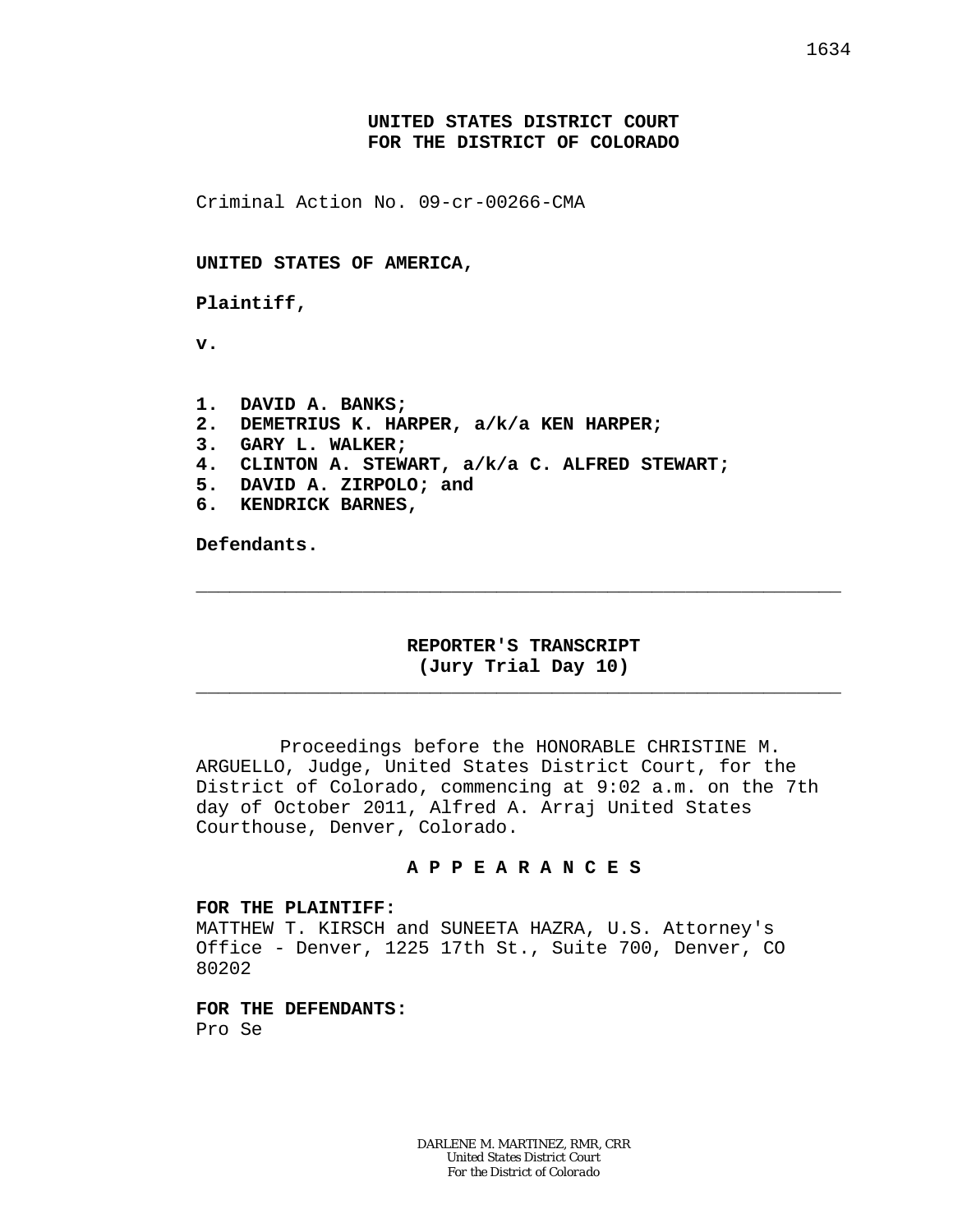**UNITED STATES DISTRICT COURT**
**FOR THE DISTRICT OF COLORADO**

Criminal Action No. 09-cr-00266-CMA

**UNITED STATES OF AMERICA,**

**Plaintiff,**

**v.**

1. **DAVID A. BANKS;**
2. **DEMETRIUS K. HARPER, a/k/a KEN HARPER;**
3. **GARY L. WALKER;**
4. **CLINTON A. STEWART, a/k/a C. ALFRED STEWART;**
5. **DAVID A. ZIRPOLO; and**
6. **KENDRICK BARNES,**

**Defendants.**

---

**REPORTER'S TRANSCRIPT**
**(Jury Trial Day 10)**

---

Proceedings before the HONORABLE CHRISTINE M. ARGUELLO, Judge, United States District Court, for the District of Colorado, commencing at 9:02 a.m. on the 7th day of October 2011, Alfred A. Arraj United States Courthouse, Denver, Colorado.

**A P P E A R A N C E S**

**FOR THE PLAINTIFF:**
MATTHEW T. KIRSCH and SUNEETA HAZRA, U.S. Attorney's Office - Denver, 1225 17th St., Suite 700, Denver, CO 80202

**FOR THE DEFENDANTS:**
Pro Se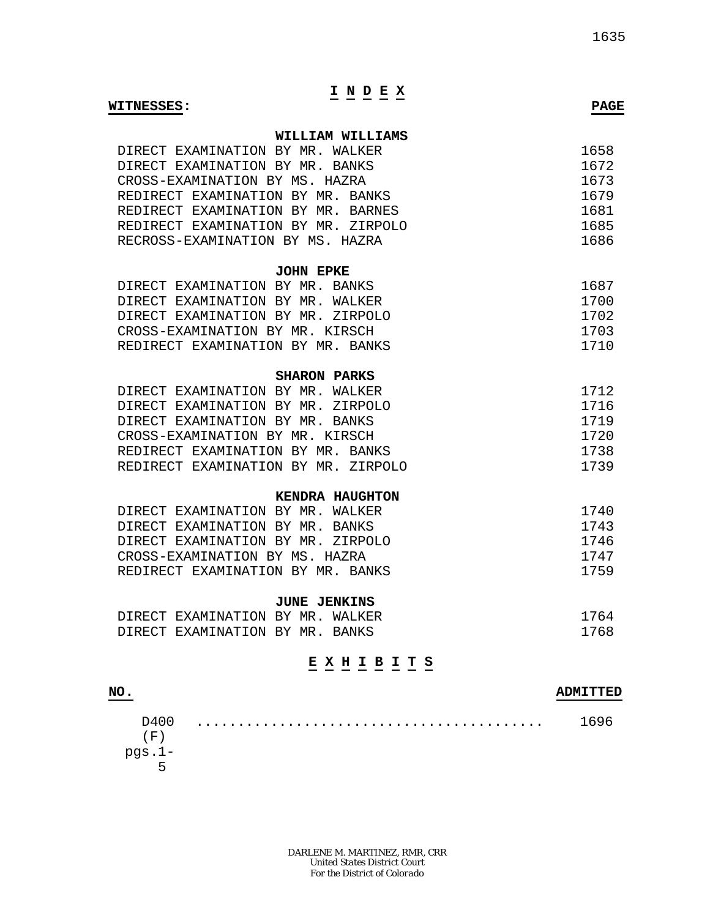# I N D E X

| WITNESSES: | PAGE |
|---|---|
| **WILLIAM WILLIAMS** | |
| DIRECT EXAMINATION BY MR. WALKER | 1658 |
| DIRECT EXAMINATION BY MR. BANKS | 1672 |
| CROSS-EXAMINATION BY MS. HAZRA | 1673 |
| REDIRECT EXAMINATION BY MR. BANKS | 1679 |
| REDIRECT EXAMINATION BY MR. BARNES | 1681 |
| REDIRECT EXAMINATION BY MR. ZIRPOLO | 1685 |
| RECROSS-EXAMINATION BY MS. HAZRA | 1686 |
| **JOHN EPKE** | |
| DIRECT EXAMINATION BY MR. BANKS | 1687 |
| DIRECT EXAMINATION BY MR. WALKER | 1700 |
| DIRECT EXAMINATION BY MR. ZIRPOLO | 1702 |
| CROSS-EXAMINATION BY MR. KIRSCH | 1703 |
| REDIRECT EXAMINATION BY MR. BANKS | 1710 |
| **SHARON PARKS** | |
| DIRECT EXAMINATION BY MR. WALKER | 1712 |
| DIRECT EXAMINATION BY MR. ZIRPOLO | 1716 |
| DIRECT EXAMINATION BY MR. BANKS | 1719 |
| CROSS-EXAMINATION BY MR. KIRSCH | 1720 |
| REDIRECT EXAMINATION BY MR. BANKS | 1738 |
| REDIRECT EXAMINATION BY MR. ZIRPOLO | 1739 |
| **KENDRA HAUGHTON** | |
| DIRECT EXAMINATION BY MR. WALKER | 1740 |
| DIRECT EXAMINATION BY MR. BANKS | 1743 |
| DIRECT EXAMINATION BY MR. ZIRPOLO | 1746 |
| CROSS-EXAMINATION BY MS. HAZRA | 1747 |
| REDIRECT EXAMINATION BY MR. BANKS | 1759 |
| **JUNE JENKINS** | |
| DIRECT EXAMINATION BY MR. WALKER | 1764 |
| DIRECT EXAMINATION BY MR. BANKS | 1768 |

# E X H I B I T S

| NO. | ADMITTED |
|---|---|
| D400 (F) pgs.1-5 | 1696 |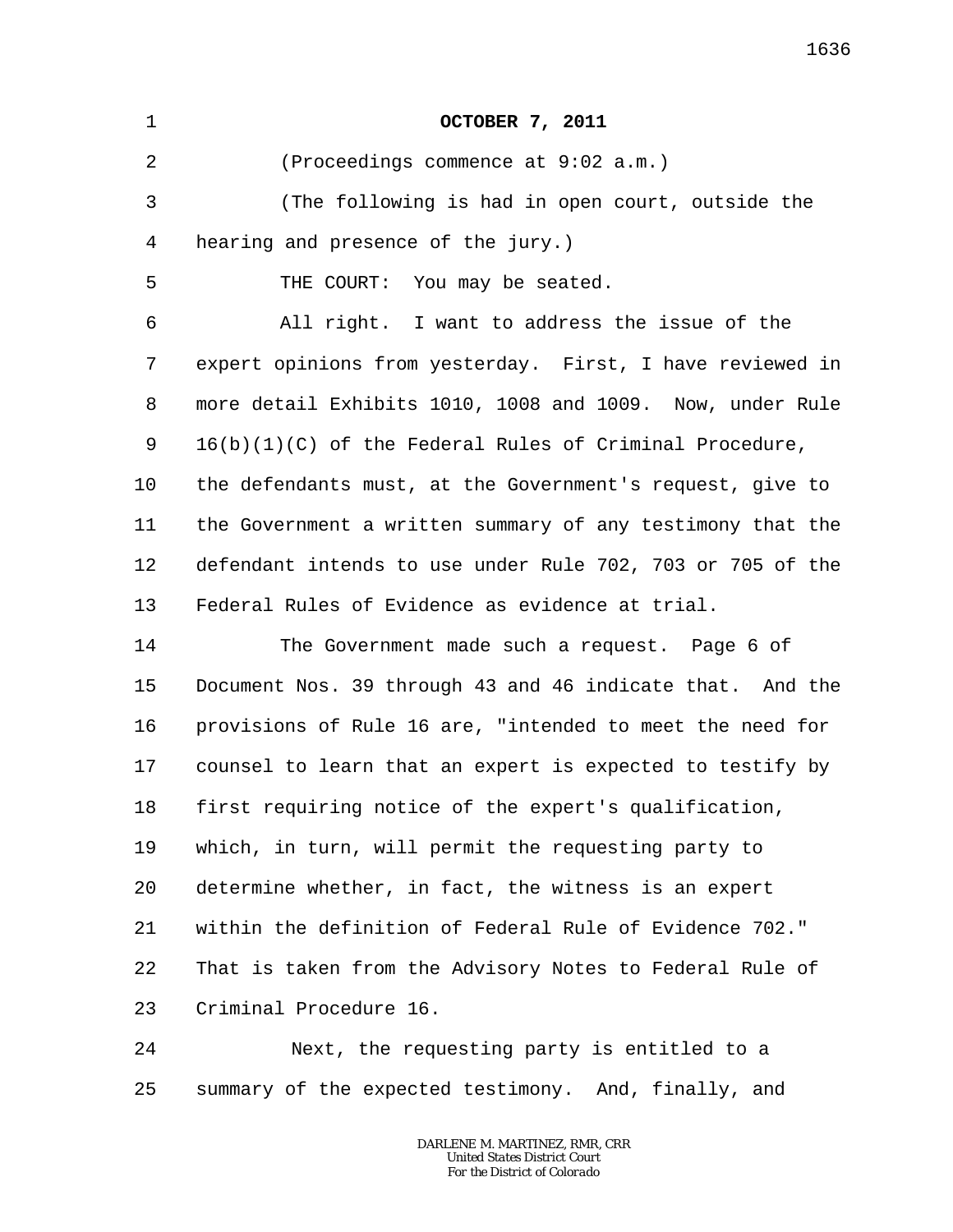**OCTOBER 7, 2011**

(Proceedings commence at 9:02 a.m.)

(The following is had in open court, outside the hearing and presence of the jury.)

THE COURT: You may be seated.

All right. I want to address the issue of the expert opinions from yesterday. First, I have reviewed in more detail Exhibits 1010, 1008 and 1009. Now, under Rule 16(b)(1)(C) of the Federal Rules of Criminal Procedure, the defendants must, at the Government's request, give to the Government a written summary of any testimony that the defendant intends to use under Rule 702, 703 or 705 of the Federal Rules of Evidence as evidence at trial.

The Government made such a request. Page 6 of Document Nos. 39 through 43 and 46 indicate that. And the provisions of Rule 16 are, "intended to meet the need for counsel to learn that an expert is expected to testify by first requiring notice of the expert's qualification, which, in turn, will permit the requesting party to determine whether, in fact, the witness is an expert within the definition of Federal Rule of Evidence 702." That is taken from the Advisory Notes to Federal Rule of Criminal Procedure 16.

Next, the requesting party is entitled to a summary of the expected testimony. And, finally, and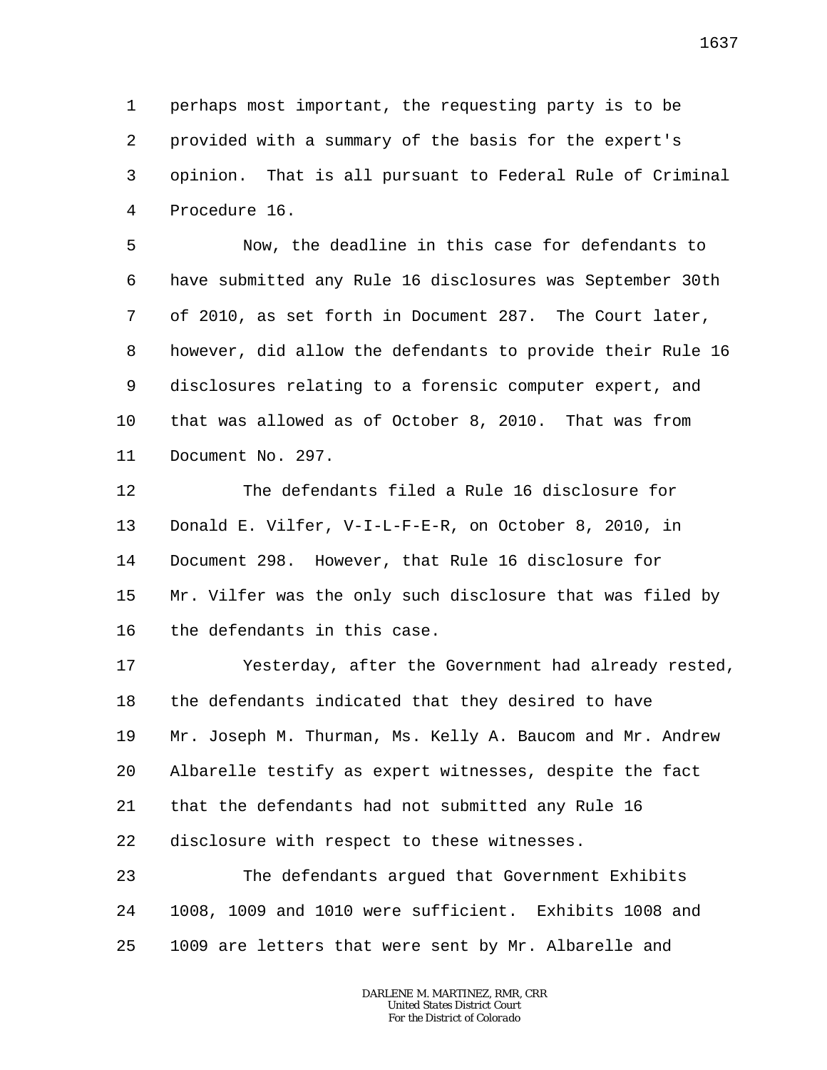perhaps most important, the requesting party is to be provided with a summary of the basis for the expert's opinion. That is all pursuant to Federal Rule of Criminal Procedure 16.

Now, the deadline in this case for defendants to have submitted any Rule 16 disclosures was September 30th of 2010, as set forth in Document 287. The Court later, however, did allow the defendants to provide their Rule 16 disclosures relating to a forensic computer expert, and that was allowed as of October 8, 2010. That was from Document No. 297.

The defendants filed a Rule 16 disclosure for Donald E. Vilfer, V-I-L-F-E-R, on October 8, 2010, in Document 298. However, that Rule 16 disclosure for Mr. Vilfer was the only such disclosure that was filed by the defendants in this case.

Yesterday, after the Government had already rested, the defendants indicated that they desired to have Mr. Joseph M. Thurman, Ms. Kelly A. Baucom and Mr. Andrew Albarelle testify as expert witnesses, despite the fact that the defendants had not submitted any Rule 16 disclosure with respect to these witnesses.

The defendants argued that Government Exhibits 1008, 1009 and 1010 were sufficient. Exhibits 1008 and 1009 are letters that were sent by Mr. Albarelle and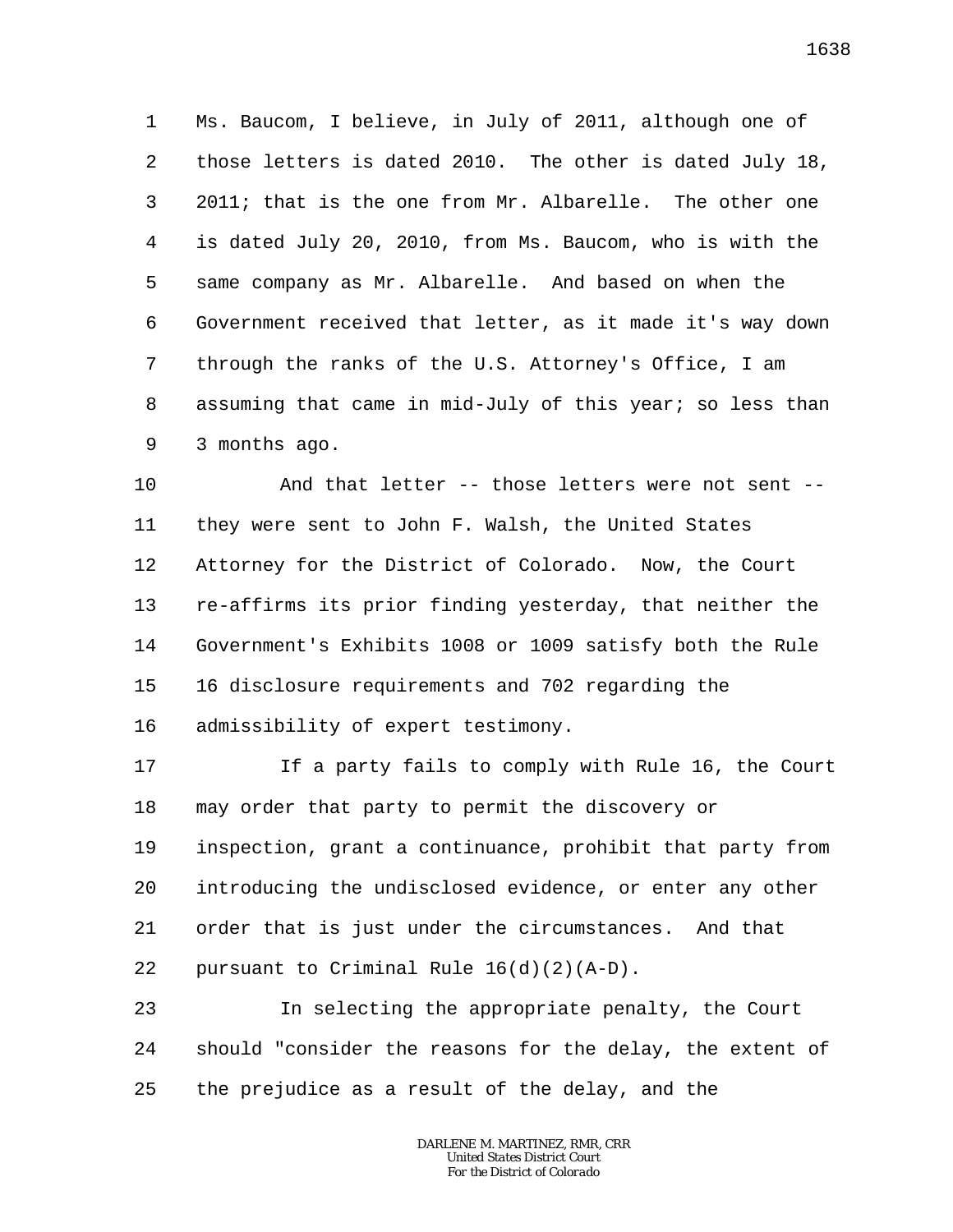Ms. Baucom, I believe, in July of 2011, although one of those letters is dated 2010. The other is dated July 18, 2011; that is the one from Mr. Albarelle. The other one is dated July 20, 2010, from Ms. Baucom, who is with the same company as Mr. Albarelle. And based on when the Government received that letter, as it made it's way down through the ranks of the U.S. Attorney's Office, I am assuming that came in mid-July of this year; so less than 3 months ago.

And that letter -- those letters were not sent -- they were sent to John F. Walsh, the United States Attorney for the District of Colorado. Now, the Court re-affirms its prior finding yesterday, that neither the Government's Exhibits 1008 or 1009 satisfy both the Rule 16 disclosure requirements and 702 regarding the admissibility of expert testimony.

If a party fails to comply with Rule 16, the Court may order that party to permit the discovery or inspection, grant a continuance, prohibit that party from introducing the undisclosed evidence, or enter any other order that is just under the circumstances. And that pursuant to Criminal Rule 16(d)(2)(A-D).

In selecting the appropriate penalty, the Court should "consider the reasons for the delay, the extent of the prejudice as a result of the delay, and the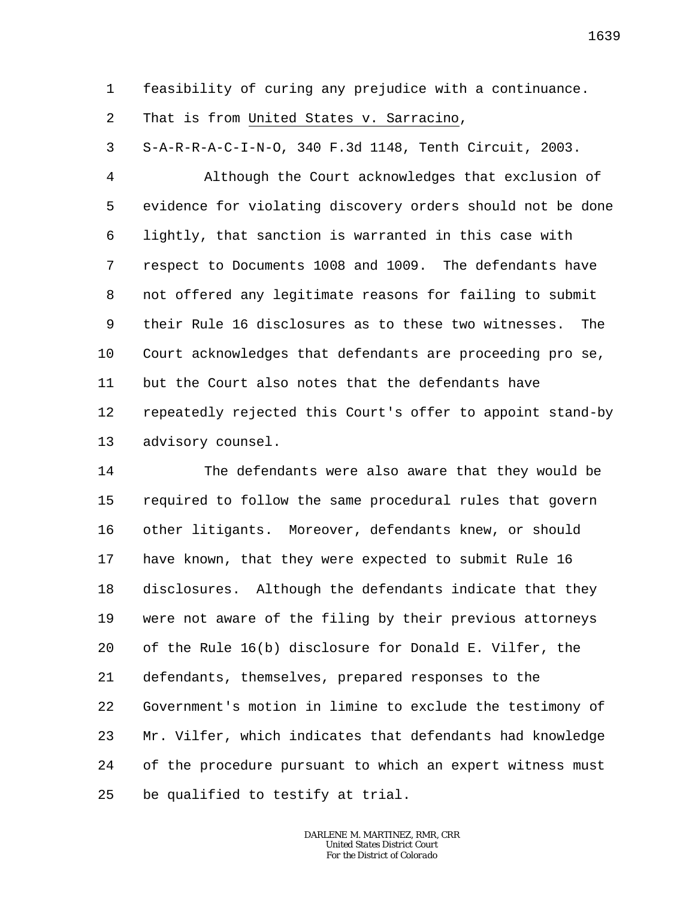feasibility of curing any prejudice with a continuance. That is from United States v. Sarracino, S-A-R-R-A-C-I-N-O, 340 F.3d 1148, Tenth Circuit, 2003.

Although the Court acknowledges that exclusion of evidence for violating discovery orders should not be done lightly, that sanction is warranted in this case with respect to Documents 1008 and 1009. The defendants have not offered any legitimate reasons for failing to submit their Rule 16 disclosures as to these two witnesses. The Court acknowledges that defendants are proceeding pro se, but the Court also notes that the defendants have repeatedly rejected this Court's offer to appoint stand-by advisory counsel.

The defendants were also aware that they would be required to follow the same procedural rules that govern other litigants. Moreover, defendants knew, or should have known, that they were expected to submit Rule 16 disclosures. Although the defendants indicate that they were not aware of the filing by their previous attorneys of the Rule 16(b) disclosure for Donald E. Vilfer, the defendants, themselves, prepared responses to the Government's motion in limine to exclude the testimony of Mr. Vilfer, which indicates that defendants had knowledge of the procedure pursuant to which an expert witness must be qualified to testify at trial.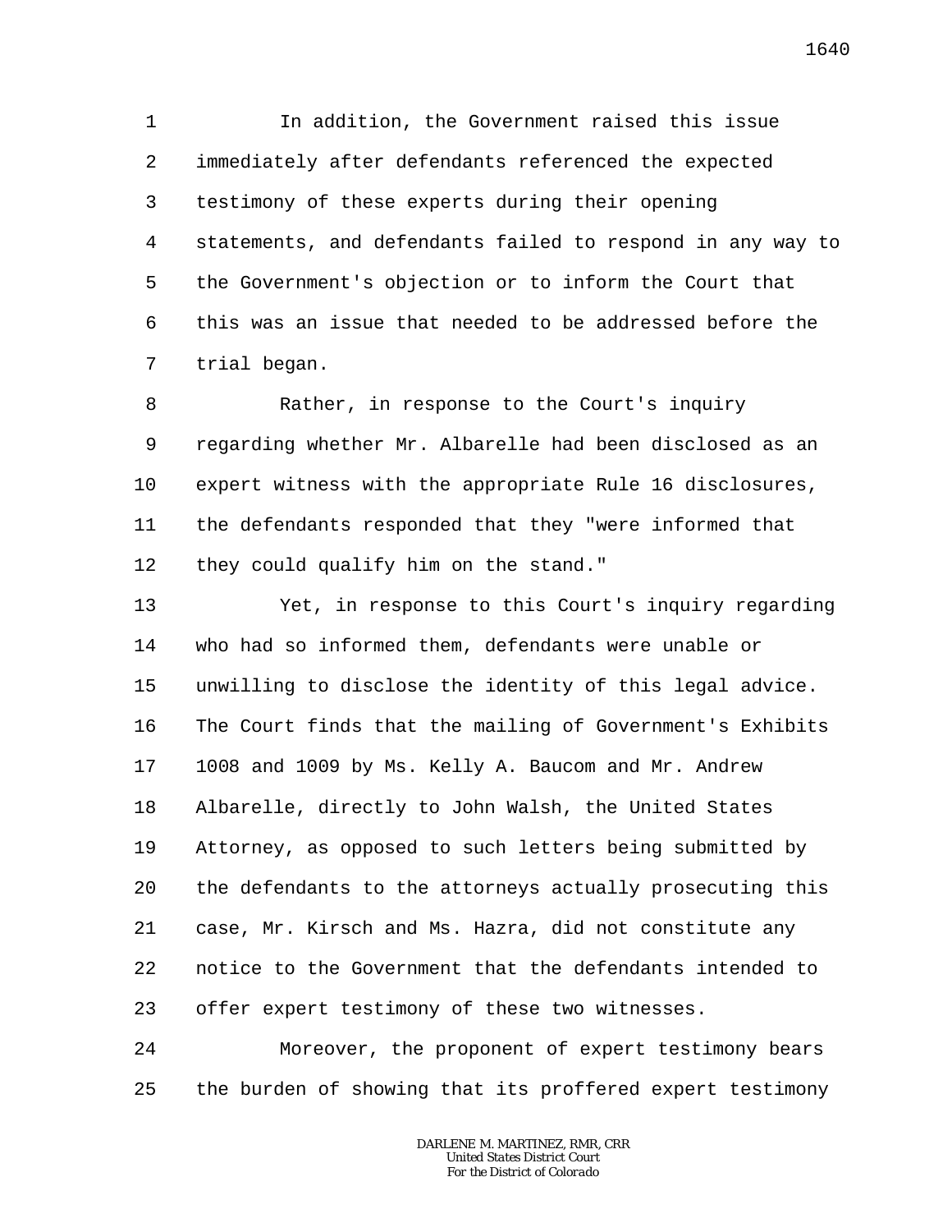In addition, the Government raised this issue immediately after defendants referenced the expected testimony of these experts during their opening statements, and defendants failed to respond in any way to the Government's objection or to inform the Court that this was an issue that needed to be addressed before the trial began.

Rather, in response to the Court's inquiry regarding whether Mr. Albarelle had been disclosed as an expert witness with the appropriate Rule 16 disclosures, the defendants responded that they "were informed that they could qualify him on the stand."

Yet, in response to this Court's inquiry regarding who had so informed them, defendants were unable or unwilling to disclose the identity of this legal advice. The Court finds that the mailing of Government's Exhibits 1008 and 1009 by Ms. Kelly A. Baucom and Mr. Andrew Albarelle, directly to John Walsh, the United States Attorney, as opposed to such letters being submitted by the defendants to the attorneys actually prosecuting this case, Mr. Kirsch and Ms. Hazra, did not constitute any notice to the Government that the defendants intended to offer expert testimony of these two witnesses.

Moreover, the proponent of expert testimony bears the burden of showing that its proffered expert testimony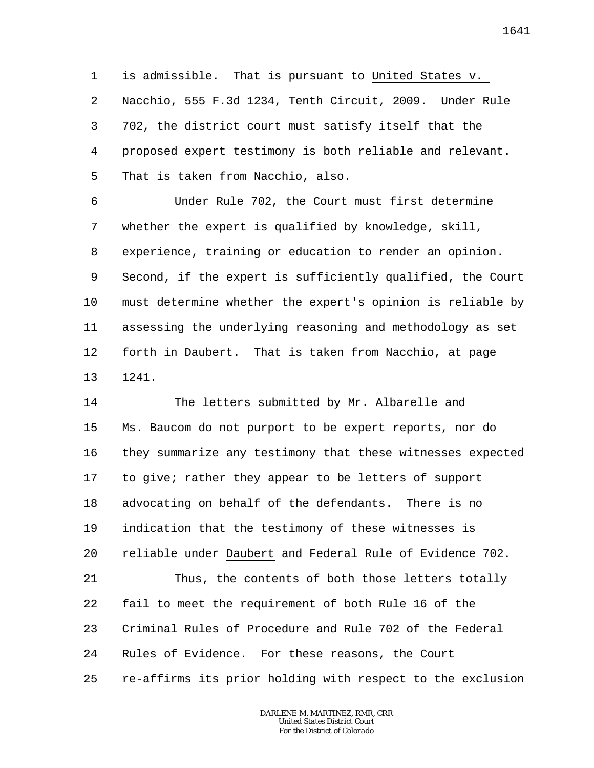is admissible. That is pursuant to _United States v. Nacchio_, 555 F.3d 1234, Tenth Circuit, 2009. Under Rule 702, the district court must satisfy itself that the proposed expert testimony is both reliable and relevant. That is taken from _Nacchio_, also.

Under Rule 702, the Court must first determine whether the expert is qualified by knowledge, skill, experience, training or education to render an opinion. Second, if the expert is sufficiently qualified, the Court must determine whether the expert's opinion is reliable by assessing the underlying reasoning and methodology as set forth in _Daubert_. That is taken from _Nacchio_, at page 1241.

The letters submitted by Mr. Albarelle and Ms. Baucom do not purport to be expert reports, nor do they summarize any testimony that these witnesses expected to give; rather they appear to be letters of support advocating on behalf of the defendants. There is no indication that the testimony of these witnesses is reliable under _Daubert_ and Federal Rule of Evidence 702.

Thus, the contents of both those letters totally fail to meet the requirement of both Rule 16 of the Criminal Rules of Procedure and Rule 702 of the Federal Rules of Evidence. For these reasons, the Court re-affirms its prior holding with respect to the exclusion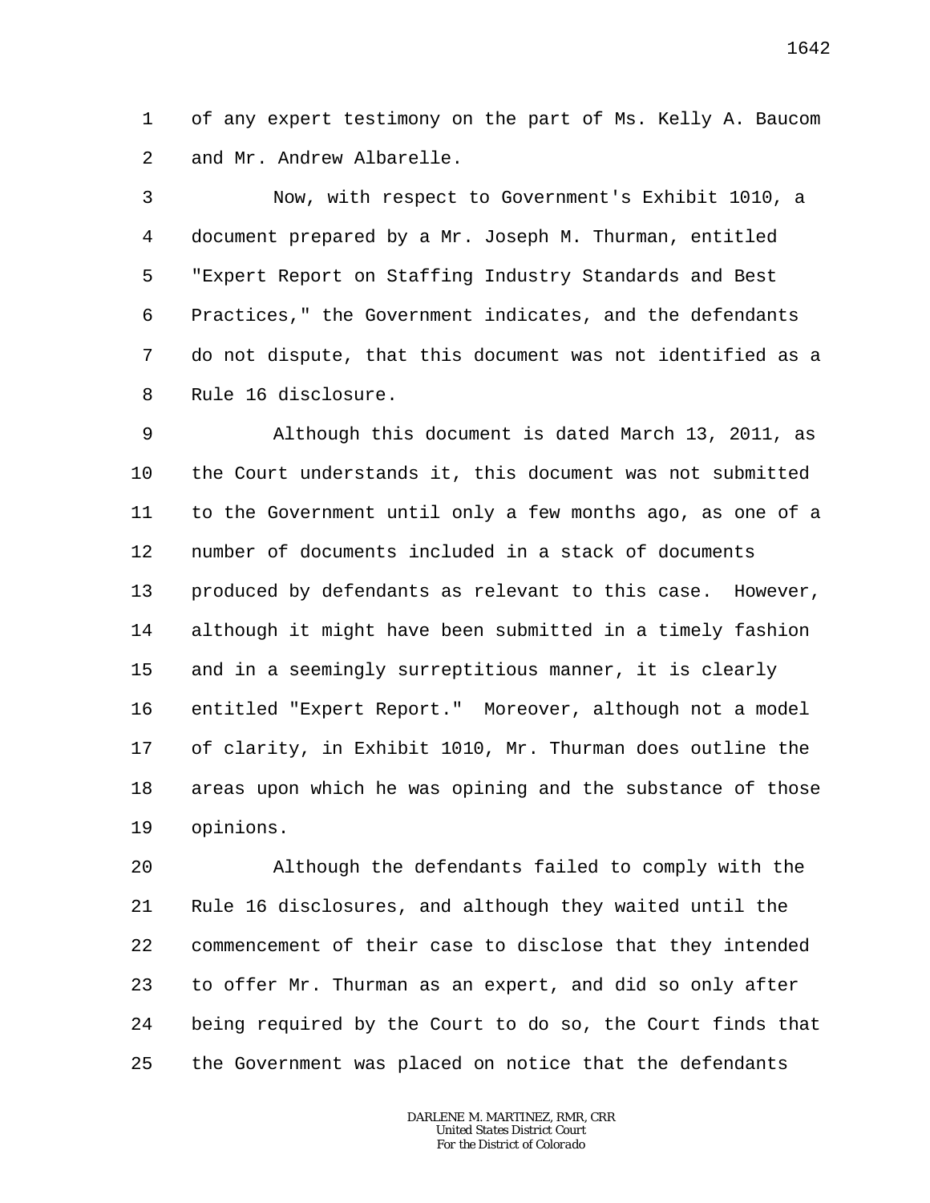of any expert testimony on the part of Ms. Kelly A. Baucom and Mr. Andrew Albarelle.

Now, with respect to Government's Exhibit 1010, a document prepared by a Mr. Joseph M. Thurman, entitled "Expert Report on Staffing Industry Standards and Best Practices," the Government indicates, and the defendants do not dispute, that this document was not identified as a Rule 16 disclosure.

Although this document is dated March 13, 2011, as the Court understands it, this document was not submitted to the Government until only a few months ago, as one of a number of documents included in a stack of documents produced by defendants as relevant to this case. However, although it might have been submitted in a timely fashion and in a seemingly surreptitious manner, it is clearly entitled "Expert Report." Moreover, although not a model of clarity, in Exhibit 1010, Mr. Thurman does outline the areas upon which he was opining and the substance of those opinions.

Although the defendants failed to comply with the Rule 16 disclosures, and although they waited until the commencement of their case to disclose that they intended to offer Mr. Thurman as an expert, and did so only after being required by the Court to do so, the Court finds that the Government was placed on notice that the defendants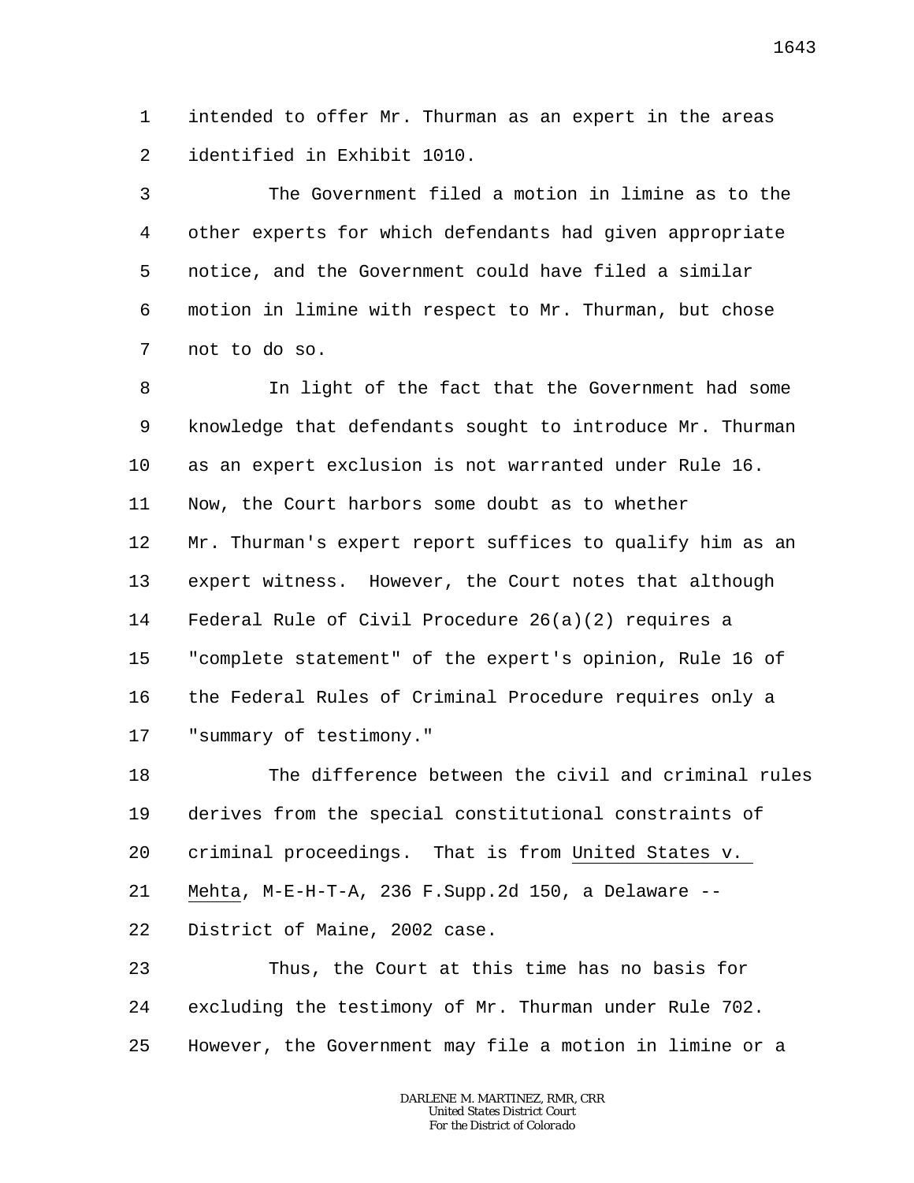intended to offer Mr. Thurman as an expert in the areas identified in Exhibit 1010.

The Government filed a motion in limine as to the other experts for which defendants had given appropriate notice, and the Government could have filed a similar motion in limine with respect to Mr. Thurman, but chose not to do so.

In light of the fact that the Government had some knowledge that defendants sought to introduce Mr. Thurman as an expert exclusion is not warranted under Rule 16. Now, the Court harbors some doubt as to whether Mr. Thurman's expert report suffices to qualify him as an expert witness. However, the Court notes that although Federal Rule of Civil Procedure 26(a)(2) requires a "complete statement" of the expert's opinion, Rule 16 of the Federal Rules of Criminal Procedure requires only a "summary of testimony."

The difference between the civil and criminal rules derives from the special constitutional constraints of criminal proceedings. That is from United States v. Mehta, M-E-H-T-A, 236 F.Supp.2d 150, a Delaware -- District of Maine, 2002 case.

Thus, the Court at this time has no basis for excluding the testimony of Mr. Thurman under Rule 702. However, the Government may file a motion in limine or a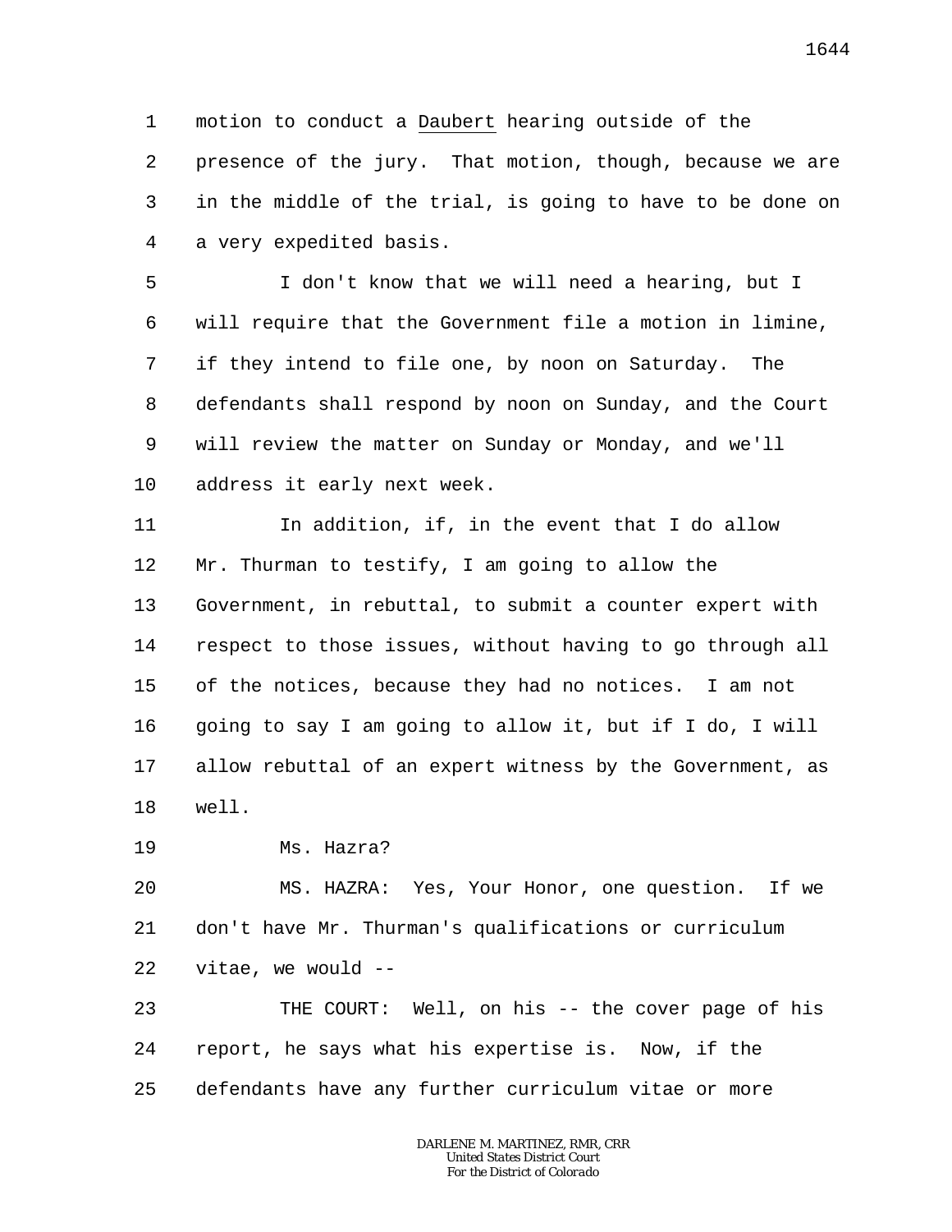motion to conduct a Daubert hearing outside of the presence of the jury. That motion, though, because we are in the middle of the trial, is going to have to be done on a very expedited basis.

I don't know that we will need a hearing, but I will require that the Government file a motion in limine, if they intend to file one, by noon on Saturday. The defendants shall respond by noon on Sunday, and the Court will review the matter on Sunday or Monday, and we'll address it early next week.

In addition, if, in the event that I do allow Mr. Thurman to testify, I am going to allow the Government, in rebuttal, to submit a counter expert with respect to those issues, without having to go through all of the notices, because they had no notices. I am not going to say I am going to allow it, but if I do, I will allow rebuttal of an expert witness by the Government, as well.

Ms. Hazra?

MS. HAZRA: Yes, Your Honor, one question. If we don't have Mr. Thurman's qualifications or curriculum vitae, we would --

THE COURT: Well, on his -- the cover page of his report, he says what his expertise is. Now, if the defendants have any further curriculum vitae or more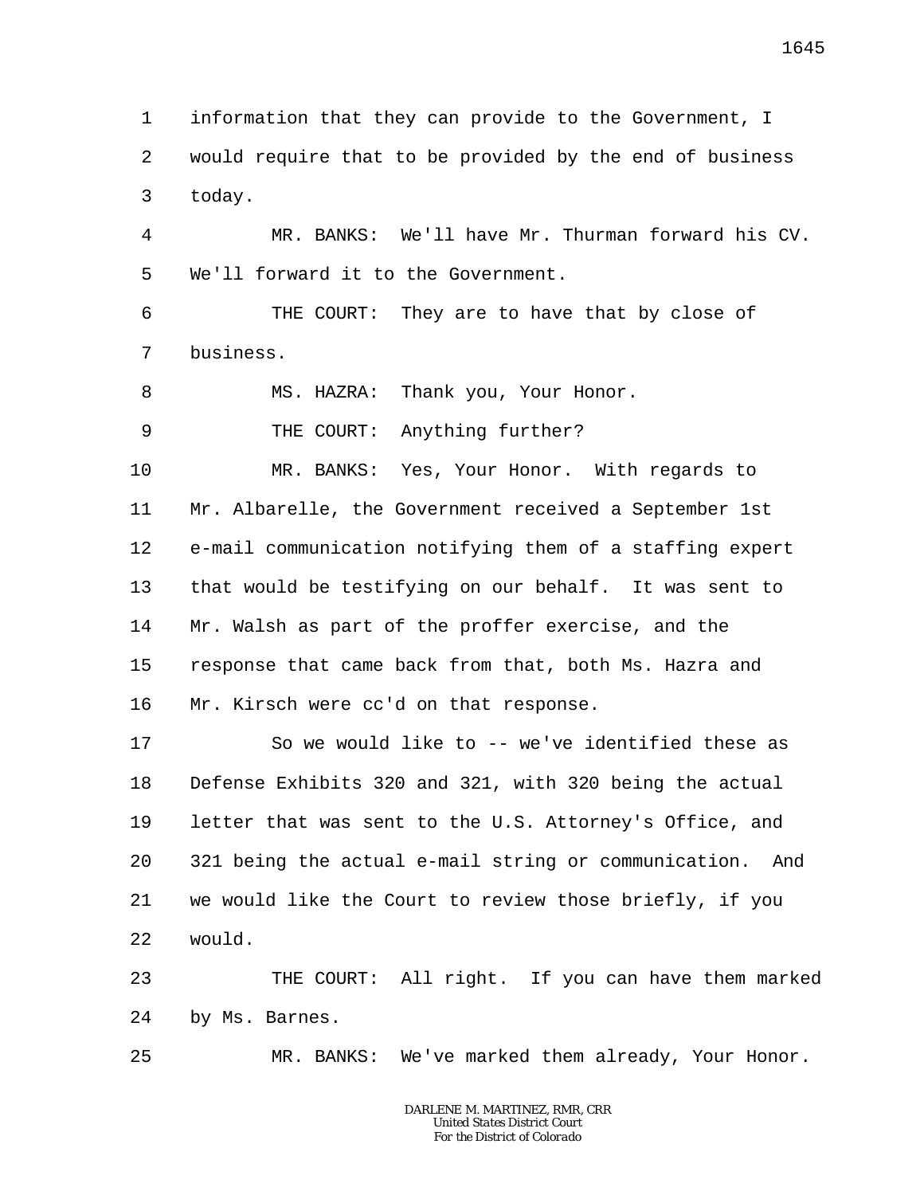information that they can provide to the Government, I would require that to be provided by the end of business today.

MR. BANKS: We'll have Mr. Thurman forward his CV. We'll forward it to the Government.

THE COURT: They are to have that by close of business.

MS. HAZRA: Thank you, Your Honor.

THE COURT: Anything further?

MR. BANKS: Yes, Your Honor. With regards to Mr. Albarelle, the Government received a September 1st e-mail communication notifying them of a staffing expert that would be testifying on our behalf. It was sent to Mr. Walsh as part of the proffer exercise, and the response that came back from that, both Ms. Hazra and Mr. Kirsch were cc'd on that response.

So we would like to -- we've identified these as Defense Exhibits 320 and 321, with 320 being the actual letter that was sent to the U.S. Attorney's Office, and 321 being the actual e-mail string or communication. And we would like the Court to review those briefly, if you would.

THE COURT: All right. If you can have them marked by Ms. Barnes.

MR. BANKS: We've marked them already, Your Honor.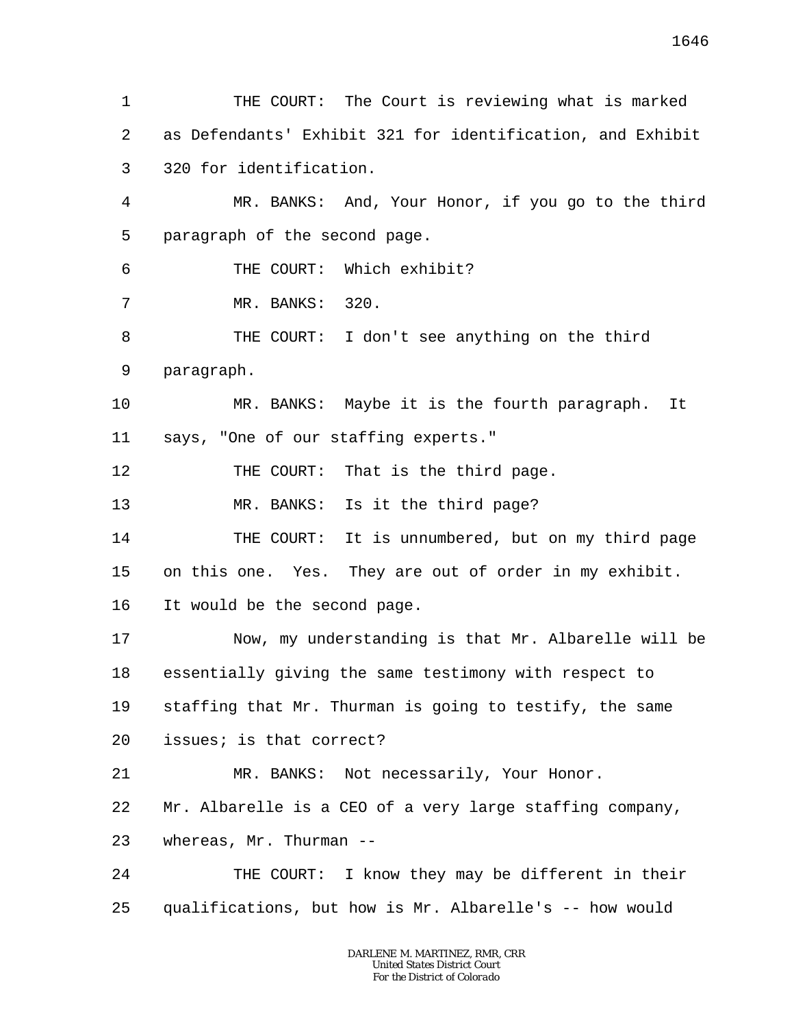THE COURT: The Court is reviewing what is marked as Defendants' Exhibit 321 for identification, and Exhibit 320 for identification.

MR. BANKS: And, Your Honor, if you go to the third paragraph of the second page.

THE COURT: Which exhibit?

MR. BANKS: 320.

THE COURT: I don't see anything on the third paragraph.

MR. BANKS: Maybe it is the fourth paragraph. It says, "One of our staffing experts."

THE COURT: That is the third page.

MR. BANKS: Is it the third page?

THE COURT: It is unnumbered, but on my third page on this one. Yes. They are out of order in my exhibit. It would be the second page.

Now, my understanding is that Mr. Albarelle will be essentially giving the same testimony with respect to staffing that Mr. Thurman is going to testify, the same issues; is that correct?

MR. BANKS: Not necessarily, Your Honor. Mr. Albarelle is a CEO of a very large staffing company, whereas, Mr. Thurman --

THE COURT: I know they may be different in their qualifications, but how is Mr. Albarelle's -- how would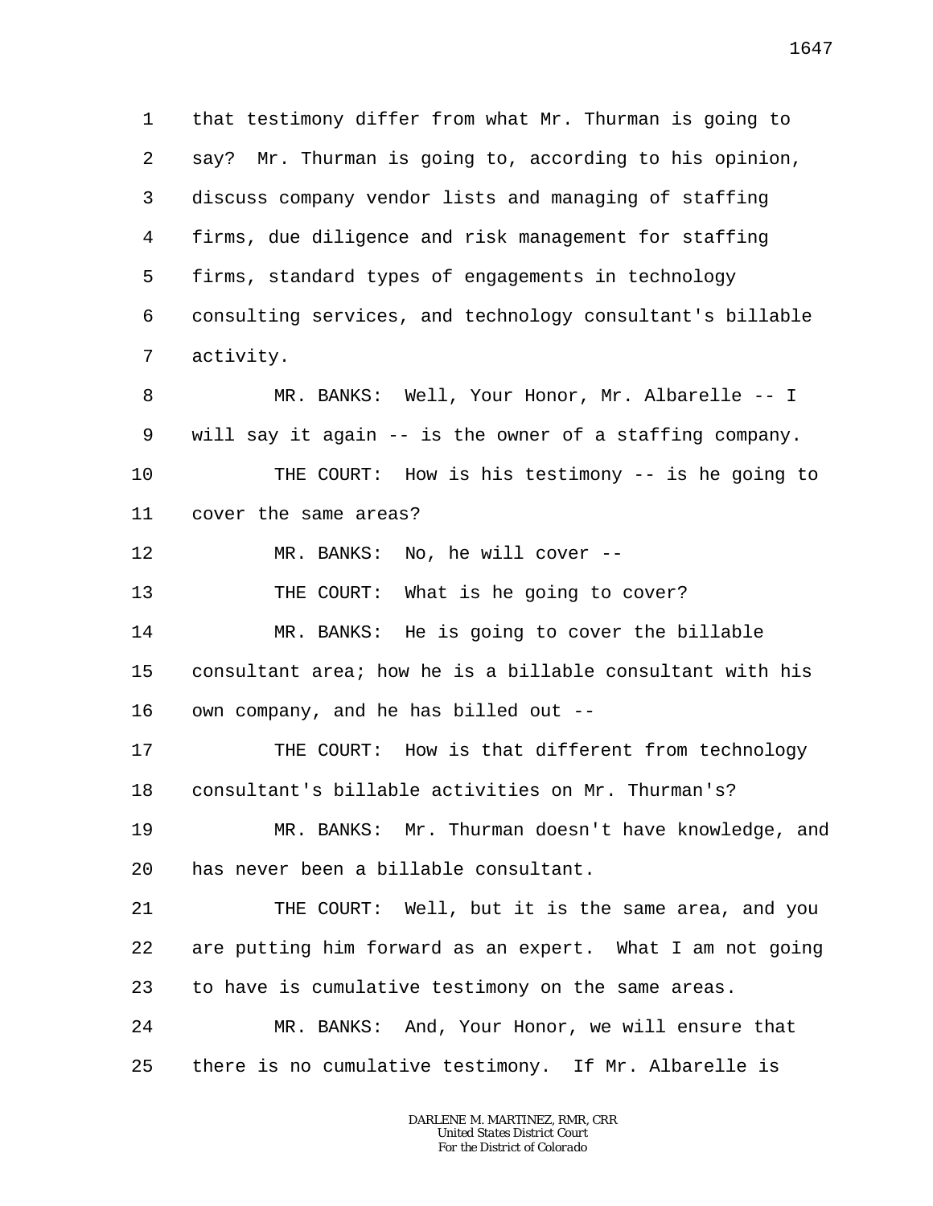that testimony differ from what Mr. Thurman is going to say? Mr. Thurman is going to, according to his opinion, discuss company vendor lists and managing of staffing firms, due diligence and risk management for staffing firms, standard types of engagements in technology consulting services, and technology consultant's billable activity.

MR. BANKS: Well, Your Honor, Mr. Albarelle -- I will say it again -- is the owner of a staffing company.

THE COURT: How is his testimony -- is he going to cover the same areas?

MR. BANKS: No, he will cover --

THE COURT: What is he going to cover?

MR. BANKS: He is going to cover the billable consultant area; how he is a billable consultant with his own company, and he has billed out --

THE COURT: How is that different from technology consultant's billable activities on Mr. Thurman's?

MR. BANKS: Mr. Thurman doesn't have knowledge, and has never been a billable consultant.

THE COURT: Well, but it is the same area, and you are putting him forward as an expert. What I am not going to have is cumulative testimony on the same areas.

MR. BANKS: And, Your Honor, we will ensure that there is no cumulative testimony. If Mr. Albarelle is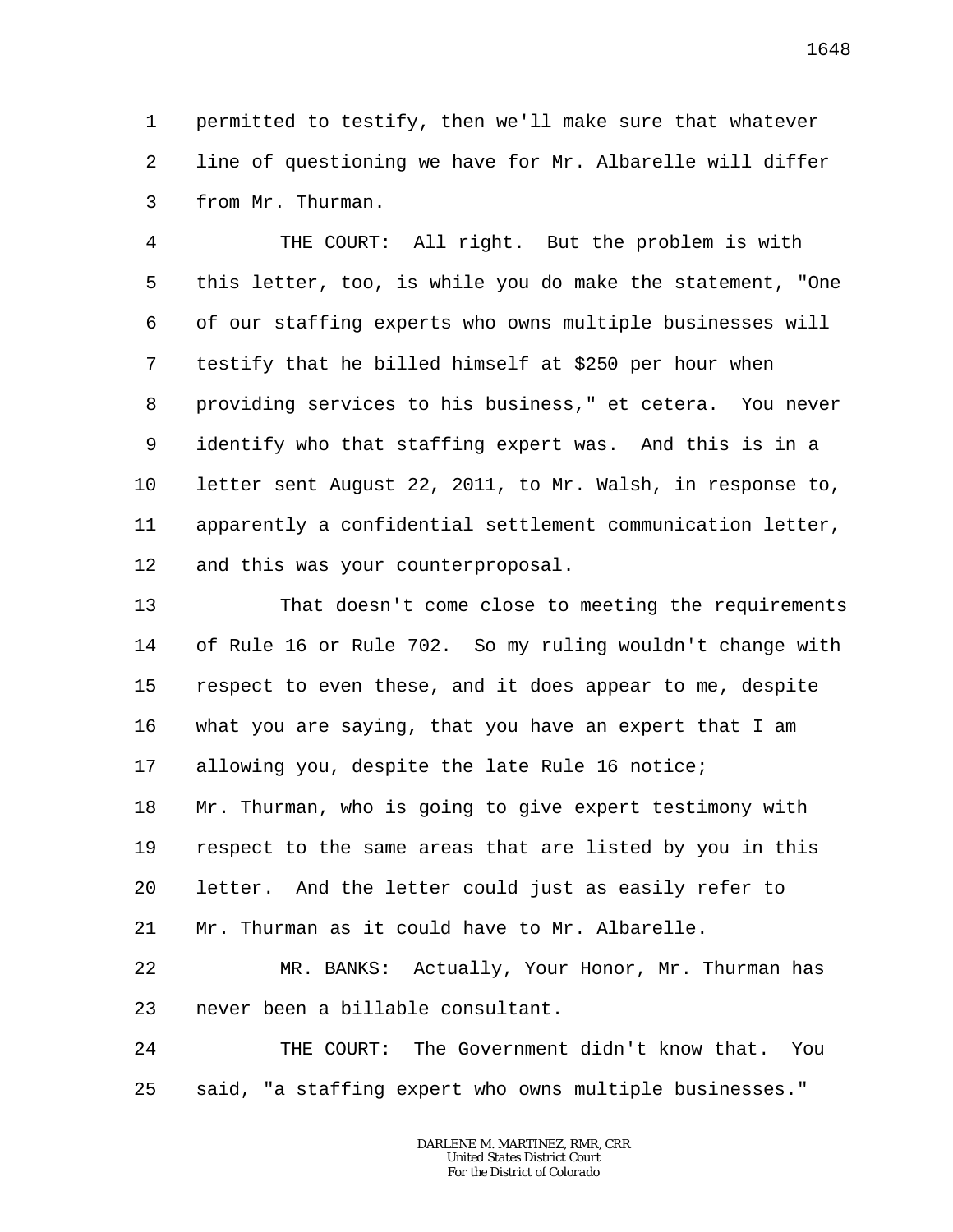permitted to testify, then we'll make sure that whatever line of questioning we have for Mr. Albarelle will differ from Mr. Thurman.

THE COURT: All right. But the problem is with this letter, too, is while you do make the statement, "One of our staffing experts who owns multiple businesses will testify that he billed himself at $250 per hour when providing services to his business," et cetera. You never identify who that staffing expert was. And this is in a letter sent August 22, 2011, to Mr. Walsh, in response to, apparently a confidential settlement communication letter, and this was your counterproposal.

That doesn't come close to meeting the requirements of Rule 16 or Rule 702. So my ruling wouldn't change with respect to even these, and it does appear to me, despite what you are saying, that you have an expert that I am allowing you, despite the late Rule 16 notice; Mr. Thurman, who is going to give expert testimony with respect to the same areas that are listed by you in this letter. And the letter could just as easily refer to Mr. Thurman as it could have to Mr. Albarelle.

MR. BANKS: Actually, Your Honor, Mr. Thurman has never been a billable consultant.

THE COURT: The Government didn't know that. You said, "a staffing expert who owns multiple businesses."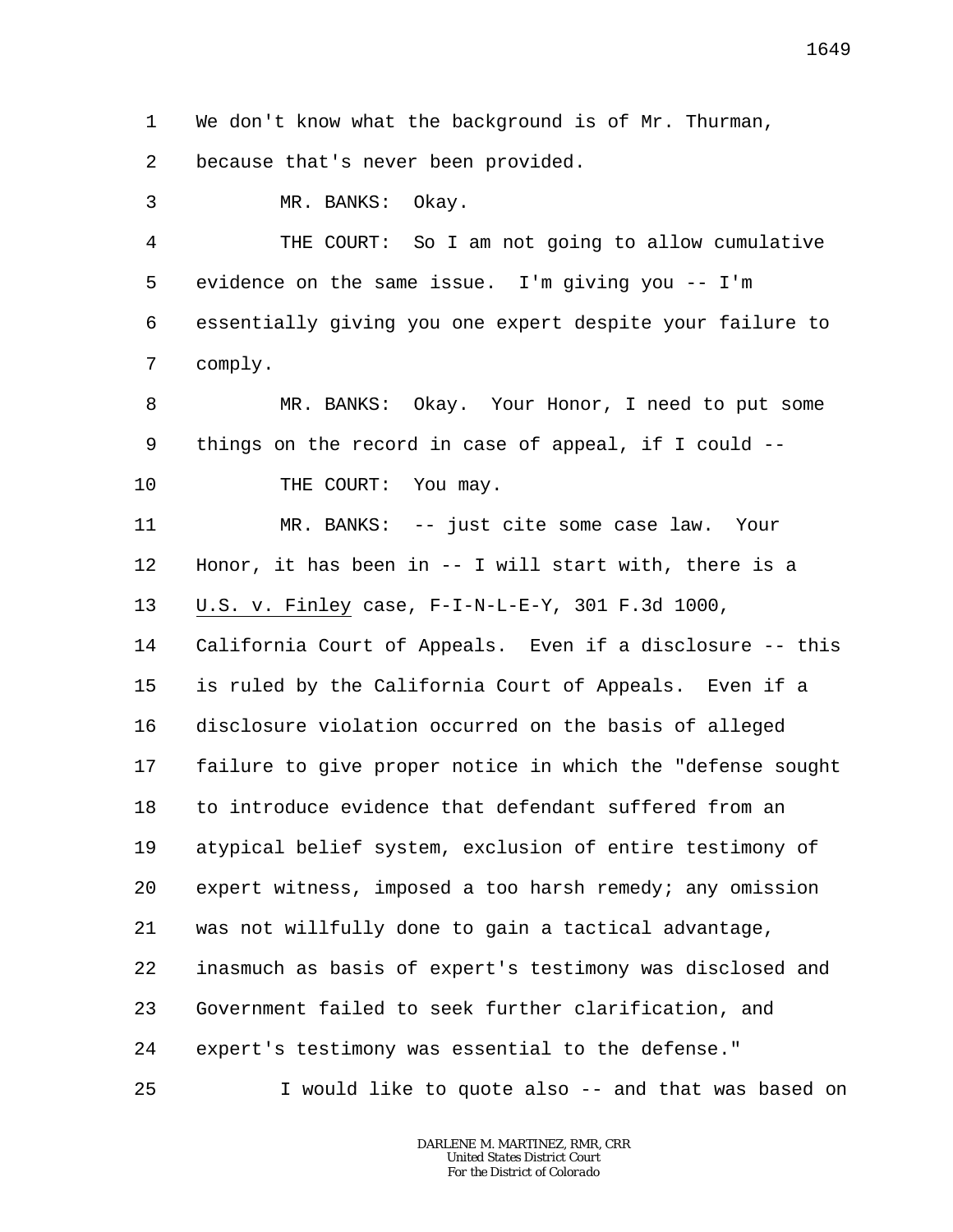1 We don't know what the background is of Mr. Thurman,
2 because that's never been provided.
3 MR. BANKS: Okay.
4 THE COURT: So I am not going to allow cumulative
5 evidence on the same issue. I'm giving you -- I'm
6 essentially giving you one expert despite your failure to
7 comply.
8 MR. BANKS: Okay. Your Honor, I need to put some
9 things on the record in case of appeal, if I could --
10 THE COURT: You may.
11 MR. BANKS: -- just cite some case law. Your
12 Honor, it has been in -- I will start with, there is a
13 U.S. v. Finley case, F-I-N-L-E-Y, 301 F.3d 1000,
14 California Court of Appeals. Even if a disclosure -- this
15 is ruled by the California Court of Appeals. Even if a
16 disclosure violation occurred on the basis of alleged
17 failure to give proper notice in which the "defense sought
18 to introduce evidence that defendant suffered from an
19 atypical belief system, exclusion of entire testimony of
20 expert witness, imposed a too harsh remedy; any omission
21 was not willfully done to gain a tactical advantage,
22 inasmuch as basis of expert's testimony was disclosed and
23 Government failed to seek further clarification, and
24 expert's testimony was essential to the defense."
25 I would like to quote also -- and that was based on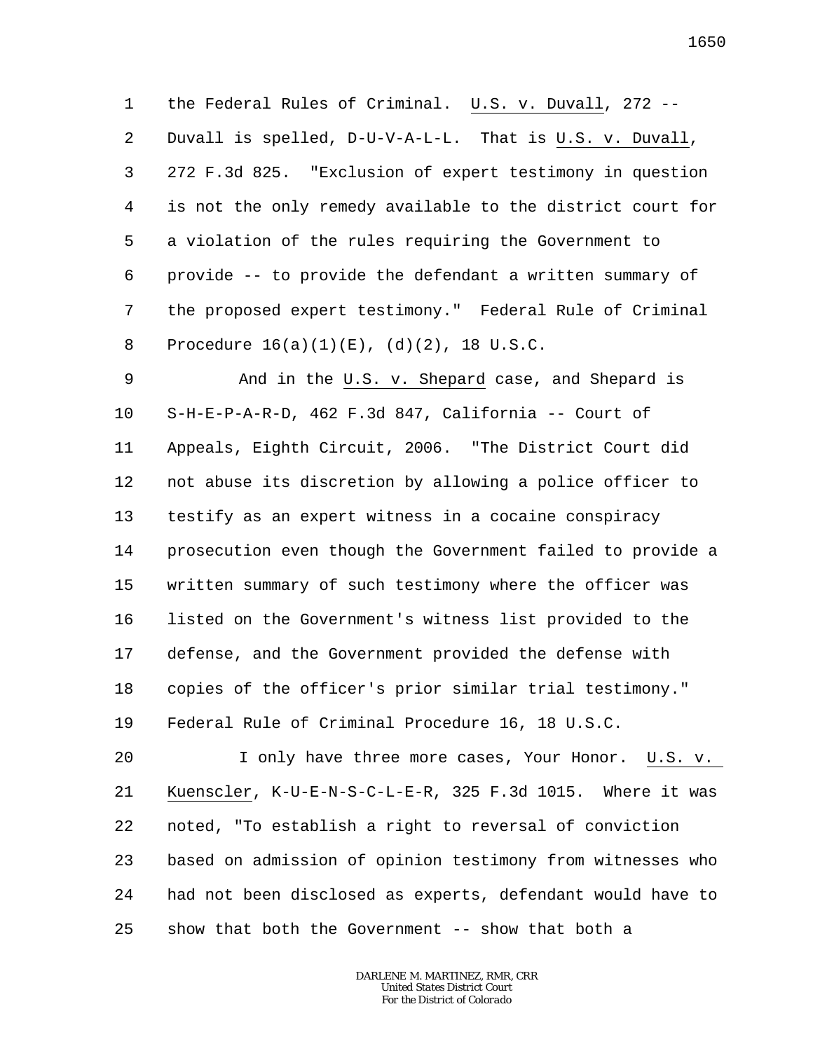the Federal Rules of Criminal. U.S. v. Duvall, 272 -- Duvall is spelled, D-U-V-A-L-L. That is U.S. v. Duvall, 272 F.3d 825. "Exclusion of expert testimony in question is not the only remedy available to the district court for a violation of the rules requiring the Government to provide -- to provide the defendant a written summary of the proposed expert testimony." Federal Rule of Criminal Procedure 16(a)(1)(E), (d)(2), 18 U.S.C.

And in the U.S. v. Shepard case, and Shepard is S-H-E-P-A-R-D, 462 F.3d 847, California -- Court of Appeals, Eighth Circuit, 2006. "The District Court did not abuse its discretion by allowing a police officer to testify as an expert witness in a cocaine conspiracy prosecution even though the Government failed to provide a written summary of such testimony where the officer was listed on the Government's witness list provided to the defense, and the Government provided the defense with copies of the officer's prior similar trial testimony." Federal Rule of Criminal Procedure 16, 18 U.S.C.

I only have three more cases, Your Honor. U.S. v. Kuenscler, K-U-E-N-S-C-L-E-R, 325 F.3d 1015. Where it was noted, "To establish a right to reversal of conviction based on admission of opinion testimony from witnesses who had not been disclosed as experts, defendant would have to show that both the Government -- show that both a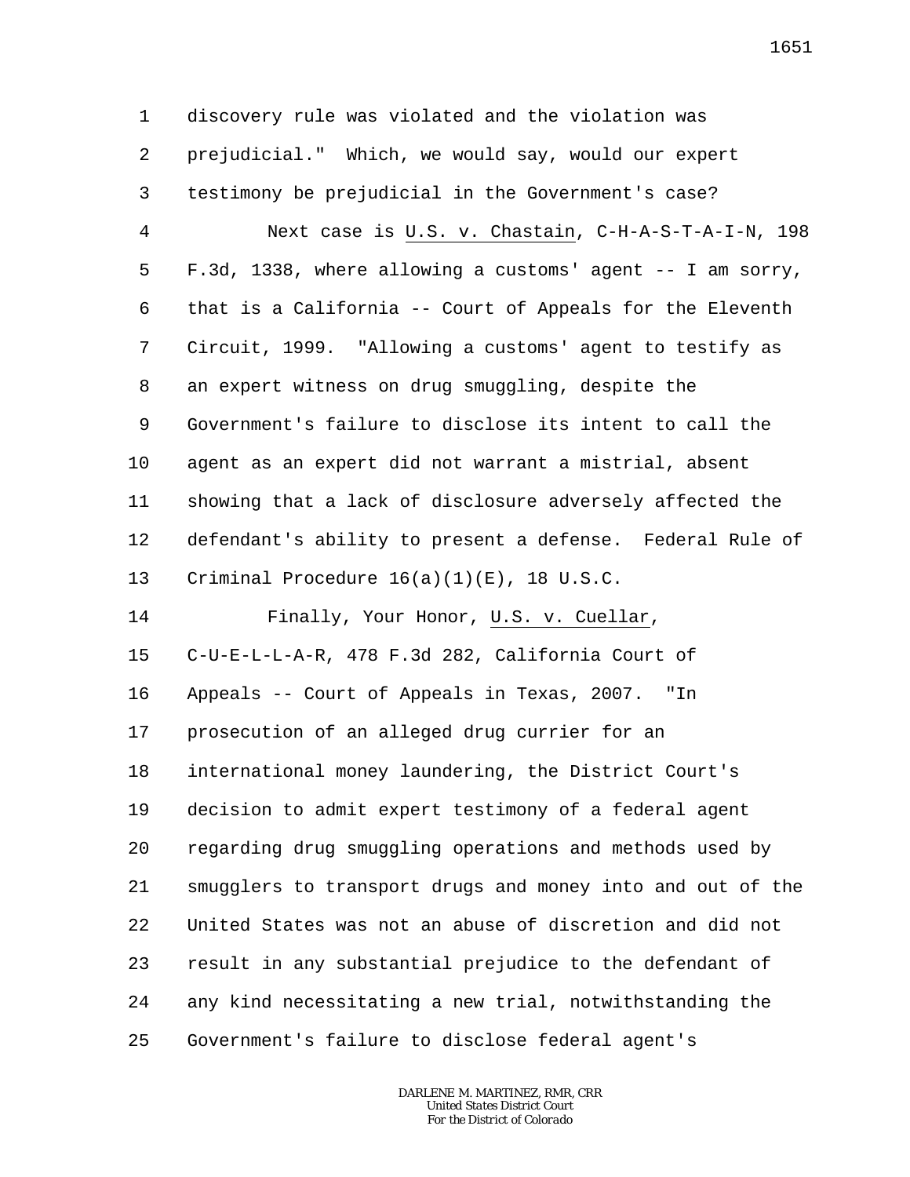discovery rule was violated and the violation was prejudicial." Which, we would say, would our expert testimony be prejudicial in the Government's case?

Next case is U.S. v. Chastain, C-H-A-S-T-A-I-N, 198 F.3d, 1338, where allowing a customs' agent -- I am sorry, that is a California -- Court of Appeals for the Eleventh Circuit, 1999. "Allowing a customs' agent to testify as an expert witness on drug smuggling, despite the Government's failure to disclose its intent to call the agent as an expert did not warrant a mistrial, absent showing that a lack of disclosure adversely affected the defendant's ability to present a defense. Federal Rule of Criminal Procedure 16(a)(1)(E), 18 U.S.C.

Finally, Your Honor, U.S. v. Cuellar, C-U-E-L-L-A-R, 478 F.3d 282, California Court of Appeals -- Court of Appeals in Texas, 2007. "In prosecution of an alleged drug currier for an international money laundering, the District Court's decision to admit expert testimony of a federal agent regarding drug smuggling operations and methods used by smugglers to transport drugs and money into and out of the United States was not an abuse of discretion and did not result in any substantial prejudice to the defendant of any kind necessitating a new trial, notwithstanding the Government's failure to disclose federal agent's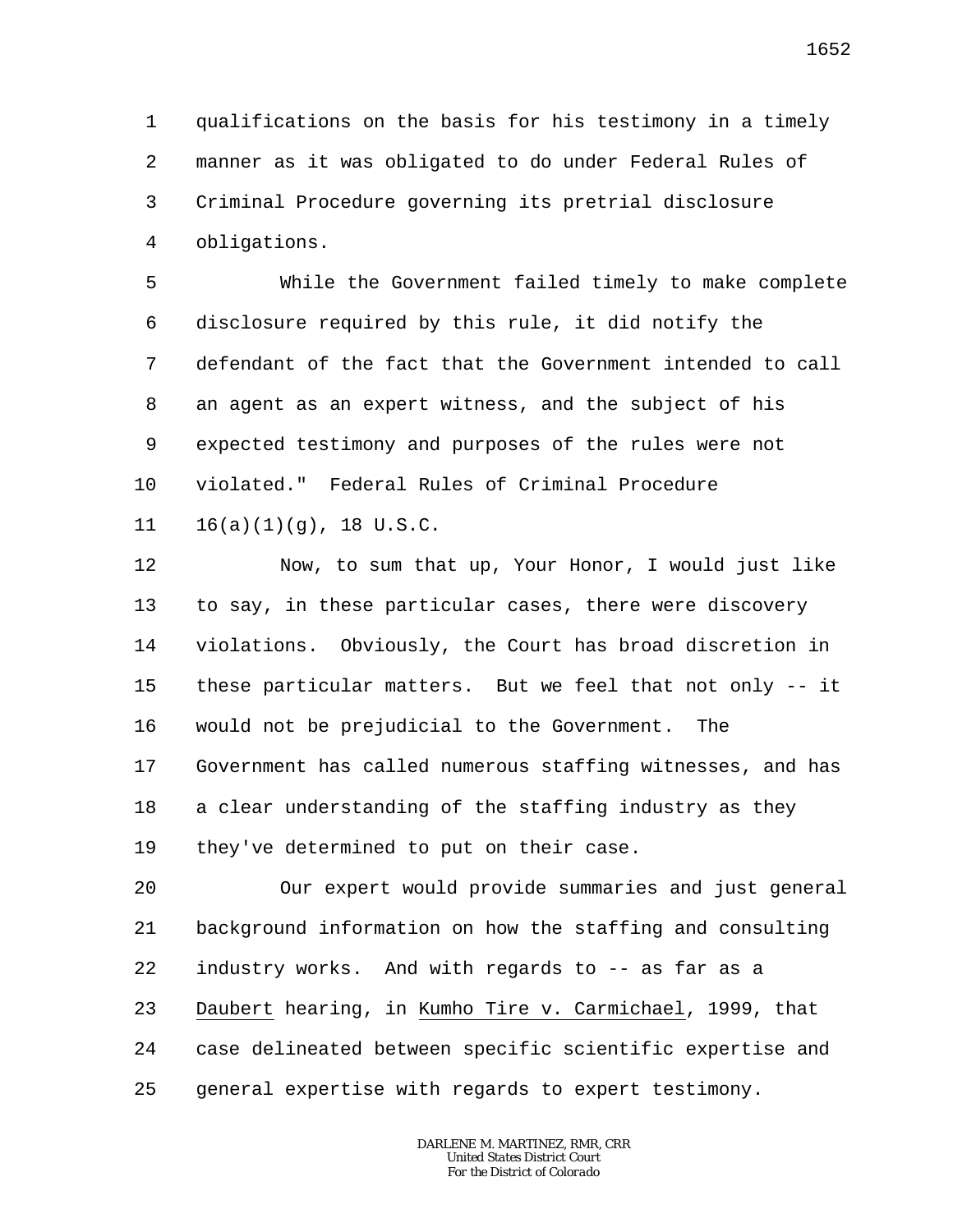qualifications on the basis for his testimony in a timely manner as it was obligated to do under Federal Rules of Criminal Procedure governing its pretrial disclosure obligations.

While the Government failed timely to make complete disclosure required by this rule, it did notify the defendant of the fact that the Government intended to call an agent as an expert witness, and the subject of his expected testimony and purposes of the rules were not violated." Federal Rules of Criminal Procedure 16(a)(1)(g), 18 U.S.C.

Now, to sum that up, Your Honor, I would just like to say, in these particular cases, there were discovery violations. Obviously, the Court has broad discretion in these particular matters. But we feel that not only -- it would not be prejudicial to the Government. The Government has called numerous staffing witnesses, and has a clear understanding of the staffing industry as they they've determined to put on their case.

Our expert would provide summaries and just general background information on how the staffing and consulting industry works. And with regards to -- as far as a _Daubert_ hearing, in _Kumho Tire v. Carmichael_, 1999, that case delineated between specific scientific expertise and general expertise with regards to expert testimony.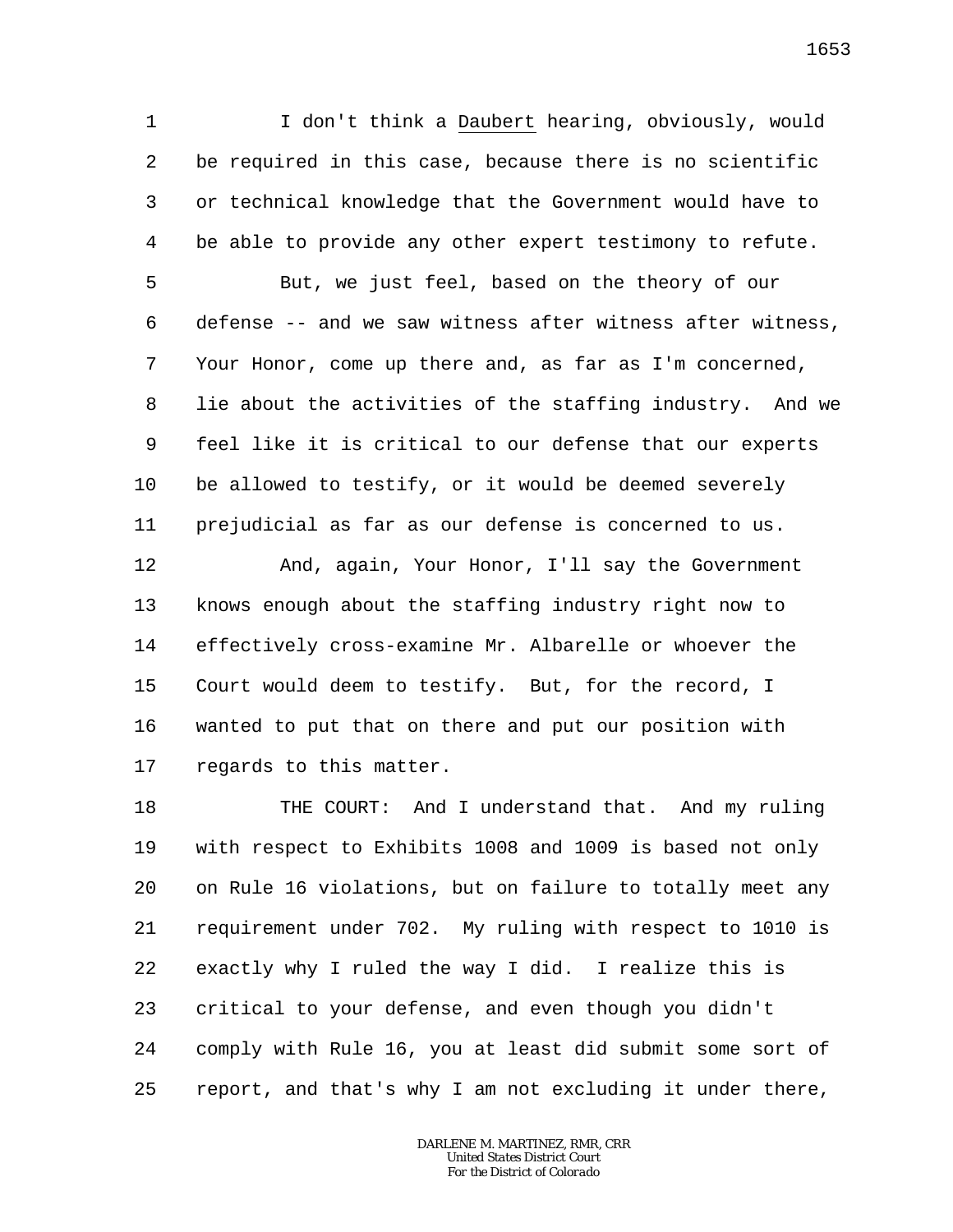I don't think a *Daubert* hearing, obviously, would be required in this case, because there is no scientific or technical knowledge that the Government would have to be able to provide any other expert testimony to refute.

But, we just feel, based on the theory of our defense -- and we saw witness after witness after witness, Your Honor, come up there and, as far as I'm concerned, lie about the activities of the staffing industry. And we feel like it is critical to our defense that our experts be allowed to testify, or it would be deemed severely prejudicial as far as our defense is concerned to us.

And, again, Your Honor, I'll say the Government knows enough about the staffing industry right now to effectively cross-examine Mr. Albarelle or whoever the Court would deem to testify. But, for the record, I wanted to put that on there and put our position with regards to this matter.

THE COURT: And I understand that. And my ruling with respect to Exhibits 1008 and 1009 is based not only on Rule 16 violations, but on failure to totally meet any requirement under 702. My ruling with respect to 1010 is exactly why I ruled the way I did. I realize this is critical to your defense, and even though you didn't comply with Rule 16, you at least did submit some sort of report, and that's why I am not excluding it under there,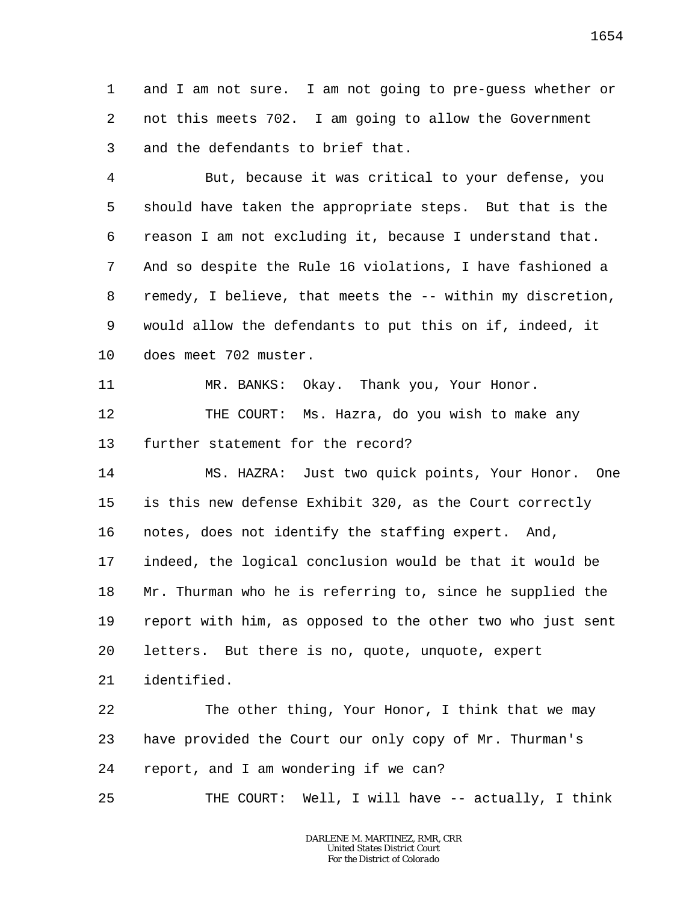and I am not sure. I am not going to pre-guess whether or not this meets 702. I am going to allow the Government and the defendants to brief that.

But, because it was critical to your defense, you should have taken the appropriate steps. But that is the reason I am not excluding it, because I understand that. And so despite the Rule 16 violations, I have fashioned a remedy, I believe, that meets the -- within my discretion, would allow the defendants to put this on if, indeed, it does meet 702 muster.

MR. BANKS: Okay. Thank you, Your Honor.

THE COURT: Ms. Hazra, do you wish to make any further statement for the record?

MS. HAZRA: Just two quick points, Your Honor. One is this new defense Exhibit 320, as the Court correctly notes, does not identify the staffing expert. And, indeed, the logical conclusion would be that it would be Mr. Thurman who he is referring to, since he supplied the report with him, as opposed to the other two who just sent letters. But there is no, quote, unquote, expert identified.

The other thing, Your Honor, I think that we may have provided the Court our only copy of Mr. Thurman's report, and I am wondering if we can?

THE COURT: Well, I will have -- actually, I think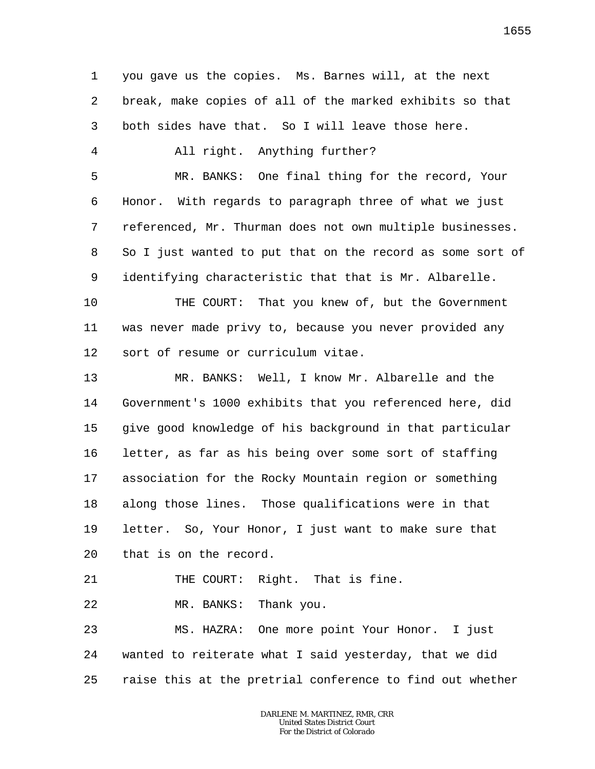1 you gave us the copies. Ms. Barnes will, at the next
2 break, make copies of all of the marked exhibits so that
3 both sides have that. So I will leave those here.
4 All right. Anything further?
5 MR. BANKS: One final thing for the record, Your
6 Honor. With regards to paragraph three of what we just
7 referenced, Mr. Thurman does not own multiple businesses.
8 So I just wanted to put that on the record as some sort of
9 identifying characteristic that that is Mr. Albarelle.
10 THE COURT: That you knew of, but the Government
11 was never made privy to, because you never provided any
12 sort of resume or curriculum vitae.
13 MR. BANKS: Well, I know Mr. Albarelle and the
14 Government's 1000 exhibits that you referenced here, did
15 give good knowledge of his background in that particular
16 letter, as far as his being over some sort of staffing
17 association for the Rocky Mountain region or something
18 along those lines. Those qualifications were in that
19 letter. So, Your Honor, I just want to make sure that
20 that is on the record.
21 THE COURT: Right. That is fine.
22 MR. BANKS: Thank you.
23 MS. HAZRA: One more point Your Honor. I just
24 wanted to reiterate what I said yesterday, that we did
25 raise this at the pretrial conference to find out whether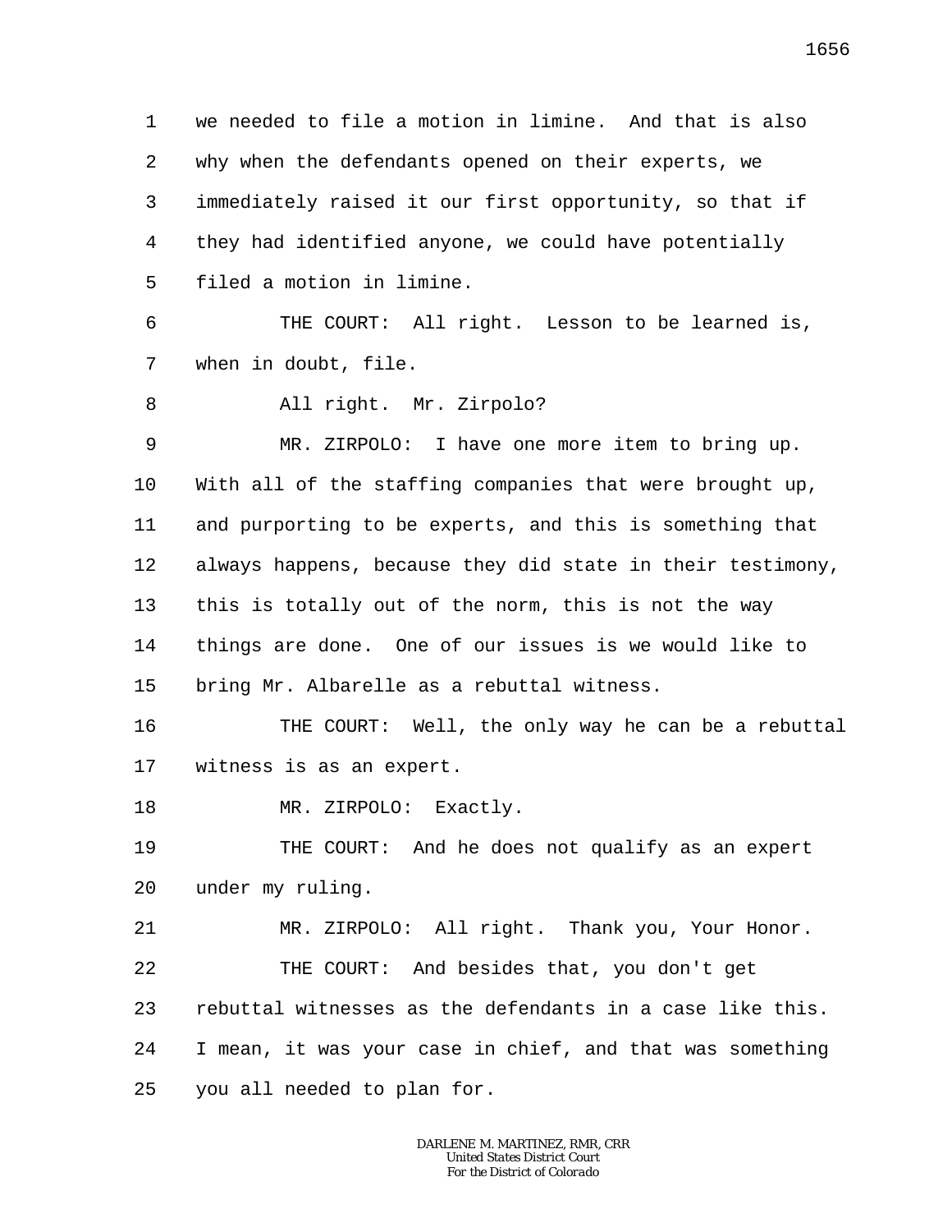we needed to file a motion in limine. And that is also why when the defendants opened on their experts, we immediately raised it our first opportunity, so that if they had identified anyone, we could have potentially filed a motion in limine.

THE COURT: All right. Lesson to be learned is, when in doubt, file.

All right. Mr. Zirpolo?

MR. ZIRPOLO: I have one more item to bring up. With all of the staffing companies that were brought up, and purporting to be experts, and this is something that always happens, because they did state in their testimony, this is totally out of the norm, this is not the way things are done. One of our issues is we would like to bring Mr. Albarelle as a rebuttal witness.

THE COURT: Well, the only way he can be a rebuttal witness is as an expert.

MR. ZIRPOLO: Exactly.

THE COURT: And he does not qualify as an expert under my ruling.

MR. ZIRPOLO: All right. Thank you, Your Honor.

THE COURT: And besides that, you don't get rebuttal witnesses as the defendants in a case like this. I mean, it was your case in chief, and that was something you all needed to plan for.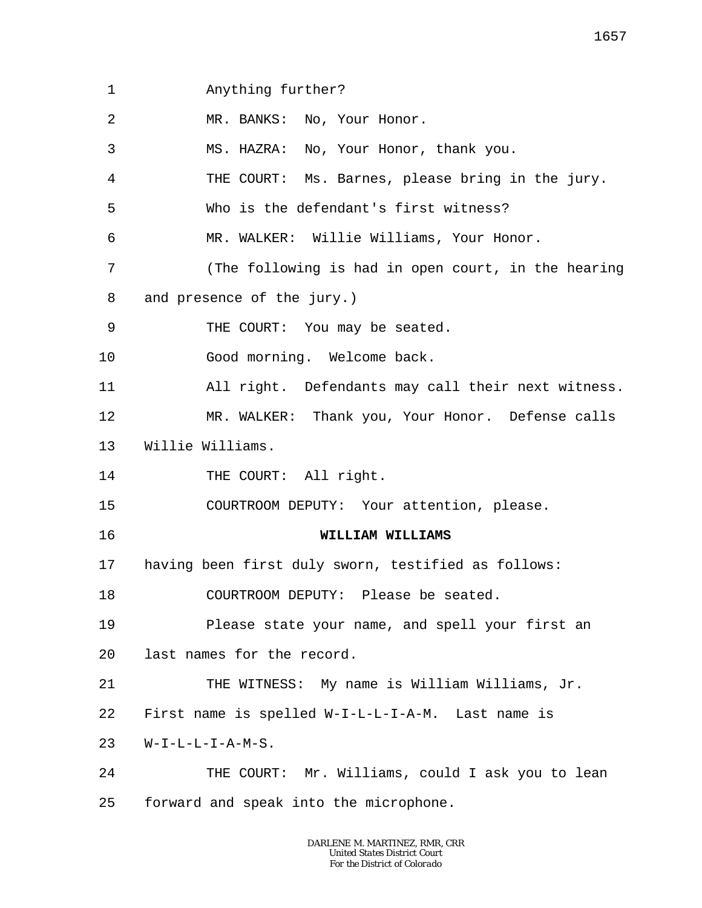1 Anything further?

2 MR. BANKS: No, Your Honor.

3 MS. HAZRA: No, Your Honor, thank you.

4 THE COURT: Ms. Barnes, please bring in the jury.

5 Who is the defendant's first witness?

6 MR. WALKER: Willie Williams, Your Honor.

7 (The following is had in open court, in the hearing

8 and presence of the jury.)

9 THE COURT: You may be seated.

10 Good morning. Welcome back.

11 All right. Defendants may call their next witness.

12 MR. WALKER: Thank you, Your Honor. Defense calls

13 Willie Williams.

14 THE COURT: All right.

15 COURTROOM DEPUTY: Your attention, please.

16 **WILLIAM WILLIAMS**

17 having been first duly sworn, testified as follows:

18 COURTROOM DEPUTY: Please be seated.

19 Please state your name, and spell your first an

20 last names for the record.

21 THE WITNESS: My name is William Williams, Jr.

22 First name is spelled W-I-L-L-I-A-M. Last name is

23 W-I-L-L-I-A-M-S.

24 THE COURT: Mr. Williams, could I ask you to lean

25 forward and speak into the microphone.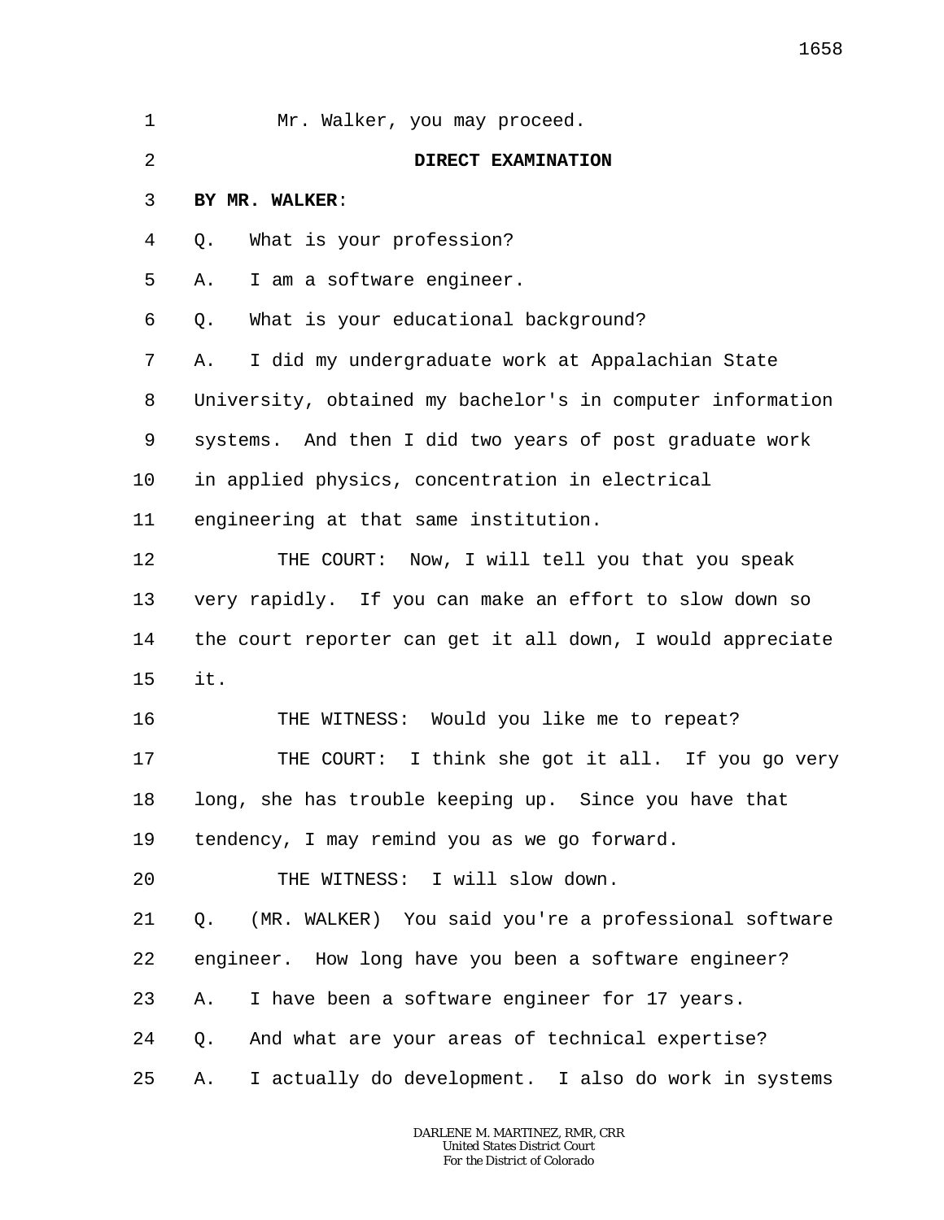Mr. Walker, you may proceed.

**DIRECT EXAMINATION**

**BY MR. WALKER**:

Q. What is your profession?

A. I am a software engineer.

Q. What is your educational background?

A. I did my undergraduate work at Appalachian State University, obtained my bachelor's in computer information systems. And then I did two years of post graduate work in applied physics, concentration in electrical engineering at that same institution.

THE COURT: Now, I will tell you that you speak very rapidly. If you can make an effort to slow down so the court reporter can get it all down, I would appreciate it.

THE WITNESS: Would you like me to repeat?

THE COURT: I think she got it all. If you go very long, she has trouble keeping up. Since you have that tendency, I may remind you as we go forward.

THE WITNESS: I will slow down.

Q. (MR. WALKER) You said you're a professional software engineer. How long have you been a software engineer?

A. I have been a software engineer for 17 years.

Q. And what are your areas of technical expertise?

A. I actually do development. I also do work in systems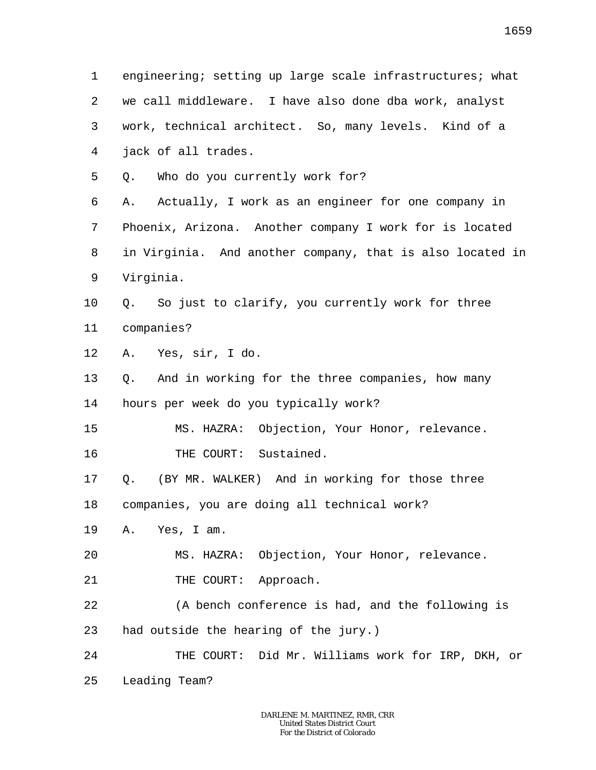1 engineering; setting up large scale infrastructures; what
2 we call middleware. I have also done dba work, analyst
3 work, technical architect. So, many levels. Kind of a
4 jack of all trades.
5 Q. Who do you currently work for?
6 A. Actually, I work as an engineer for one company in
7 Phoenix, Arizona. Another company I work for is located
8 in Virginia. And another company, that is also located in
9 Virginia.
10 Q. So just to clarify, you currently work for three
11 companies?
12 A. Yes, sir, I do.
13 Q. And in working for the three companies, how many
14 hours per week do you typically work?
15 MS. HAZRA: Objection, Your Honor, relevance.
16 THE COURT: Sustained.
17 Q. (BY MR. WALKER) And in working for those three
18 companies, you are doing all technical work?
19 A. Yes, I am.
20 MS. HAZRA: Objection, Your Honor, relevance.
21 THE COURT: Approach.
22 (A bench conference is had, and the following is
23 had outside the hearing of the jury.)
24 THE COURT: Did Mr. Williams work for IRP, DKH, or
25 Leading Team?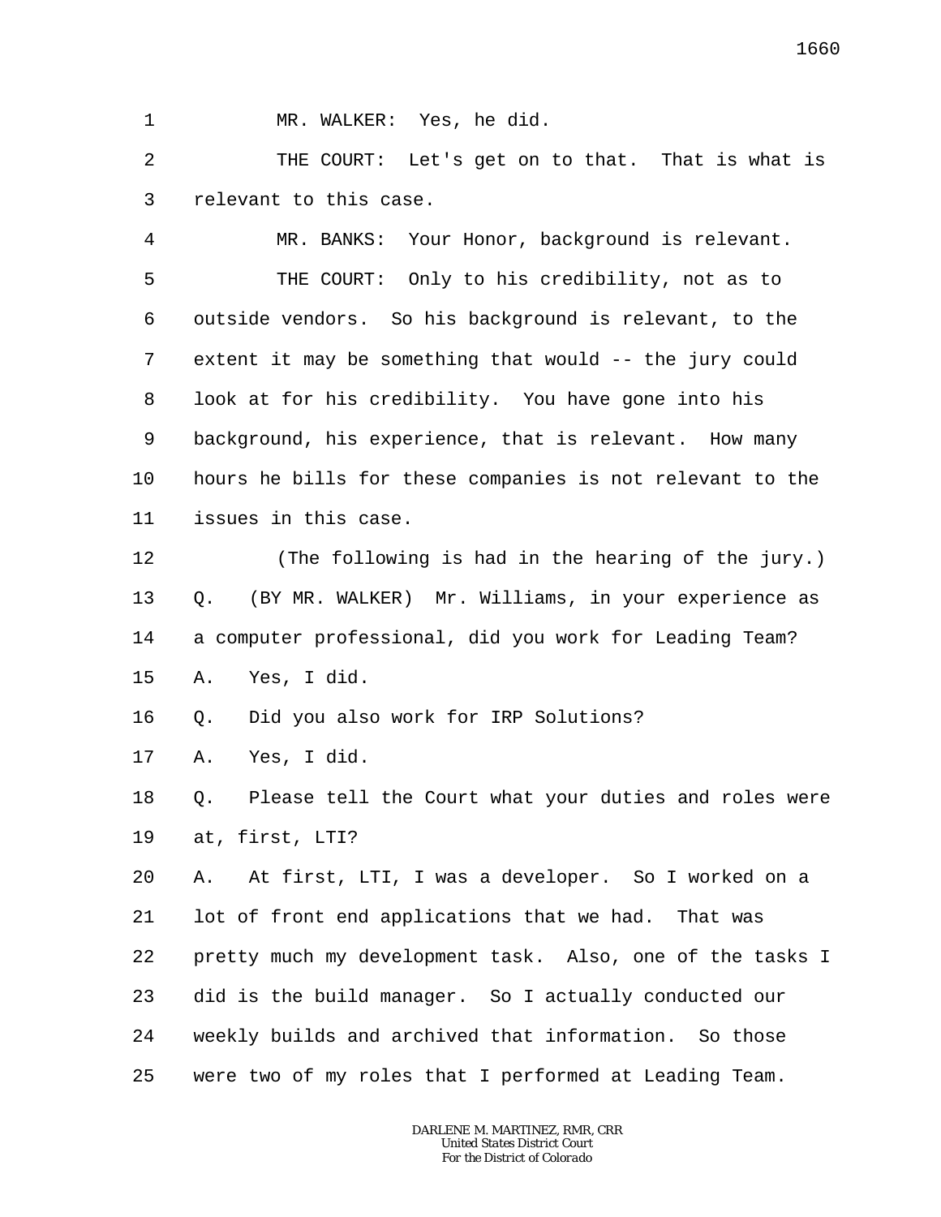1 MR. WALKER: Yes, he did.

2 THE COURT: Let's get on to that. That is what is

3 relevant to this case.

4 MR. BANKS: Your Honor, background is relevant.

5 THE COURT: Only to his credibility, not as to

6 outside vendors. So his background is relevant, to the

7 extent it may be something that would -- the jury could

8 look at for his credibility. You have gone into his

9 background, his experience, that is relevant. How many

10 hours he bills for these companies is not relevant to the

11 issues in this case.

12 (The following is had in the hearing of the jury.)

13 Q. (BY MR. WALKER) Mr. Williams, in your experience as

14 a computer professional, did you work for Leading Team?

15 A. Yes, I did.

16 Q. Did you also work for IRP Solutions?

17 A. Yes, I did.

18 Q. Please tell the Court what your duties and roles were

19 at, first, LTI?

20 A. At first, LTI, I was a developer. So I worked on a

21 lot of front end applications that we had. That was

22 pretty much my development task. Also, one of the tasks I

23 did is the build manager. So I actually conducted our

24 weekly builds and archived that information. So those

25 were two of my roles that I performed at Leading Team.

DARLENE M. MARTINEZ, RMR, CRR
United States District Court
For the District of Colorado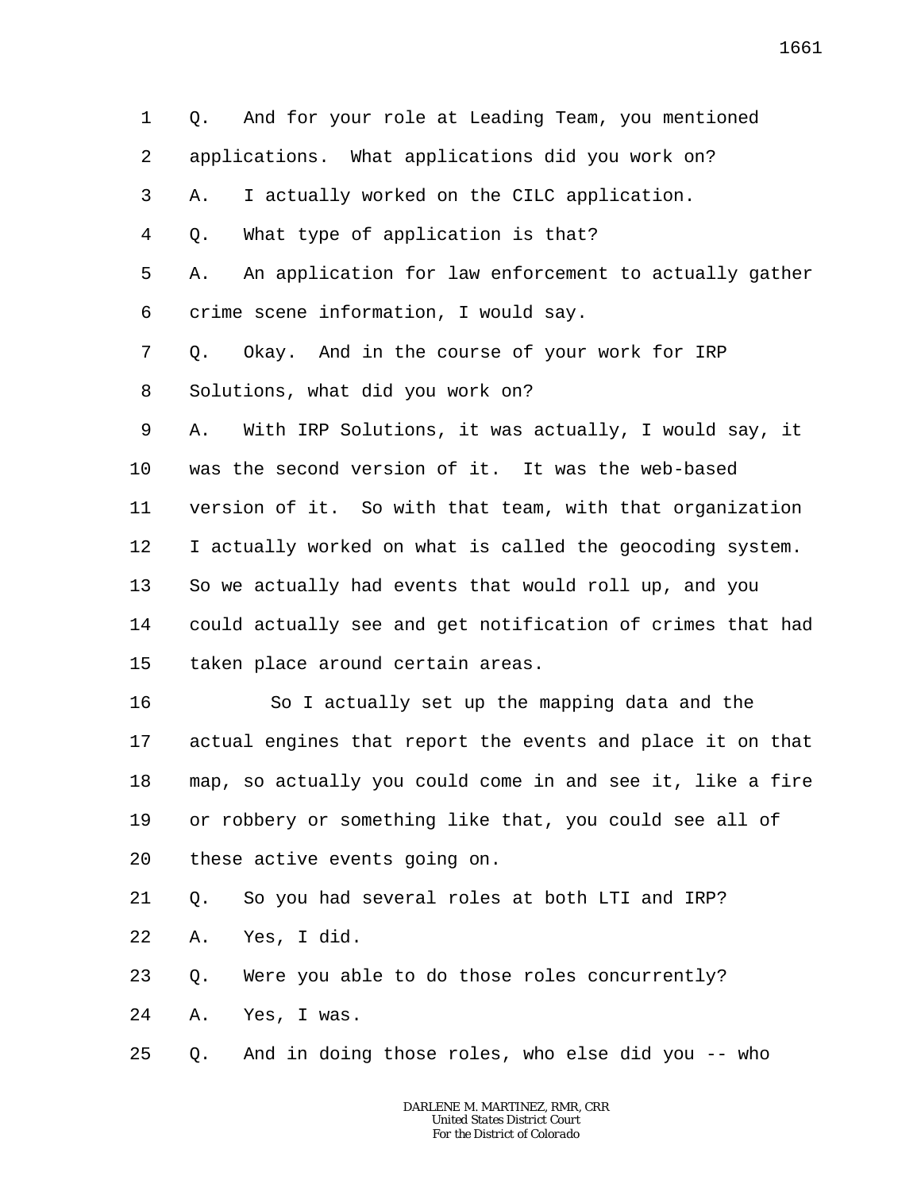1 Q. And for your role at Leading Team, you mentioned
2 applications. What applications did you work on?
3 A. I actually worked on the CILC application.
4 Q. What type of application is that?
5 A. An application for law enforcement to actually gather
6 crime scene information, I would say.
7 Q. Okay. And in the course of your work for IRP
8 Solutions, what did you work on?
9 A. With IRP Solutions, it was actually, I would say, it
10 was the second version of it. It was the web-based
11 version of it. So with that team, with that organization
12 I actually worked on what is called the geocoding system.
13 So we actually had events that would roll up, and you
14 could actually see and get notification of crimes that had
15 taken place around certain areas.
16 So I actually set up the mapping data and the
17 actual engines that report the events and place it on that
18 map, so actually you could come in and see it, like a fire
19 or robbery or something like that, you could see all of
20 these active events going on.
21 Q. So you had several roles at both LTI and IRP?
22 A. Yes, I did.
23 Q. Were you able to do those roles concurrently?
24 A. Yes, I was.
25 Q. And in doing those roles, who else did you -- who

DARLENE M. MARTINEZ, RMR, CRR
United States District Court
For the District of Colorado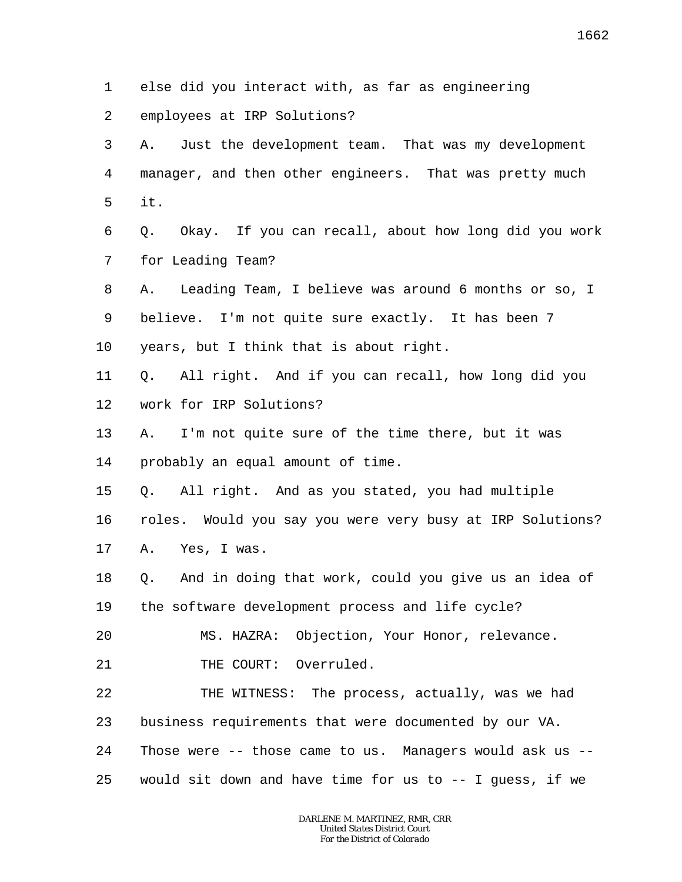1 else did you interact with, as far as engineering
2 employees at IRP Solutions?
3 A. Just the development team. That was my development
4 manager, and then other engineers. That was pretty much
5 it.
6 Q. Okay. If you can recall, about how long did you work
7 for Leading Team?
8 A. Leading Team, I believe was around 6 months or so, I
9 believe. I'm not quite sure exactly. It has been 7
10 years, but I think that is about right.
11 Q. All right. And if you can recall, how long did you
12 work for IRP Solutions?
13 A. I'm not quite sure of the time there, but it was
14 probably an equal amount of time.
15 Q. All right. And as you stated, you had multiple
16 roles. Would you say you were very busy at IRP Solutions?
17 A. Yes, I was.
18 Q. And in doing that work, could you give us an idea of
19 the software development process and life cycle?
20 MS. HAZRA: Objection, Your Honor, relevance.
21 THE COURT: Overruled.
22 THE WITNESS: The process, actually, was we had
23 business requirements that were documented by our VA.
24 Those were -- those came to us. Managers would ask us --
25 would sit down and have time for us to -- I guess, if we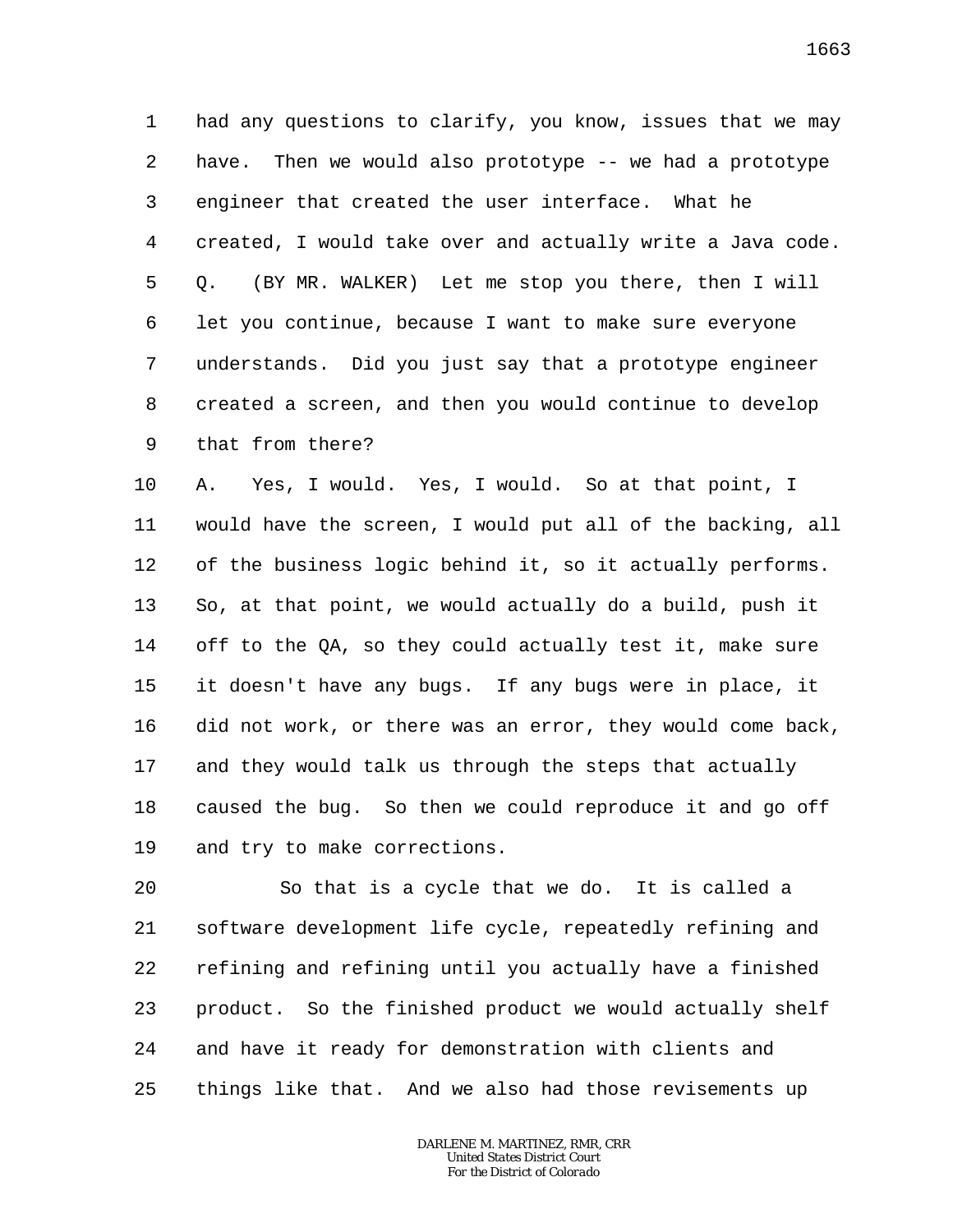had any questions to clarify, you know, issues that we may have. Then we would also prototype -- we had a prototype engineer that created the user interface. What he created, I would take over and actually write a Java code.

Q. (BY MR. WALKER) Let me stop you there, then I will let you continue, because I want to make sure everyone understands. Did you just say that a prototype engineer created a screen, and then you would continue to develop that from there?

A. Yes, I would. Yes, I would. So at that point, I would have the screen, I would put all of the backing, all of the business logic behind it, so it actually performs. So, at that point, we would actually do a build, push it off to the QA, so they could actually test it, make sure it doesn't have any bugs. If any bugs were in place, it did not work, or there was an error, they would come back, and they would talk us through the steps that actually caused the bug. So then we could reproduce it and go off and try to make corrections.

So that is a cycle that we do. It is called a software development life cycle, repeatedly refining and refining and refining until you actually have a finished product. So the finished product we would actually shelf and have it ready for demonstration with clients and things like that. And we also had those revisements up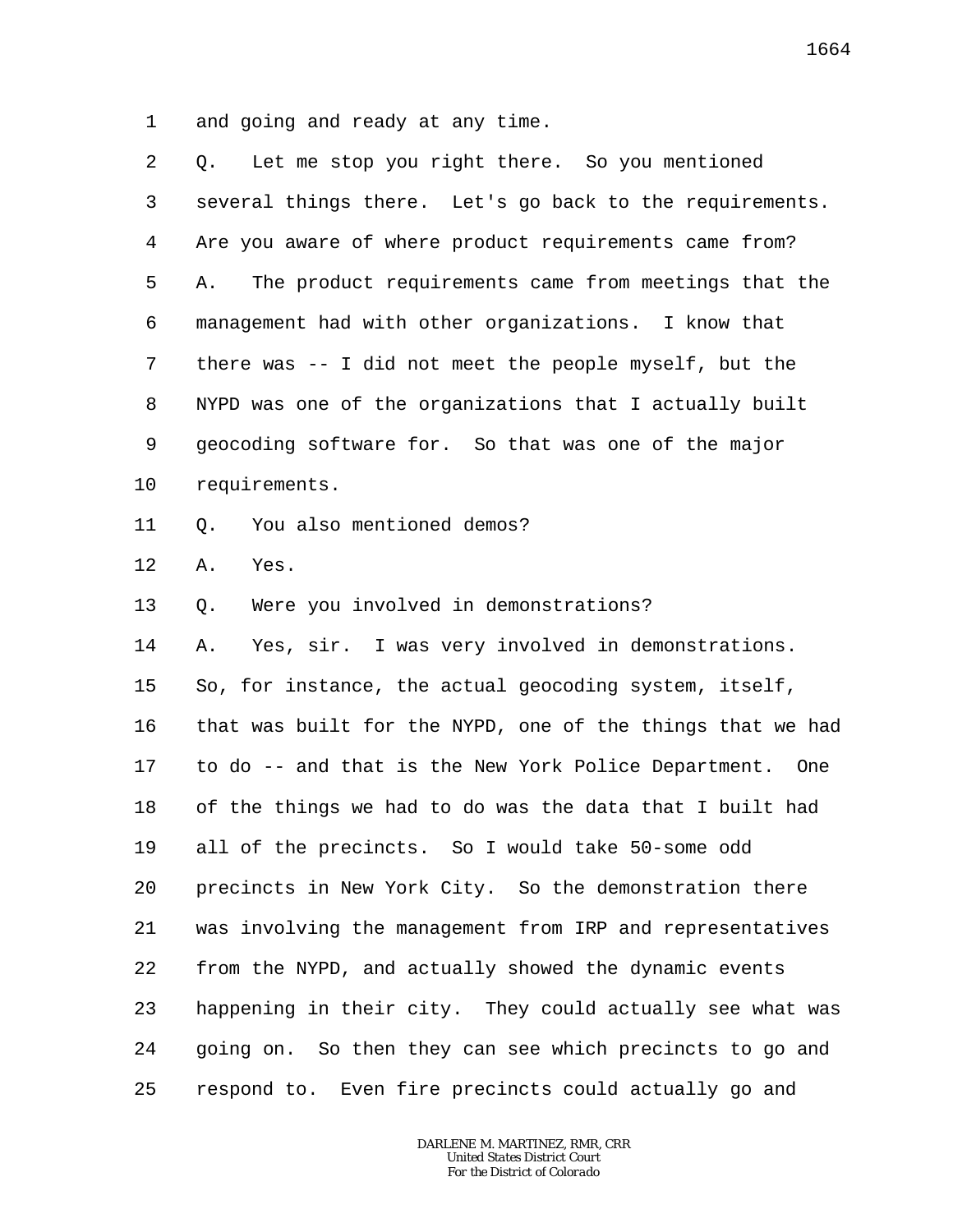1 and going and ready at any time.

2 Q. Let me stop you right there. So you mentioned

3 several things there. Let's go back to the requirements.

4 Are you aware of where product requirements came from?

5 A. The product requirements came from meetings that the

6 management had with other organizations. I know that

7 there was -- I did not meet the people myself, but the

8 NYPD was one of the organizations that I actually built

9 geocoding software for. So that was one of the major

10 requirements.

11 Q. You also mentioned demos?

12 A. Yes.

13 Q. Were you involved in demonstrations?

14 A. Yes, sir. I was very involved in demonstrations.

15 So, for instance, the actual geocoding system, itself,

16 that was built for the NYPD, one of the things that we had

17 to do -- and that is the New York Police Department. One

18 of the things we had to do was the data that I built had

19 all of the precincts. So I would take 50-some odd

20 precincts in New York City. So the demonstration there

21 was involving the management from IRP and representatives

22 from the NYPD, and actually showed the dynamic events

23 happening in their city. They could actually see what was

24 going on. So then they can see which precincts to go and

25 respond to. Even fire precincts could actually go and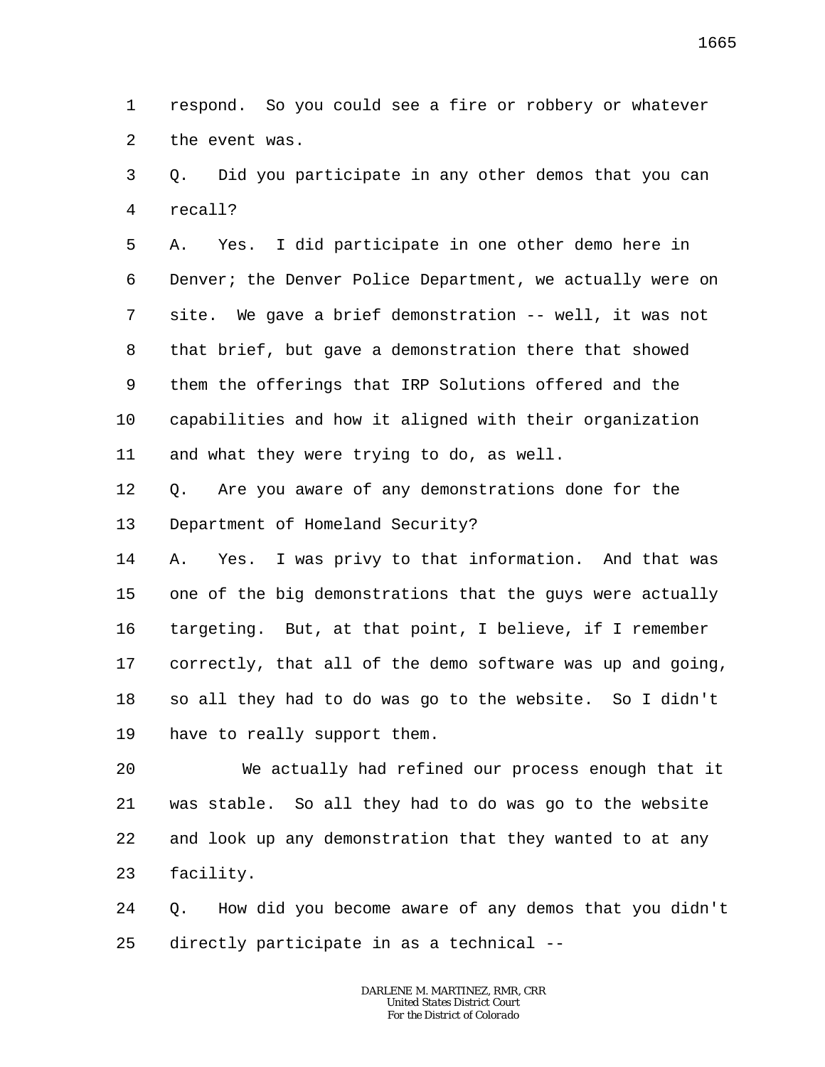respond. So you could see a fire or robbery or whatever the event was.

Q. Did you participate in any other demos that you can recall?

A. Yes. I did participate in one other demo here in Denver; the Denver Police Department, we actually were on site. We gave a brief demonstration -- well, it was not that brief, but gave a demonstration there that showed them the offerings that IRP Solutions offered and the capabilities and how it aligned with their organization and what they were trying to do, as well.

Q. Are you aware of any demonstrations done for the Department of Homeland Security?

A. Yes. I was privy to that information. And that was one of the big demonstrations that the guys were actually targeting. But, at that point, I believe, if I remember correctly, that all of the demo software was up and going, so all they had to do was go to the website. So I didn't have to really support them.

We actually had refined our process enough that it was stable. So all they had to do was go to the website and look up any demonstration that they wanted to at any facility.

Q. How did you become aware of any demos that you didn't directly participate in as a technical --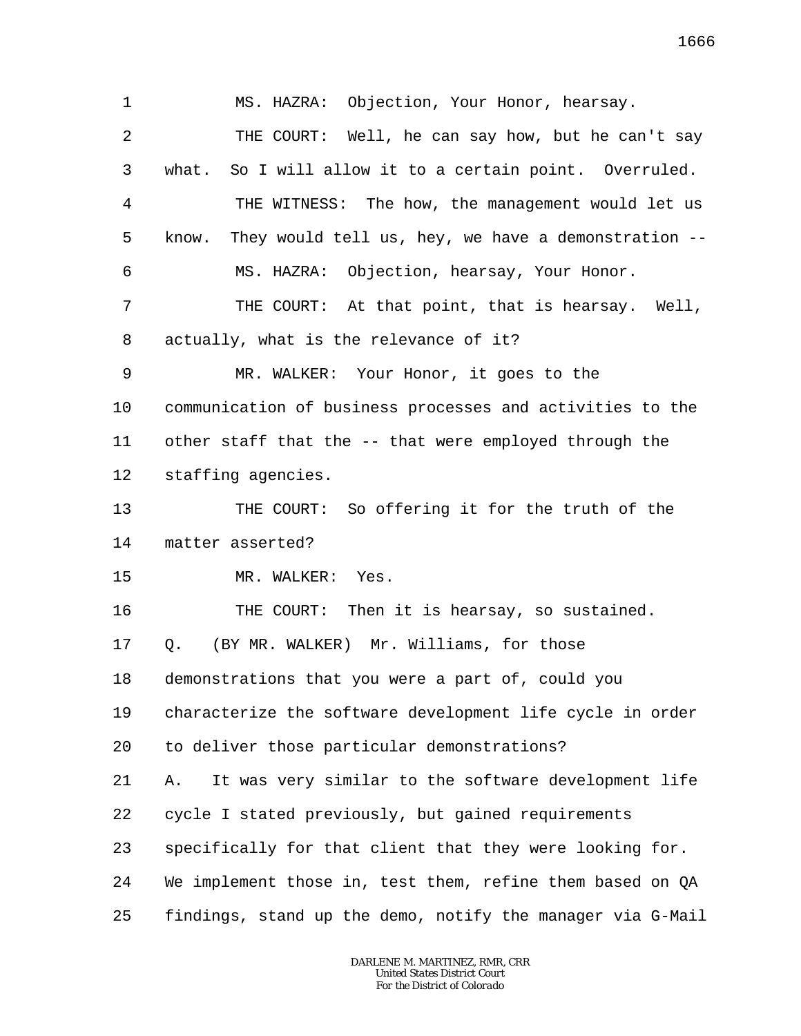MS. HAZRA: Objection, Your Honor, hearsay.

THE COURT: Well, he can say how, but he can't say what. So I will allow it to a certain point. Overruled.

THE WITNESS: The how, the management would let us know. They would tell us, hey, we have a demonstration --

MS. HAZRA: Objection, hearsay, Your Honor.

THE COURT: At that point, that is hearsay. Well, actually, what is the relevance of it?

MR. WALKER: Your Honor, it goes to the communication of business processes and activities to the other staff that the -- that were employed through the staffing agencies.

THE COURT: So offering it for the truth of the matter asserted?

MR. WALKER: Yes.

THE COURT: Then it is hearsay, so sustained.

Q. (BY MR. WALKER) Mr. Williams, for those demonstrations that you were a part of, could you characterize the software development life cycle in order to deliver those particular demonstrations?

A. It was very similar to the software development life cycle I stated previously, but gained requirements specifically for that client that they were looking for. We implement those in, test them, refine them based on QA findings, stand up the demo, notify the manager via G-Mail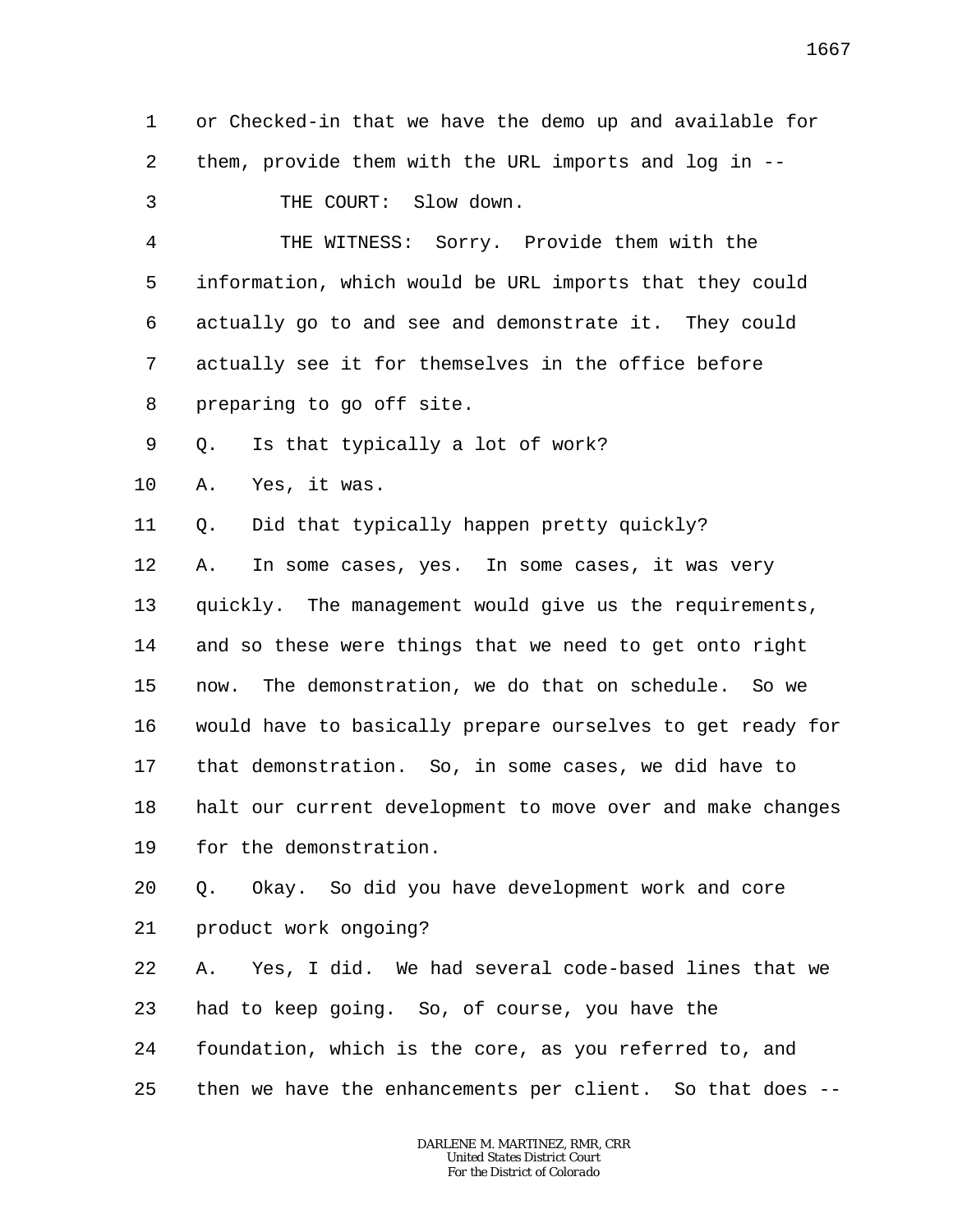1 or Checked-in that we have the demo up and available for
2 them, provide them with the URL imports and log in --
3 THE COURT: Slow down.
4 THE WITNESS: Sorry. Provide them with the
5 information, which would be URL imports that they could
6 actually go to and see and demonstrate it. They could
7 actually see it for themselves in the office before
8 preparing to go off site.
9 Q. Is that typically a lot of work?
10 A. Yes, it was.
11 Q. Did that typically happen pretty quickly?
12 A. In some cases, yes. In some cases, it was very
13 quickly. The management would give us the requirements,
14 and so these were things that we need to get onto right
15 now. The demonstration, we do that on schedule. So we
16 would have to basically prepare ourselves to get ready for
17 that demonstration. So, in some cases, we did have to
18 halt our current development to move over and make changes
19 for the demonstration.
20 Q. Okay. So did you have development work and core
21 product work ongoing?
22 A. Yes, I did. We had several code-based lines that we
23 had to keep going. So, of course, you have the
24 foundation, which is the core, as you referred to, and
25 then we have the enhancements per client. So that does --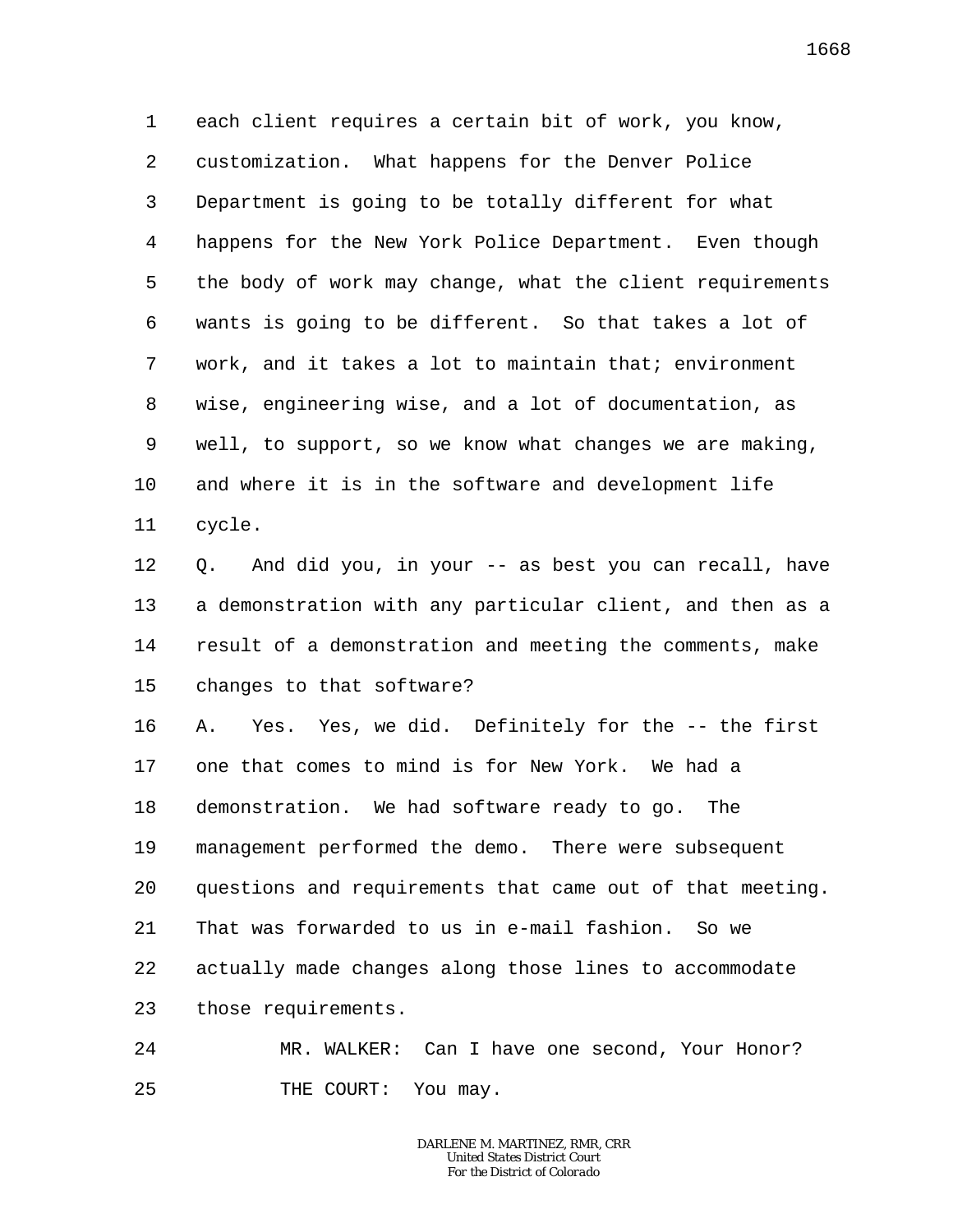each client requires a certain bit of work, you know, customization. What happens for the Denver Police Department is going to be totally different for what happens for the New York Police Department. Even though the body of work may change, what the client requirements wants is going to be different. So that takes a lot of work, and it takes a lot to maintain that; environment wise, engineering wise, and a lot of documentation, as well, to support, so we know what changes we are making, and where it is in the software and development life cycle.

Q. And did you, in your -- as best you can recall, have a demonstration with any particular client, and then as a result of a demonstration and meeting the comments, make changes to that software?

A. Yes. Yes, we did. Definitely for the -- the first one that comes to mind is for New York. We had a demonstration. We had software ready to go. The management performed the demo. There were subsequent questions and requirements that came out of that meeting. That was forwarded to us in e-mail fashion. So we actually made changes along those lines to accommodate those requirements.

MR. WALKER: Can I have one second, Your Honor?

THE COURT: You may.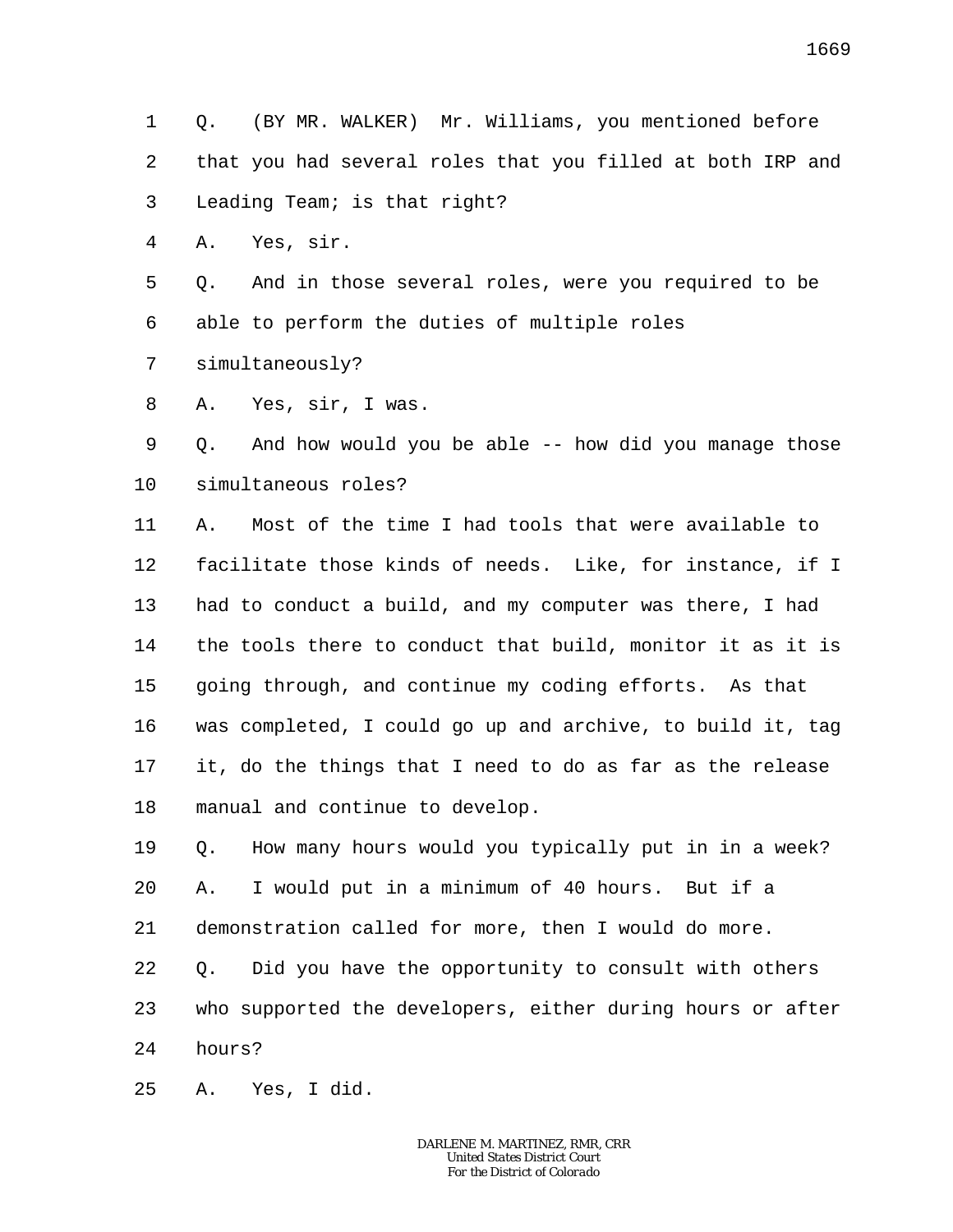Q. (BY MR. WALKER) Mr. Williams, you mentioned before that you had several roles that you filled at both IRP and Leading Team; is that right?

A. Yes, sir.

Q. And in those several roles, were you required to be able to perform the duties of multiple roles simultaneously?

A. Yes, sir, I was.

Q. And how would you be able -- how did you manage those simultaneous roles?

A. Most of the time I had tools that were available to facilitate those kinds of needs. Like, for instance, if I had to conduct a build, and my computer was there, I had the tools there to conduct that build, monitor it as it is going through, and continue my coding efforts. As that was completed, I could go up and archive, to build it, tag it, do the things that I need to do as far as the release manual and continue to develop.

Q. How many hours would you typically put in in a week?

A. I would put in a minimum of 40 hours. But if a demonstration called for more, then I would do more.

Q. Did you have the opportunity to consult with others who supported the developers, either during hours or after hours?

A. Yes, I did.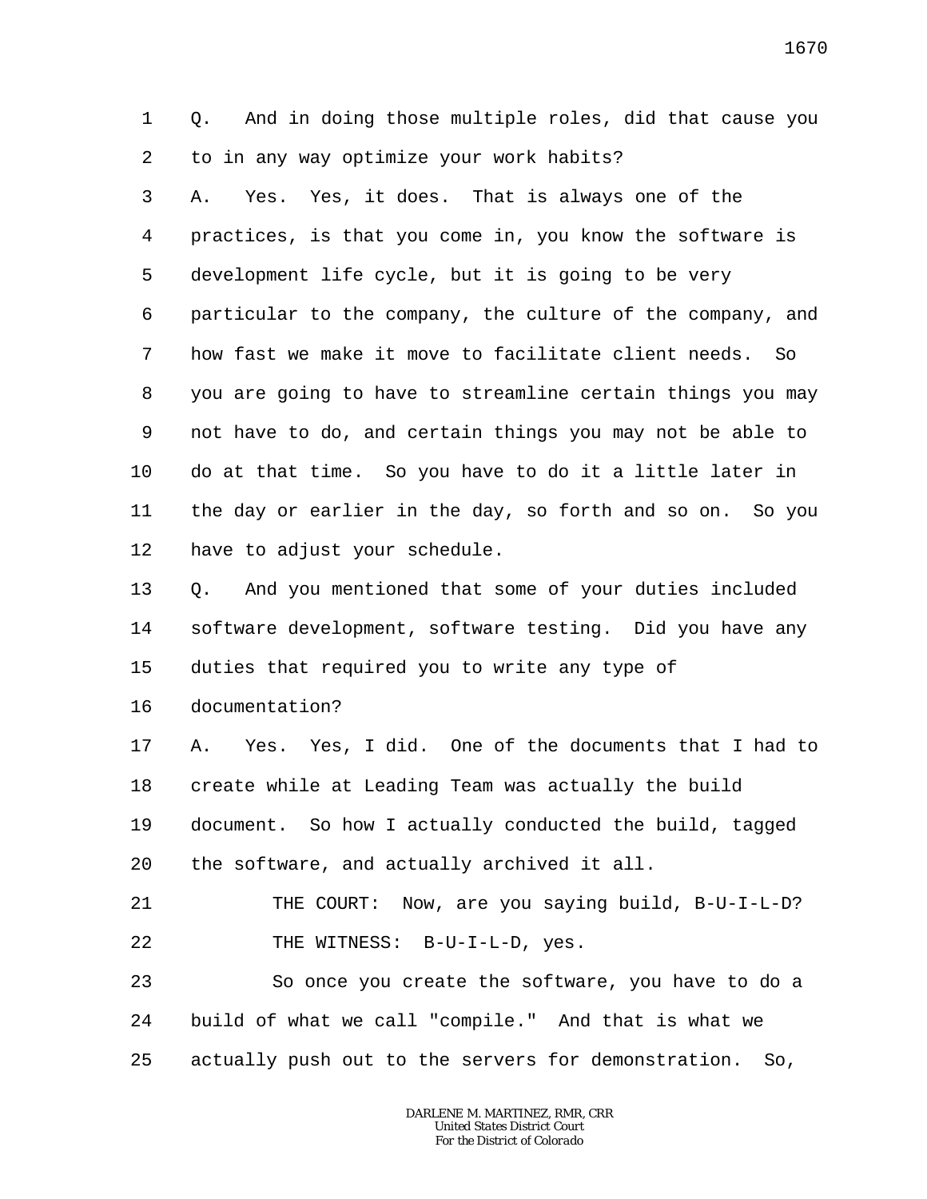Q. And in doing those multiple roles, did that cause you to in any way optimize your work habits?

A. Yes. Yes, it does. That is always one of the practices, is that you come in, you know the software is development life cycle, but it is going to be very particular to the company, the culture of the company, and how fast we make it move to facilitate client needs. So you are going to have to streamline certain things you may not have to do, and certain things you may not be able to do at that time. So you have to do it a little later in the day or earlier in the day, so forth and so on. So you have to adjust your schedule.

Q. And you mentioned that some of your duties included software development, software testing. Did you have any duties that required you to write any type of documentation?

A. Yes. Yes, I did. One of the documents that I had to create while at Leading Team was actually the build document. So how I actually conducted the build, tagged the software, and actually archived it all.

THE COURT: Now, are you saying build, B-U-I-L-D?

THE WITNESS: B-U-I-L-D, yes.

So once you create the software, you have to do a build of what we call "compile." And that is what we actually push out to the servers for demonstration. So,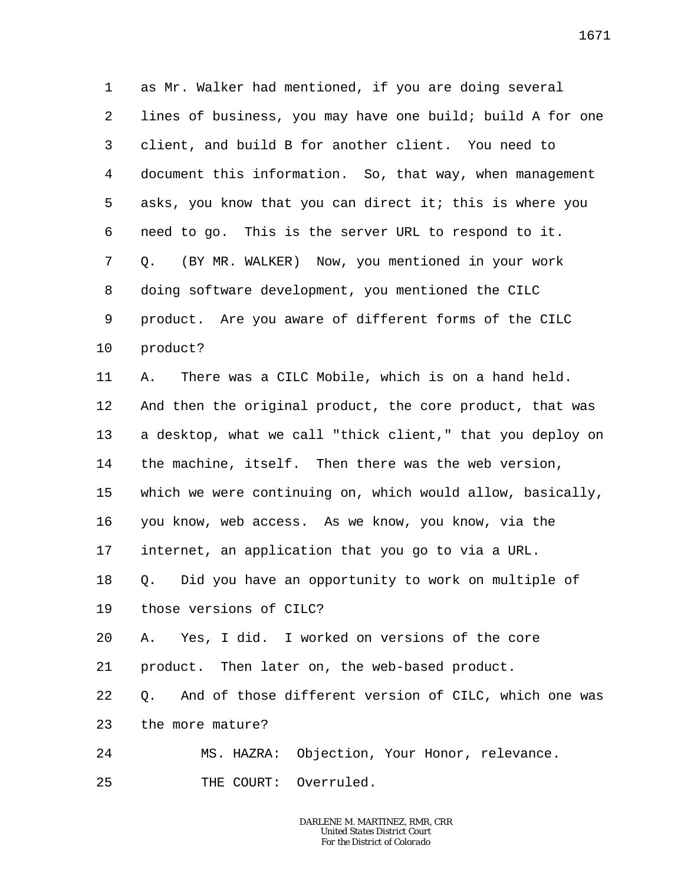1 as Mr. Walker had mentioned, if you are doing several
2 lines of business, you may have one build; build A for one
3 client, and build B for another client. You need to
4 document this information. So, that way, when management
5 asks, you know that you can direct it; this is where you
6 need to go. This is the server URL to respond to it.
7 Q. (BY MR. WALKER) Now, you mentioned in your work
8 doing software development, you mentioned the CILC
9 product. Are you aware of different forms of the CILC
10 product?
11 A. There was a CILC Mobile, which is on a hand held.
12 And then the original product, the core product, that was
13 a desktop, what we call "thick client," that you deploy on
14 the machine, itself. Then there was the web version,
15 which we were continuing on, which would allow, basically,
16 you know, web access. As we know, you know, via the
17 internet, an application that you go to via a URL.
18 Q. Did you have an opportunity to work on multiple of
19 those versions of CILC?
20 A. Yes, I did. I worked on versions of the core
21 product. Then later on, the web-based product.
22 Q. And of those different version of CILC, which one was
23 the more mature?
24 MS. HAZRA: Objection, Your Honor, relevance.
25 THE COURT: Overruled.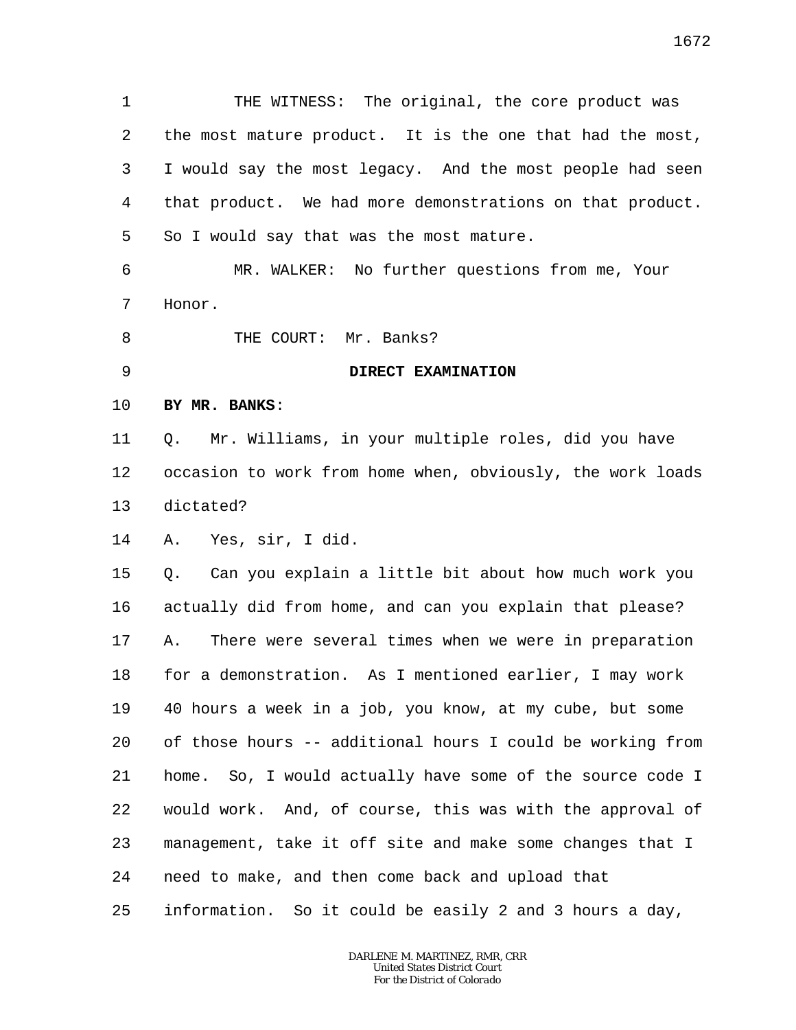THE WITNESS: The original, the core product was the most mature product. It is the one that had the most, I would say the most legacy. And the most people had seen that product. We had more demonstrations on that product. So I would say that was the most mature.

MR. WALKER: No further questions from me, Your Honor.

THE COURT: Mr. Banks?

**DIRECT EXAMINATION**

**BY MR. BANKS**:

Q. Mr. Williams, in your multiple roles, did you have occasion to work from home when, obviously, the work loads dictated?

A. Yes, sir, I did.

Q. Can you explain a little bit about how much work you actually did from home, and can you explain that please?

A. There were several times when we were in preparation for a demonstration. As I mentioned earlier, I may work 40 hours a week in a job, you know, at my cube, but some of those hours -- additional hours I could be working from home. So, I would actually have some of the source code I would work. And, of course, this was with the approval of management, take it off site and make some changes that I need to make, and then come back and upload that information. So it could be easily 2 and 3 hours a day,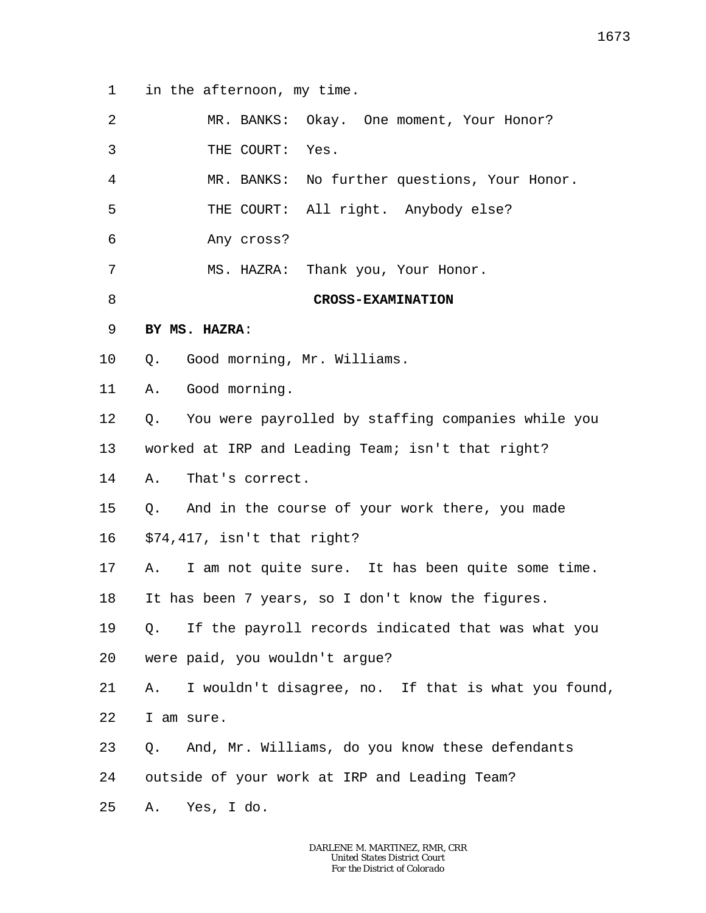in the afternoon, my time.

MR. BANKS: Okay. One moment, Your Honor?

THE COURT: Yes.

MR. BANKS: No further questions, Your Honor.

THE COURT: All right. Anybody else?

Any cross?

MS. HAZRA: Thank you, Your Honor.

**CROSS-EXAMINATION**

**BY MS. HAZRA**:

Q. Good morning, Mr. Williams.

A. Good morning.

Q. You were payrolled by staffing companies while you worked at IRP and Leading Team; isn't that right?

A. That's correct.

Q. And in the course of your work there, you made $74,417, isn't that right?

A. I am not quite sure. It has been quite some time. It has been 7 years, so I don't know the figures.

Q. If the payroll records indicated that was what you were paid, you wouldn't argue?

A. I wouldn't disagree, no. If that is what you found, I am sure.

Q. And, Mr. Williams, do you know these defendants outside of your work at IRP and Leading Team?

A. Yes, I do.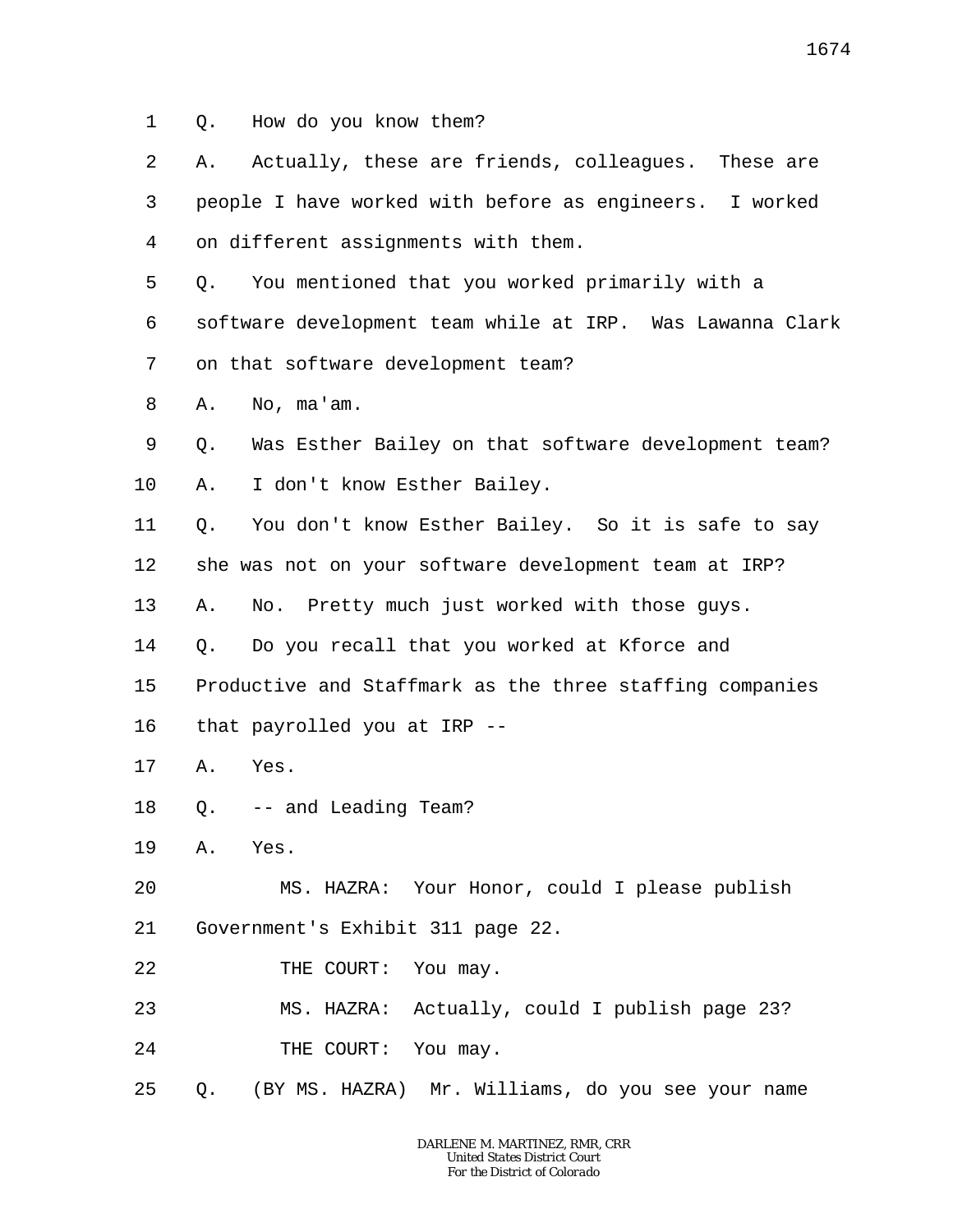1 Q. How do you know them?

2 A. Actually, these are friends, colleagues. These are

3 people I have worked with before as engineers. I worked

4 on different assignments with them.

5 Q. You mentioned that you worked primarily with a

6 software development team while at IRP. Was Lawanna Clark

7 on that software development team?

8 A. No, ma'am.

9 Q. Was Esther Bailey on that software development team?

10 A. I don't know Esther Bailey.

11 Q. You don't know Esther Bailey. So it is safe to say

12 she was not on your software development team at IRP?

13 A. No. Pretty much just worked with those guys.

14 Q. Do you recall that you worked at Kforce and

15 Productive and Staffmark as the three staffing companies

16 that payrolled you at IRP --

17 A. Yes.

18 Q. -- and Leading Team?

19 A. Yes.

20 MS. HAZRA: Your Honor, could I please publish

21 Government's Exhibit 311 page 22.

22 THE COURT: You may.

23 MS. HAZRA: Actually, could I publish page 23?

24 THE COURT: You may.

25 Q. (BY MS. HAZRA) Mr. Williams, do you see your name

DARLENE M. MARTINEZ, RMR, CRR
United States District Court
For the District of Colorado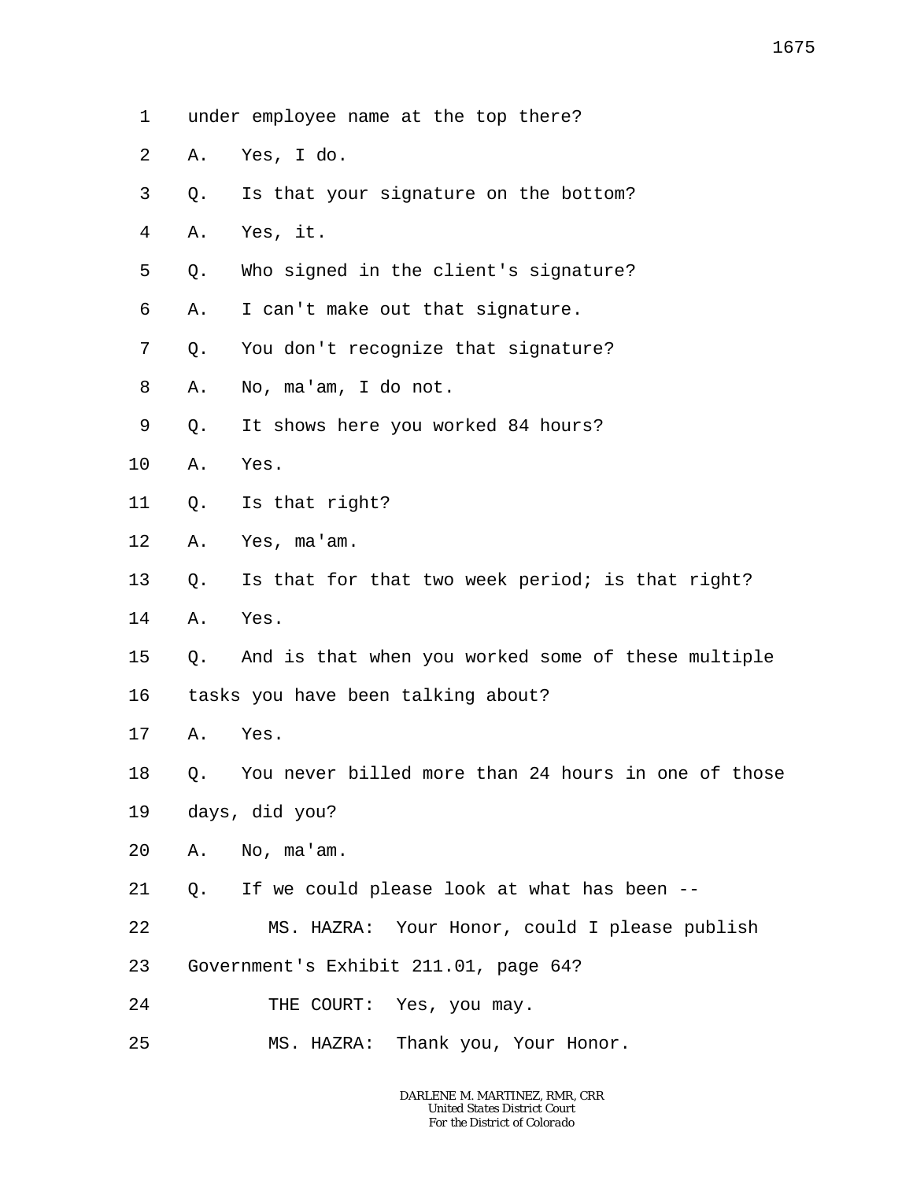1 under employee name at the top there?

2 A. Yes, I do.

3 Q. Is that your signature on the bottom?

4 A. Yes, it.

5 Q. Who signed in the client's signature?

6 A. I can't make out that signature.

7 Q. You don't recognize that signature?

8 A. No, ma'am, I do not.

9 Q. It shows here you worked 84 hours?

10 A. Yes.

11 Q. Is that right?

12 A. Yes, ma'am.

13 Q. Is that for that two week period; is that right?

14 A. Yes.

15 Q. And is that when you worked some of these multiple

16 tasks you have been talking about?

17 A. Yes.

18 Q. You never billed more than 24 hours in one of those

19 days, did you?

20 A. No, ma'am.

21 Q. If we could please look at what has been --

22 MS. HAZRA: Your Honor, could I please publish

23 Government's Exhibit 211.01, page 64?

24 THE COURT: Yes, you may.

25 MS. HAZRA: Thank you, Your Honor.

DARLENE M. MARTINEZ, RMR, CRR
United States District Court
For the District of Colorado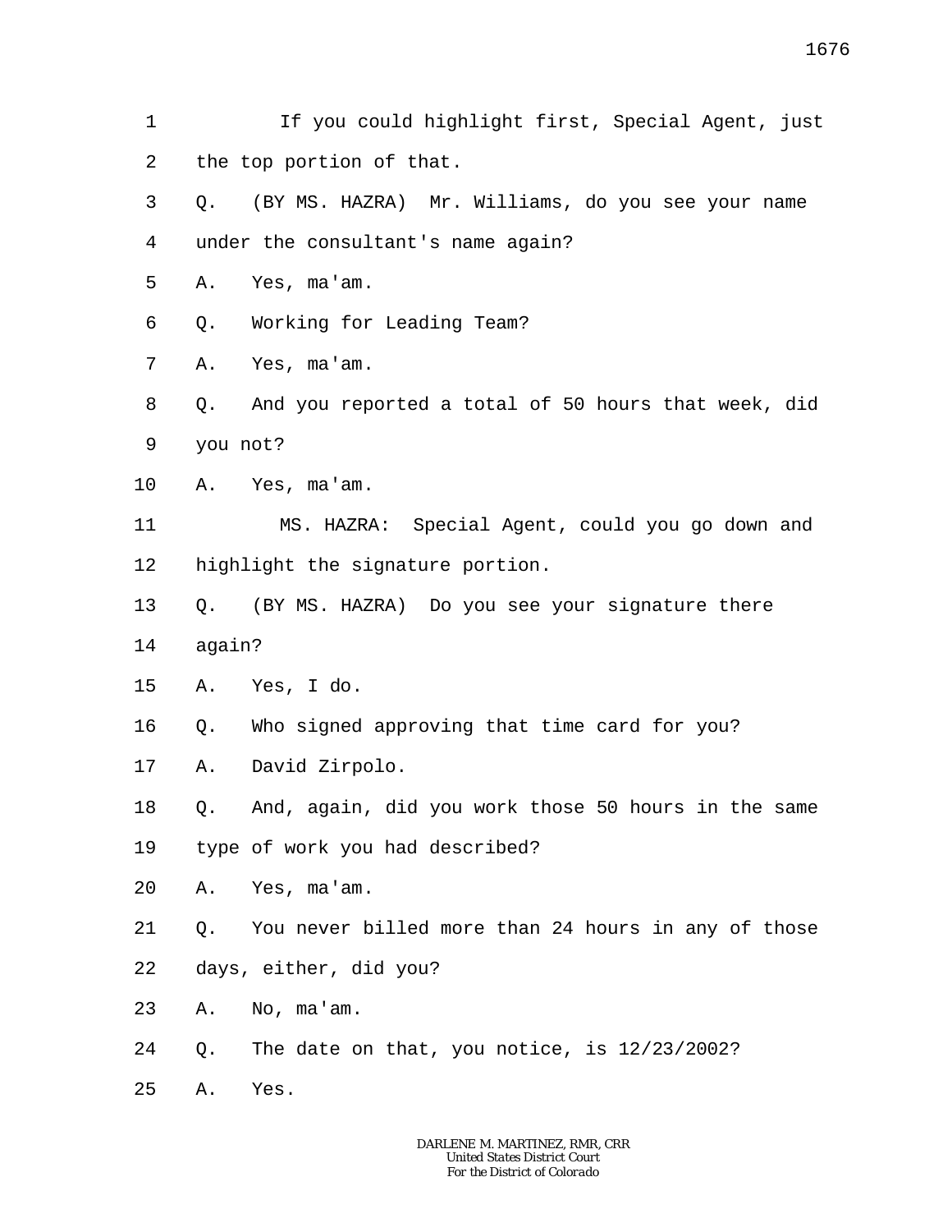1 If you could highlight first, Special Agent, just
2 the top portion of that.
3 Q. (BY MS. HAZRA) Mr. Williams, do you see your name
4 under the consultant's name again?
5 A. Yes, ma'am.
6 Q. Working for Leading Team?
7 A. Yes, ma'am.
8 Q. And you reported a total of 50 hours that week, did
9 you not?
10 A. Yes, ma'am.
11 MS. HAZRA: Special Agent, could you go down and
12 highlight the signature portion.
13 Q. (BY MS. HAZRA) Do you see your signature there
14 again?
15 A. Yes, I do.
16 Q. Who signed approving that time card for you?
17 A. David Zirpolo.
18 Q. And, again, did you work those 50 hours in the same
19 type of work you had described?
20 A. Yes, ma'am.
21 Q. You never billed more than 24 hours in any of those
22 days, either, did you?
23 A. No, ma'am.
24 Q. The date on that, you notice, is 12/23/2002?
25 A. Yes.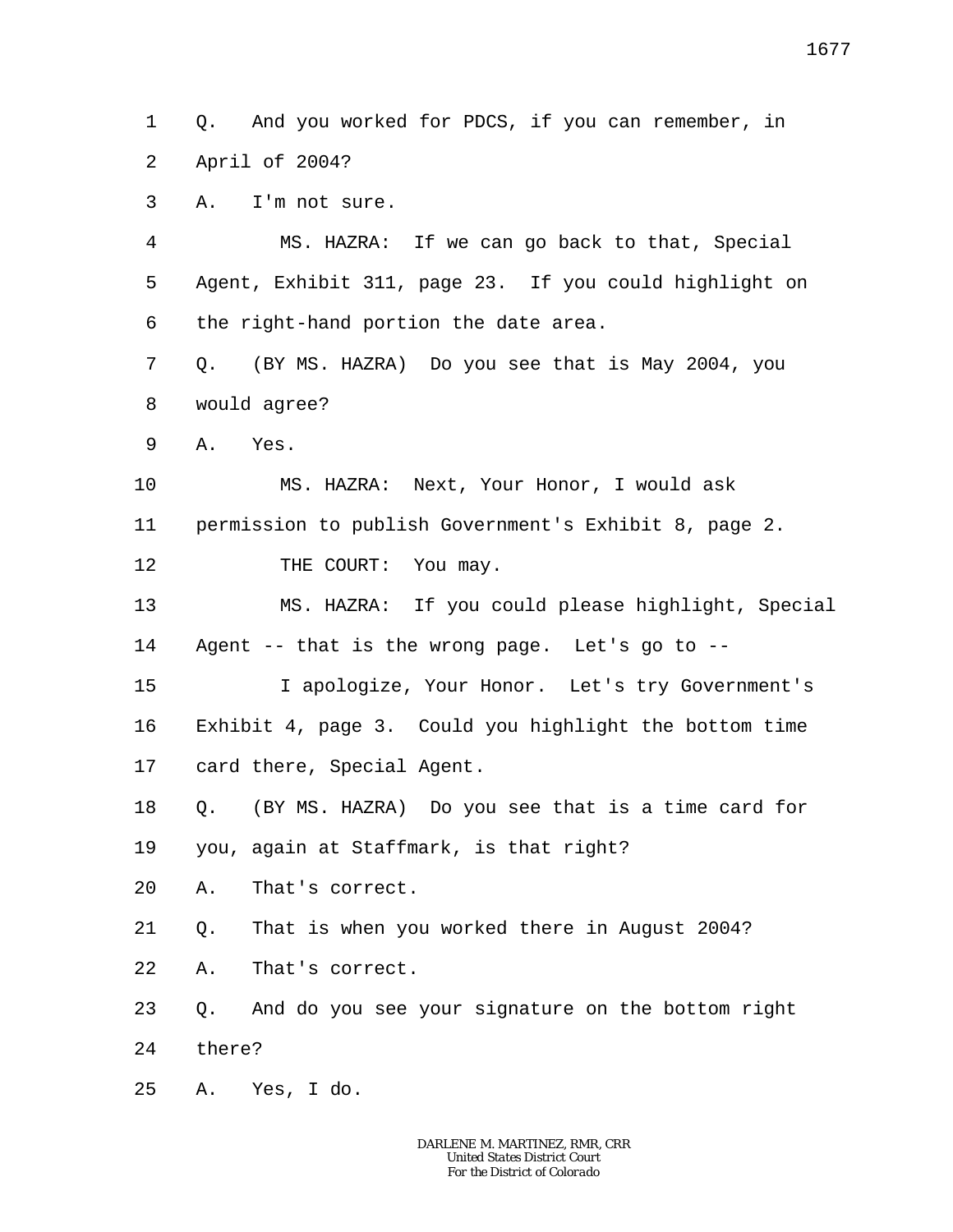1 Q. And you worked for PDCS, if you can remember, in
2 April of 2004?
3 A. I'm not sure.
4 MS. HAZRA: If we can go back to that, Special
5 Agent, Exhibit 311, page 23. If you could highlight on
6 the right-hand portion the date area.
7 Q. (BY MS. HAZRA) Do you see that is May 2004, you
8 would agree?
9 A. Yes.
10 MS. HAZRA: Next, Your Honor, I would ask
11 permission to publish Government's Exhibit 8, page 2.
12 THE COURT: You may.
13 MS. HAZRA: If you could please highlight, Special
14 Agent -- that is the wrong page. Let's go to --
15 I apologize, Your Honor. Let's try Government's
16 Exhibit 4, page 3. Could you highlight the bottom time
17 card there, Special Agent.
18 Q. (BY MS. HAZRA) Do you see that is a time card for
19 you, again at Staffmark, is that right?
20 A. That's correct.
21 Q. That is when you worked there in August 2004?
22 A. That's correct.
23 Q. And do you see your signature on the bottom right
24 there?
25 A. Yes, I do.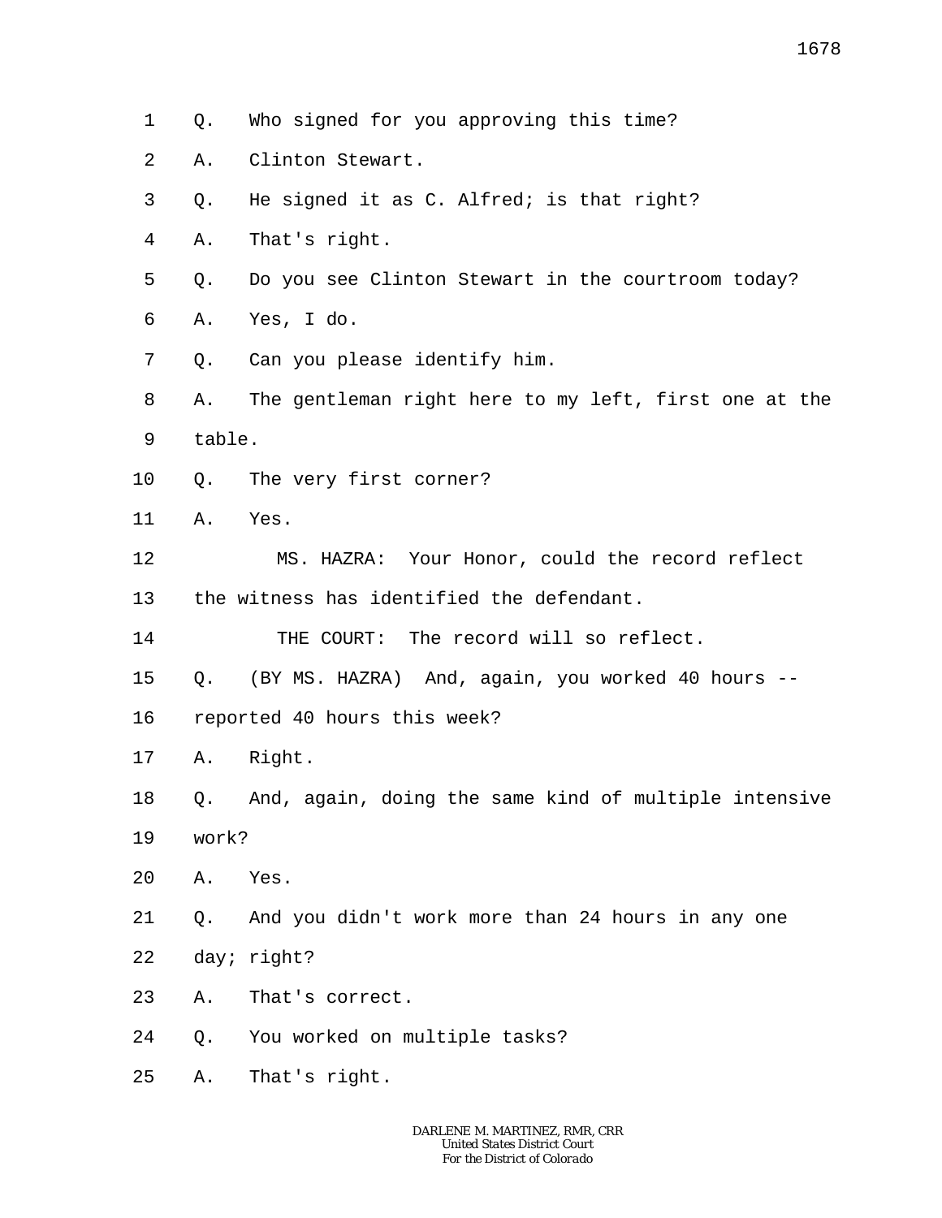1 Q. Who signed for you approving this time?

2 A. Clinton Stewart.

3 Q. He signed it as C. Alfred; is that right?

4 A. That's right.

5 Q. Do you see Clinton Stewart in the courtroom today?

6 A. Yes, I do.

7 Q. Can you please identify him.

8 A. The gentleman right here to my left, first one at the

9 table.

10 Q. The very first corner?

11 A. Yes.

12 MS. HAZRA: Your Honor, could the record reflect

13 the witness has identified the defendant.

14 THE COURT: The record will so reflect.

15 Q. (BY MS. HAZRA) And, again, you worked 40 hours --

16 reported 40 hours this week?

17 A. Right.

18 Q. And, again, doing the same kind of multiple intensive

19 work?

20 A. Yes.

21 Q. And you didn't work more than 24 hours in any one

22 day; right?

23 A. That's correct.

24 Q. You worked on multiple tasks?

25 A. That's right.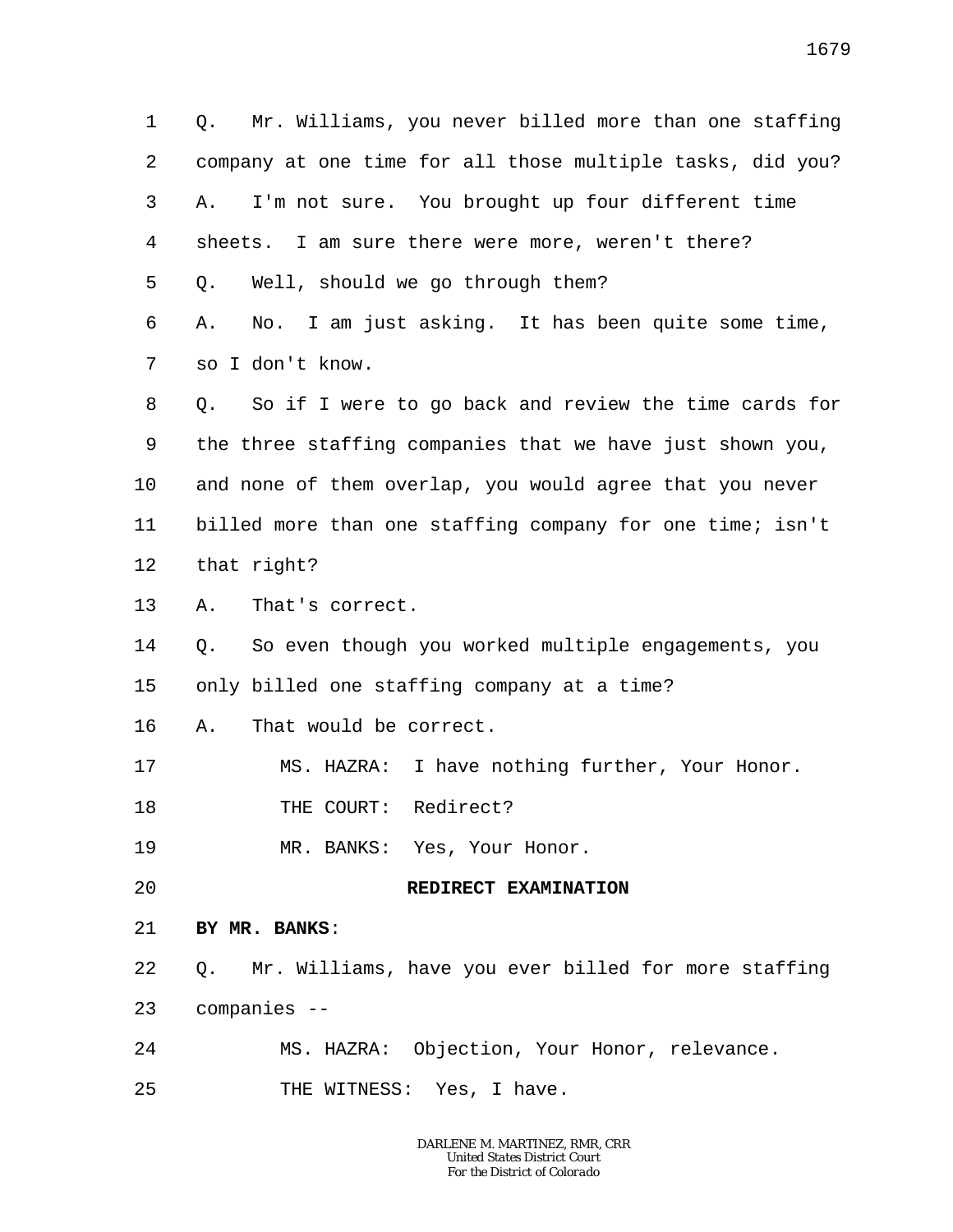1 Q. Mr. Williams, you never billed more than one staffing
2 company at one time for all those multiple tasks, did you?
3 A. I'm not sure. You brought up four different time
4 sheets. I am sure there were more, weren't there?
5 Q. Well, should we go through them?
6 A. No. I am just asking. It has been quite some time,
7 so I don't know.
8 Q. So if I were to go back and review the time cards for
9 the three staffing companies that we have just shown you,
10 and none of them overlap, you would agree that you never
11 billed more than one staffing company for one time; isn't
12 that right?
13 A. That's correct.
14 Q. So even though you worked multiple engagements, you
15 only billed one staffing company at a time?
16 A. That would be correct.
17 MS. HAZRA: I have nothing further, Your Honor.
18 THE COURT: Redirect?
19 MR. BANKS: Yes, Your Honor.
20 **REDIRECT EXAMINATION**
21 **BY MR. BANKS**:
22 Q. Mr. Williams, have you ever billed for more staffing
23 companies --
24 MS. HAZRA: Objection, Your Honor, relevance.
25 THE WITNESS: Yes, I have.

DARLENE M. MARTINEZ, RMR, CRR
United States District Court
For the District of Colorado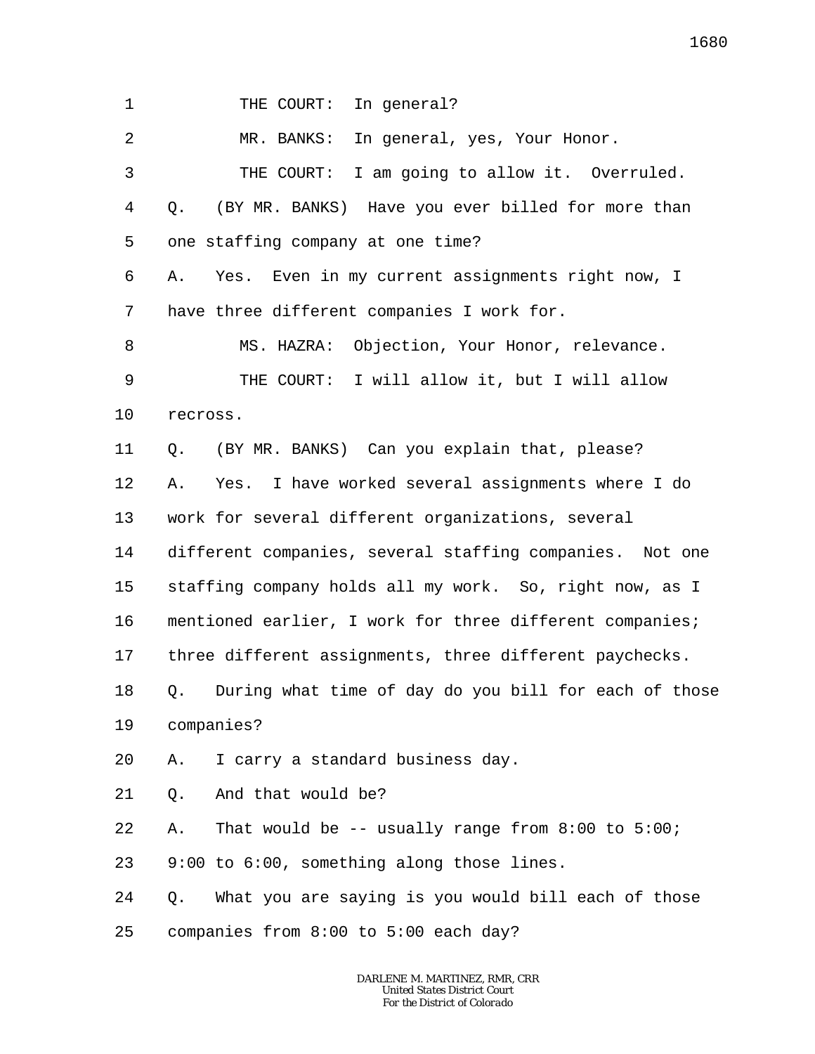THE COURT: In general?

MR. BANKS: In general, yes, Your Honor.

THE COURT: I am going to allow it. Overruled.

Q. (BY MR. BANKS) Have you ever billed for more than one staffing company at one time?

A. Yes. Even in my current assignments right now, I have three different companies I work for.

MS. HAZRA: Objection, Your Honor, relevance.

THE COURT: I will allow it, but I will allow recross.

Q. (BY MR. BANKS) Can you explain that, please?

A. Yes. I have worked several assignments where I do work for several different organizations, several different companies, several staffing companies. Not one staffing company holds all my work. So, right now, as I mentioned earlier, I work for three different companies; three different assignments, three different paychecks.

Q. During what time of day do you bill for each of those companies?

A. I carry a standard business day.

Q. And that would be?

A. That would be -- usually range from 8:00 to 5:00; 9:00 to 6:00, something along those lines.

Q. What you are saying is you would bill each of those companies from 8:00 to 5:00 each day?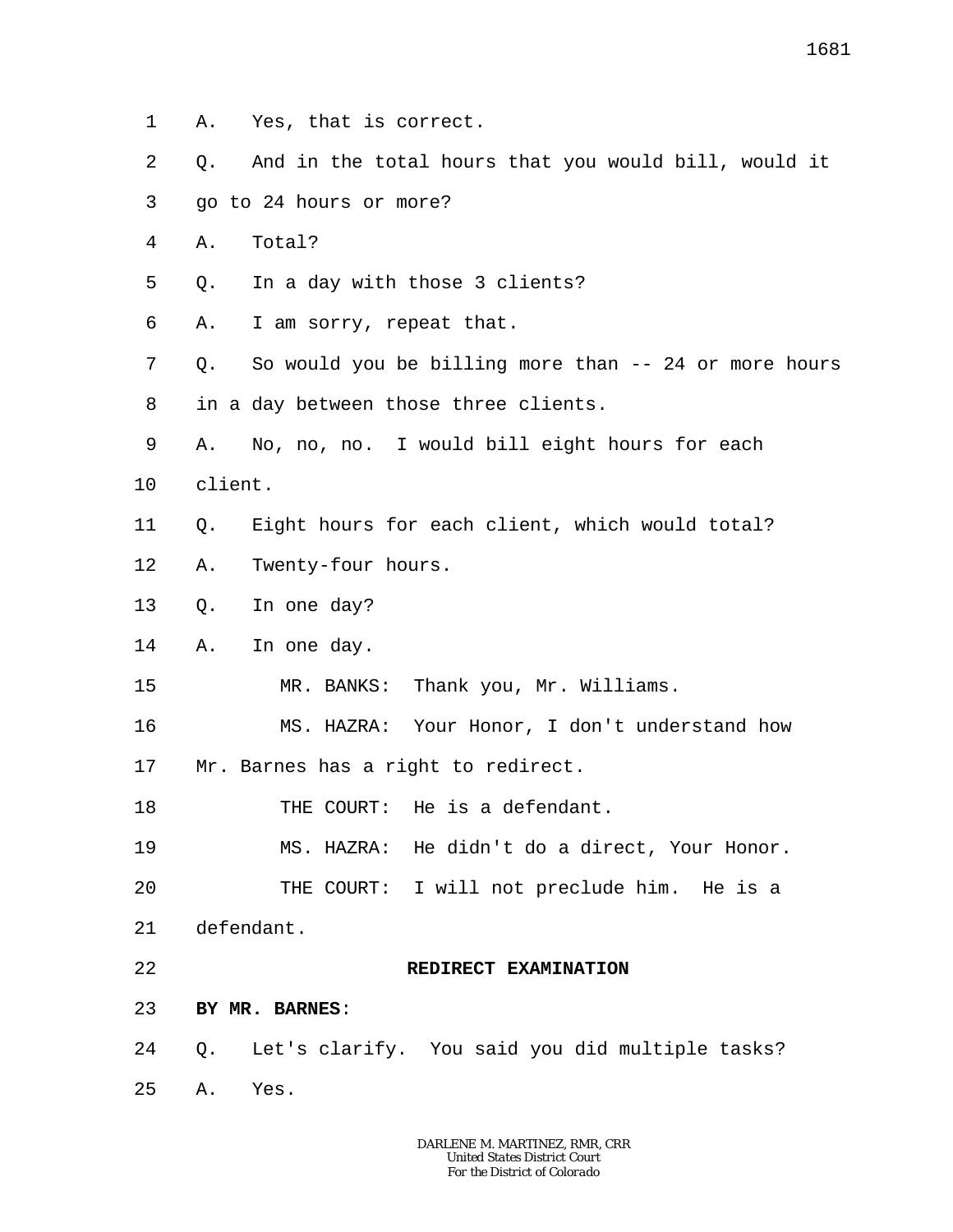A. Yes, that is correct.

Q. And in the total hours that you would bill, would it go to 24 hours or more?

A. Total?

Q. In a day with those 3 clients?

A. I am sorry, repeat that.

Q. So would you be billing more than -- 24 or more hours in a day between those three clients.

A. No, no, no. I would bill eight hours for each client.

Q. Eight hours for each client, which would total?

A. Twenty-four hours.

Q. In one day?

A. In one day.

MR. BANKS: Thank you, Mr. Williams.

MS. HAZRA: Your Honor, I don't understand how Mr. Barnes has a right to redirect.

THE COURT: He is a defendant.

MS. HAZRA: He didn't do a direct, Your Honor.

THE COURT: I will not preclude him. He is a defendant.

**REDIRECT EXAMINATION**

**BY MR. BARNES**:

Q. Let's clarify. You said you did multiple tasks?

A. Yes.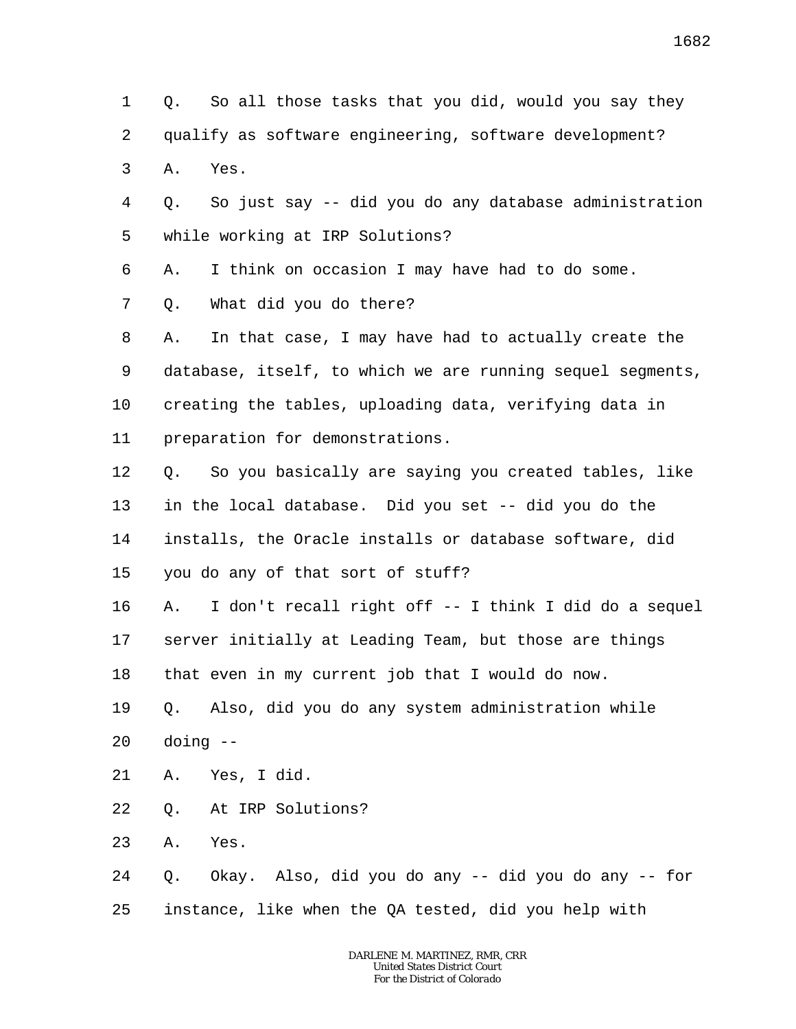1 Q. So all those tasks that you did, would you say they
2 qualify as software engineering, software development?
3 A. Yes.
4 Q. So just say -- did you do any database administration
5 while working at IRP Solutions?
6 A. I think on occasion I may have had to do some.
7 Q. What did you do there?
8 A. In that case, I may have had to actually create the
9 database, itself, to which we are running sequel segments,
10 creating the tables, uploading data, verifying data in
11 preparation for demonstrations.
12 Q. So you basically are saying you created tables, like
13 in the local database. Did you set -- did you do the
14 installs, the Oracle installs or database software, did
15 you do any of that sort of stuff?
16 A. I don't recall right off -- I think I did do a sequel
17 server initially at Leading Team, but those are things
18 that even in my current job that I would do now.
19 Q. Also, did you do any system administration while
20 doing --
21 A. Yes, I did.
22 Q. At IRP Solutions?
23 A. Yes.
24 Q. Okay. Also, did you do any -- did you do any -- for
25 instance, like when the QA tested, did you help with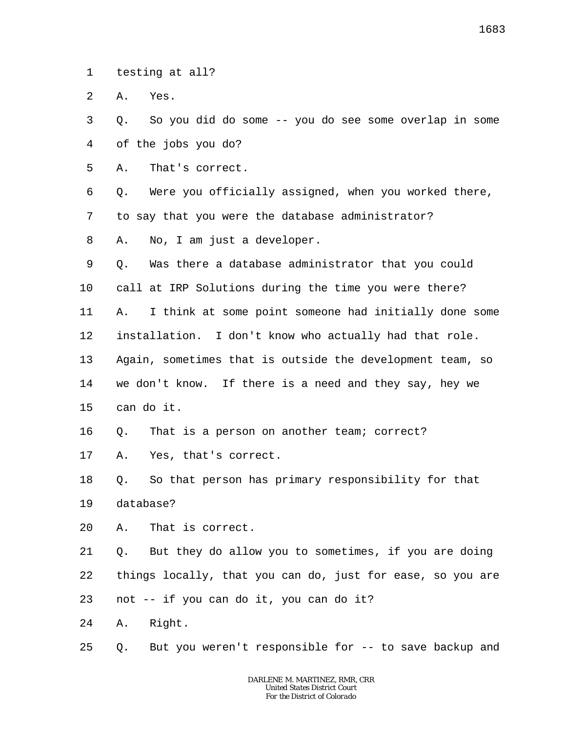1 testing at all?

2 A. Yes.

3 Q. So you did do some -- you do see some overlap in some

4 of the jobs you do?

5 A. That's correct.

6 Q. Were you officially assigned, when you worked there,

7 to say that you were the database administrator?

8 A. No, I am just a developer.

9 Q. Was there a database administrator that you could

10 call at IRP Solutions during the time you were there?

11 A. I think at some point someone had initially done some

12 installation. I don't know who actually had that role.

13 Again, sometimes that is outside the development team, so

14 we don't know. If there is a need and they say, hey we

15 can do it.

16 Q. That is a person on another team; correct?

17 A. Yes, that's correct.

18 Q. So that person has primary responsibility for that

19 database?

20 A. That is correct.

21 Q. But they do allow you to sometimes, if you are doing

22 things locally, that you can do, just for ease, so you are

23 not -- if you can do it, you can do it?

24 A. Right.

25 Q. But you weren't responsible for -- to save backup and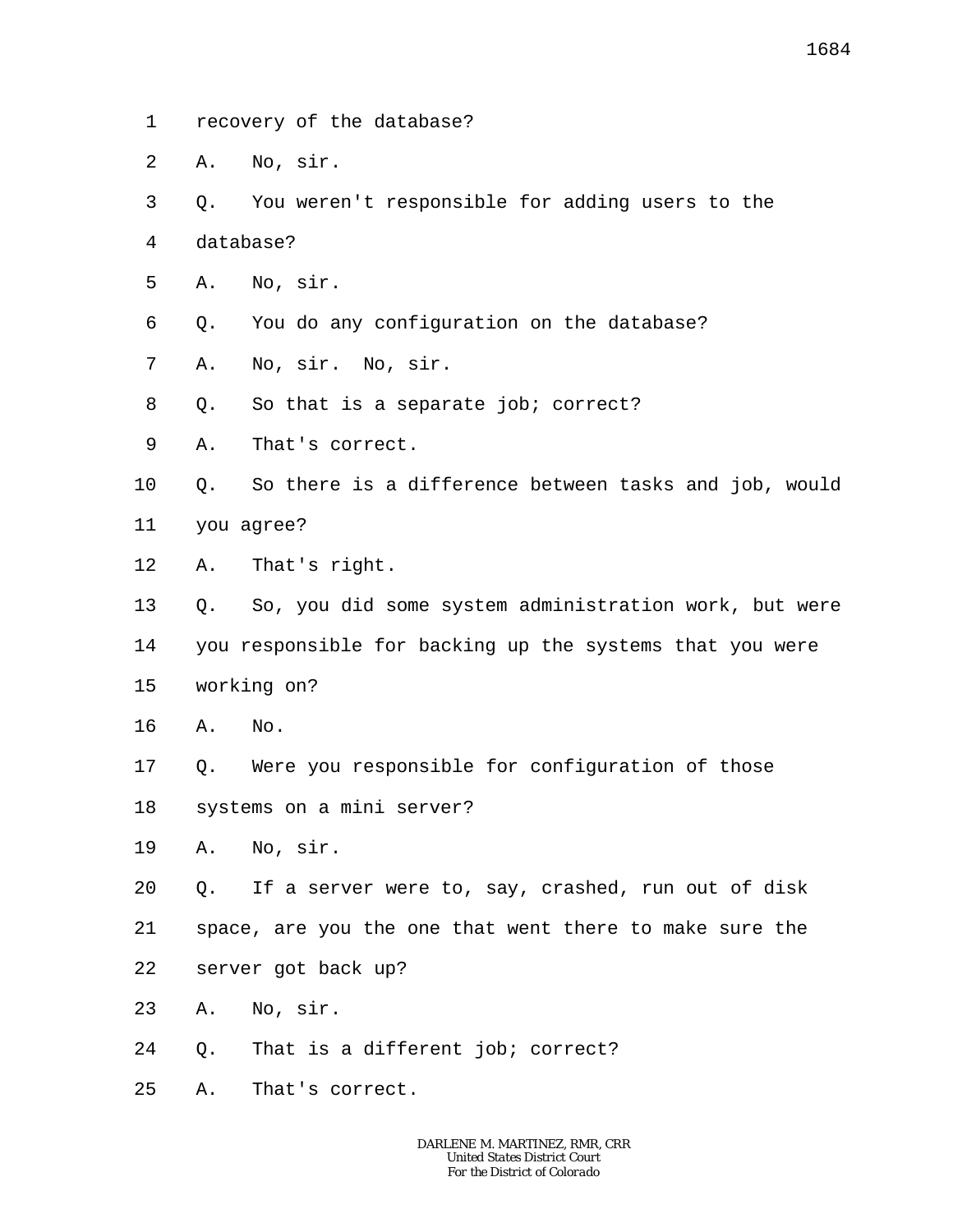1 recovery of the database?

2 A. No, sir.

3 Q. You weren't responsible for adding users to the

4 database?

5 A. No, sir.

6 Q. You do any configuration on the database?

7 A. No, sir. No, sir.

8 Q. So that is a separate job; correct?

9 A. That's correct.

10 Q. So there is a difference between tasks and job, would

11 you agree?

12 A. That's right.

13 Q. So, you did some system administration work, but were

14 you responsible for backing up the systems that you were

15 working on?

16 A. No.

17 Q. Were you responsible for configuration of those

18 systems on a mini server?

19 A. No, sir.

20 Q. If a server were to, say, crashed, run out of disk

21 space, are you the one that went there to make sure the

22 server got back up?

23 A. No, sir.

24 Q. That is a different job; correct?

25 A. That's correct.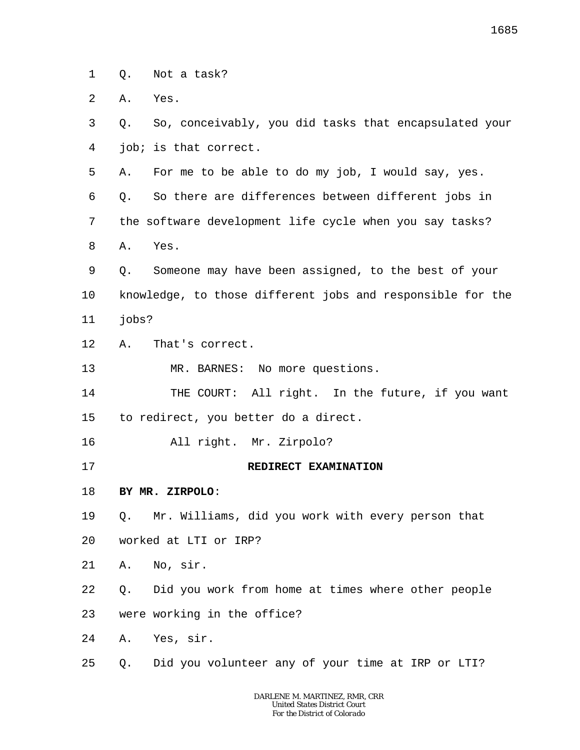1 Q. Not a task?

2 A. Yes.

3 Q. So, conceivably, you did tasks that encapsulated your

4 job; is that correct.

5 A. For me to be able to do my job, I would say, yes.

6 Q. So there are differences between different jobs in

7 the software development life cycle when you say tasks?

8 A. Yes.

9 Q. Someone may have been assigned, to the best of your

10 knowledge, to those different jobs and responsible for the

11 jobs?

12 A. That's correct.

13 MR. BARNES: No more questions.

14 THE COURT: All right. In the future, if you want

15 to redirect, you better do a direct.

16 All right. Mr. Zirpolo?

17 **REDIRECT EXAMINATION**

18 **BY MR. ZIRPOLO**:

19 Q. Mr. Williams, did you work with every person that

20 worked at LTI or IRP?

21 A. No, sir.

22 Q. Did you work from home at times where other people

23 were working in the office?

24 A. Yes, sir.

25 Q. Did you volunteer any of your time at IRP or LTI?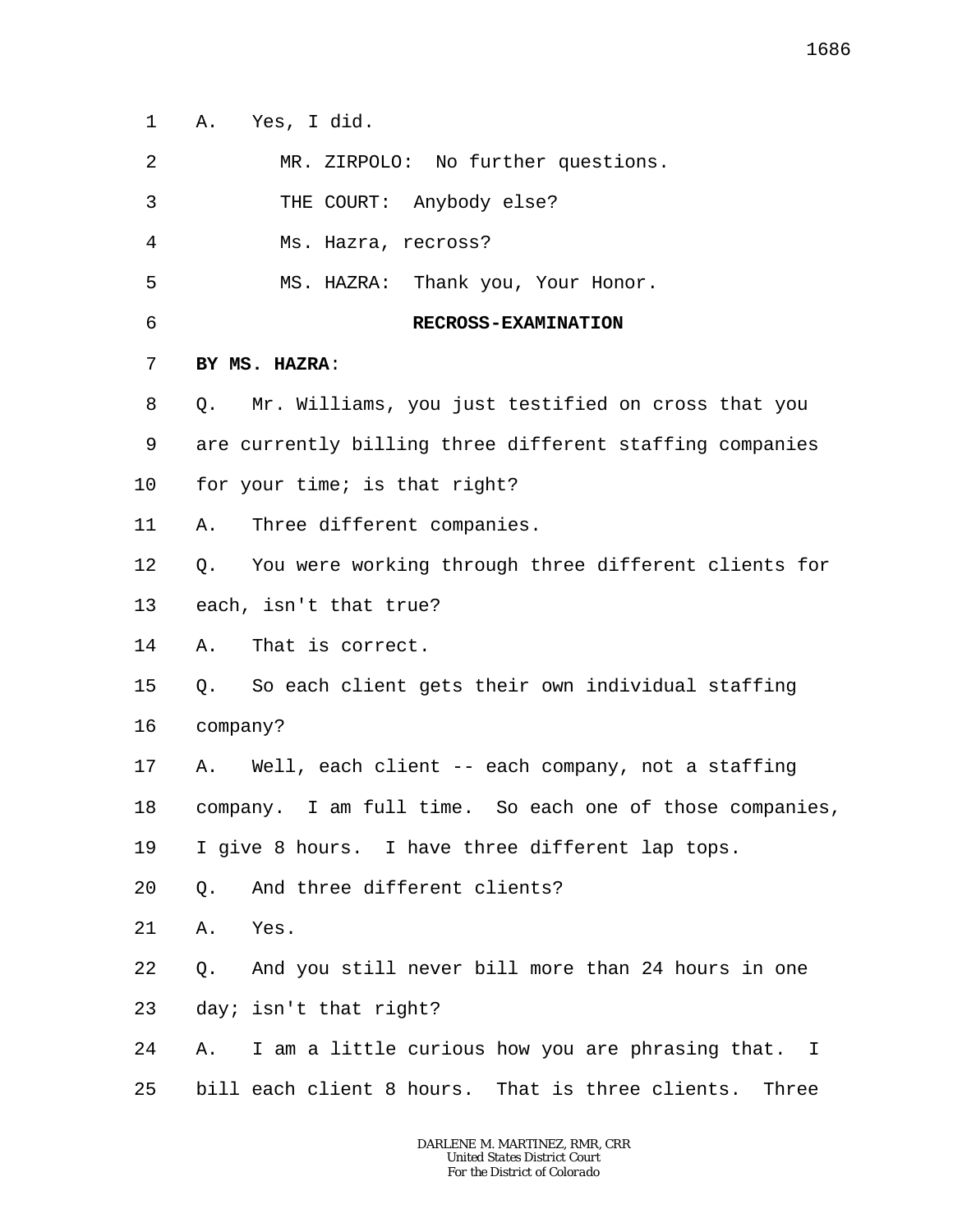A. Yes, I did.

MR. ZIRPOLO: No further questions.

THE COURT: Anybody else?

Ms. Hazra, recross?

MS. HAZRA: Thank you, Your Honor.

**RECROSS-EXAMINATION**

**BY MS. HAZRA**:

Q. Mr. Williams, you just testified on cross that you are currently billing three different staffing companies for your time; is that right?

A. Three different companies.

Q. You were working through three different clients for each, isn't that true?

A. That is correct.

Q. So each client gets their own individual staffing company?

A. Well, each client -- each company, not a staffing company. I am full time. So each one of those companies, I give 8 hours. I have three different lap tops.

Q. And three different clients?

A. Yes.

Q. And you still never bill more than 24 hours in one day; isn't that right?

A. I am a little curious how you are phrasing that. I bill each client 8 hours. That is three clients. Three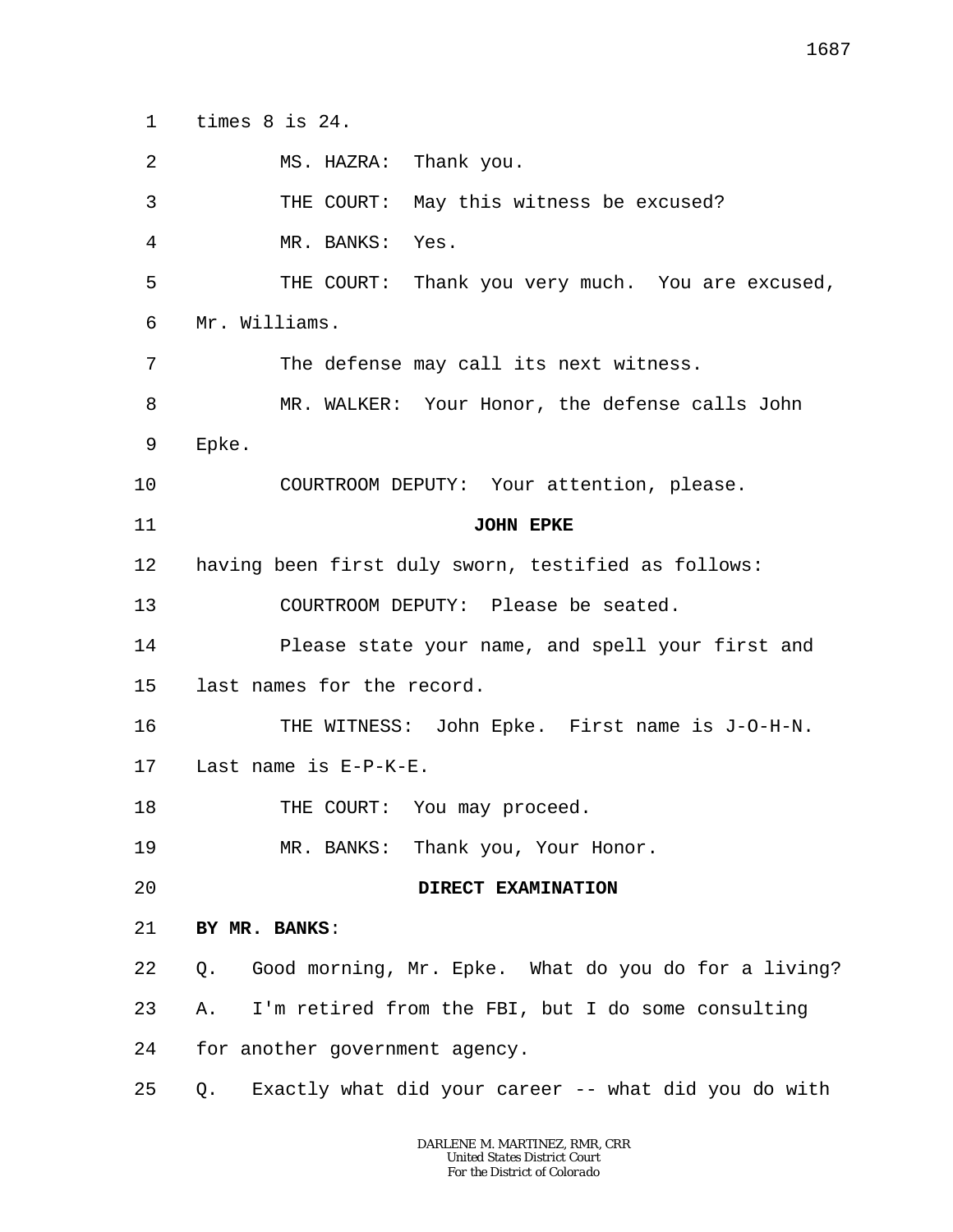1 times 8 is 24.

2 MS. HAZRA: Thank you.

3 THE COURT: May this witness be excused?

4 MR. BANKS: Yes.

5 THE COURT: Thank you very much. You are excused,

6 Mr. Williams.

7 The defense may call its next witness.

8 MR. WALKER: Your Honor, the defense calls John

9 Epke.

10 COURTROOM DEPUTY: Your attention, please.

11 **JOHN EPKE**

12 having been first duly sworn, testified as follows:

13 COURTROOM DEPUTY: Please be seated.

14 Please state your name, and spell your first and

15 last names for the record.

16 THE WITNESS: John Epke. First name is J-O-H-N.

17 Last name is E-P-K-E.

18 THE COURT: You may proceed.

19 MR. BANKS: Thank you, Your Honor.

20 **DIRECT EXAMINATION**

21 **BY MR. BANKS**:

22 Q. Good morning, Mr. Epke. What do you do for a living?

23 A. I'm retired from the FBI, but I do some consulting

24 for another government agency.

25 Q. Exactly what did your career -- what did you do with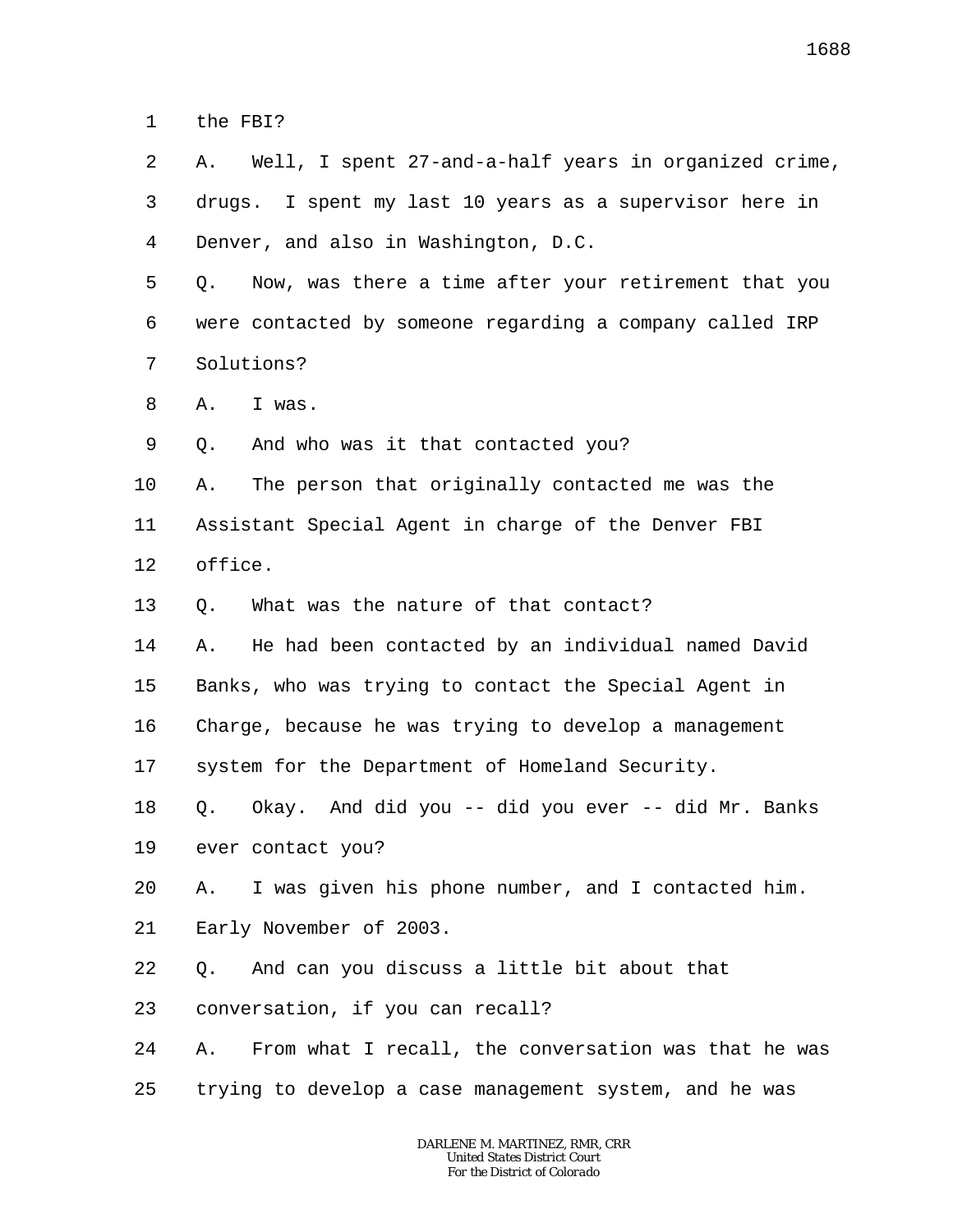1 the FBI?

2 A. Well, I spent 27-and-a-half years in organized crime,

3 drugs. I spent my last 10 years as a supervisor here in

4 Denver, and also in Washington, D.C.

5 Q. Now, was there a time after your retirement that you

6 were contacted by someone regarding a company called IRP

7 Solutions?

8 A. I was.

9 Q. And who was it that contacted you?

10 A. The person that originally contacted me was the

11 Assistant Special Agent in charge of the Denver FBI

12 office.

13 Q. What was the nature of that contact?

14 A. He had been contacted by an individual named David

15 Banks, who was trying to contact the Special Agent in

16 Charge, because he was trying to develop a management

17 system for the Department of Homeland Security.

18 Q. Okay. And did you -- did you ever -- did Mr. Banks

19 ever contact you?

20 A. I was given his phone number, and I contacted him.

21 Early November of 2003.

22 Q. And can you discuss a little bit about that

23 conversation, if you can recall?

24 A. From what I recall, the conversation was that he was

25 trying to develop a case management system, and he was

DARLENE M. MARTINEZ, RMR, CRR
United States District Court
For the District of Colorado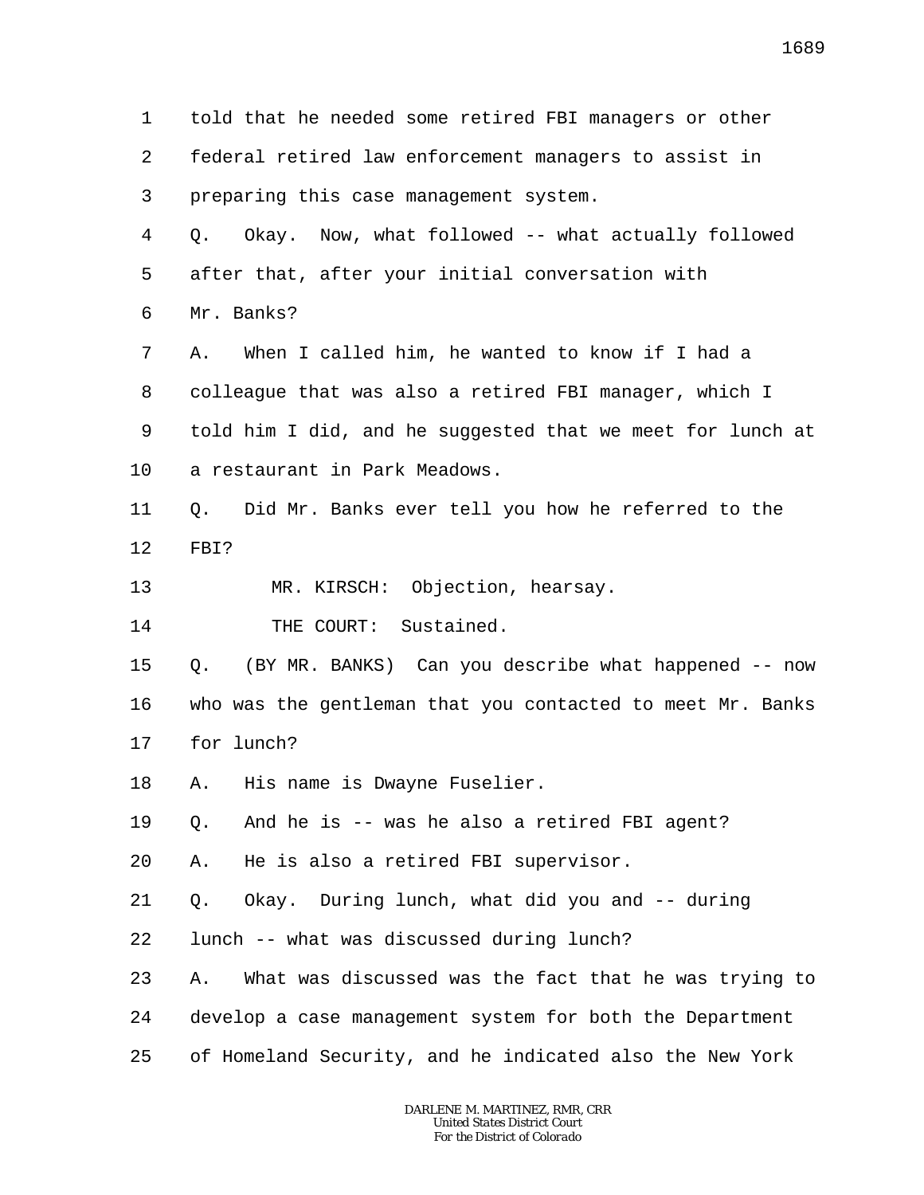1 told that he needed some retired FBI managers or other
2 federal retired law enforcement managers to assist in
3 preparing this case management system.
4 Q. Okay. Now, what followed -- what actually followed
5 after that, after your initial conversation with
6 Mr. Banks?
7 A. When I called him, he wanted to know if I had a
8 colleague that was also a retired FBI manager, which I
9 told him I did, and he suggested that we meet for lunch at
10 a restaurant in Park Meadows.
11 Q. Did Mr. Banks ever tell you how he referred to the
12 FBI?
13 MR. KIRSCH: Objection, hearsay.
14 THE COURT: Sustained.
15 Q. (BY MR. BANKS) Can you describe what happened -- now
16 who was the gentleman that you contacted to meet Mr. Banks
17 for lunch?
18 A. His name is Dwayne Fuselier.
19 Q. And he is -- was he also a retired FBI agent?
20 A. He is also a retired FBI supervisor.
21 Q. Okay. During lunch, what did you and -- during
22 lunch -- what was discussed during lunch?
23 A. What was discussed was the fact that he was trying to
24 develop a case management system for both the Department
25 of Homeland Security, and he indicated also the New York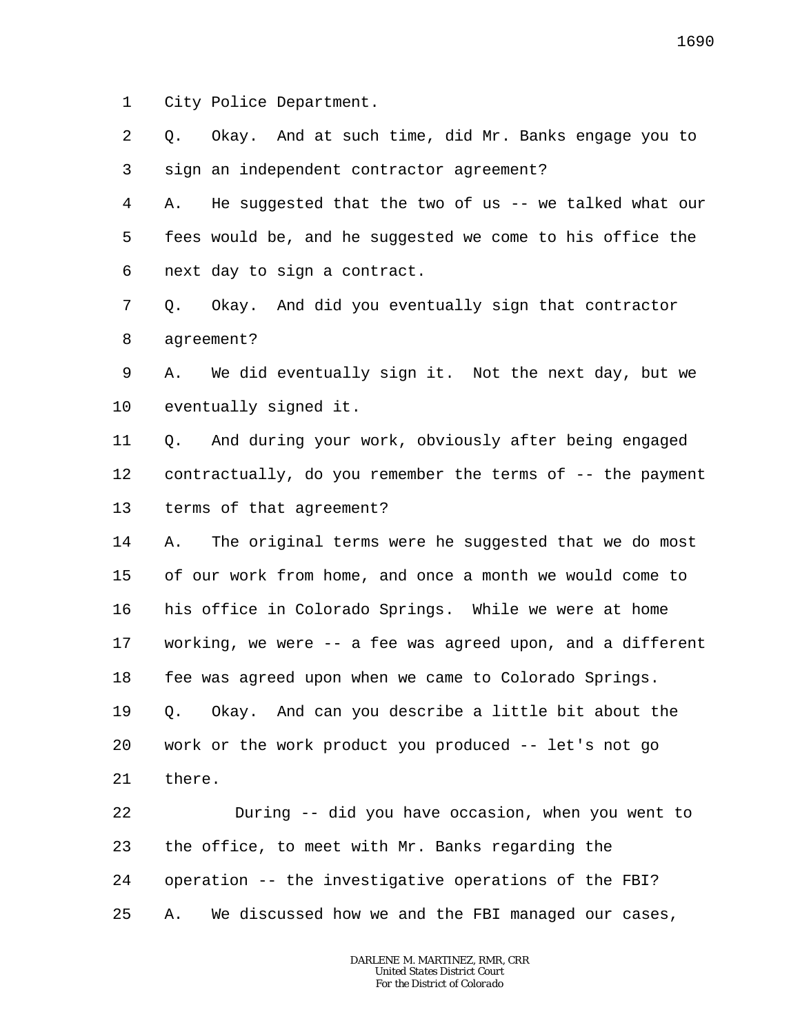City Police Department.

Q. Okay. And at such time, did Mr. Banks engage you to sign an independent contractor agreement?

A. He suggested that the two of us -- we talked what our fees would be, and he suggested we come to his office the next day to sign a contract.

Q. Okay. And did you eventually sign that contractor agreement?

A. We did eventually sign it. Not the next day, but we eventually signed it.

Q. And during your work, obviously after being engaged contractually, do you remember the terms of -- the payment terms of that agreement?

A. The original terms were he suggested that we do most of our work from home, and once a month we would come to his office in Colorado Springs. While we were at home working, we were -- a fee was agreed upon, and a different fee was agreed upon when we came to Colorado Springs.

Q. Okay. And can you describe a little bit about the work or the work product you produced -- let's not go there.

During -- did you have occasion, when you went to the office, to meet with Mr. Banks regarding the operation -- the investigative operations of the FBI?

A. We discussed how we and the FBI managed our cases,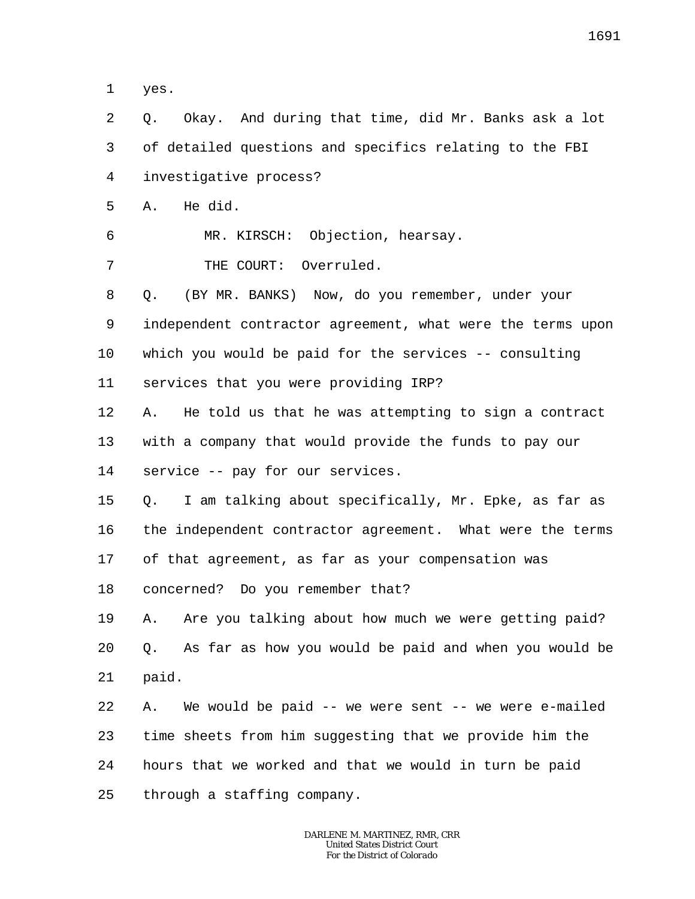1 yes.

2 Q. Okay. And during that time, did Mr. Banks ask a lot

3 of detailed questions and specifics relating to the FBI

4 investigative process?

5 A. He did.

6 MR. KIRSCH: Objection, hearsay.

7 THE COURT: Overruled.

8 Q. (BY MR. BANKS) Now, do you remember, under your

9 independent contractor agreement, what were the terms upon

10 which you would be paid for the services -- consulting

11 services that you were providing IRP?

12 A. He told us that he was attempting to sign a contract

13 with a company that would provide the funds to pay our

14 service -- pay for our services.

15 Q. I am talking about specifically, Mr. Epke, as far as

16 the independent contractor agreement. What were the terms

17 of that agreement, as far as your compensation was

18 concerned? Do you remember that?

19 A. Are you talking about how much we were getting paid?

20 Q. As far as how you would be paid and when you would be

21 paid.

22 A. We would be paid -- we were sent -- we were e-mailed

23 time sheets from him suggesting that we provide him the

24 hours that we worked and that we would in turn be paid

25 through a staffing company.

DARLENE M. MARTINEZ, RMR, CRR
United States District Court
For the District of Colorado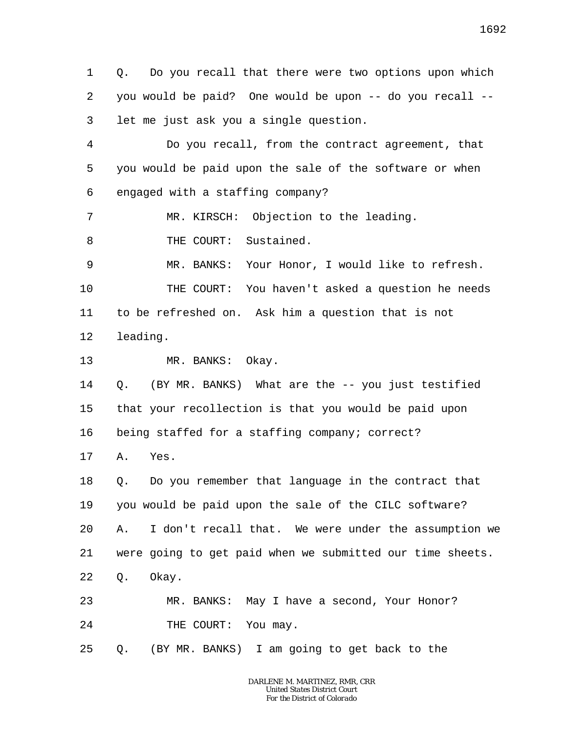1 Q. Do you recall that there were two options upon which
2 you would be paid? One would be upon -- do you recall --
3 let me just ask you a single question.
4 Do you recall, from the contract agreement, that
5 you would be paid upon the sale of the software or when
6 engaged with a staffing company?
7 MR. KIRSCH: Objection to the leading.
8 THE COURT: Sustained.
9 MR. BANKS: Your Honor, I would like to refresh.
10 THE COURT: You haven't asked a question he needs
11 to be refreshed on. Ask him a question that is not
12 leading.
13 MR. BANKS: Okay.
14 Q. (BY MR. BANKS) What are the -- you just testified
15 that your recollection is that you would be paid upon
16 being staffed for a staffing company; correct?
17 A. Yes.
18 Q. Do you remember that language in the contract that
19 you would be paid upon the sale of the CILC software?
20 A. I don't recall that. We were under the assumption we
21 were going to get paid when we submitted our time sheets.
22 Q. Okay.
23 MR. BANKS: May I have a second, Your Honor?
24 THE COURT: You may.
25 Q. (BY MR. BANKS) I am going to get back to the

DARLENE M. MARTINEZ, RMR, CRR
United States District Court
For the District of Colorado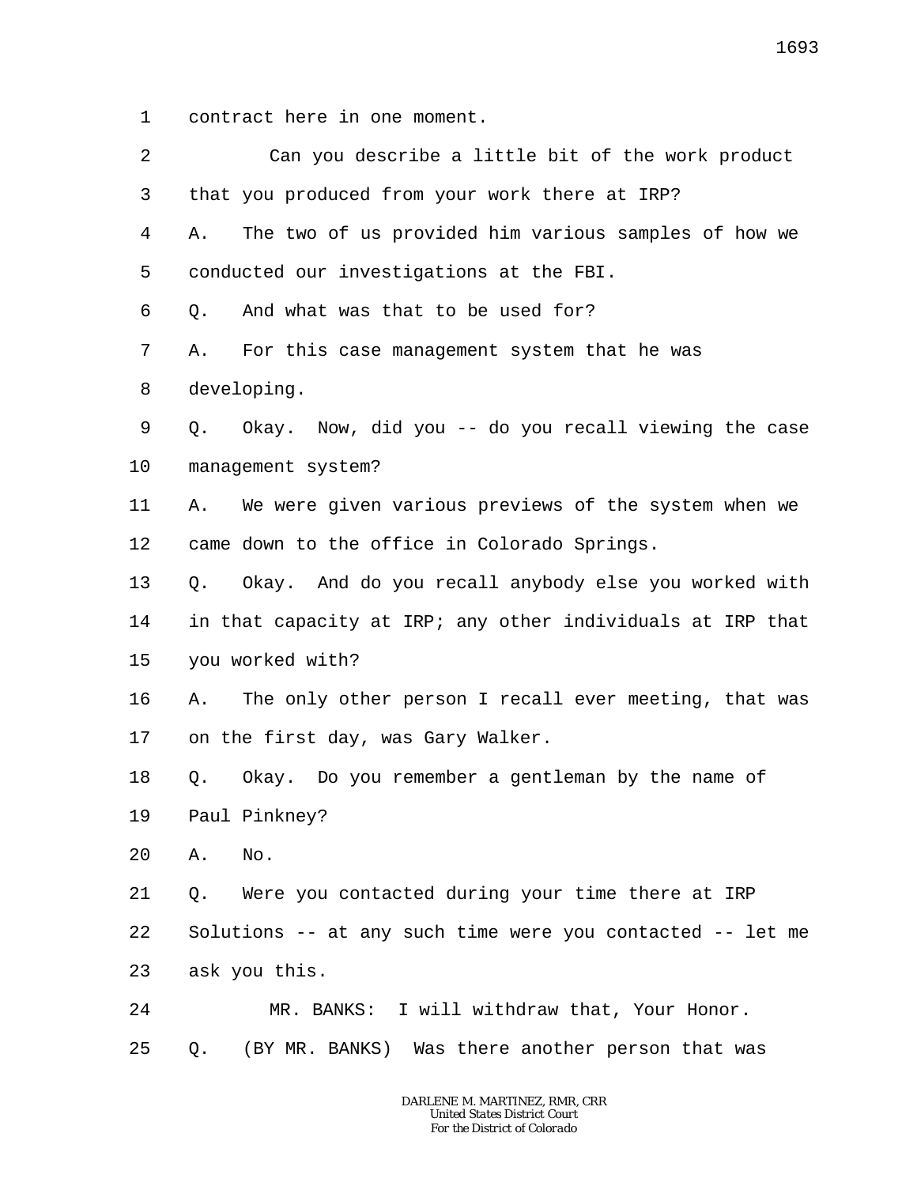1 contract here in one moment.

2 Can you describe a little bit of the work product

3 that you produced from your work there at IRP?

4 A. The two of us provided him various samples of how we

5 conducted our investigations at the FBI.

6 Q. And what was that to be used for?

7 A. For this case management system that he was

8 developing.

9 Q. Okay. Now, did you -- do you recall viewing the case

10 management system?

11 A. We were given various previews of the system when we

12 came down to the office in Colorado Springs.

13 Q. Okay. And do you recall anybody else you worked with

14 in that capacity at IRP; any other individuals at IRP that

15 you worked with?

16 A. The only other person I recall ever meeting, that was

17 on the first day, was Gary Walker.

18 Q. Okay. Do you remember a gentleman by the name of

19 Paul Pinkney?

20 A. No.

21 Q. Were you contacted during your time there at IRP

22 Solutions -- at any such time were you contacted -- let me

23 ask you this.

24 MR. BANKS: I will withdraw that, Your Honor.

25 Q. (BY MR. BANKS) Was there another person that was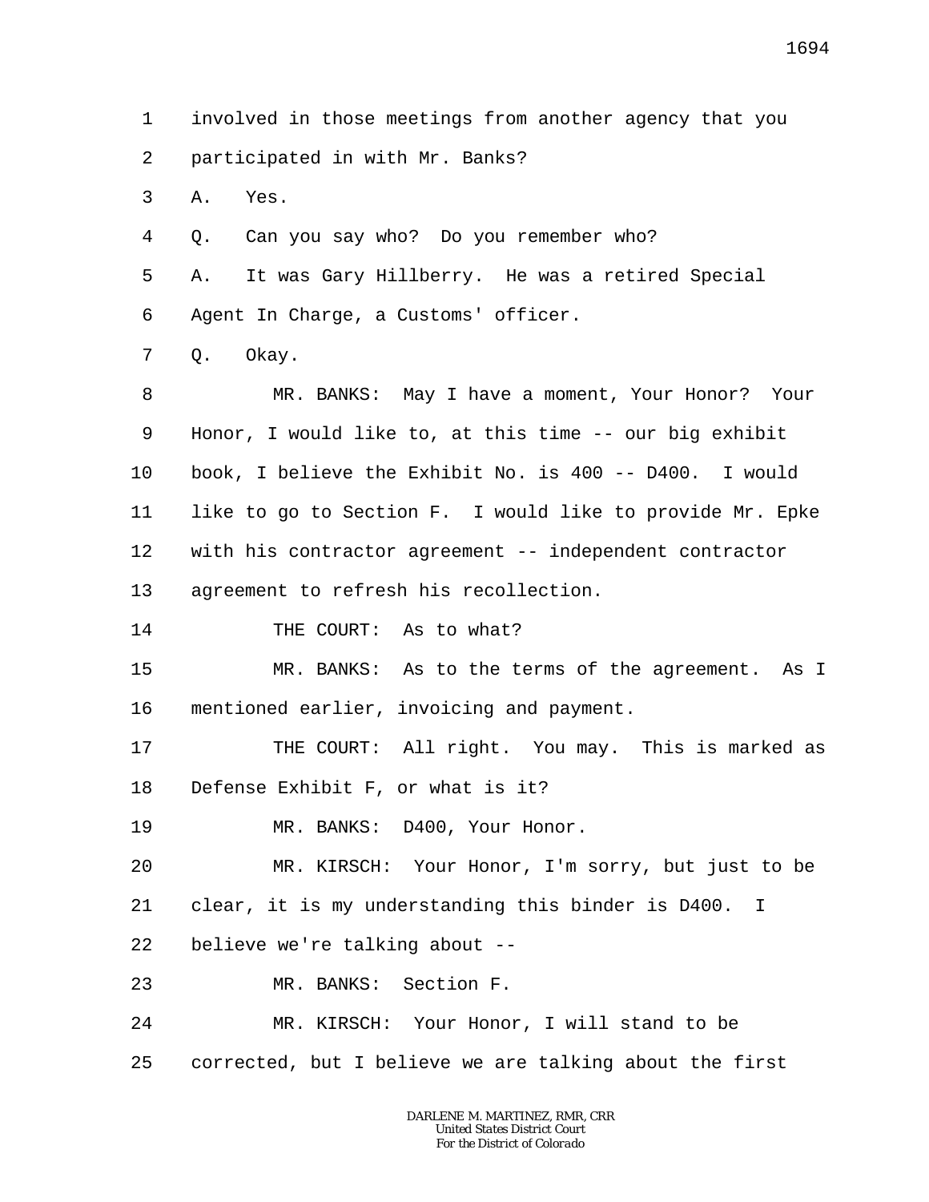1 involved in those meetings from another agency that you
2 participated in with Mr. Banks?
3 A. Yes.
4 Q. Can you say who? Do you remember who?
5 A. It was Gary Hillberry. He was a retired Special
6 Agent In Charge, a Customs' officer.
7 Q. Okay.
8 MR. BANKS: May I have a moment, Your Honor? Your
9 Honor, I would like to, at this time -- our big exhibit
10 book, I believe the Exhibit No. is 400 -- D400. I would
11 like to go to Section F. I would like to provide Mr. Epke
12 with his contractor agreement -- independent contractor
13 agreement to refresh his recollection.
14 THE COURT: As to what?
15 MR. BANKS: As to the terms of the agreement. As I
16 mentioned earlier, invoicing and payment.
17 THE COURT: All right. You may. This is marked as
18 Defense Exhibit F, or what is it?
19 MR. BANKS: D400, Your Honor.
20 MR. KIRSCH: Your Honor, I'm sorry, but just to be
21 clear, it is my understanding this binder is D400. I
22 believe we're talking about --
23 MR. BANKS: Section F.
24 MR. KIRSCH: Your Honor, I will stand to be
25 corrected, but I believe we are talking about the first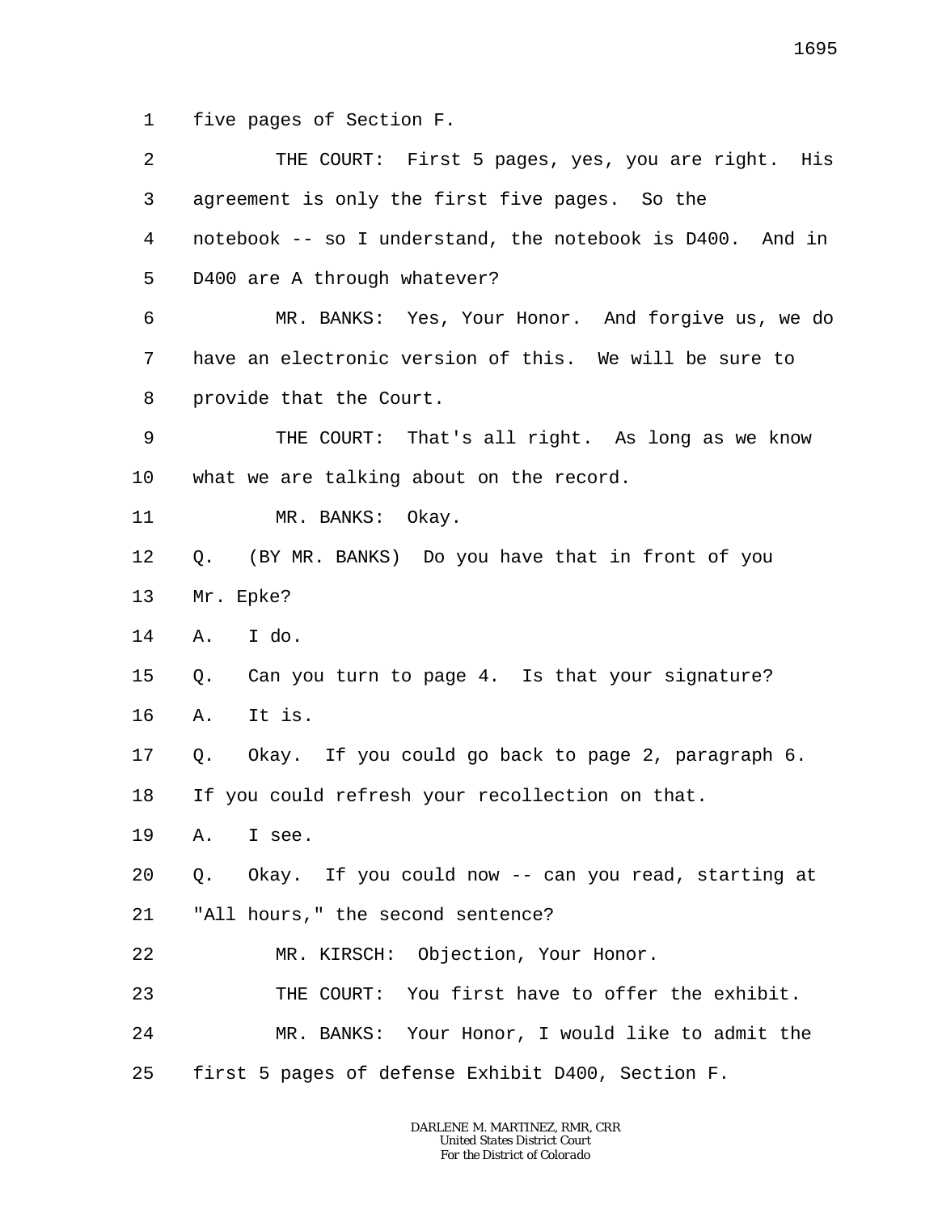1 five pages of Section F.

2 THE COURT: First 5 pages, yes, you are right. His

3 agreement is only the first five pages. So the

4 notebook -- so I understand, the notebook is D400. And in

5 D400 are A through whatever?

6 MR. BANKS: Yes, Your Honor. And forgive us, we do

7 have an electronic version of this. We will be sure to

8 provide that the Court.

9 THE COURT: That's all right. As long as we know

10 what we are talking about on the record.

11 MR. BANKS: Okay.

12 Q. (BY MR. BANKS) Do you have that in front of you

13 Mr. Epke?

14 A. I do.

15 Q. Can you turn to page 4. Is that your signature?

16 A. It is.

17 Q. Okay. If you could go back to page 2, paragraph 6.

18 If you could refresh your recollection on that.

19 A. I see.

20 Q. Okay. If you could now -- can you read, starting at

21 "All hours," the second sentence?

22 MR. KIRSCH: Objection, Your Honor.

23 THE COURT: You first have to offer the exhibit.

24 MR. BANKS: Your Honor, I would like to admit the

25 first 5 pages of defense Exhibit D400, Section F.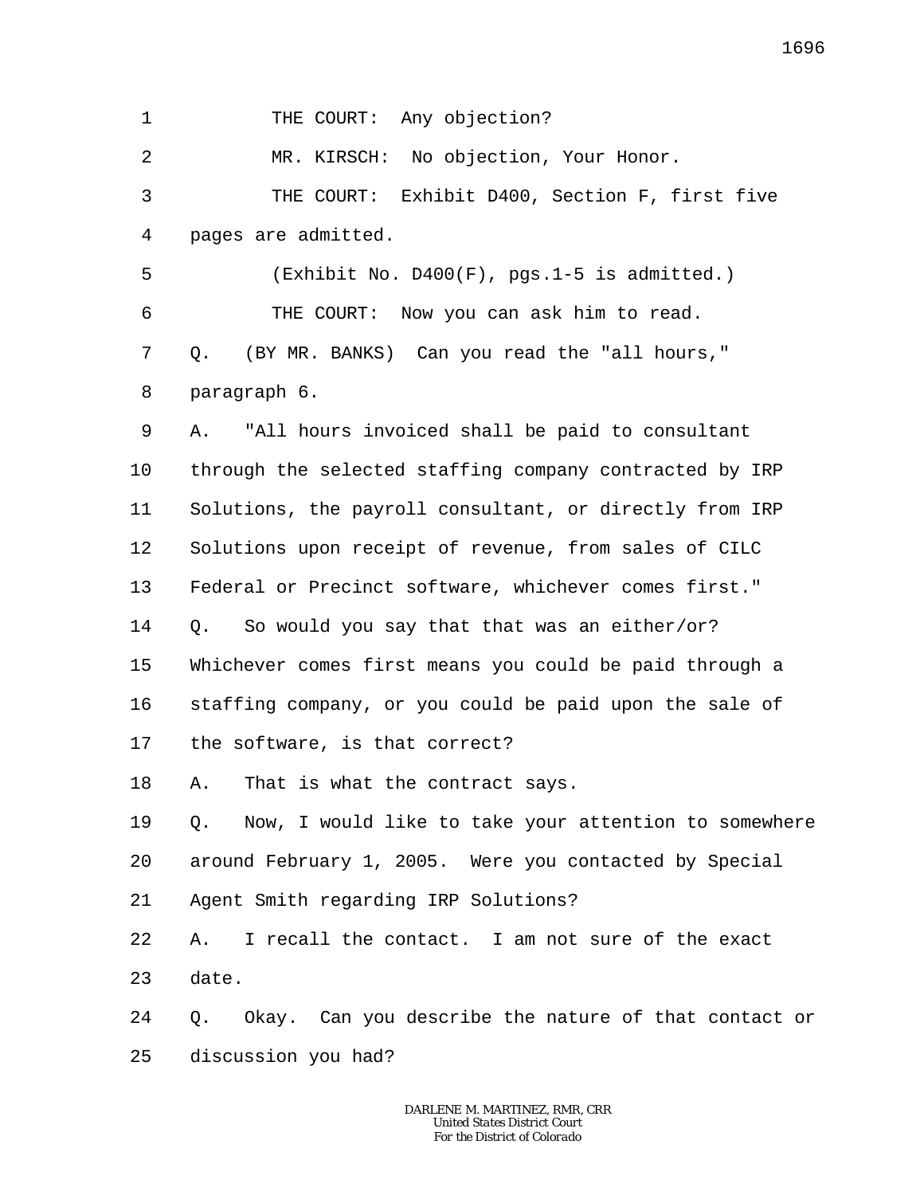THE COURT: Any objection?

MR. KIRSCH: No objection, Your Honor.

THE COURT: Exhibit D400, Section F, first five pages are admitted.

(Exhibit No. D400(F), pgs.1-5 is admitted.)

THE COURT: Now you can ask him to read.

Q. (BY MR. BANKS) Can you read the "all hours," paragraph 6.

A. "All hours invoiced shall be paid to consultant through the selected staffing company contracted by IRP Solutions, the payroll consultant, or directly from IRP Solutions upon receipt of revenue, from sales of CILC Federal or Precinct software, whichever comes first."

Q. So would you say that that was an either/or? Whichever comes first means you could be paid through a staffing company, or you could be paid upon the sale of the software, is that correct?

A. That is what the contract says.

Q. Now, I would like to take your attention to somewhere around February 1, 2005. Were you contacted by Special Agent Smith regarding IRP Solutions?

A. I recall the contact. I am not sure of the exact date.

Q. Okay. Can you describe the nature of that contact or discussion you had?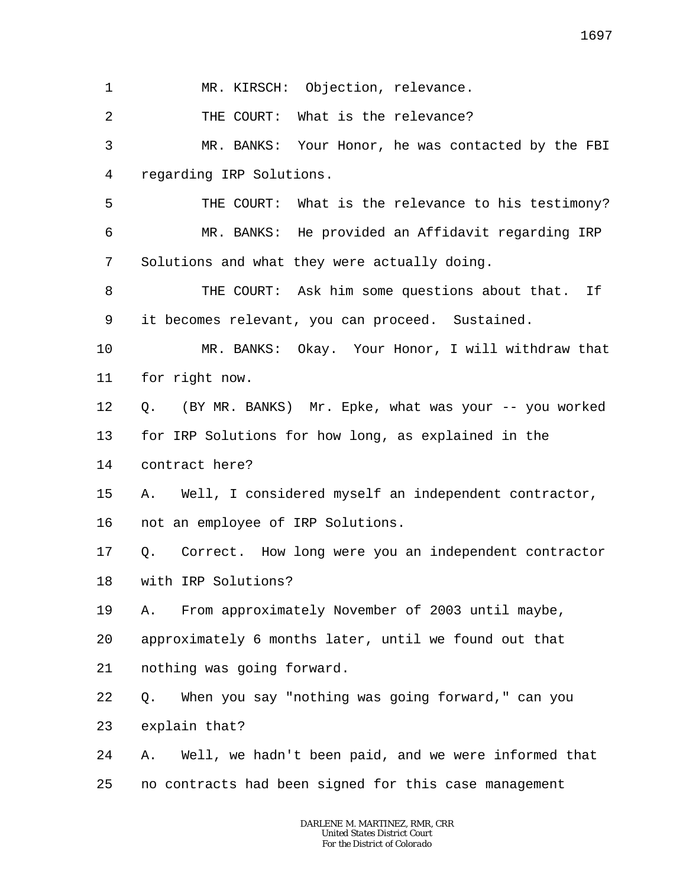1 MR. KIRSCH: Objection, relevance.

2 THE COURT: What is the relevance?

3 MR. BANKS: Your Honor, he was contacted by the FBI

4 regarding IRP Solutions.

5 THE COURT: What is the relevance to his testimony?

6 MR. BANKS: He provided an Affidavit regarding IRP

7 Solutions and what they were actually doing.

8 THE COURT: Ask him some questions about that. If

9 it becomes relevant, you can proceed. Sustained.

10 MR. BANKS: Okay. Your Honor, I will withdraw that

11 for right now.

12 Q. (BY MR. BANKS) Mr. Epke, what was your -- you worked

13 for IRP Solutions for how long, as explained in the

14 contract here?

15 A. Well, I considered myself an independent contractor,

16 not an employee of IRP Solutions.

17 Q. Correct. How long were you an independent contractor

18 with IRP Solutions?

19 A. From approximately November of 2003 until maybe,

20 approximately 6 months later, until we found out that

21 nothing was going forward.

22 Q. When you say "nothing was going forward," can you

23 explain that?

24 A. Well, we hadn't been paid, and we were informed that

25 no contracts had been signed for this case management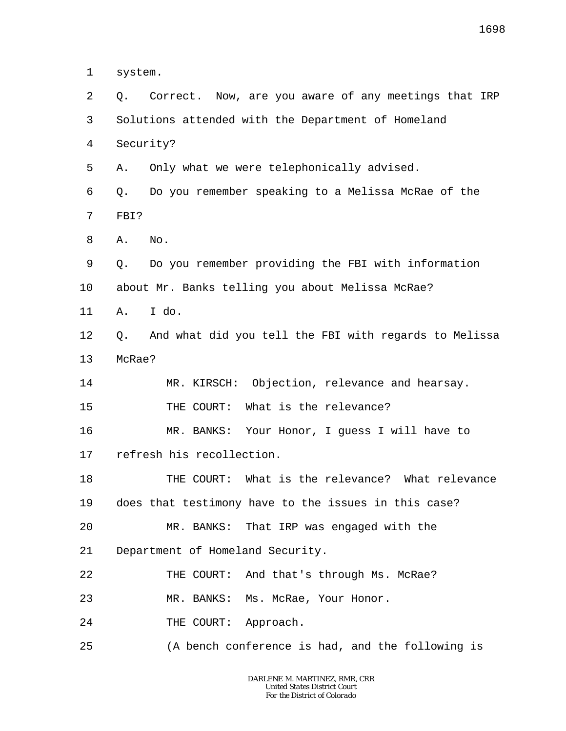1 system.

2 Q. Correct. Now, are you aware of any meetings that IRP

3 Solutions attended with the Department of Homeland

4 Security?

5 A. Only what we were telephonically advised.

6 Q. Do you remember speaking to a Melissa McRae of the

7 FBI?

8 A. No.

9 Q. Do you remember providing the FBI with information

10 about Mr. Banks telling you about Melissa McRae?

11 A. I do.

12 Q. And what did you tell the FBI with regards to Melissa

13 McRae?

14 MR. KIRSCH: Objection, relevance and hearsay.

15 THE COURT: What is the relevance?

16 MR. BANKS: Your Honor, I guess I will have to

17 refresh his recollection.

18 THE COURT: What is the relevance? What relevance

19 does that testimony have to the issues in this case?

20 MR. BANKS: That IRP was engaged with the

21 Department of Homeland Security.

22 THE COURT: And that's through Ms. McRae?

23 MR. BANKS: Ms. McRae, Your Honor.

24 THE COURT: Approach.

25 (A bench conference is had, and the following is

DARLENE M. MARTINEZ, RMR, CRR
United States District Court
For the District of Colorado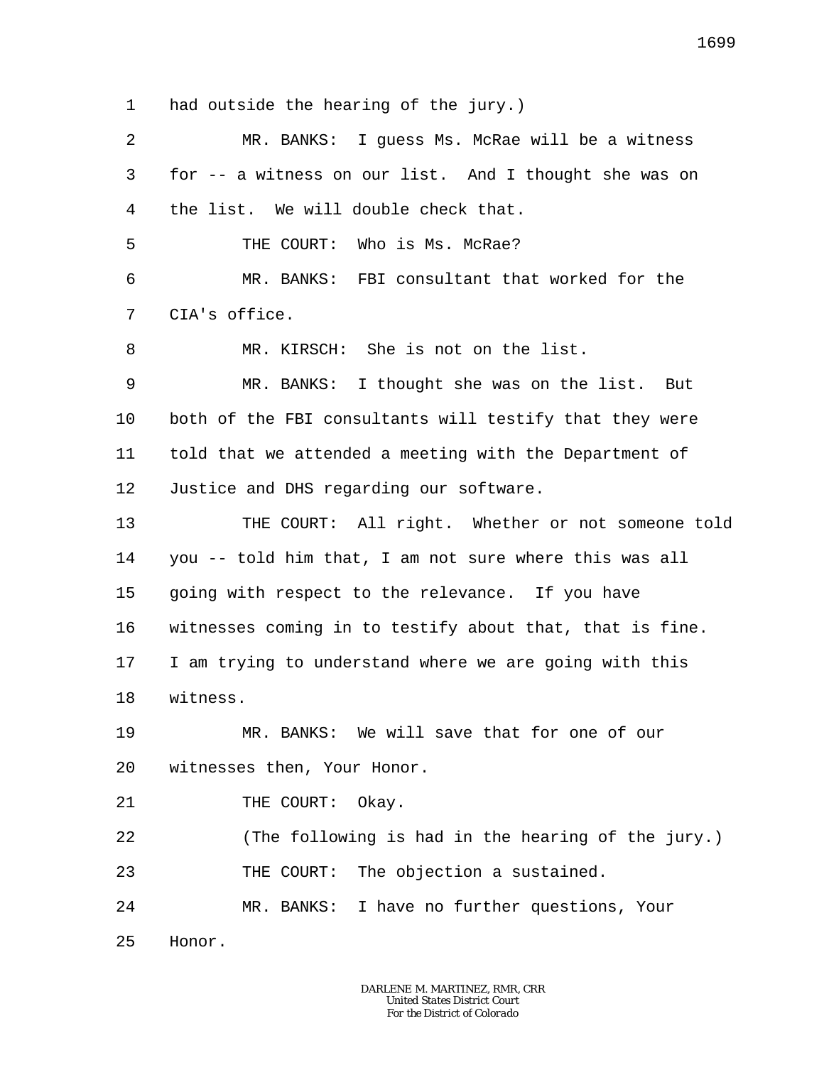1 had outside the hearing of the jury.)

2 MR. BANKS: I guess Ms. McRae will be a witness

3 for -- a witness on our list. And I thought she was on

4 the list. We will double check that.

5 THE COURT: Who is Ms. McRae?

6 MR. BANKS: FBI consultant that worked for the

7 CIA's office.

8 MR. KIRSCH: She is not on the list.

9 MR. BANKS: I thought she was on the list. But

10 both of the FBI consultants will testify that they were

11 told that we attended a meeting with the Department of

12 Justice and DHS regarding our software.

13 THE COURT: All right. Whether or not someone told

14 you -- told him that, I am not sure where this was all

15 going with respect to the relevance. If you have

16 witnesses coming in to testify about that, that is fine.

17 I am trying to understand where we are going with this

18 witness.

19 MR. BANKS: We will save that for one of our

20 witnesses then, Your Honor.

21 THE COURT: Okay.

22 (The following is had in the hearing of the jury.)

23 THE COURT: The objection a sustained.

24 MR. BANKS: I have no further questions, Your

25 Honor.

DARLENE M. MARTINEZ, RMR, CRR
United States District Court
For the District of Colorado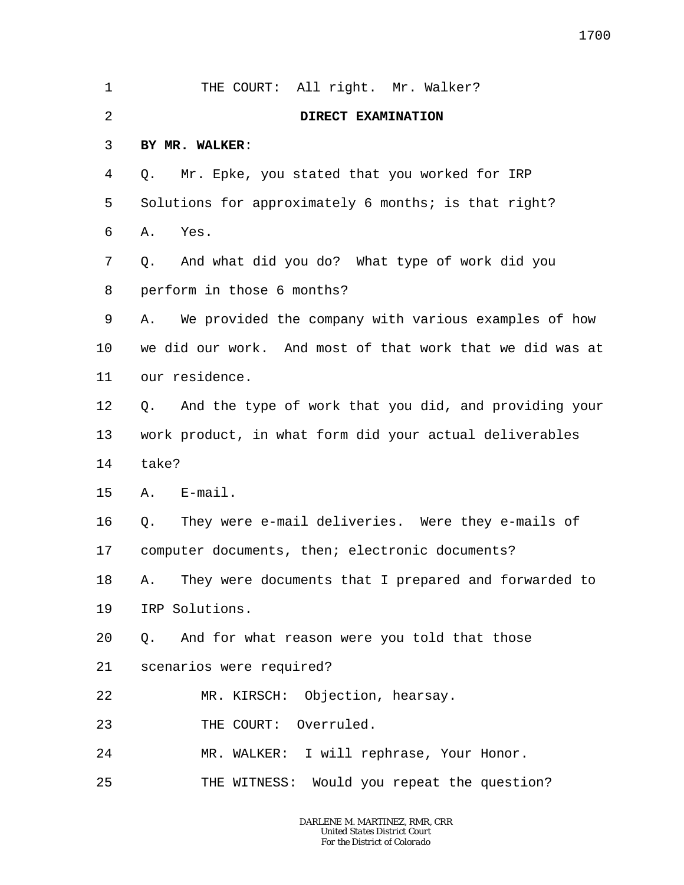THE COURT: All right. Mr. Walker?

**DIRECT EXAMINATION**

**BY MR. WALKER:**

Q. Mr. Epke, you stated that you worked for IRP Solutions for approximately 6 months; is that right?

A. Yes.

Q. And what did you do? What type of work did you perform in those 6 months?

A. We provided the company with various examples of how we did our work. And most of that work that we did was at our residence.

Q. And the type of work that you did, and providing your work product, in what form did your actual deliverables take?

A. E-mail.

Q. They were e-mail deliveries. Were they e-mails of computer documents, then; electronic documents?

A. They were documents that I prepared and forwarded to IRP Solutions.

Q. And for what reason were you told that those scenarios were required?

MR. KIRSCH: Objection, hearsay.

THE COURT: Overruled.

MR. WALKER: I will rephrase, Your Honor.

THE WITNESS: Would you repeat the question?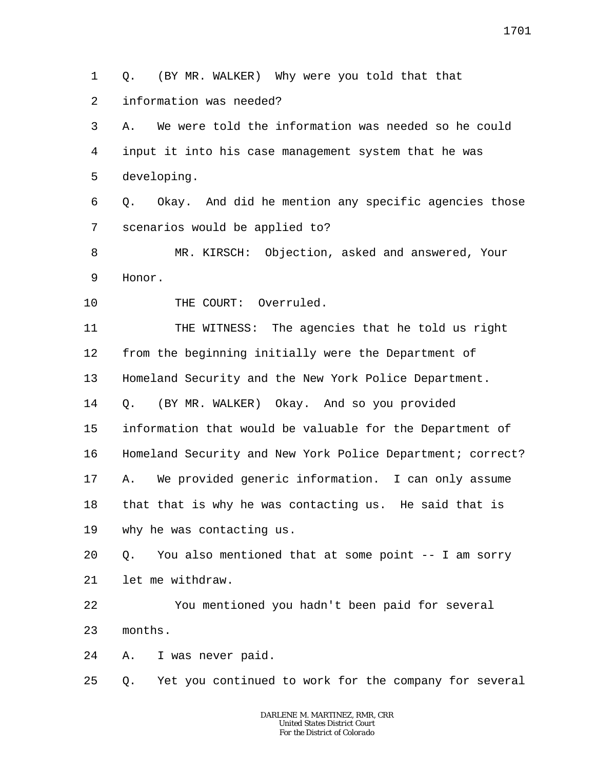Q. (BY MR. WALKER) Why were you told that that information was needed?

A. We were told the information was needed so he could input it into his case management system that he was developing.

Q. Okay. And did he mention any specific agencies those scenarios would be applied to?

MR. KIRSCH: Objection, asked and answered, Your Honor.

THE COURT: Overruled.

THE WITNESS: The agencies that he told us right from the beginning initially were the Department of Homeland Security and the New York Police Department.

Q. (BY MR. WALKER) Okay. And so you provided information that would be valuable for the Department of Homeland Security and New York Police Department; correct?

A. We provided generic information. I can only assume that that is why he was contacting us. He said that is why he was contacting us.

Q. You also mentioned that at some point -- I am sorry let me withdraw.

You mentioned you hadn't been paid for several months.

A. I was never paid.

Q. Yet you continued to work for the company for several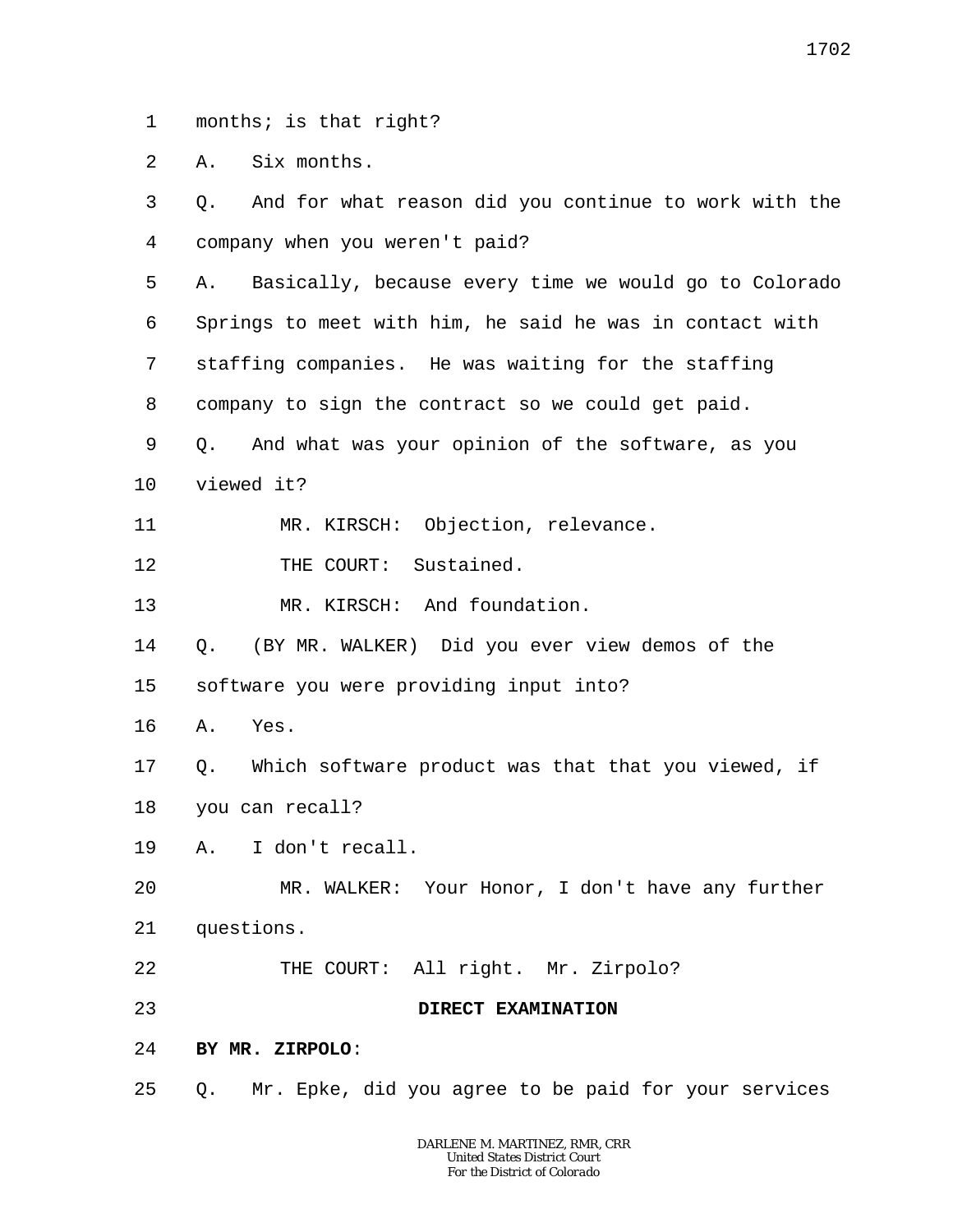1 months; is that right?

2 A. Six months.

3 Q. And for what reason did you continue to work with the

4 company when you weren't paid?

5 A. Basically, because every time we would go to Colorado

6 Springs to meet with him, he said he was in contact with

7 staffing companies. He was waiting for the staffing

8 company to sign the contract so we could get paid.

9 Q. And what was your opinion of the software, as you

10 viewed it?

11 MR. KIRSCH: Objection, relevance.

12 THE COURT: Sustained.

13 MR. KIRSCH: And foundation.

14 Q. (BY MR. WALKER) Did you ever view demos of the

15 software you were providing input into?

16 A. Yes.

17 Q. Which software product was that that you viewed, if

18 you can recall?

19 A. I don't recall.

20 MR. WALKER: Your Honor, I don't have any further

21 questions.

22 THE COURT: All right. Mr. Zirpolo?

23 **DIRECT EXAMINATION**

24 **BY MR. ZIRPOLO**:

25 Q. Mr. Epke, did you agree to be paid for your services

DARLENE M. MARTINEZ, RMR, CRR
United States District Court
For the District of Colorado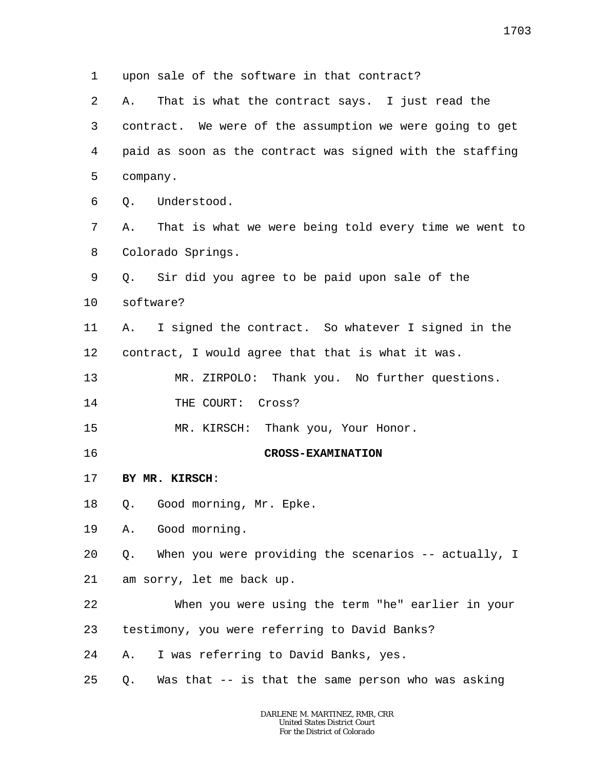1 upon sale of the software in that contract?

2 A. That is what the contract says. I just read the

3 contract. We were of the assumption we were going to get

4 paid as soon as the contract was signed with the staffing

5 company.

6 Q. Understood.

7 A. That is what we were being told every time we went to

8 Colorado Springs.

9 Q. Sir did you agree to be paid upon sale of the

10 software?

11 A. I signed the contract. So whatever I signed in the

12 contract, I would agree that that is what it was.

13 MR. ZIRPOLO: Thank you. No further questions.

14 THE COURT: Cross?

15 MR. KIRSCH: Thank you, Your Honor.

16 **CROSS-EXAMINATION**

17 **BY MR. KIRSCH**:

18 Q. Good morning, Mr. Epke.

19 A. Good morning.

20 Q. When you were providing the scenarios -- actually, I

21 am sorry, let me back up.

22 When you were using the term "he" earlier in your

23 testimony, you were referring to David Banks?

24 A. I was referring to David Banks, yes.

25 Q. Was that -- is that the same person who was asking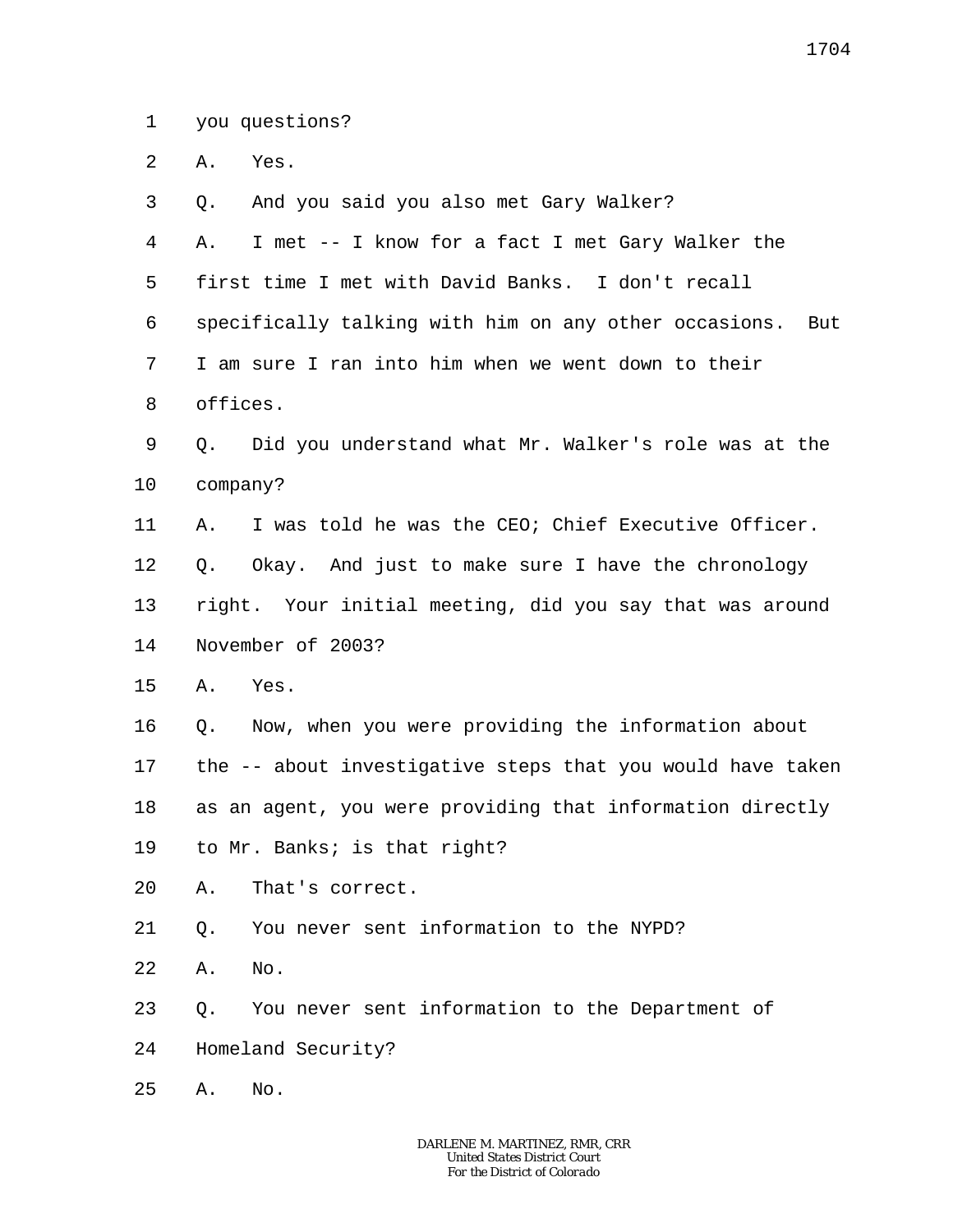1 you questions?

2 A. Yes.

3 Q. And you said you also met Gary Walker?

4 A. I met -- I know for a fact I met Gary Walker the

5 first time I met with David Banks. I don't recall

6 specifically talking with him on any other occasions. But

7 I am sure I ran into him when we went down to their

8 offices.

9 Q. Did you understand what Mr. Walker's role was at the

10 company?

11 A. I was told he was the CEO; Chief Executive Officer.

12 Q. Okay. And just to make sure I have the chronology

13 right. Your initial meeting, did you say that was around

14 November of 2003?

15 A. Yes.

16 Q. Now, when you were providing the information about

17 the -- about investigative steps that you would have taken

18 as an agent, you were providing that information directly

19 to Mr. Banks; is that right?

20 A. That's correct.

21 Q. You never sent information to the NYPD?

22 A. No.

23 Q. You never sent information to the Department of

24 Homeland Security?

25 A. No.

DARLENE M. MARTINEZ, RMR, CRR
United States District Court
For the District of Colorado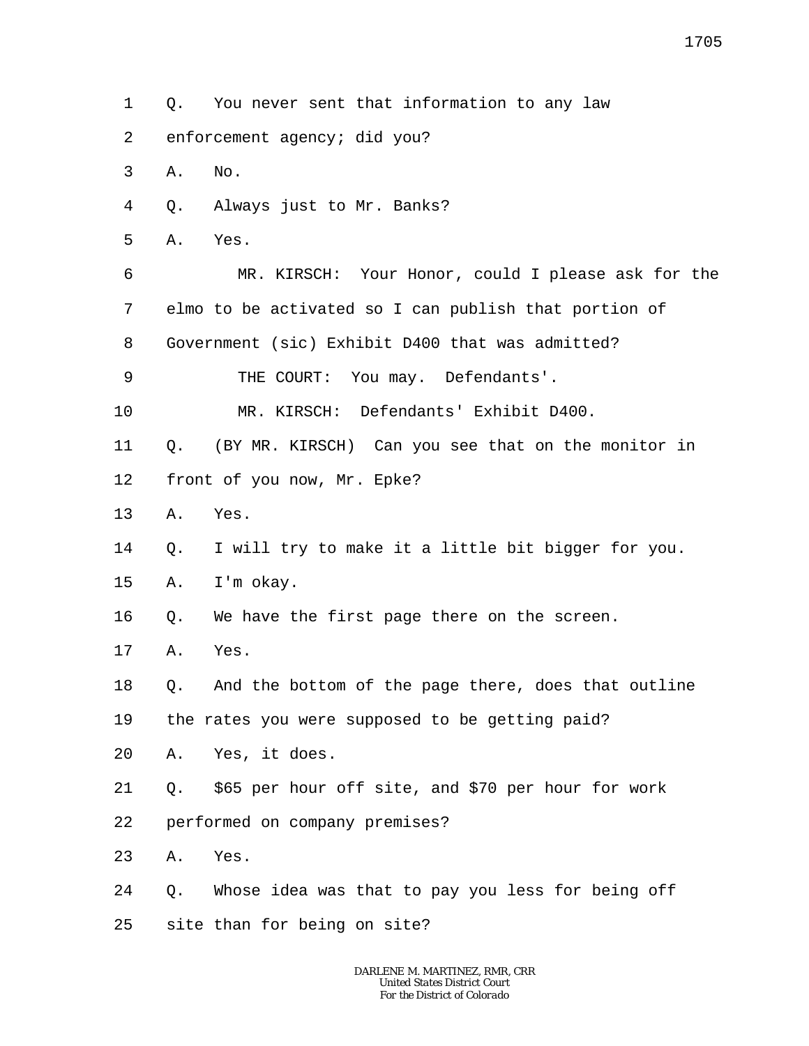1 Q. You never sent that information to any law

2 enforcement agency; did you?

3 A. No.

4 Q. Always just to Mr. Banks?

5 A. Yes.

6 MR. KIRSCH: Your Honor, could I please ask for the

7 elmo to be activated so I can publish that portion of

8 Government (sic) Exhibit D400 that was admitted?

9 THE COURT: You may. Defendants'.

10 MR. KIRSCH: Defendants' Exhibit D400.

11 Q. (BY MR. KIRSCH) Can you see that on the monitor in

12 front of you now, Mr. Epke?

13 A. Yes.

14 Q. I will try to make it a little bit bigger for you.

15 A. I'm okay.

16 Q. We have the first page there on the screen.

17 A. Yes.

18 Q. And the bottom of the page there, does that outline

19 the rates you were supposed to be getting paid?

20 A. Yes, it does.

21 Q. $65 per hour off site, and $70 per hour for work

22 performed on company premises?

23 A. Yes.

24 Q. Whose idea was that to pay you less for being off

25 site than for being on site?

DARLENE M. MARTINEZ, RMR, CRR
United States District Court
For the District of Colorado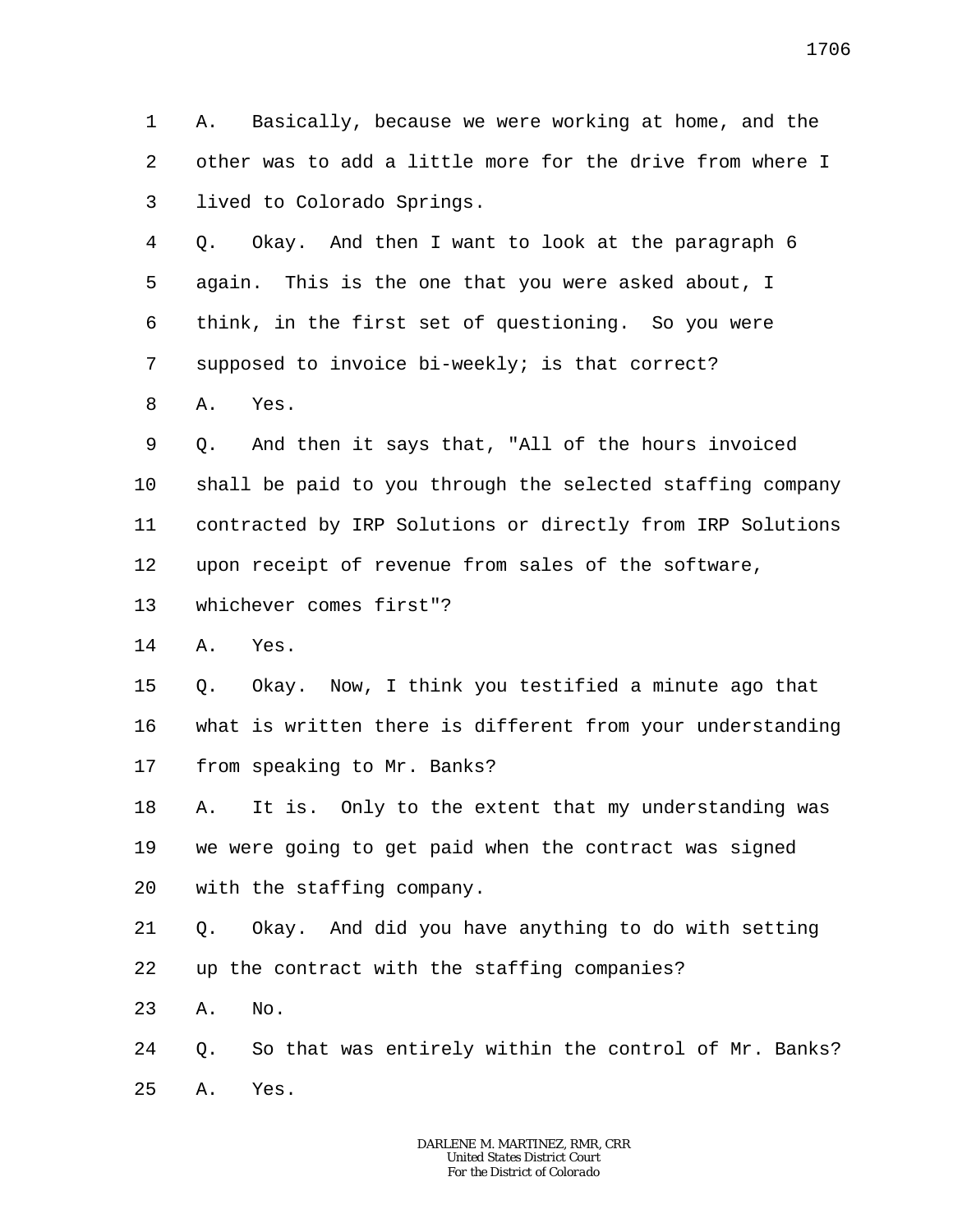A. Basically, because we were working at home, and the other was to add a little more for the drive from where I lived to Colorado Springs.

Q. Okay. And then I want to look at the paragraph 6 again. This is the one that you were asked about, I think, in the first set of questioning. So you were supposed to invoice bi-weekly; is that correct?

A. Yes.

Q. And then it says that, "All of the hours invoiced shall be paid to you through the selected staffing company contracted by IRP Solutions or directly from IRP Solutions upon receipt of revenue from sales of the software, whichever comes first"?

A. Yes.

Q. Okay. Now, I think you testified a minute ago that what is written there is different from your understanding from speaking to Mr. Banks?

A. It is. Only to the extent that my understanding was we were going to get paid when the contract was signed with the staffing company.

Q. Okay. And did you have anything to do with setting up the contract with the staffing companies?

A. No.

Q. So that was entirely within the control of Mr. Banks?

A. Yes.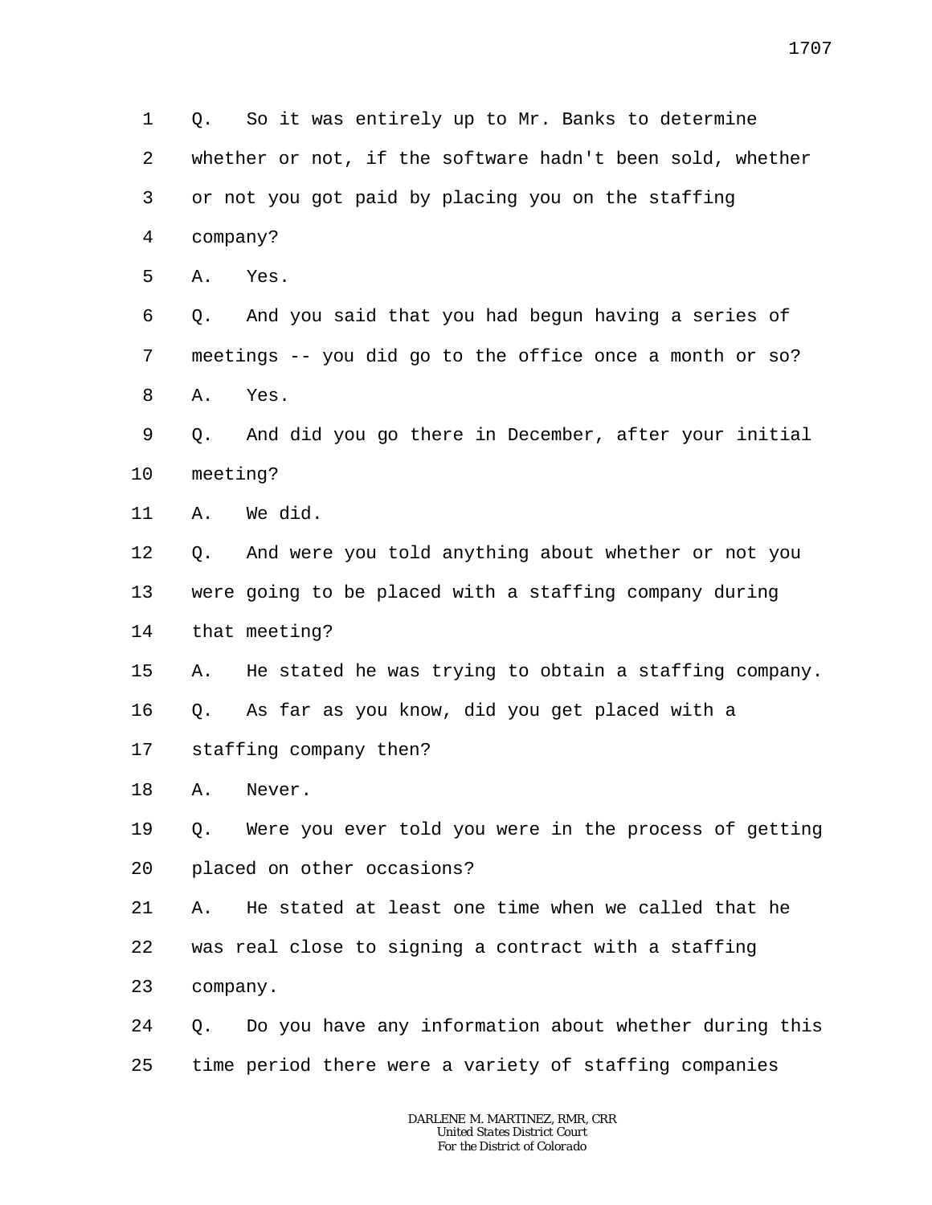1 Q. So it was entirely up to Mr. Banks to determine
2 whether or not, if the software hadn't been sold, whether
3 or not you got paid by placing you on the staffing
4 company?
5 A. Yes.
6 Q. And you said that you had begun having a series of
7 meetings -- you did go to the office once a month or so?
8 A. Yes.
9 Q. And did you go there in December, after your initial
10 meeting?
11 A. We did.
12 Q. And were you told anything about whether or not you
13 were going to be placed with a staffing company during
14 that meeting?
15 A. He stated he was trying to obtain a staffing company.
16 Q. As far as you know, did you get placed with a
17 staffing company then?
18 A. Never.
19 Q. Were you ever told you were in the process of getting
20 placed on other occasions?
21 A. He stated at least one time when we called that he
22 was real close to signing a contract with a staffing
23 company.
24 Q. Do you have any information about whether during this
25 time period there were a variety of staffing companies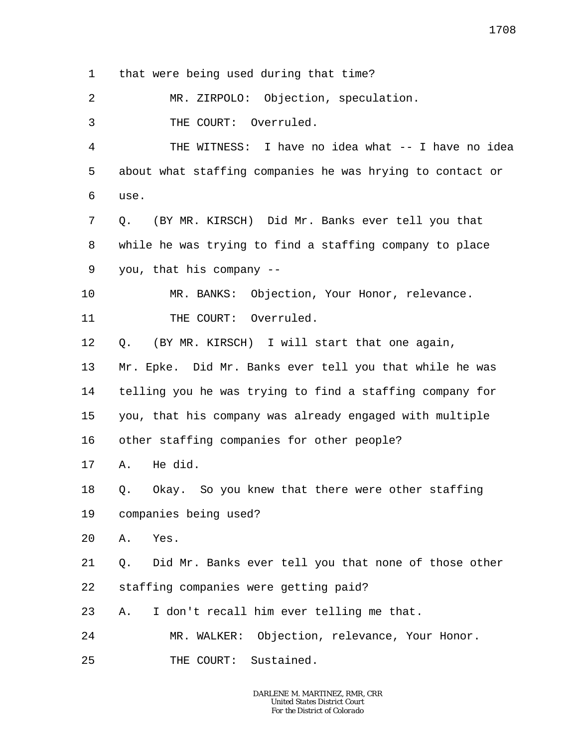1 that were being used during that time?

2 MR. ZIRPOLO: Objection, speculation.

3 THE COURT: Overruled.

4 THE WITNESS: I have no idea what -- I have no idea

5 about what staffing companies he was hrying to contact or

6 use.

7 Q. (BY MR. KIRSCH) Did Mr. Banks ever tell you that

8 while he was trying to find a staffing company to place

9 you, that his company --

10 MR. BANKS: Objection, Your Honor, relevance.

11 THE COURT: Overruled.

12 Q. (BY MR. KIRSCH) I will start that one again,

13 Mr. Epke. Did Mr. Banks ever tell you that while he was

14 telling you he was trying to find a staffing company for

15 you, that his company was already engaged with multiple

16 other staffing companies for other people?

17 A. He did.

18 Q. Okay. So you knew that there were other staffing

19 companies being used?

20 A. Yes.

21 Q. Did Mr. Banks ever tell you that none of those other

22 staffing companies were getting paid?

23 A. I don't recall him ever telling me that.

24 MR. WALKER: Objection, relevance, Your Honor.

25 THE COURT: Sustained.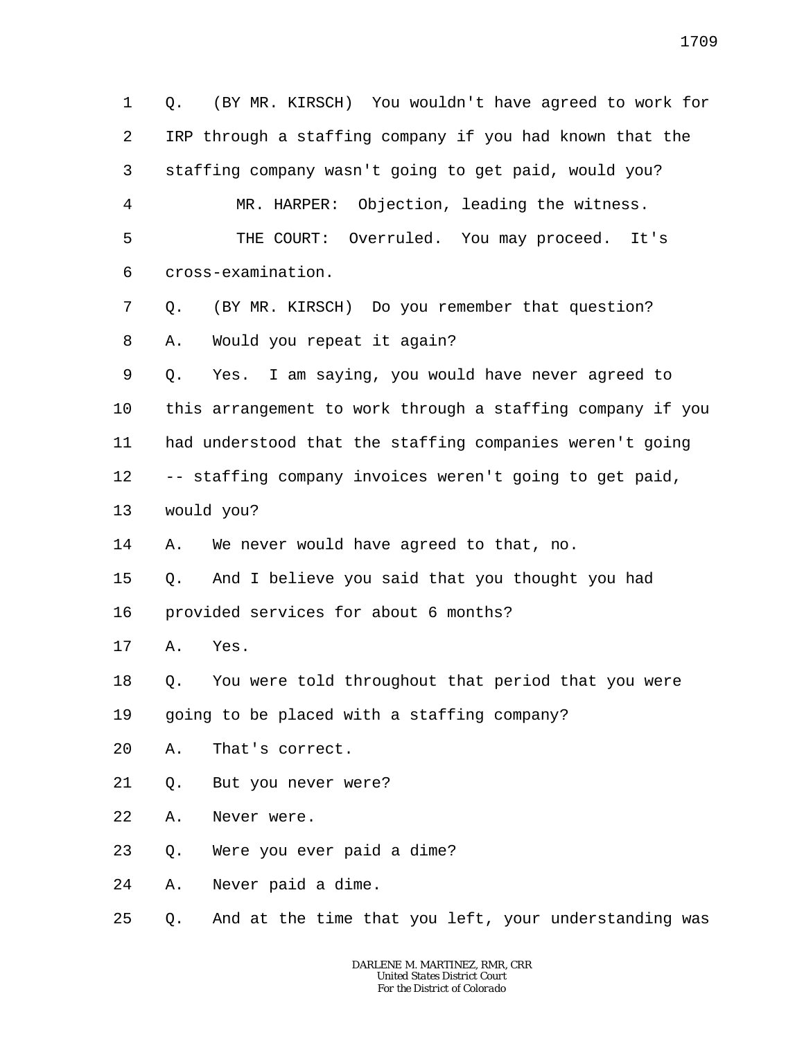1 Q. (BY MR. KIRSCH) You wouldn't have agreed to work for
2 IRP through a staffing company if you had known that the
3 staffing company wasn't going to get paid, would you?
4 MR. HARPER: Objection, leading the witness.
5 THE COURT: Overruled. You may proceed. It's
6 cross-examination.
7 Q. (BY MR. KIRSCH) Do you remember that question?
8 A. Would you repeat it again?
9 Q. Yes. I am saying, you would have never agreed to
10 this arrangement to work through a staffing company if you
11 had understood that the staffing companies weren't going
12 -- staffing company invoices weren't going to get paid,
13 would you?
14 A. We never would have agreed to that, no.
15 Q. And I believe you said that you thought you had
16 provided services for about 6 months?
17 A. Yes.
18 Q. You were told throughout that period that you were
19 going to be placed with a staffing company?
20 A. That's correct.
21 Q. But you never were?
22 A. Never were.
23 Q. Were you ever paid a dime?
24 A. Never paid a dime.
25 Q. And at the time that you left, your understanding was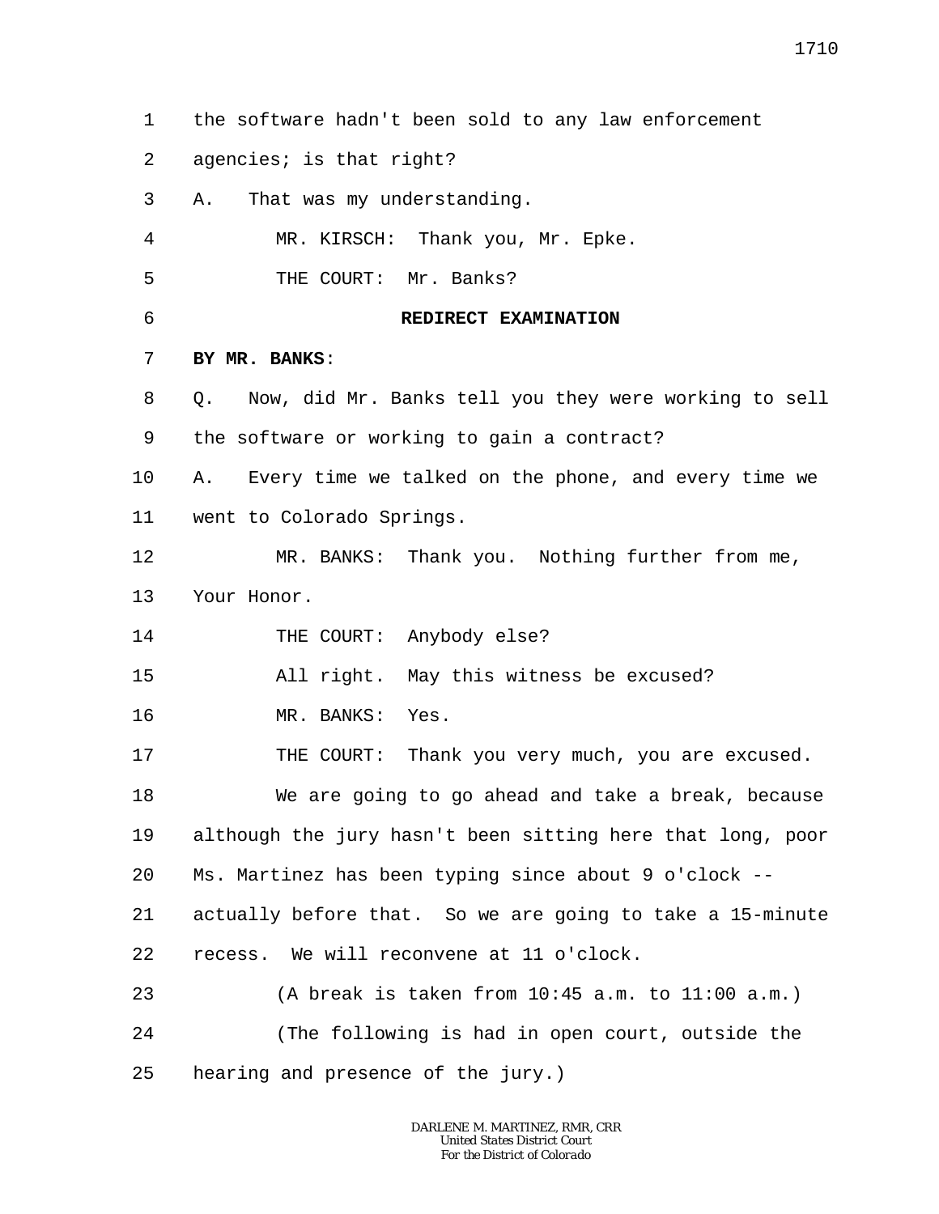the software hadn't been sold to any law enforcement agencies; is that right?

A. That was my understanding.

MR. KIRSCH: Thank you, Mr. Epke.

THE COURT: Mr. Banks?

## REDIRECT EXAMINATION

**BY MR. BANKS**:

Q. Now, did Mr. Banks tell you they were working to sell the software or working to gain a contract?

A. Every time we talked on the phone, and every time we went to Colorado Springs.

MR. BANKS: Thank you. Nothing further from me, Your Honor.

THE COURT: Anybody else?

All right. May this witness be excused?

MR. BANKS: Yes.

THE COURT: Thank you very much, you are excused.

We are going to go ahead and take a break, because although the jury hasn't been sitting here that long, poor Ms. Martinez has been typing since about 9 o'clock -- actually before that. So we are going to take a 15-minute recess. We will reconvene at 11 o'clock.

(A break is taken from 10:45 a.m. to 11:00 a.m.)

(The following is had in open court, outside the hearing and presence of the jury.)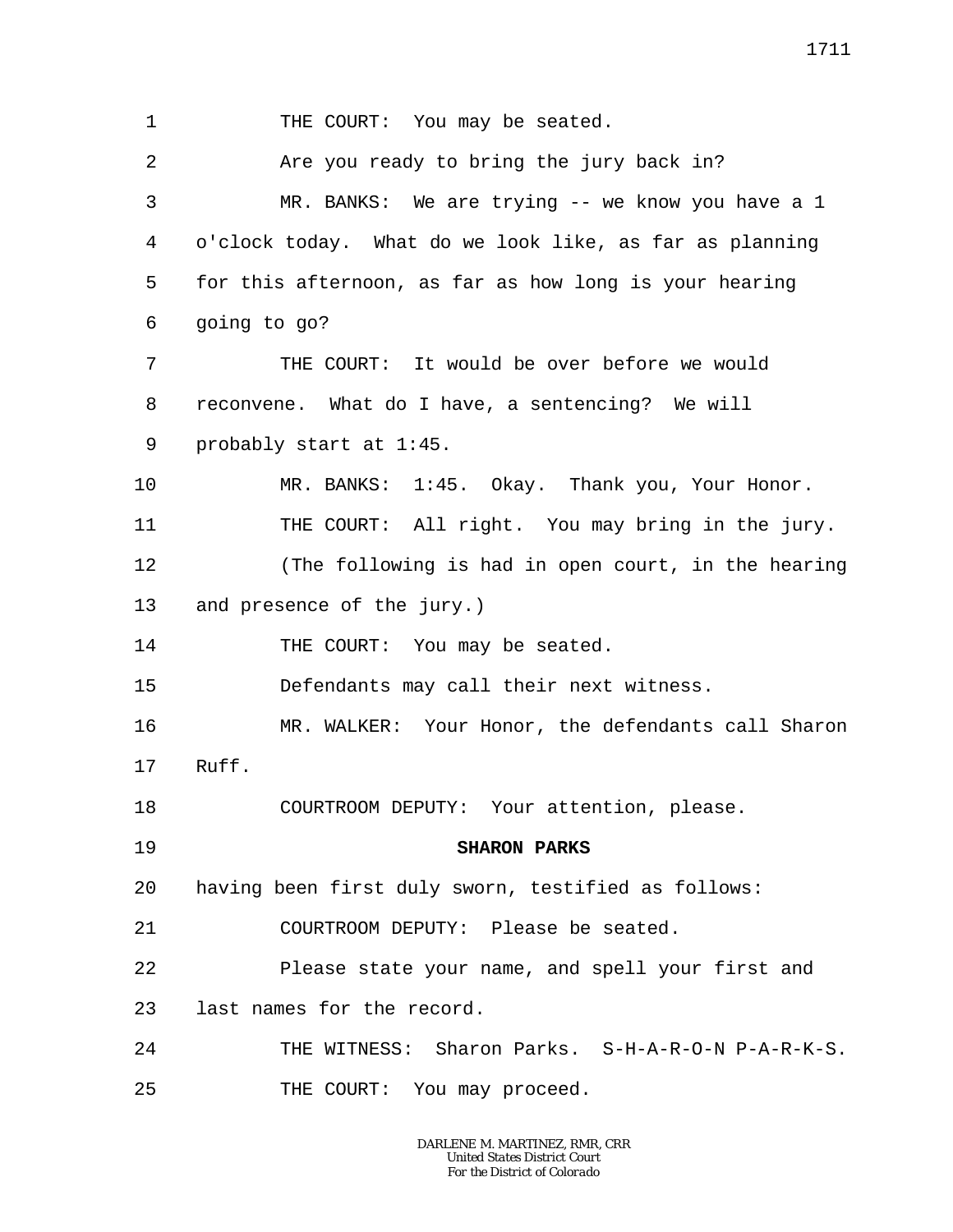1 THE COURT: You may be seated.

2 Are you ready to bring the jury back in?

3 MR. BANKS: We are trying -- we know you have a 1
4 o'clock today. What do we look like, as far as planning
5 for this afternoon, as far as how long is your hearing
6 going to go?

7 THE COURT: It would be over before we would
8 reconvene. What do I have, a sentencing? We will
9 probably start at 1:45.

10 MR. BANKS: 1:45. Okay. Thank you, Your Honor.

11 THE COURT: All right. You may bring in the jury.

12 (The following is had in open court, in the hearing
13 and presence of the jury.)

14 THE COURT: You may be seated.

15 Defendants may call their next witness.

16 MR. WALKER: Your Honor, the defendants call Sharon
17 Ruff.

18 COURTROOM DEPUTY: Your attention, please.

19 **SHARON PARKS**

20 having been first duly sworn, testified as follows:

21 COURTROOM DEPUTY: Please be seated.

22 Please state your name, and spell your first and
23 last names for the record.

24 THE WITNESS: Sharon Parks. S-H-A-R-O-N P-A-R-K-S.

25 THE COURT: You may proceed.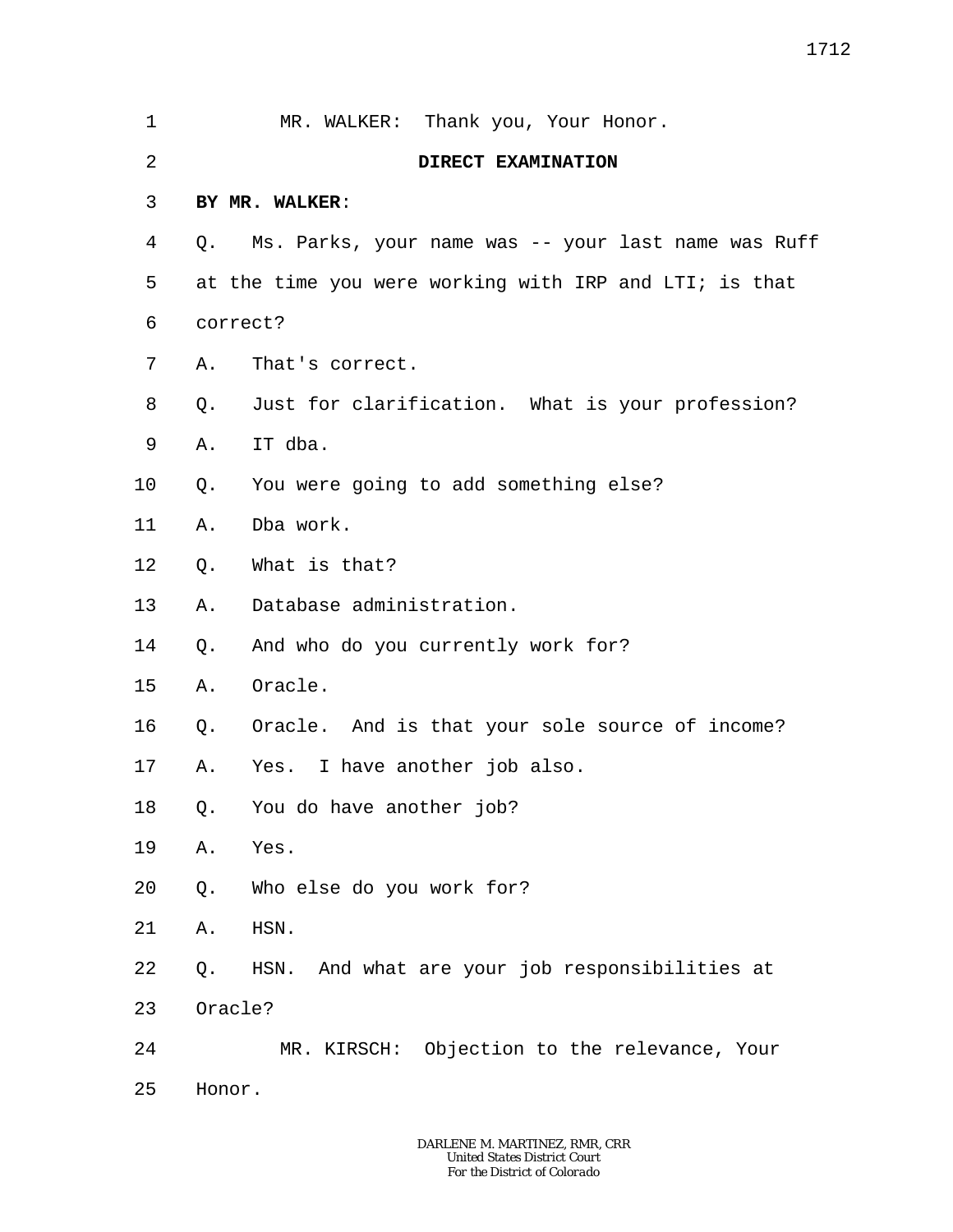MR. WALKER: Thank you, Your Honor.

**DIRECT EXAMINATION**

**BY MR. WALKER:**

Q. Ms. Parks, your name was -- your last name was Ruff at the time you were working with IRP and LTI; is that correct?

A. That's correct.

Q. Just for clarification. What is your profession?

A. IT dba.

Q. You were going to add something else?

A. Dba work.

Q. What is that?

A. Database administration.

Q. And who do you currently work for?

A. Oracle.

Q. Oracle. And is that your sole source of income?

A. Yes. I have another job also.

Q. You do have another job?

A. Yes.

Q. Who else do you work for?

A. HSN.

Q. HSN. And what are your job responsibilities at Oracle?

MR. KIRSCH: Objection to the relevance, Your Honor.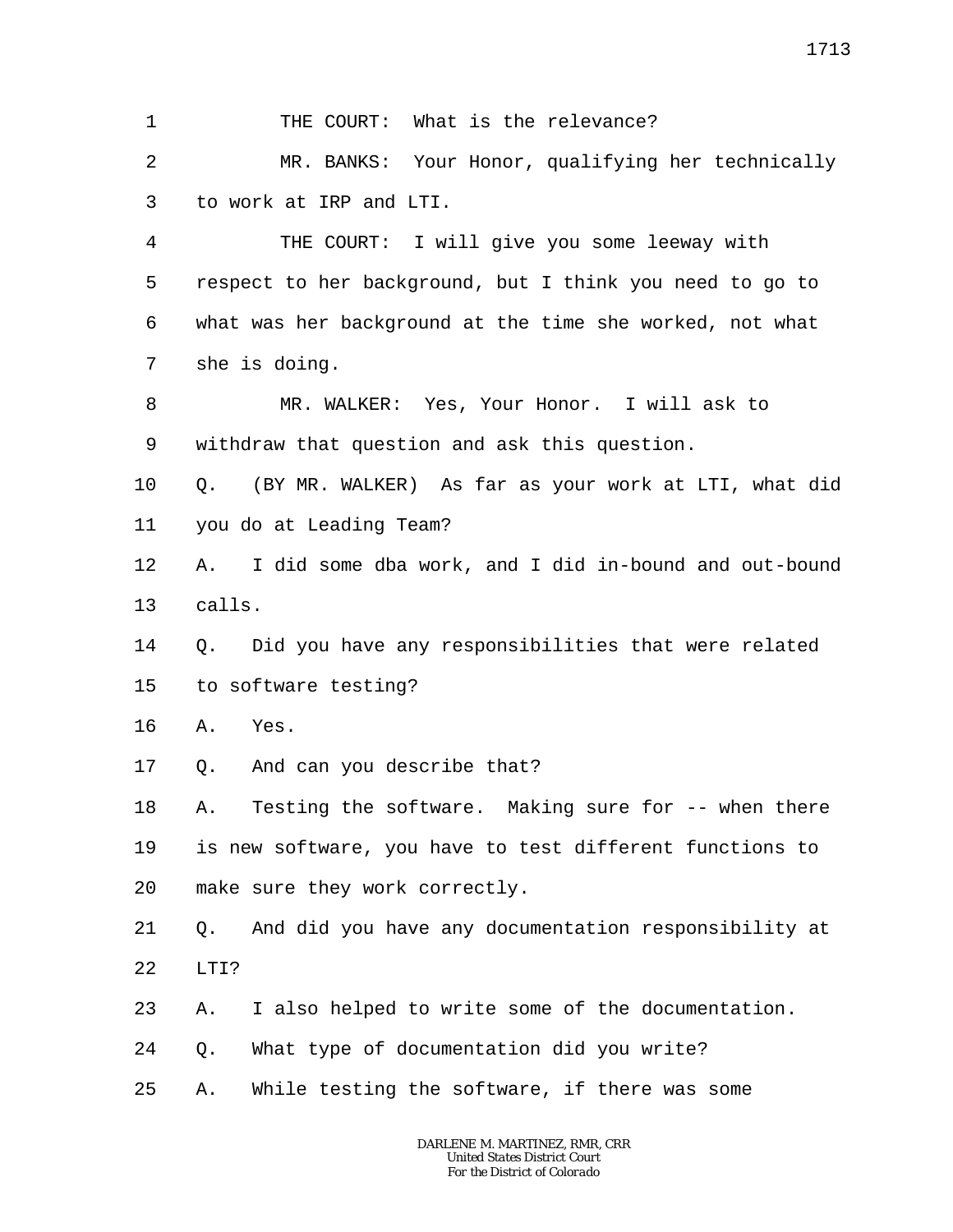THE COURT: What is the relevance?

MR. BANKS: Your Honor, qualifying her technically to work at IRP and LTI.

THE COURT: I will give you some leeway with respect to her background, but I think you need to go to what was her background at the time she worked, not what she is doing.

MR. WALKER: Yes, Your Honor. I will ask to withdraw that question and ask this question.

Q. (BY MR. WALKER) As far as your work at LTI, what did you do at Leading Team?

A. I did some dba work, and I did in-bound and out-bound calls.

Q. Did you have any responsibilities that were related to software testing?

A. Yes.

Q. And can you describe that?

A. Testing the software. Making sure for -- when there is new software, you have to test different functions to make sure they work correctly.

Q. And did you have any documentation responsibility at LTI?

A. I also helped to write some of the documentation.

Q. What type of documentation did you write?

A. While testing the software, if there was some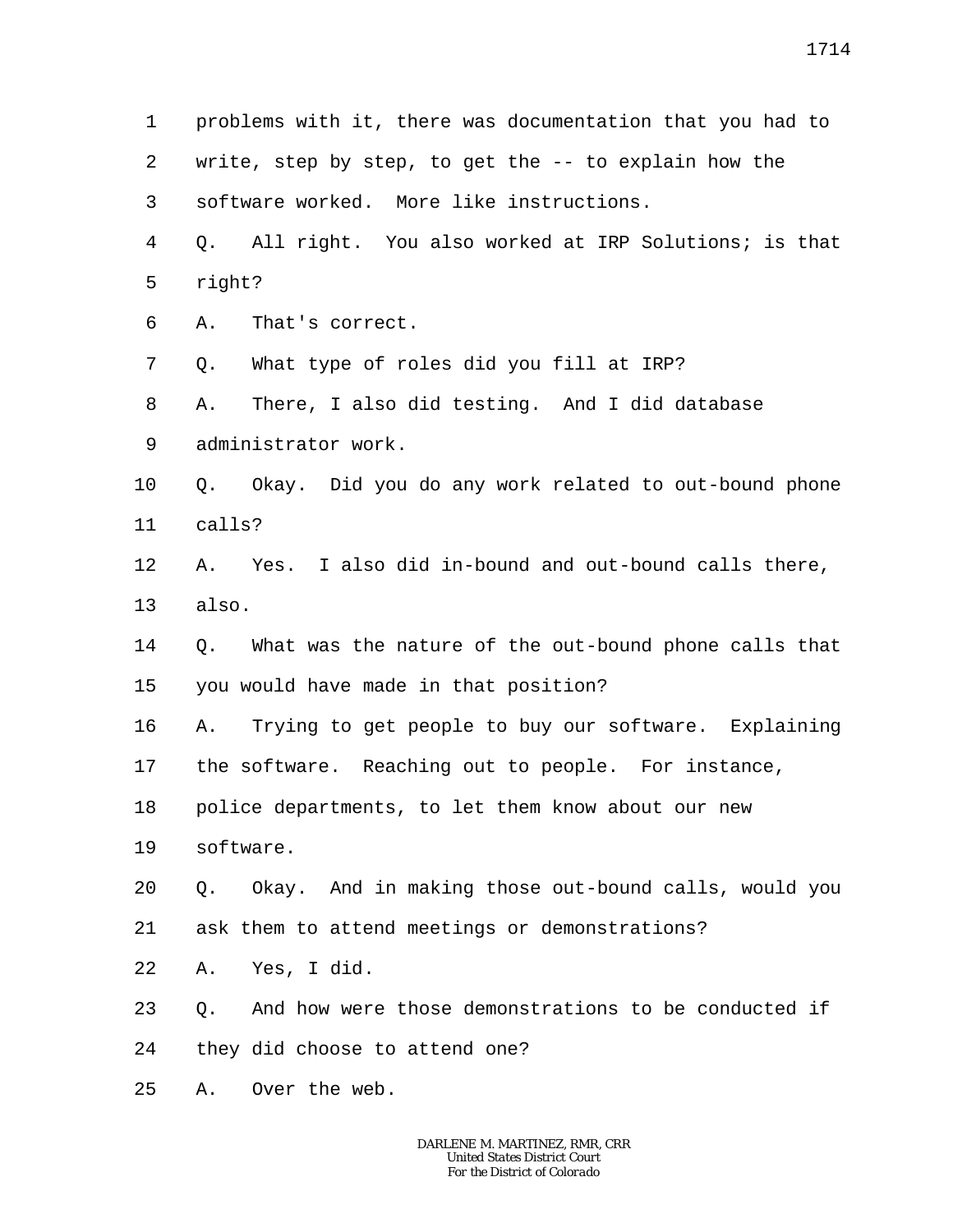problems with it, there was documentation that you had to write, step by step, to get the -- to explain how the software worked. More like instructions.

Q. All right. You also worked at IRP Solutions; is that right?

A. That's correct.

Q. What type of roles did you fill at IRP?

A. There, I also did testing. And I did database administrator work.

Q. Okay. Did you do any work related to out-bound phone calls?

A. Yes. I also did in-bound and out-bound calls there, also.

Q. What was the nature of the out-bound phone calls that you would have made in that position?

A. Trying to get people to buy our software. Explaining the software. Reaching out to people. For instance, police departments, to let them know about our new software.

Q. Okay. And in making those out-bound calls, would you ask them to attend meetings or demonstrations?

A. Yes, I did.

Q. And how were those demonstrations to be conducted if they did choose to attend one?

A. Over the web.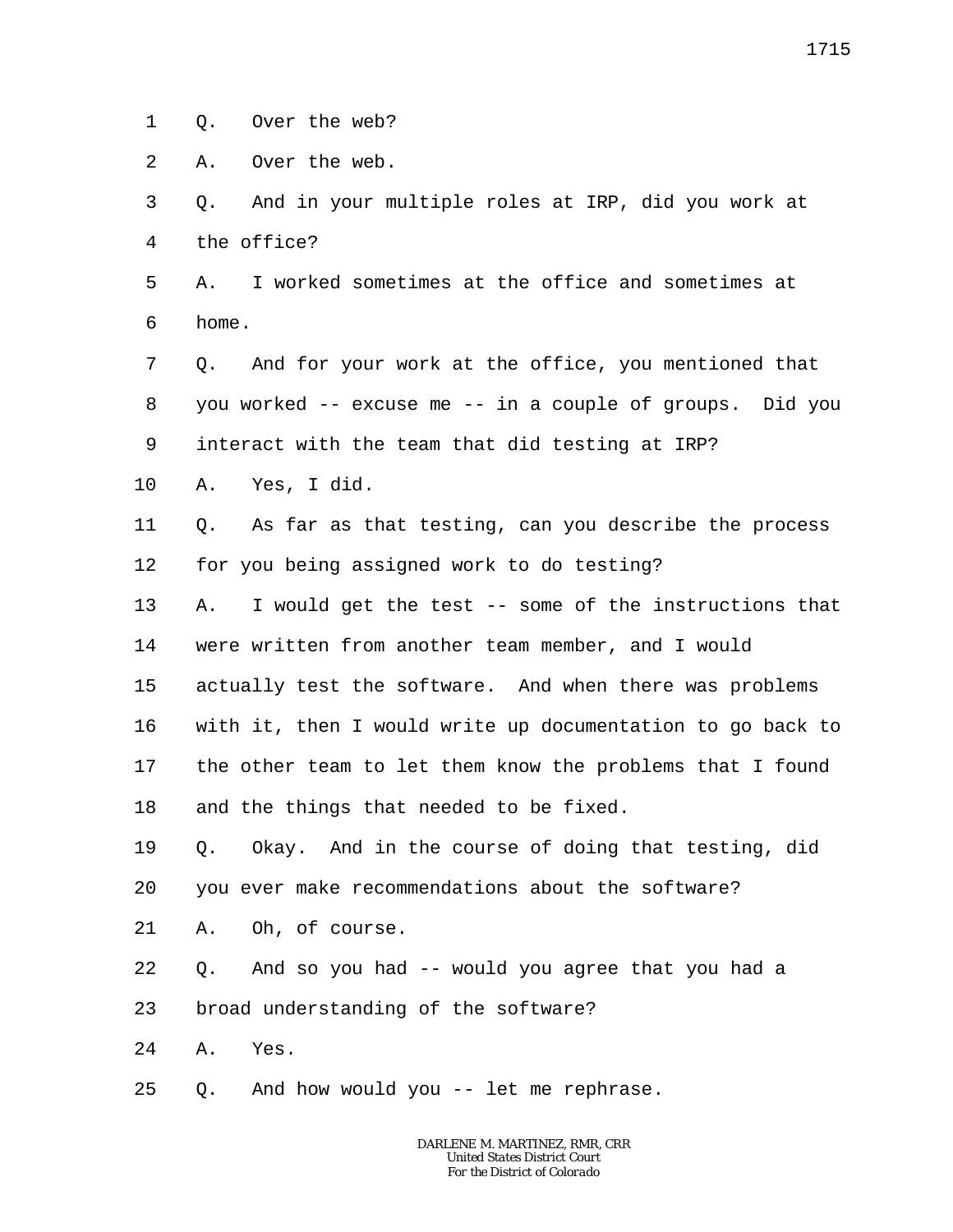1 Q. Over the web?

2 A. Over the web.

3 Q. And in your multiple roles at IRP, did you work at
4 the office?

5 A. I worked sometimes at the office and sometimes at
6 home.

7 Q. And for your work at the office, you mentioned that
8 you worked -- excuse me -- in a couple of groups. Did you
9 interact with the team that did testing at IRP?

10 A. Yes, I did.

11 Q. As far as that testing, can you describe the process
12 for you being assigned work to do testing?

13 A. I would get the test -- some of the instructions that
14 were written from another team member, and I would
15 actually test the software. And when there was problems
16 with it, then I would write up documentation to go back to
17 the other team to let them know the problems that I found
18 and the things that needed to be fixed.

19 Q. Okay. And in the course of doing that testing, did
20 you ever make recommendations about the software?

21 A. Oh, of course.

22 Q. And so you had -- would you agree that you had a
23 broad understanding of the software?

24 A. Yes.

25 Q. And how would you -- let me rephrase.

DARLENE M. MARTINEZ, RMR, CRR
United States District Court
For the District of Colorado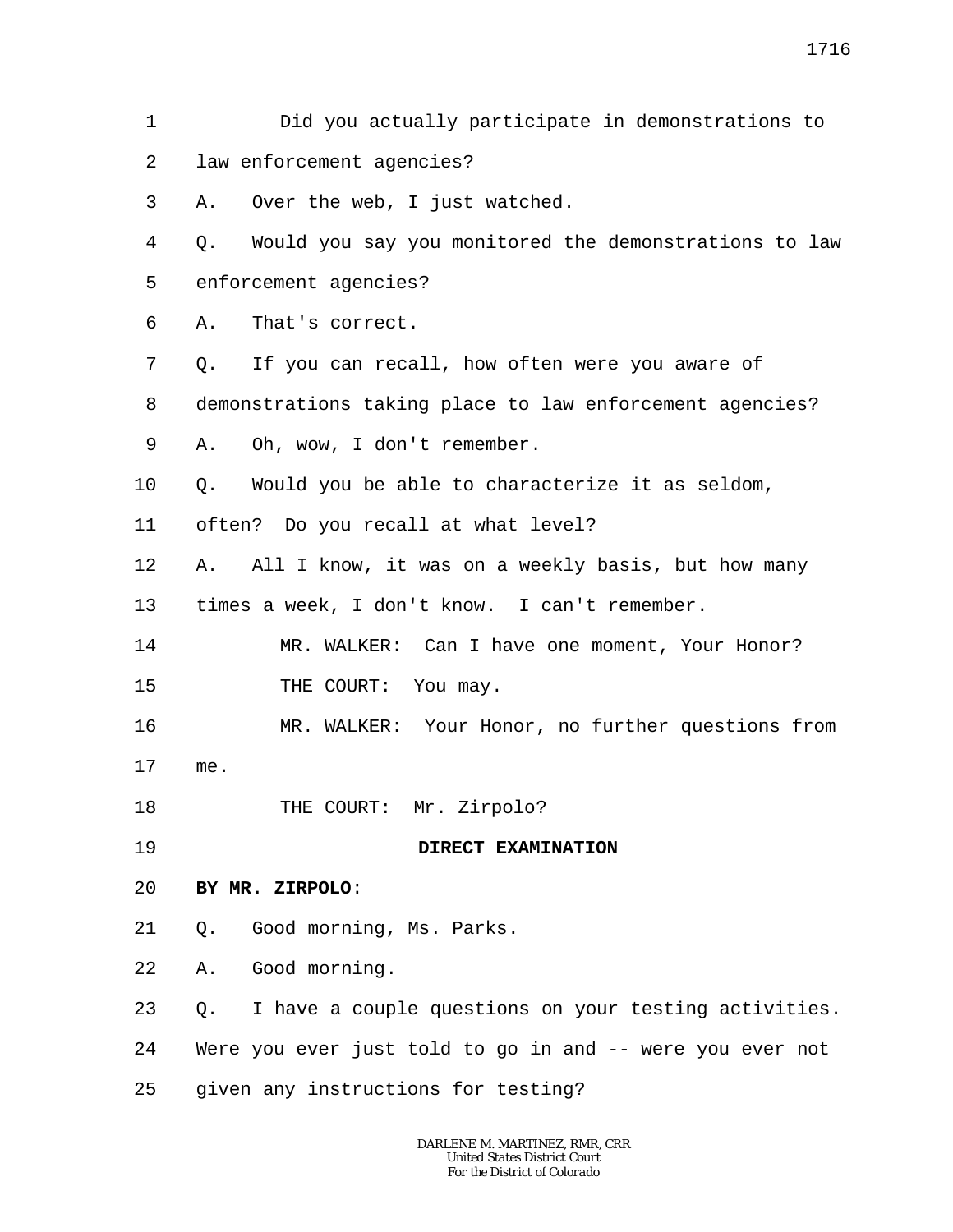Did you actually participate in demonstrations to law enforcement agencies?

A. Over the web, I just watched.

Q. Would you say you monitored the demonstrations to law enforcement agencies?

A. That's correct.

Q. If you can recall, how often were you aware of demonstrations taking place to law enforcement agencies?

A. Oh, wow, I don't remember.

Q. Would you be able to characterize it as seldom, often? Do you recall at what level?

A. All I know, it was on a weekly basis, but how many times a week, I don't know. I can't remember.

MR. WALKER: Can I have one moment, Your Honor?

THE COURT: You may.

MR. WALKER: Your Honor, no further questions from me.

THE COURT: Mr. Zirpolo?

**DIRECT EXAMINATION**

**BY MR. ZIRPOLO**:

Q. Good morning, Ms. Parks.

A. Good morning.

Q. I have a couple questions on your testing activities. Were you ever just told to go in and -- were you ever not given any instructions for testing?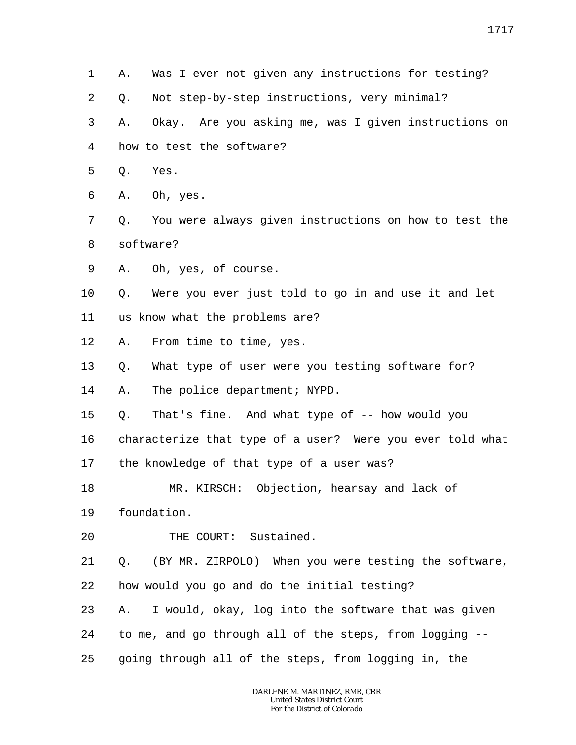1 A. Was I ever not given any instructions for testing?

2 Q. Not step-by-step instructions, very minimal?

3 A. Okay. Are you asking me, was I given instructions on

4 how to test the software?

5 Q. Yes.

6 A. Oh, yes.

7 Q. You were always given instructions on how to test the

8 software?

9 A. Oh, yes, of course.

10 Q. Were you ever just told to go in and use it and let

11 us know what the problems are?

12 A. From time to time, yes.

13 Q. What type of user were you testing software for?

14 A. The police department; NYPD.

15 Q. That's fine. And what type of -- how would you

16 characterize that type of a user? Were you ever told what

17 the knowledge of that type of a user was?

18 MR. KIRSCH: Objection, hearsay and lack of

19 foundation.

20 THE COURT: Sustained.

21 Q. (BY MR. ZIRPOLO) When you were testing the software,

22 how would you go and do the initial testing?

23 A. I would, okay, log into the software that was given

24 to me, and go through all of the steps, from logging --

25 going through all of the steps, from logging in, the

DARLENE M. MARTINEZ, RMR, CRR
United States District Court
For the District of Colorado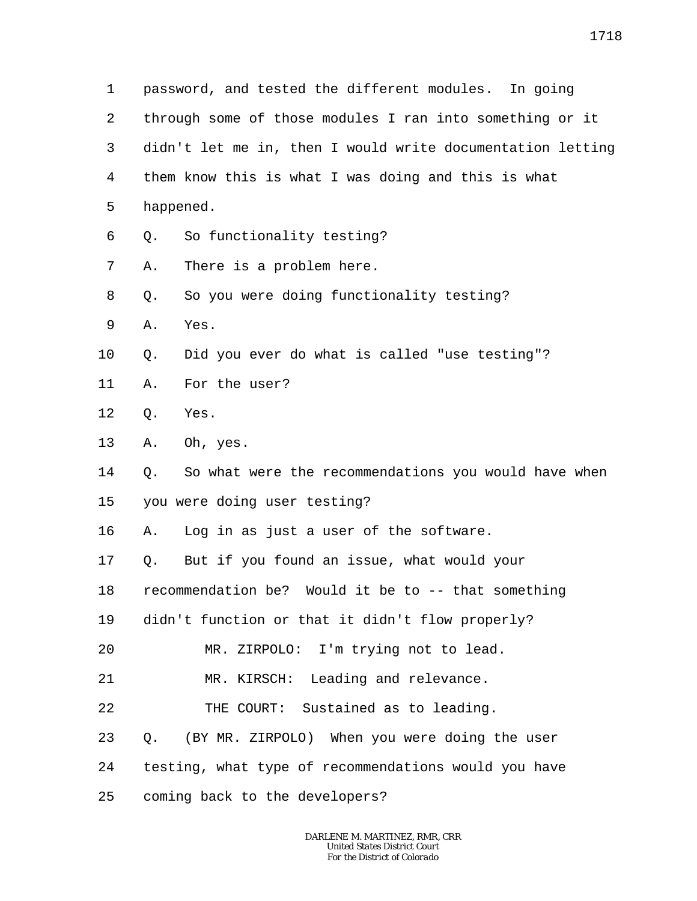1 password, and tested the different modules. In going
2 through some of those modules I ran into something or it
3 didn't let me in, then I would write documentation letting
4 them know this is what I was doing and this is what
5 happened.
6 Q. So functionality testing?
7 A. There is a problem here.
8 Q. So you were doing functionality testing?
9 A. Yes.
10 Q. Did you ever do what is called "use testing"?
11 A. For the user?
12 Q. Yes.
13 A. Oh, yes.
14 Q. So what were the recommendations you would have when
15 you were doing user testing?
16 A. Log in as just a user of the software.
17 Q. But if you found an issue, what would your
18 recommendation be? Would it be to -- that something
19 didn't function or that it didn't flow properly?
20 MR. ZIRPOLO: I'm trying not to lead.
21 MR. KIRSCH: Leading and relevance.
22 THE COURT: Sustained as to leading.
23 Q. (BY MR. ZIRPOLO) When you were doing the user
24 testing, what type of recommendations would you have
25 coming back to the developers?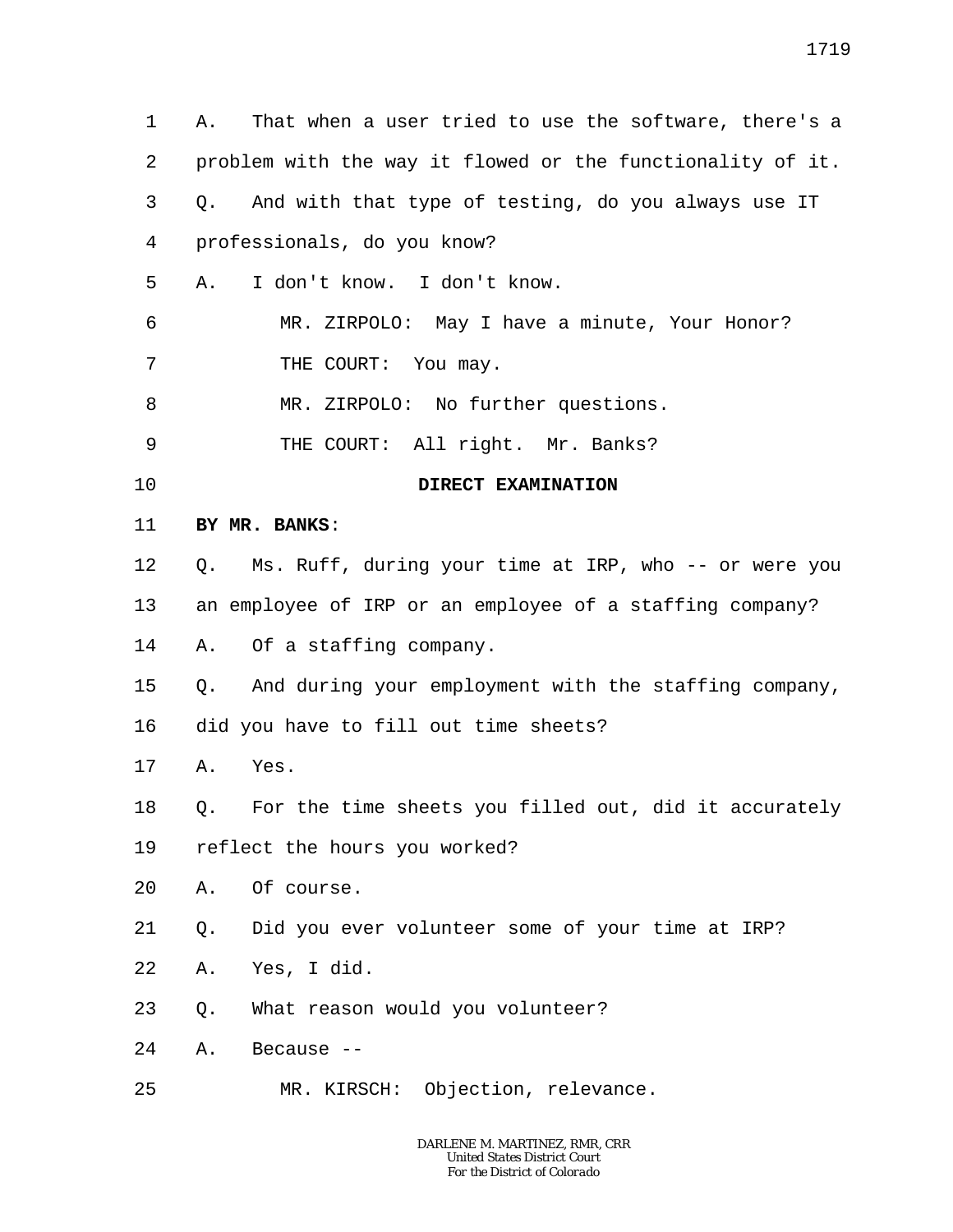A. That when a user tried to use the software, there's a problem with the way it flowed or the functionality of it.

Q. And with that type of testing, do you always use IT professionals, do you know?

A. I don't know. I don't know.

MR. ZIRPOLO: May I have a minute, Your Honor?

THE COURT: You may.

MR. ZIRPOLO: No further questions.

THE COURT: All right. Mr. Banks?

**DIRECT EXAMINATION**

**BY MR. BANKS**:

Q. Ms. Ruff, during your time at IRP, who -- or were you an employee of IRP or an employee of a staffing company?

A. Of a staffing company.

Q. And during your employment with the staffing company, did you have to fill out time sheets?

A. Yes.

Q. For the time sheets you filled out, did it accurately reflect the hours you worked?

A. Of course.

Q. Did you ever volunteer some of your time at IRP?

A. Yes, I did.

Q. What reason would you volunteer?

A. Because --

MR. KIRSCH: Objection, relevance.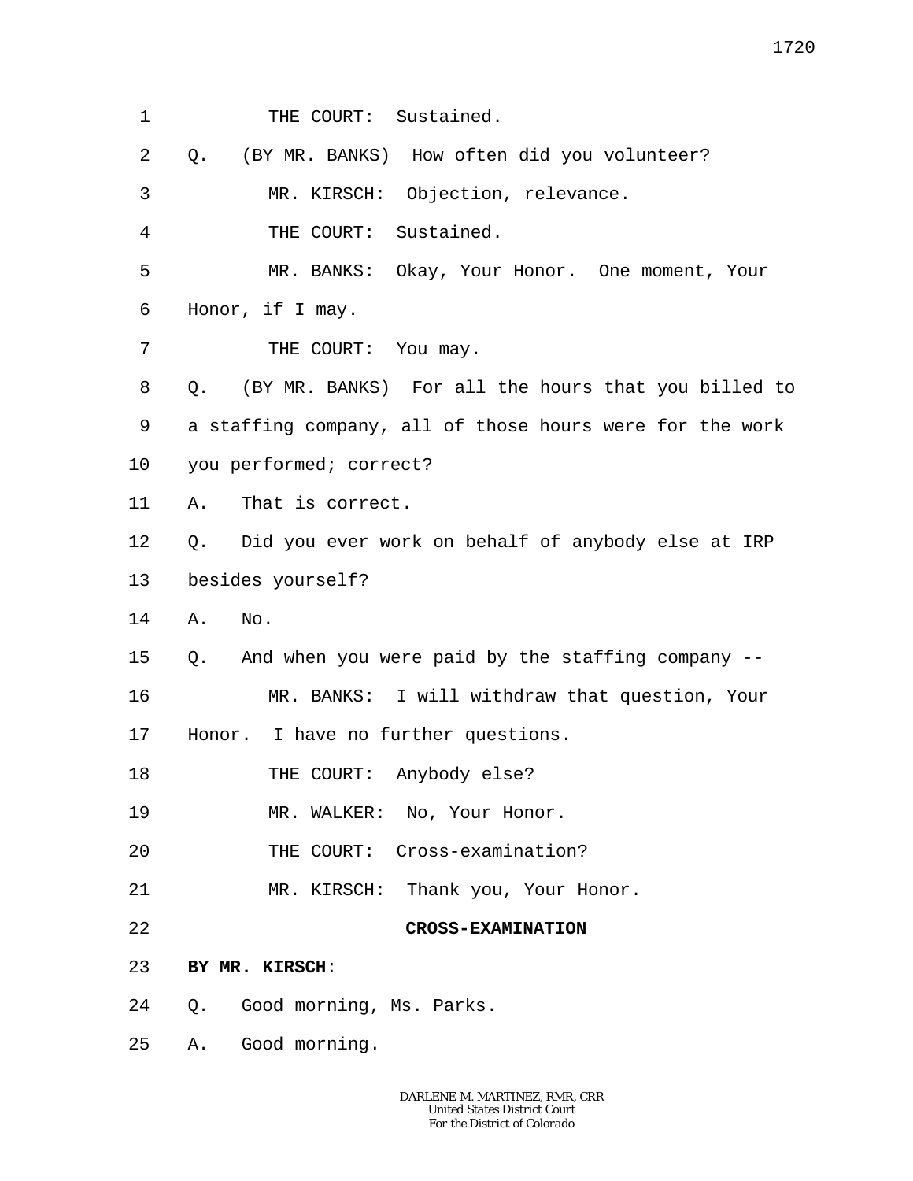1 THE COURT: Sustained.

2 Q. (BY MR. BANKS) How often did you volunteer?

3 MR. KIRSCH: Objection, relevance.

4 THE COURT: Sustained.

5 MR. BANKS: Okay, Your Honor. One moment, Your

6 Honor, if I may.

7 THE COURT: You may.

8 Q. (BY MR. BANKS) For all the hours that you billed to

9 a staffing company, all of those hours were for the work

10 you performed; correct?

11 A. That is correct.

12 Q. Did you ever work on behalf of anybody else at IRP

13 besides yourself?

14 A. No.

15 Q. And when you were paid by the staffing company --

16 MR. BANKS: I will withdraw that question, Your

17 Honor. I have no further questions.

18 THE COURT: Anybody else?

19 MR. WALKER: No, Your Honor.

20 THE COURT: Cross-examination?

21 MR. KIRSCH: Thank you, Your Honor.

22 **CROSS-EXAMINATION**

23 **BY MR. KIRSCH**:

24 Q. Good morning, Ms. Parks.

25 A. Good morning.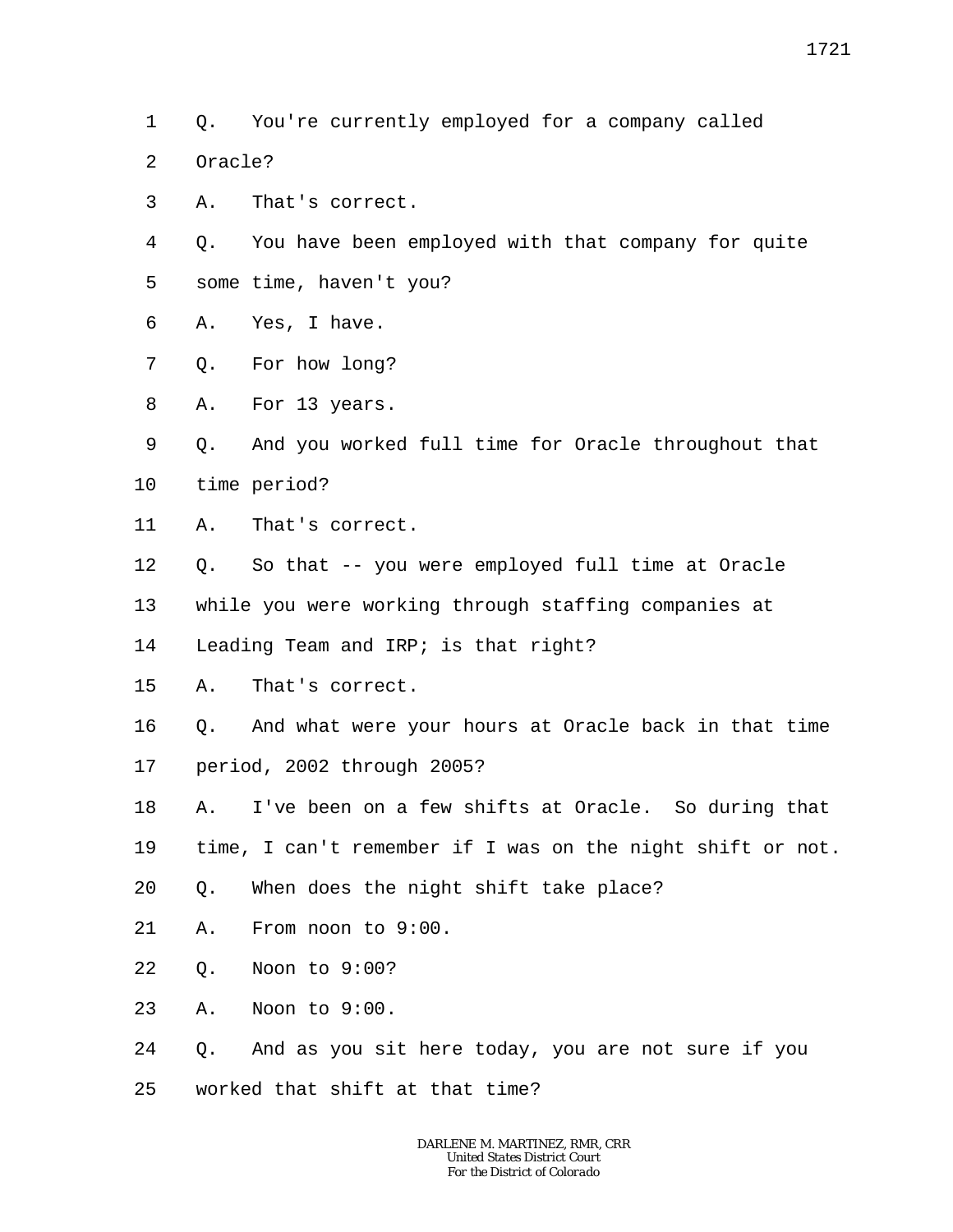1 Q. You're currently employed for a company called

2 Oracle?

3 A. That's correct.

4 Q. You have been employed with that company for quite

5 some time, haven't you?

6 A. Yes, I have.

7 Q. For how long?

8 A. For 13 years.

9 Q. And you worked full time for Oracle throughout that

10 time period?

11 A. That's correct.

12 Q. So that -- you were employed full time at Oracle

13 while you were working through staffing companies at

14 Leading Team and IRP; is that right?

15 A. That's correct.

16 Q. And what were your hours at Oracle back in that time

17 period, 2002 through 2005?

18 A. I've been on a few shifts at Oracle. So during that

19 time, I can't remember if I was on the night shift or not.

20 Q. When does the night shift take place?

21 A. From noon to 9:00.

22 Q. Noon to 9:00?

23 A. Noon to 9:00.

24 Q. And as you sit here today, you are not sure if you

25 worked that shift at that time?

DARLENE M. MARTINEZ, RMR, CRR
United States District Court
For the District of Colorado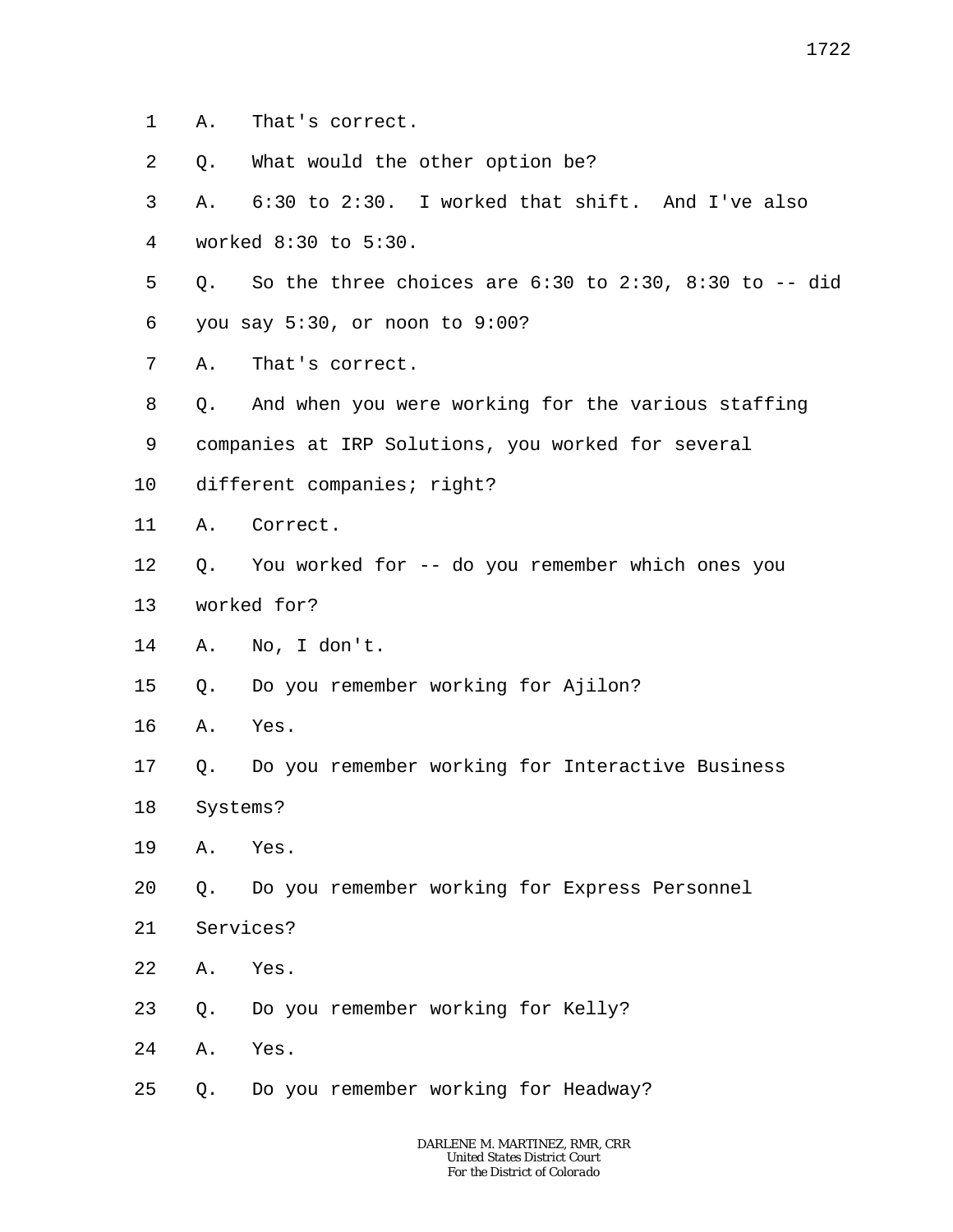1 A. That's correct.

2 Q. What would the other option be?

3 A. 6:30 to 2:30. I worked that shift. And I've also

4 worked 8:30 to 5:30.

5 Q. So the three choices are 6:30 to 2:30, 8:30 to -- did

6 you say 5:30, or noon to 9:00?

7 A. That's correct.

8 Q. And when you were working for the various staffing

9 companies at IRP Solutions, you worked for several

10 different companies; right?

11 A. Correct.

12 Q. You worked for -- do you remember which ones you

13 worked for?

14 A. No, I don't.

15 Q. Do you remember working for Ajilon?

16 A. Yes.

17 Q. Do you remember working for Interactive Business

18 Systems?

19 A. Yes.

20 Q. Do you remember working for Express Personnel

21 Services?

22 A. Yes.

23 Q. Do you remember working for Kelly?

24 A. Yes.

25 Q. Do you remember working for Headway?

DARLENE M. MARTINEZ, RMR, CRR
United States District Court
For the District of Colorado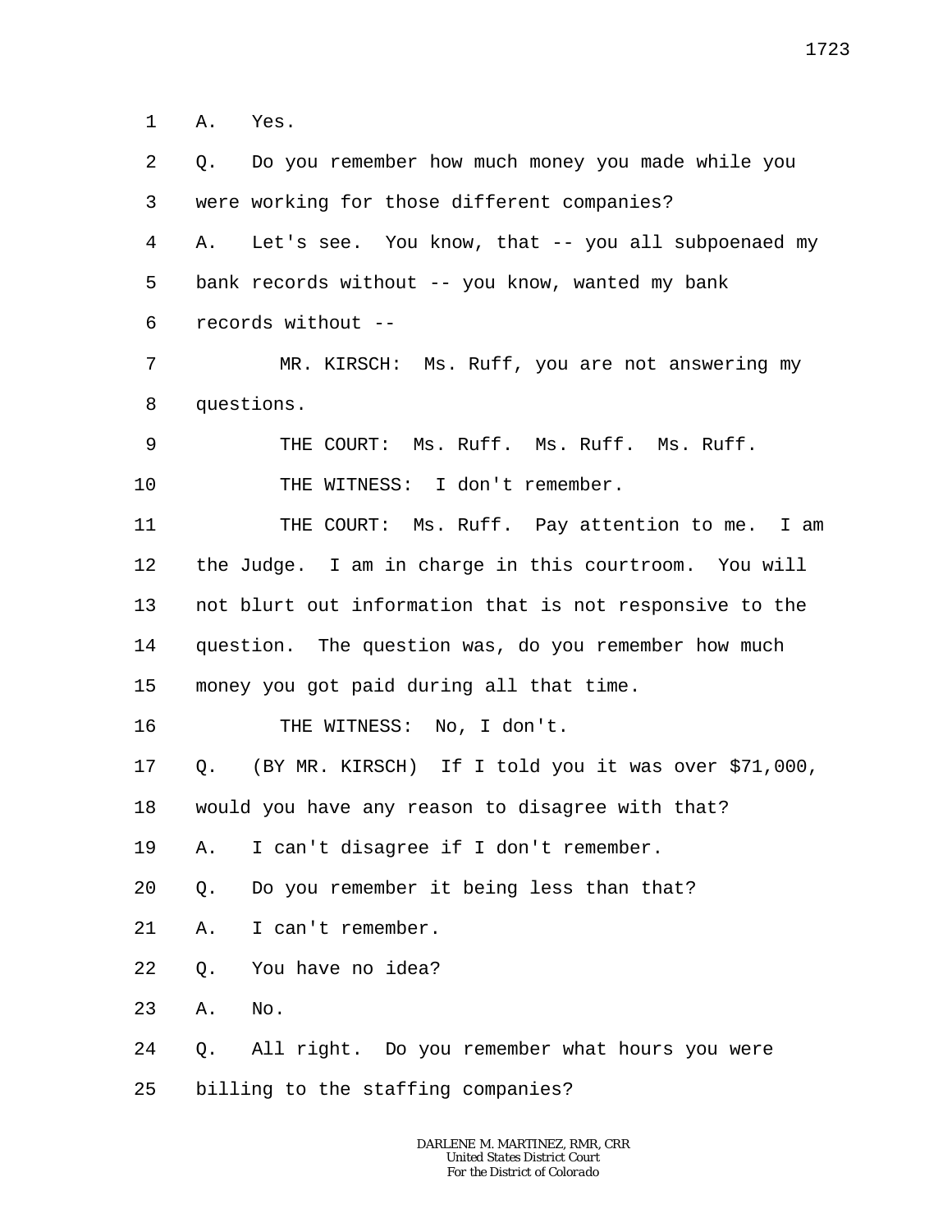1 A. Yes.

2 Q. Do you remember how much money you made while you

3 were working for those different companies?

4 A. Let's see. You know, that -- you all subpoenaed my

5 bank records without -- you know, wanted my bank

6 records without --

7 MR. KIRSCH: Ms. Ruff, you are not answering my

8 questions.

9 THE COURT: Ms. Ruff. Ms. Ruff. Ms. Ruff.

10 THE WITNESS: I don't remember.

11 THE COURT: Ms. Ruff. Pay attention to me. I am

12 the Judge. I am in charge in this courtroom. You will

13 not blurt out information that is not responsive to the

14 question. The question was, do you remember how much

15 money you got paid during all that time.

16 THE WITNESS: No, I don't.

17 Q. (BY MR. KIRSCH) If I told you it was over $71,000,

18 would you have any reason to disagree with that?

19 A. I can't disagree if I don't remember.

20 Q. Do you remember it being less than that?

21 A. I can't remember.

22 Q. You have no idea?

23 A. No.

24 Q. All right. Do you remember what hours you were

25 billing to the staffing companies?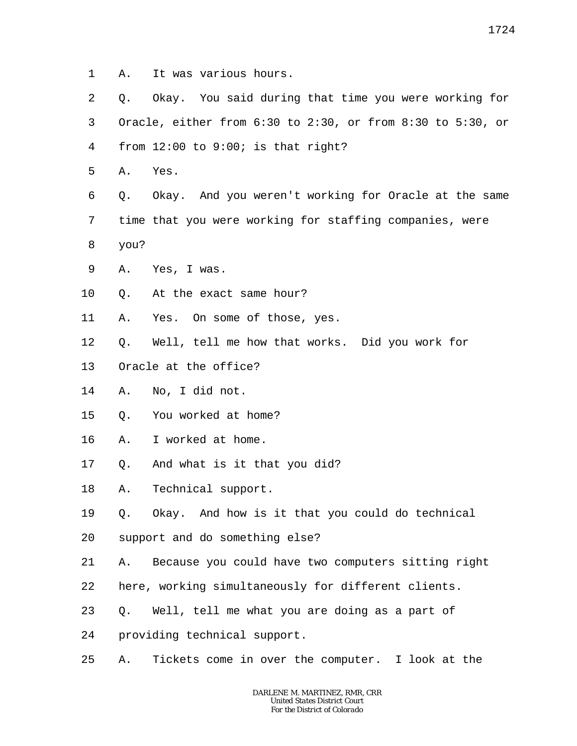1 A. It was various hours.

2 Q. Okay. You said during that time you were working for

3 Oracle, either from 6:30 to 2:30, or from 8:30 to 5:30, or

4 from 12:00 to 9:00; is that right?

5 A. Yes.

6 Q. Okay. And you weren't working for Oracle at the same

7 time that you were working for staffing companies, were

8 you?

9 A. Yes, I was.

10 Q. At the exact same hour?

11 A. Yes. On some of those, yes.

12 Q. Well, tell me how that works. Did you work for

13 Oracle at the office?

14 A. No, I did not.

15 Q. You worked at home?

16 A. I worked at home.

17 Q. And what is it that you did?

18 A. Technical support.

19 Q. Okay. And how is it that you could do technical

20 support and do something else?

21 A. Because you could have two computers sitting right

22 here, working simultaneously for different clients.

23 Q. Well, tell me what you are doing as a part of

24 providing technical support.

25 A. Tickets come in over the computer. I look at the

DARLENE M. MARTINEZ, RMR, CRR
United States District Court
For the District of Colorado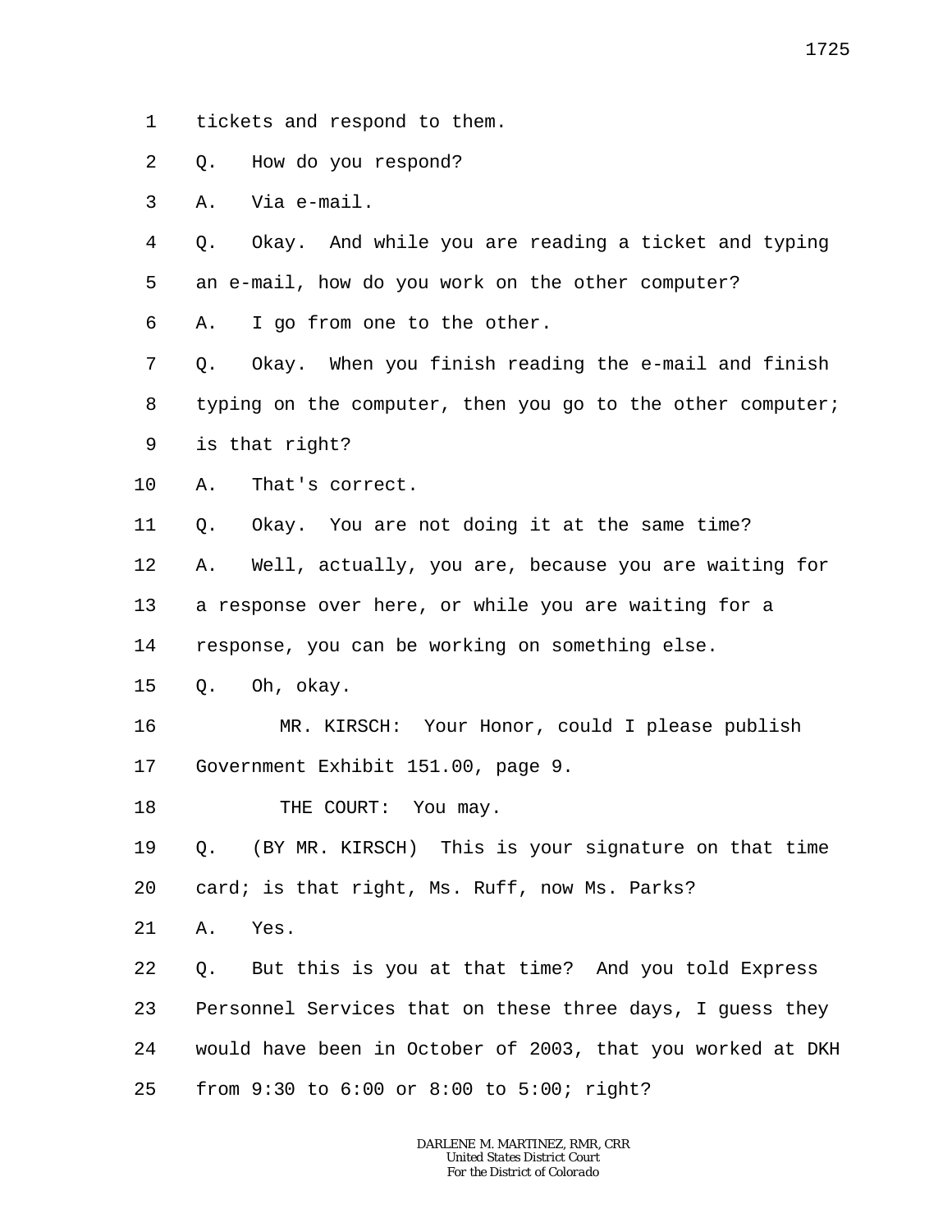1 tickets and respond to them.

2 Q. How do you respond?

3 A. Via e-mail.

4 Q. Okay. And while you are reading a ticket and typing

5 an e-mail, how do you work on the other computer?

6 A. I go from one to the other.

7 Q. Okay. When you finish reading the e-mail and finish

8 typing on the computer, then you go to the other computer;

9 is that right?

10 A. That's correct.

11 Q. Okay. You are not doing it at the same time?

12 A. Well, actually, you are, because you are waiting for

13 a response over here, or while you are waiting for a

14 response, you can be working on something else.

15 Q. Oh, okay.

16 MR. KIRSCH: Your Honor, could I please publish

17 Government Exhibit 151.00, page 9.

18 THE COURT: You may.

19 Q. (BY MR. KIRSCH) This is your signature on that time

20 card; is that right, Ms. Ruff, now Ms. Parks?

21 A. Yes.

22 Q. But this is you at that time? And you told Express

23 Personnel Services that on these three days, I guess they

24 would have been in October of 2003, that you worked at DKH

25 from 9:30 to 6:00 or 8:00 to 5:00; right?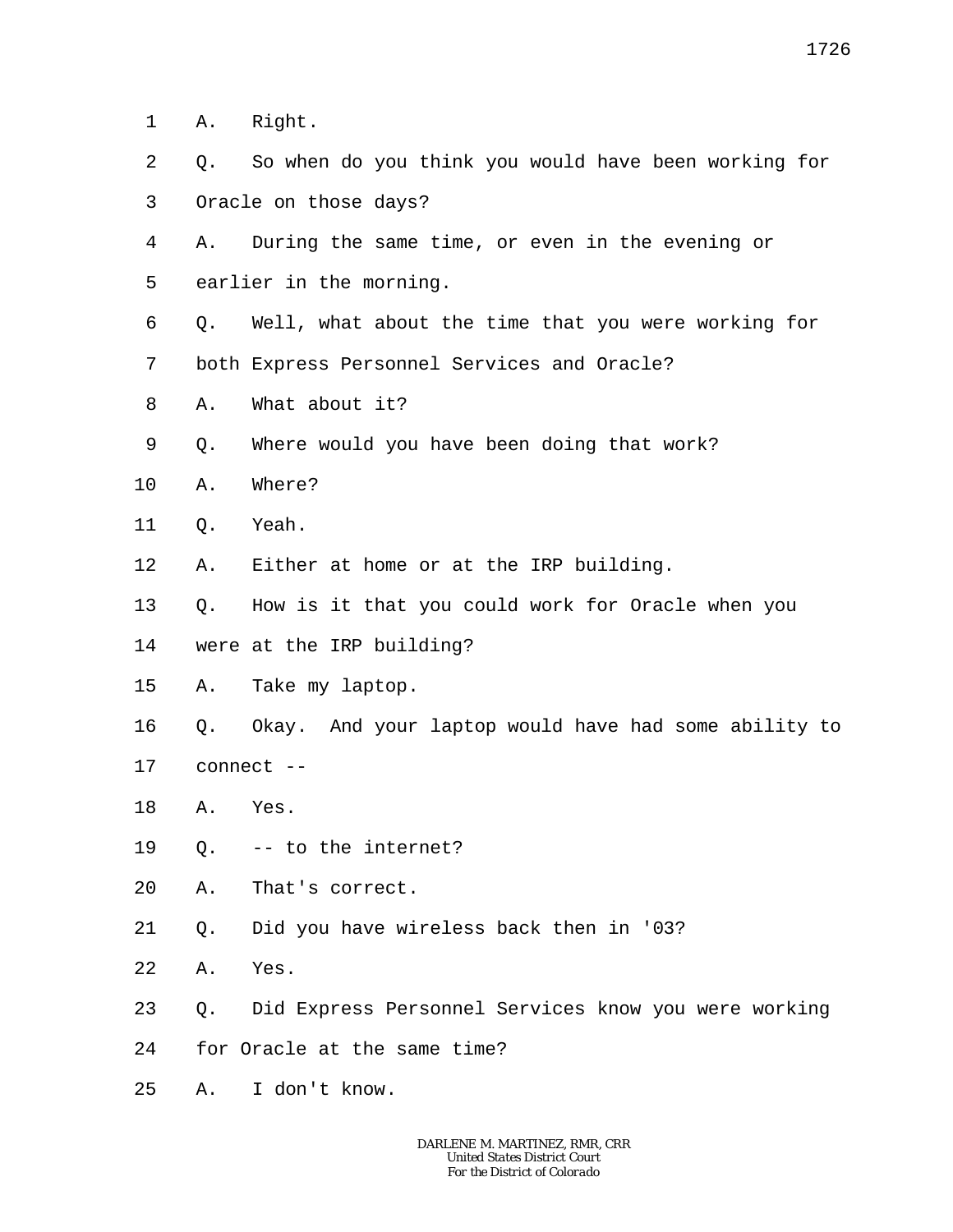1 A. Right.

2 Q. So when do you think you would have been working for

3 Oracle on those days?

4 A. During the same time, or even in the evening or

5 earlier in the morning.

6 Q. Well, what about the time that you were working for

7 both Express Personnel Services and Oracle?

8 A. What about it?

9 Q. Where would you have been doing that work?

10 A. Where?

11 Q. Yeah.

12 A. Either at home or at the IRP building.

13 Q. How is it that you could work for Oracle when you

14 were at the IRP building?

15 A. Take my laptop.

16 Q. Okay. And your laptop would have had some ability to

17 connect --

18 A. Yes.

19 Q. -- to the internet?

20 A. That's correct.

21 Q. Did you have wireless back then in '03?

22 A. Yes.

23 Q. Did Express Personnel Services know you were working

24 for Oracle at the same time?

25 A. I don't know.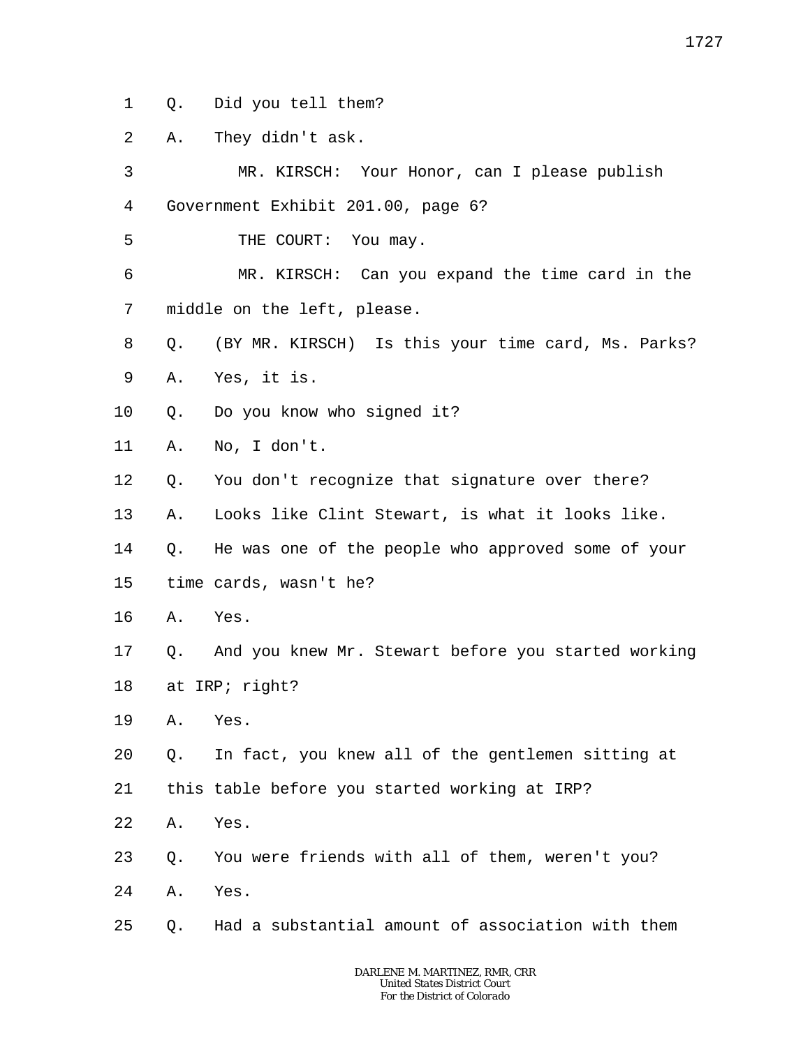1 Q. Did you tell them?

2 A. They didn't ask.

3 MR. KIRSCH: Your Honor, can I please publish

4 Government Exhibit 201.00, page 6?

5 THE COURT: You may.

6 MR. KIRSCH: Can you expand the time card in the

7 middle on the left, please.

8 Q. (BY MR. KIRSCH) Is this your time card, Ms. Parks?

9 A. Yes, it is.

10 Q. Do you know who signed it?

11 A. No, I don't.

12 Q. You don't recognize that signature over there?

13 A. Looks like Clint Stewart, is what it looks like.

14 Q. He was one of the people who approved some of your

15 time cards, wasn't he?

16 A. Yes.

17 Q. And you knew Mr. Stewart before you started working

18 at IRP; right?

19 A. Yes.

20 Q. In fact, you knew all of the gentlemen sitting at

21 this table before you started working at IRP?

22 A. Yes.

23 Q. You were friends with all of them, weren't you?

24 A. Yes.

25 Q. Had a substantial amount of association with them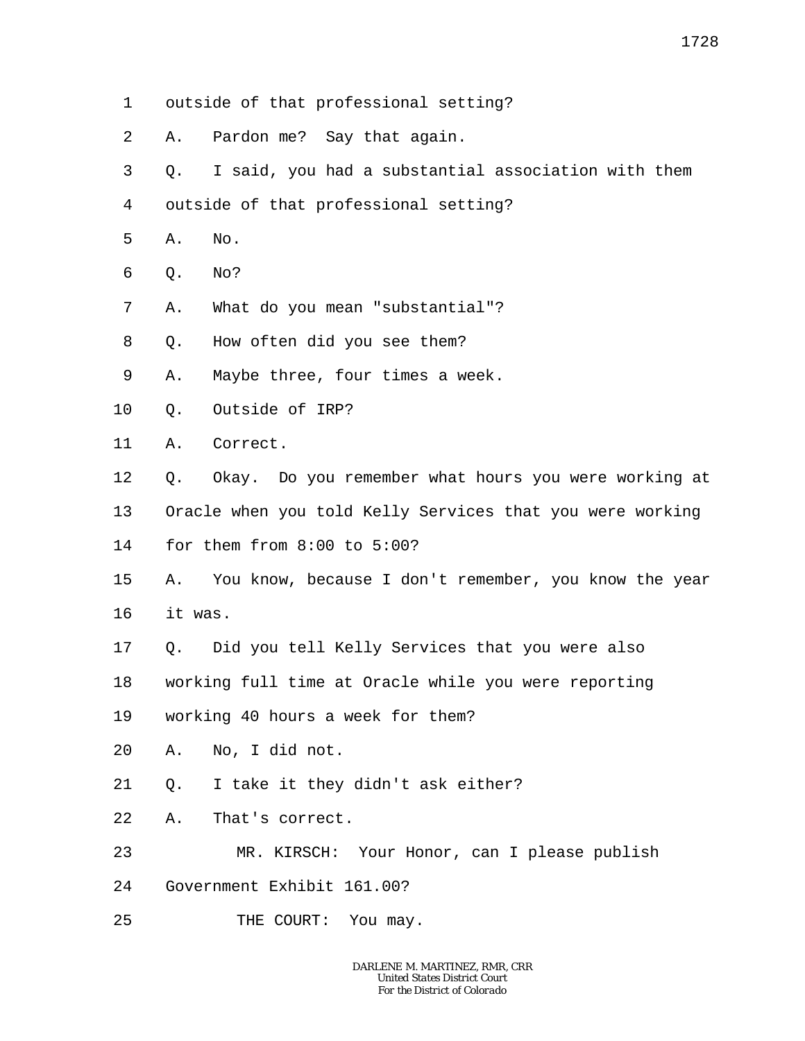1 outside of that professional setting?

2 A. Pardon me? Say that again.

3 Q. I said, you had a substantial association with them

4 outside of that professional setting?

5 A. No.

6 Q. No?

7 A. What do you mean "substantial"?

8 Q. How often did you see them?

9 A. Maybe three, four times a week.

10 Q. Outside of IRP?

11 A. Correct.

12 Q. Okay. Do you remember what hours you were working at

13 Oracle when you told Kelly Services that you were working

14 for them from 8:00 to 5:00?

15 A. You know, because I don't remember, you know the year

16 it was.

17 Q. Did you tell Kelly Services that you were also

18 working full time at Oracle while you were reporting

19 working 40 hours a week for them?

20 A. No, I did not.

21 Q. I take it they didn't ask either?

22 A. That's correct.

23 MR. KIRSCH: Your Honor, can I please publish

24 Government Exhibit 161.00?

25 THE COURT: You may.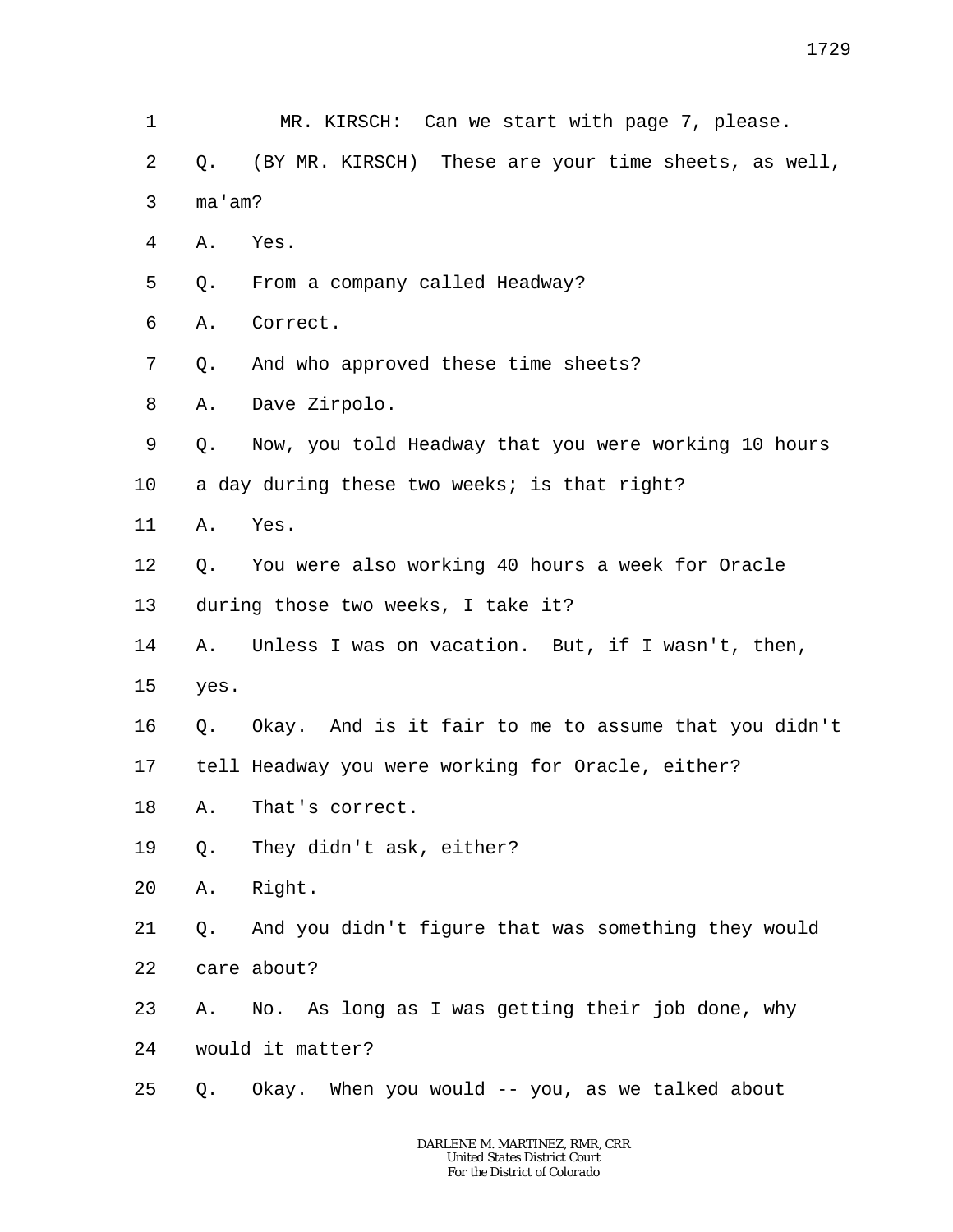MR. KIRSCH: Can we start with page 7, please.

Q. (BY MR. KIRSCH) These are your time sheets, as well, ma'am?

A. Yes.

Q. From a company called Headway?

A. Correct.

Q. And who approved these time sheets?

A. Dave Zirpolo.

Q. Now, you told Headway that you were working 10 hours a day during these two weeks; is that right?

A. Yes.

Q. You were also working 40 hours a week for Oracle during those two weeks, I take it?

A. Unless I was on vacation. But, if I wasn't, then, yes.

Q. Okay. And is it fair to me to assume that you didn't tell Headway you were working for Oracle, either?

A. That's correct.

Q. They didn't ask, either?

A. Right.

Q. And you didn't figure that was something they would care about?

A. No. As long as I was getting their job done, why would it matter?

Q. Okay. When you would -- you, as we talked about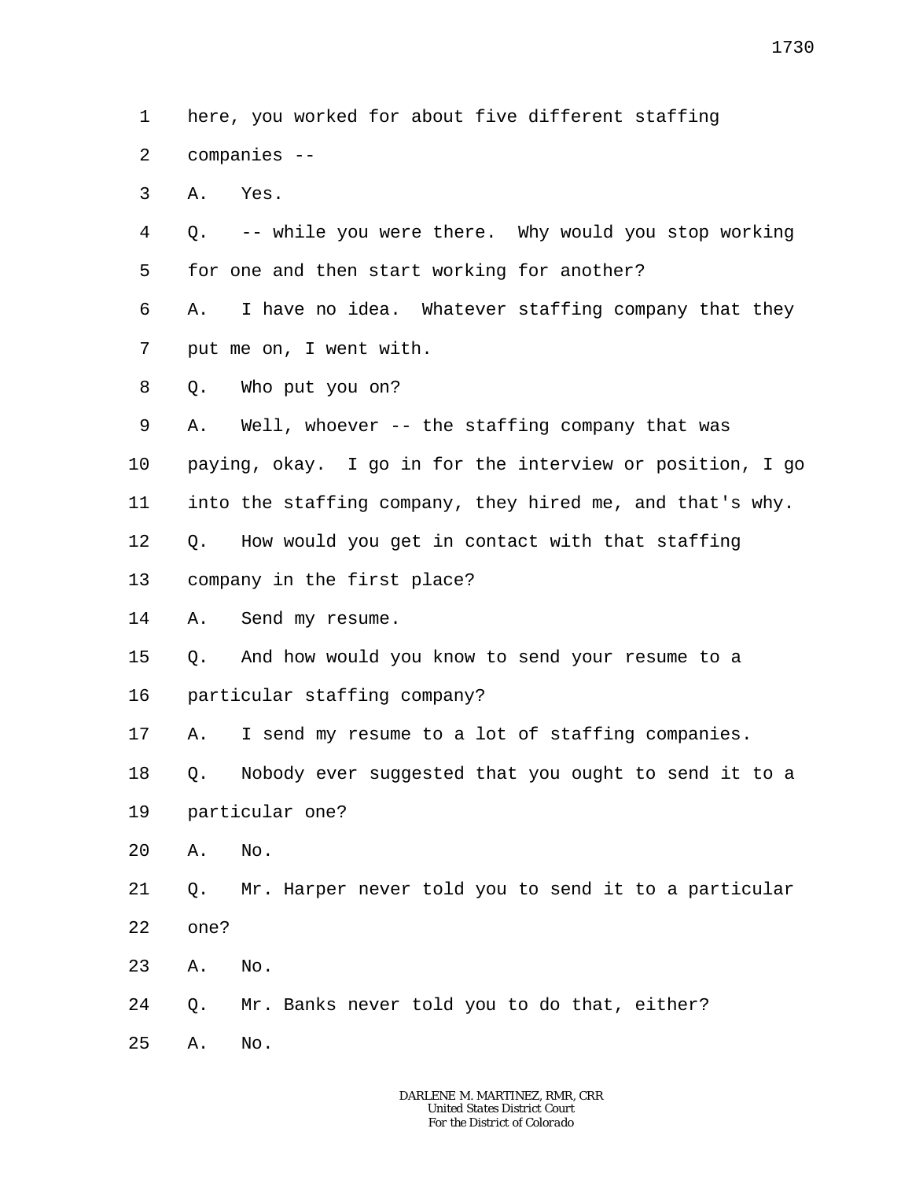1 here, you worked for about five different staffing
2 companies --
3 A. Yes.
4 Q. -- while you were there. Why would you stop working
5 for one and then start working for another?
6 A. I have no idea. Whatever staffing company that they
7 put me on, I went with.
8 Q. Who put you on?
9 A. Well, whoever -- the staffing company that was
10 paying, okay. I go in for the interview or position, I go
11 into the staffing company, they hired me, and that's why.
12 Q. How would you get in contact with that staffing
13 company in the first place?
14 A. Send my resume.
15 Q. And how would you know to send your resume to a
16 particular staffing company?
17 A. I send my resume to a lot of staffing companies.
18 Q. Nobody ever suggested that you ought to send it to a
19 particular one?
20 A. No.
21 Q. Mr. Harper never told you to send it to a particular
22 one?
23 A. No.
24 Q. Mr. Banks never told you to do that, either?
25 A. No.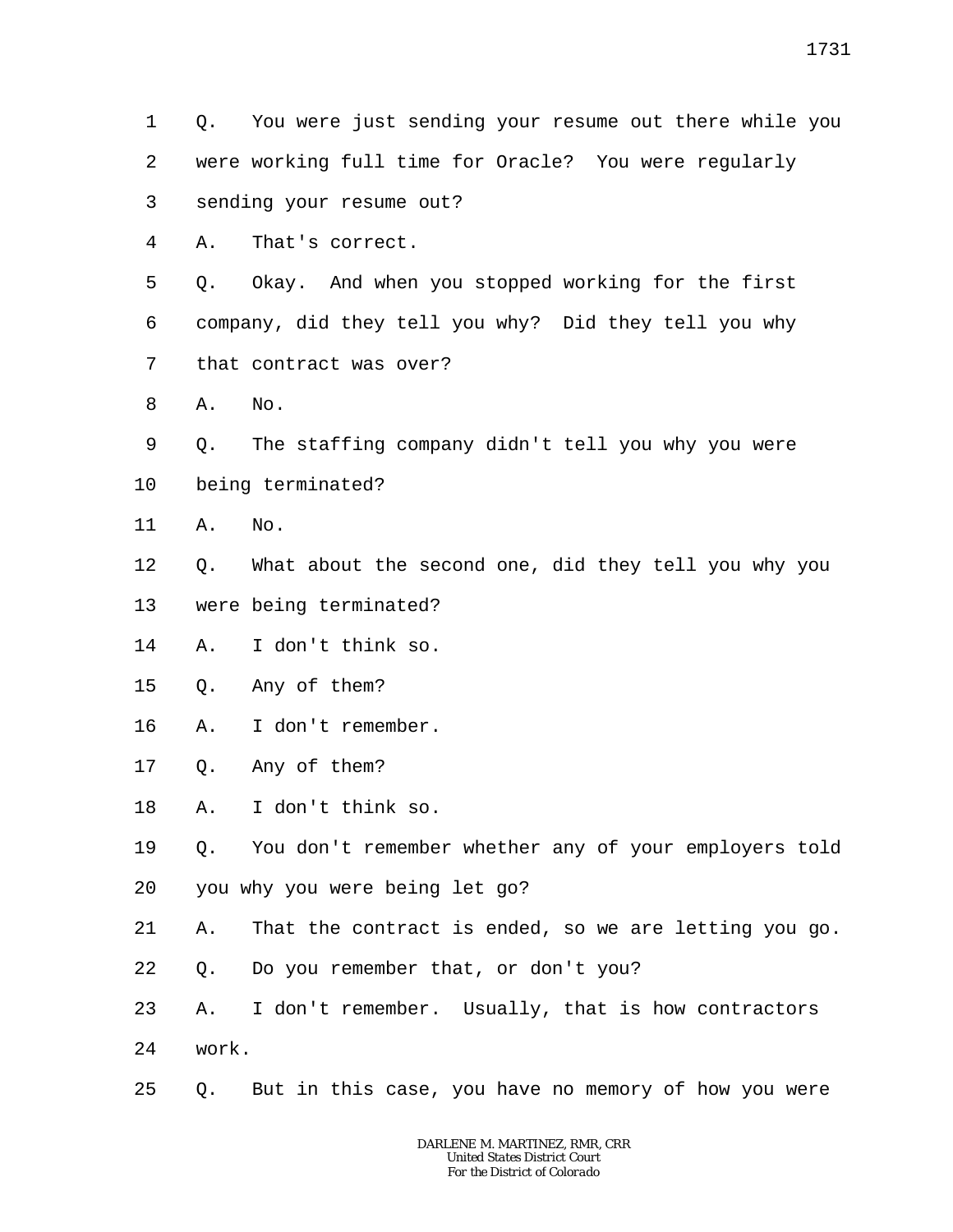1 Q. You were just sending your resume out there while you
2 were working full time for Oracle? You were regularly
3 sending your resume out?
4 A. That's correct.
5 Q. Okay. And when you stopped working for the first
6 company, did they tell you why? Did they tell you why
7 that contract was over?
8 A. No.
9 Q. The staffing company didn't tell you why you were
10 being terminated?
11 A. No.
12 Q. What about the second one, did they tell you why you
13 were being terminated?
14 A. I don't think so.
15 Q. Any of them?
16 A. I don't remember.
17 Q. Any of them?
18 A. I don't think so.
19 Q. You don't remember whether any of your employers told
20 you why you were being let go?
21 A. That the contract is ended, so we are letting you go.
22 Q. Do you remember that, or don't you?
23 A. I don't remember. Usually, that is how contractors
24 work.
25 Q. But in this case, you have no memory of how you were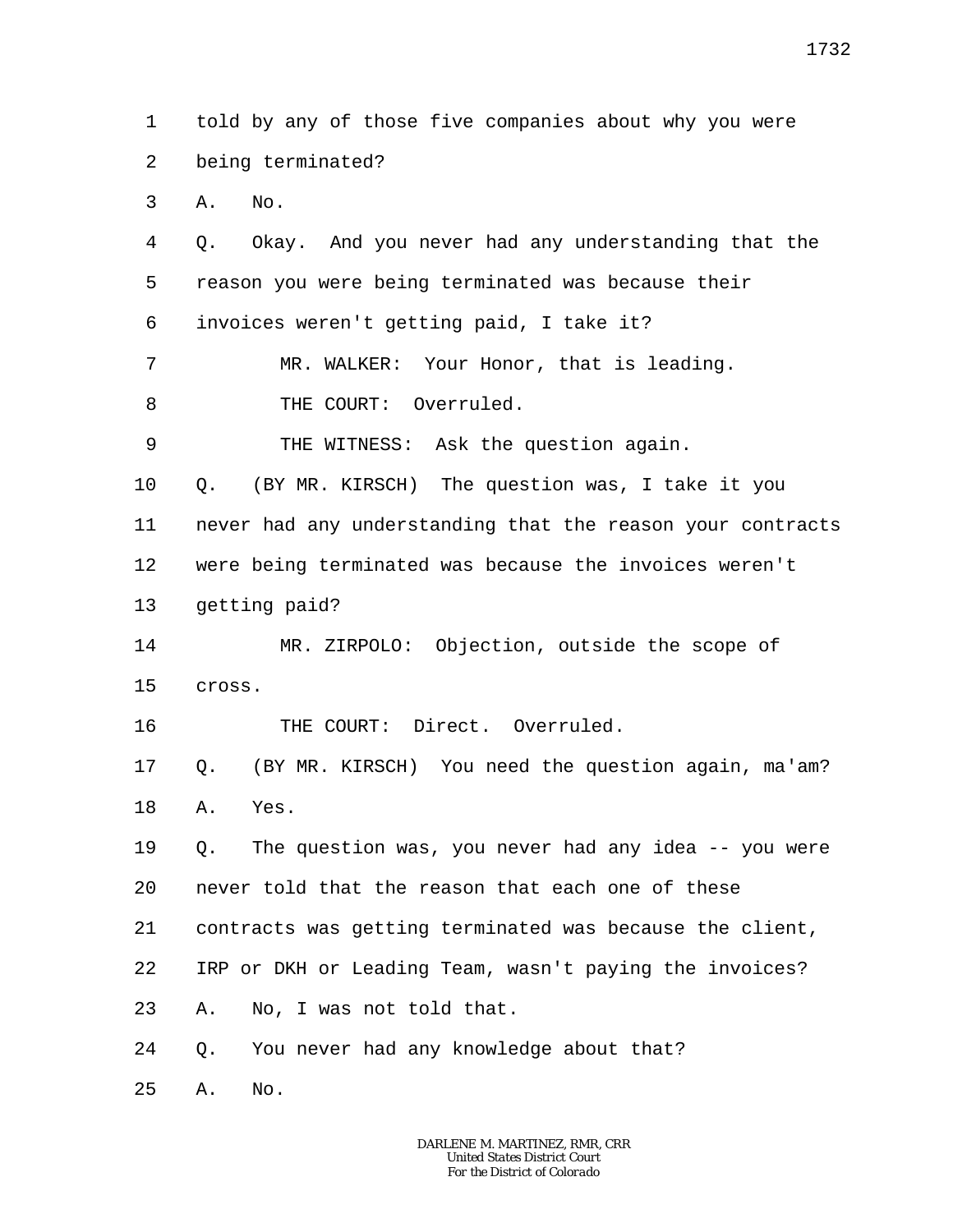1 told by any of those five companies about why you were

2 being terminated?

3 A. No.

4 Q. Okay. And you never had any understanding that the

5 reason you were being terminated was because their

6 invoices weren't getting paid, I take it?

7 MR. WALKER: Your Honor, that is leading.

8 THE COURT: Overruled.

9 THE WITNESS: Ask the question again.

10 Q. (BY MR. KIRSCH) The question was, I take it you

11 never had any understanding that the reason your contracts

12 were being terminated was because the invoices weren't

13 getting paid?

14 MR. ZIRPOLO: Objection, outside the scope of

15 cross.

16 THE COURT: Direct. Overruled.

17 Q. (BY MR. KIRSCH) You need the question again, ma'am?

18 A. Yes.

19 Q. The question was, you never had any idea -- you were

20 never told that the reason that each one of these

21 contracts was getting terminated was because the client,

22 IRP or DKH or Leading Team, wasn't paying the invoices?

23 A. No, I was not told that.

24 Q. You never had any knowledge about that?

25 A. No.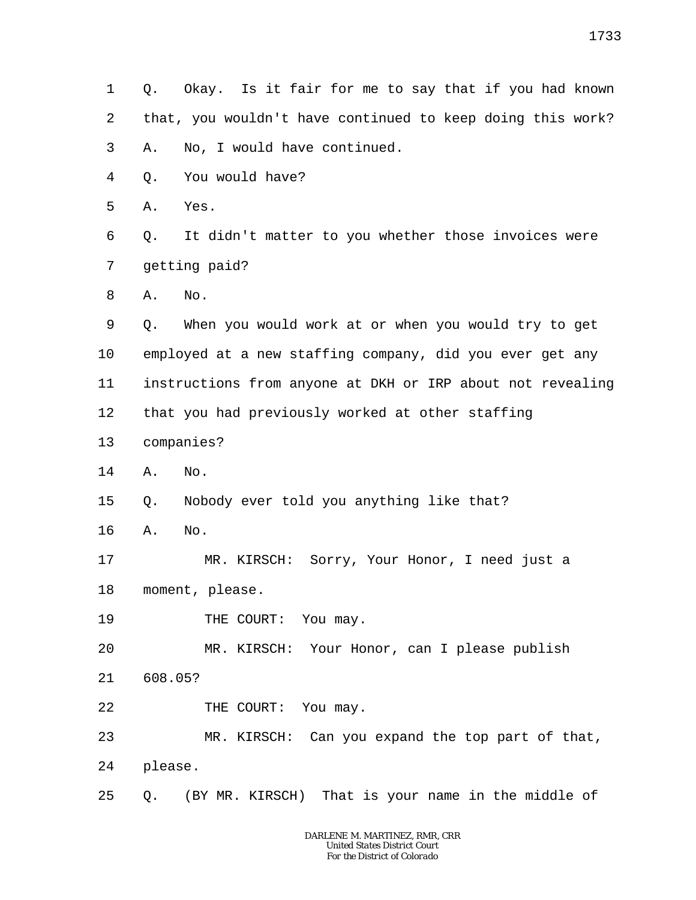1 Q. Okay. Is it fair for me to say that if you had known
2 that, you wouldn't have continued to keep doing this work?
3 A. No, I would have continued.
4 Q. You would have?
5 A. Yes.
6 Q. It didn't matter to you whether those invoices were
7 getting paid?
8 A. No.
9 Q. When you would work at or when you would try to get
10 employed at a new staffing company, did you ever get any
11 instructions from anyone at DKH or IRP about not revealing
12 that you had previously worked at other staffing
13 companies?
14 A. No.
15 Q. Nobody ever told you anything like that?
16 A. No.
17 MR. KIRSCH: Sorry, Your Honor, I need just a
18 moment, please.
19 THE COURT: You may.
20 MR. KIRSCH: Your Honor, can I please publish
21 608.05?
22 THE COURT: You may.
23 MR. KIRSCH: Can you expand the top part of that,
24 please.
25 Q. (BY MR. KIRSCH) That is your name in the middle of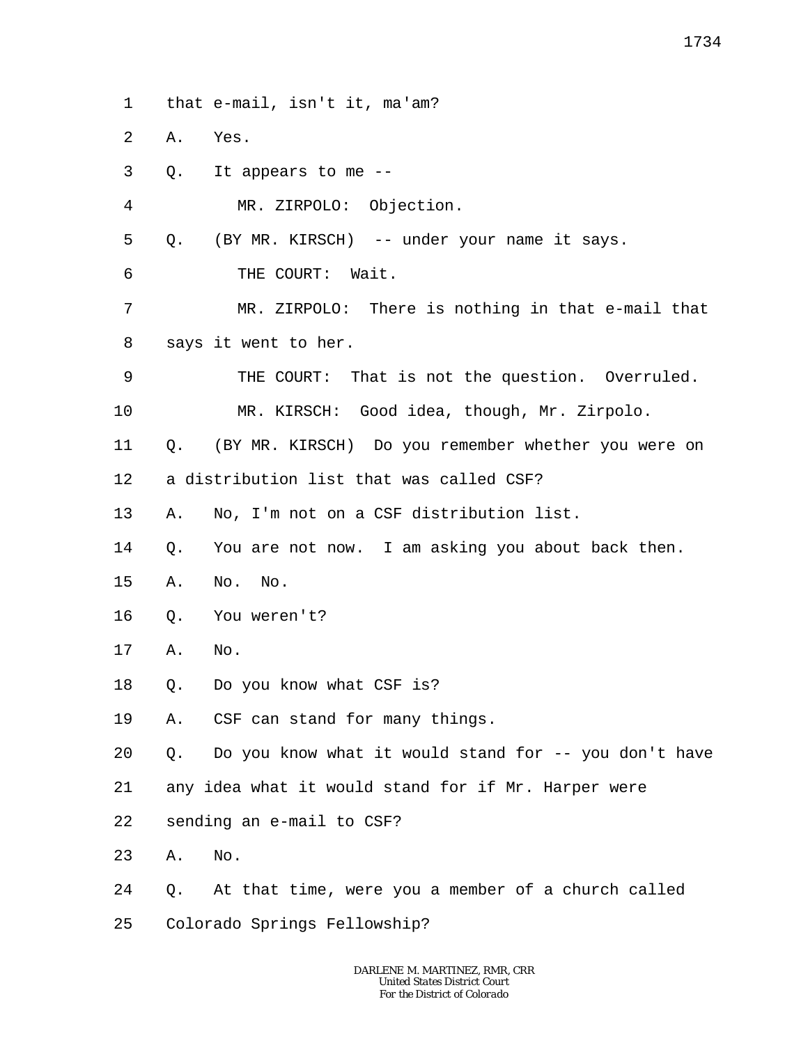1 that e-mail, isn't it, ma'am?

2 A. Yes.

3 Q. It appears to me --

4 MR. ZIRPOLO: Objection.

5 Q. (BY MR. KIRSCH) -- under your name it says.

6 THE COURT: Wait.

7 MR. ZIRPOLO: There is nothing in that e-mail that

8 says it went to her.

9 THE COURT: That is not the question. Overruled.

10 MR. KIRSCH: Good idea, though, Mr. Zirpolo.

11 Q. (BY MR. KIRSCH) Do you remember whether you were on

12 a distribution list that was called CSF?

13 A. No, I'm not on a CSF distribution list.

14 Q. You are not now. I am asking you about back then.

15 A. No. No.

16 Q. You weren't?

17 A. No.

18 Q. Do you know what CSF is?

19 A. CSF can stand for many things.

20 Q. Do you know what it would stand for -- you don't have

21 any idea what it would stand for if Mr. Harper were

22 sending an e-mail to CSF?

23 A. No.

24 Q. At that time, were you a member of a church called

25 Colorado Springs Fellowship?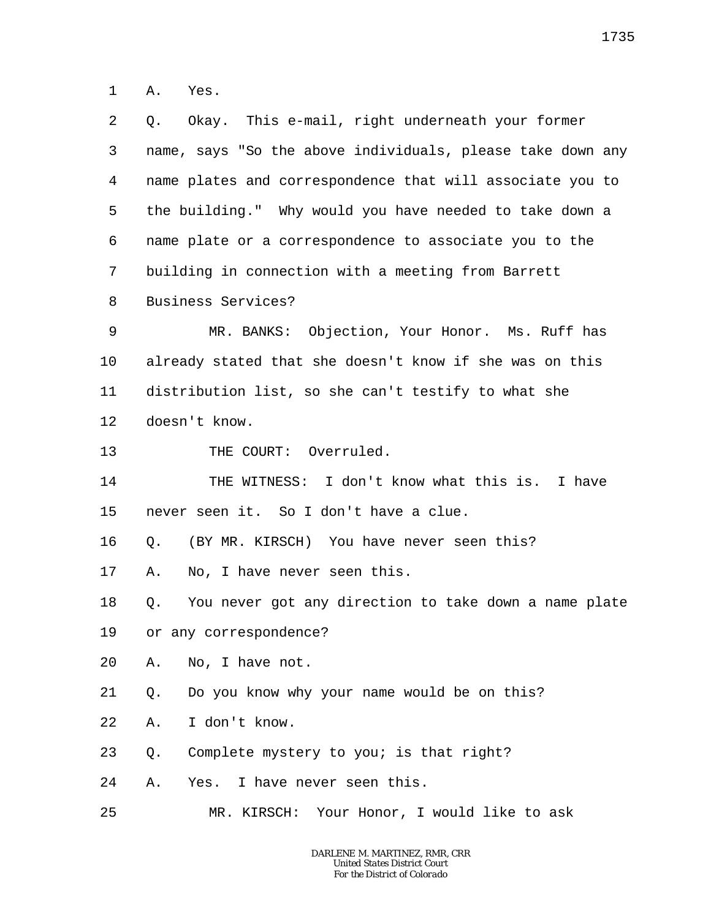A. Yes.

Q. Okay. This e-mail, right underneath your former name, says "So the above individuals, please take down any name plates and correspondence that will associate you to the building." Why would you have needed to take down a name plate or a correspondence to associate you to the building in connection with a meeting from Barrett Business Services?

MR. BANKS: Objection, Your Honor. Ms. Ruff has already stated that she doesn't know if she was on this distribution list, so she can't testify to what she doesn't know.

THE COURT: Overruled.

THE WITNESS: I don't know what this is. I have never seen it. So I don't have a clue.

Q. (BY MR. KIRSCH) You have never seen this?

A. No, I have never seen this.

Q. You never got any direction to take down a name plate or any correspondence?

A. No, I have not.

Q. Do you know why your name would be on this?

A. I don't know.

Q. Complete mystery to you; is that right?

A. Yes. I have never seen this.

MR. KIRSCH: Your Honor, I would like to ask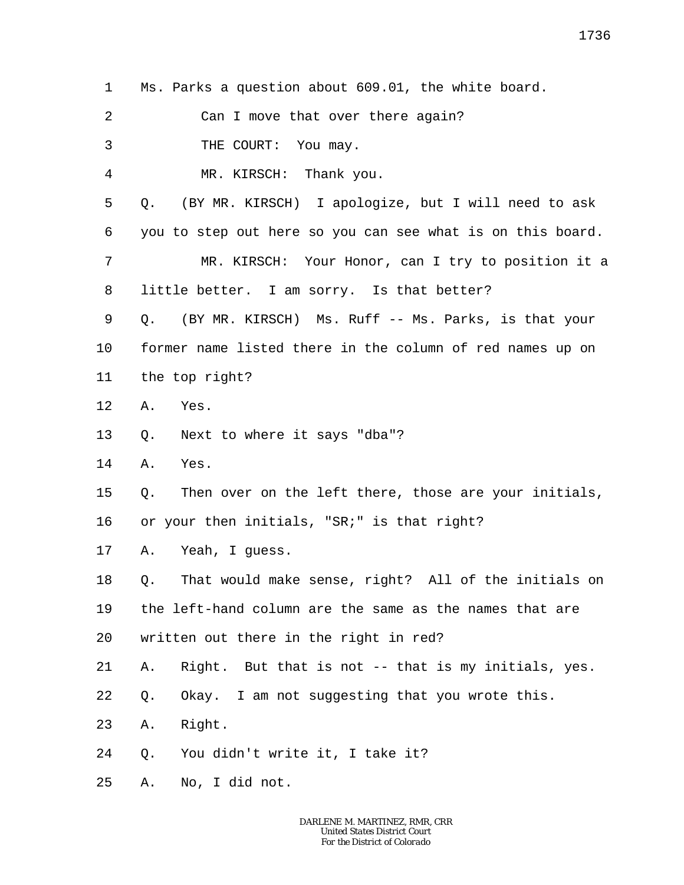1 Ms. Parks a question about 609.01, the white board.

2 Can I move that over there again?

3 THE COURT: You may.

4 MR. KIRSCH: Thank you.

5 Q. (BY MR. KIRSCH) I apologize, but I will need to ask

6 you to step out here so you can see what is on this board.

7 MR. KIRSCH: Your Honor, can I try to position it a

8 little better. I am sorry. Is that better?

9 Q. (BY MR. KIRSCH) Ms. Ruff -- Ms. Parks, is that your

10 former name listed there in the column of red names up on

11 the top right?

12 A. Yes.

13 Q. Next to where it says "dba"?

14 A. Yes.

15 Q. Then over on the left there, those are your initials,

16 or your then initials, "SR;" is that right?

17 A. Yeah, I guess.

18 Q. That would make sense, right? All of the initials on

19 the left-hand column are the same as the names that are

20 written out there in the right in red?

21 A. Right. But that is not -- that is my initials, yes.

22 Q. Okay. I am not suggesting that you wrote this.

23 A. Right.

24 Q. You didn't write it, I take it?

25 A. No, I did not.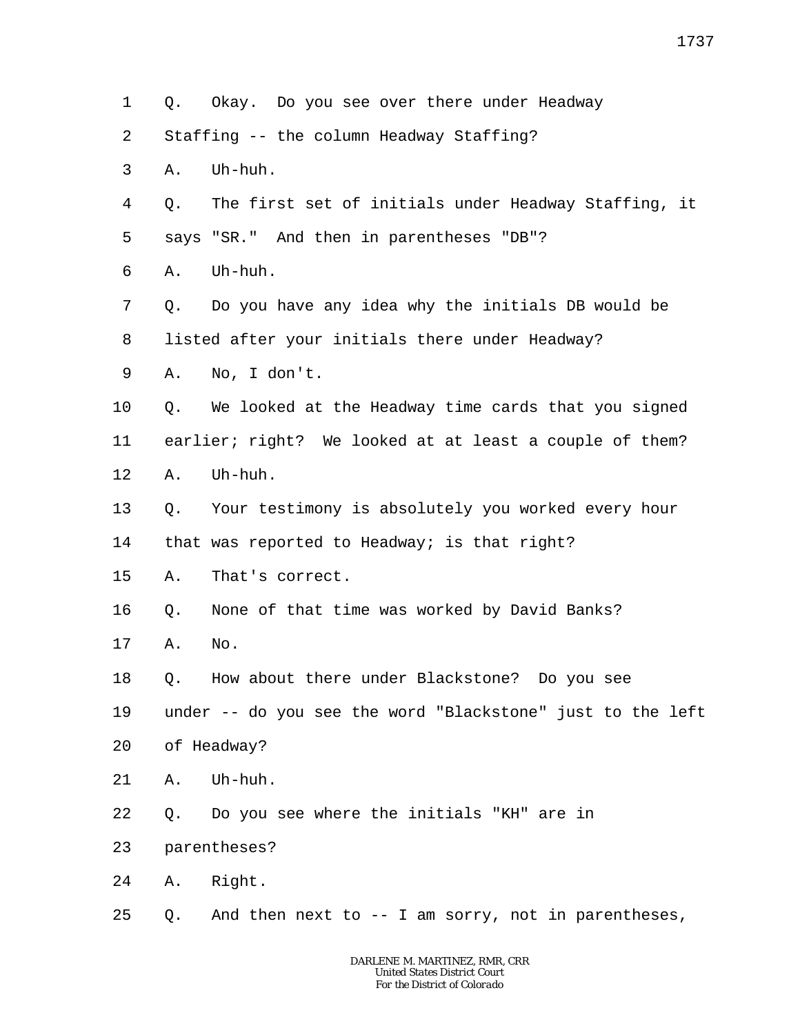1 Q. Okay. Do you see over there under Headway

2 Staffing -- the column Headway Staffing?

3 A. Uh-huh.

4 Q. The first set of initials under Headway Staffing, it

5 says "SR." And then in parentheses "DB"?

6 A. Uh-huh.

7 Q. Do you have any idea why the initials DB would be

8 listed after your initials there under Headway?

9 A. No, I don't.

10 Q. We looked at the Headway time cards that you signed

11 earlier; right? We looked at at least a couple of them?

12 A. Uh-huh.

13 Q. Your testimony is absolutely you worked every hour

14 that was reported to Headway; is that right?

15 A. That's correct.

16 Q. None of that time was worked by David Banks?

17 A. No.

18 Q. How about there under Blackstone? Do you see

19 under -- do you see the word "Blackstone" just to the left

20 of Headway?

21 A. Uh-huh.

22 Q. Do you see where the initials "KH" are in

23 parentheses?

24 A. Right.

25 Q. And then next to -- I am sorry, not in parentheses,

DARLENE M. MARTINEZ, RMR, CRR
United States District Court
For the District of Colorado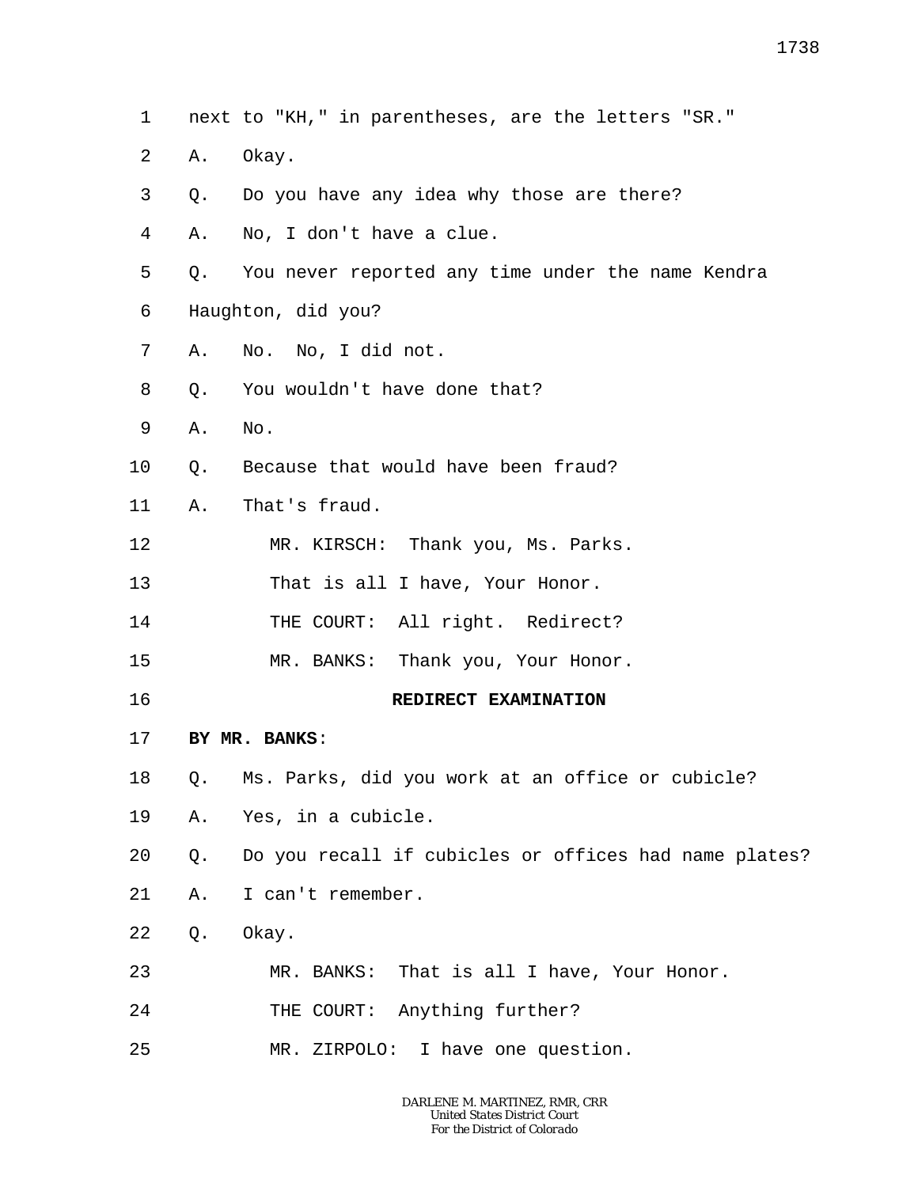1 next to "KH," in parentheses, are the letters "SR."

2 A. Okay.

3 Q. Do you have any idea why those are there?

4 A. No, I don't have a clue.

5 Q. You never reported any time under the name Kendra

6 Haughton, did you?

7 A. No. No, I did not.

8 Q. You wouldn't have done that?

9 A. No.

10 Q. Because that would have been fraud?

11 A. That's fraud.

12 MR. KIRSCH: Thank you, Ms. Parks.

13 That is all I have, Your Honor.

14 THE COURT: All right. Redirect?

15 MR. BANKS: Thank you, Your Honor.

16 **REDIRECT EXAMINATION**

17 **BY MR. BANKS**:

18 Q. Ms. Parks, did you work at an office or cubicle?

19 A. Yes, in a cubicle.

20 Q. Do you recall if cubicles or offices had name plates?

21 A. I can't remember.

22 Q. Okay.

23 MR. BANKS: That is all I have, Your Honor.

24 THE COURT: Anything further?

25 MR. ZIRPOLO: I have one question.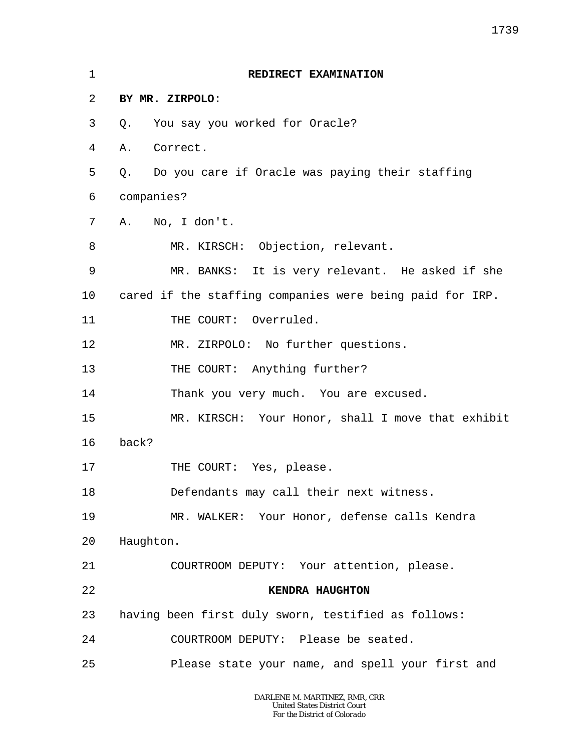**REDIRECT EXAMINATION**

**BY MR. ZIRPOLO**:

Q. You say you worked for Oracle?

A. Correct.

Q. Do you care if Oracle was paying their staffing companies?

A. No, I don't.

MR. KIRSCH: Objection, relevant.

MR. BANKS: It is very relevant. He asked if she cared if the staffing companies were being paid for IRP.

THE COURT: Overruled.

MR. ZIRPOLO: No further questions.

THE COURT: Anything further?

Thank you very much. You are excused.

MR. KIRSCH: Your Honor, shall I move that exhibit back?

THE COURT: Yes, please.

Defendants may call their next witness.

MR. WALKER: Your Honor, defense calls Kendra Haughton.

COURTROOM DEPUTY: Your attention, please.

**KENDRA HAUGHTON**

having been first duly sworn, testified as follows:

COURTROOM DEPUTY: Please be seated.

Please state your name, and spell your first and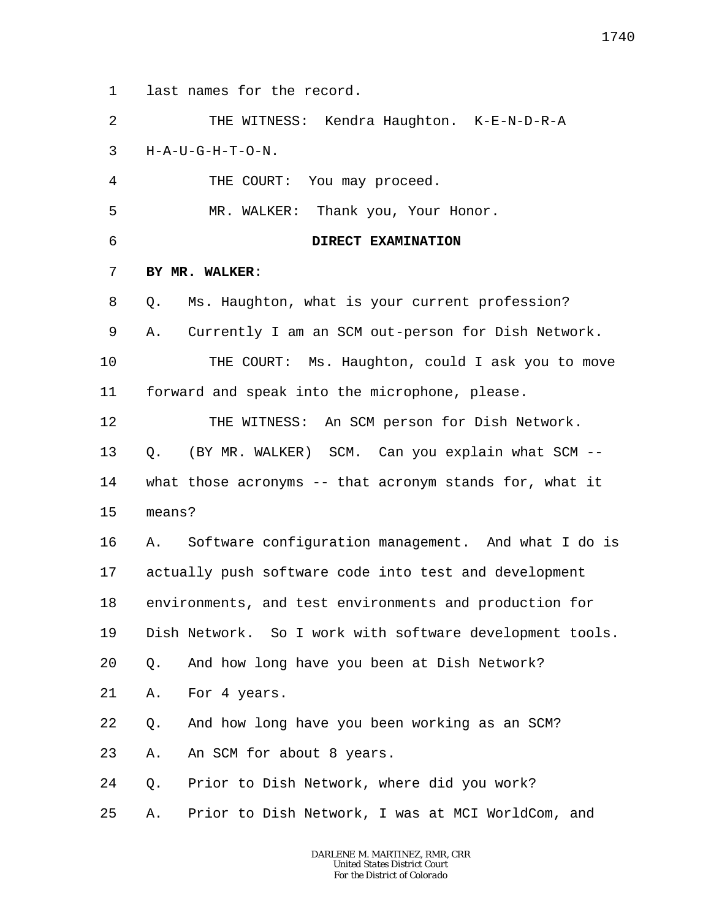last names for the record.

THE WITNESS: Kendra Haughton. K-E-N-D-R-A H-A-U-G-H-T-O-N.

THE COURT: You may proceed.

MR. WALKER: Thank you, Your Honor.

**DIRECT EXAMINATION**

**BY MR. WALKER**:

Q. Ms. Haughton, what is your current profession?

A. Currently I am an SCM out-person for Dish Network.

THE COURT: Ms. Haughton, could I ask you to move forward and speak into the microphone, please.

THE WITNESS: An SCM person for Dish Network.

Q. (BY MR. WALKER) SCM. Can you explain what SCM -- what those acronyms -- that acronym stands for, what it means?

A. Software configuration management. And what I do is actually push software code into test and development environments, and test environments and production for Dish Network. So I work with software development tools.

Q. And how long have you been at Dish Network?

A. For 4 years.

Q. And how long have you been working as an SCM?

A. An SCM for about 8 years.

Q. Prior to Dish Network, where did you work?

A. Prior to Dish Network, I was at MCI WorldCom, and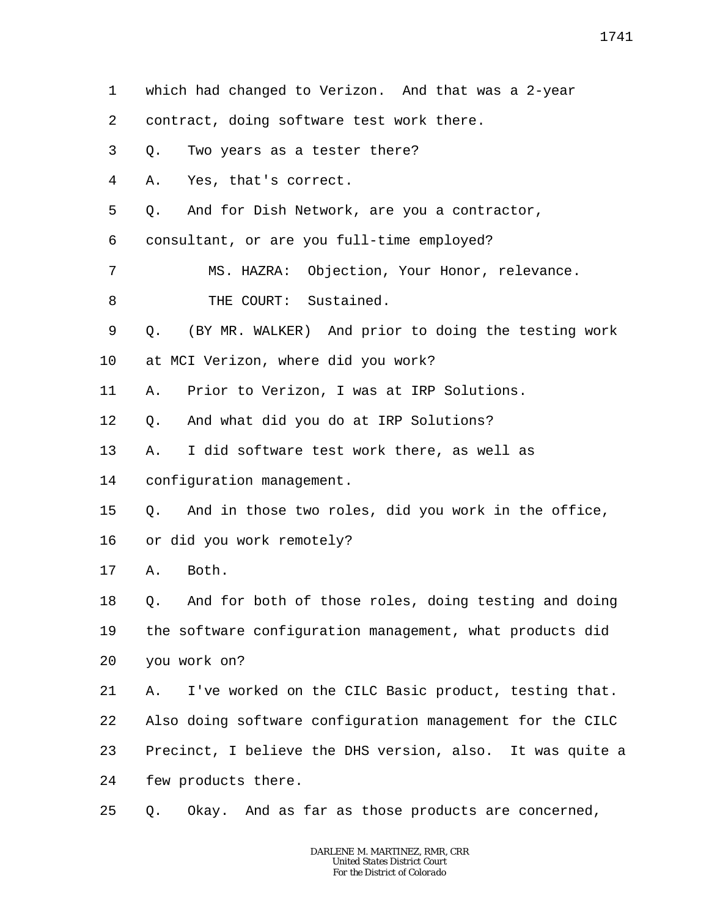1 which had changed to Verizon. And that was a 2-year
2 contract, doing software test work there.
3 Q. Two years as a tester there?
4 A. Yes, that's correct.
5 Q. And for Dish Network, are you a contractor,
6 consultant, or are you full-time employed?
7 MS. HAZRA: Objection, Your Honor, relevance.
8 THE COURT: Sustained.
9 Q. (BY MR. WALKER) And prior to doing the testing work
10 at MCI Verizon, where did you work?
11 A. Prior to Verizon, I was at IRP Solutions.
12 Q. And what did you do at IRP Solutions?
13 A. I did software test work there, as well as
14 configuration management.
15 Q. And in those two roles, did you work in the office,
16 or did you work remotely?
17 A. Both.
18 Q. And for both of those roles, doing testing and doing
19 the software configuration management, what products did
20 you work on?
21 A. I've worked on the CILC Basic product, testing that.
22 Also doing software configuration management for the CILC
23 Precinct, I believe the DHS version, also. It was quite a
24 few products there.
25 Q. Okay. And as far as those products are concerned,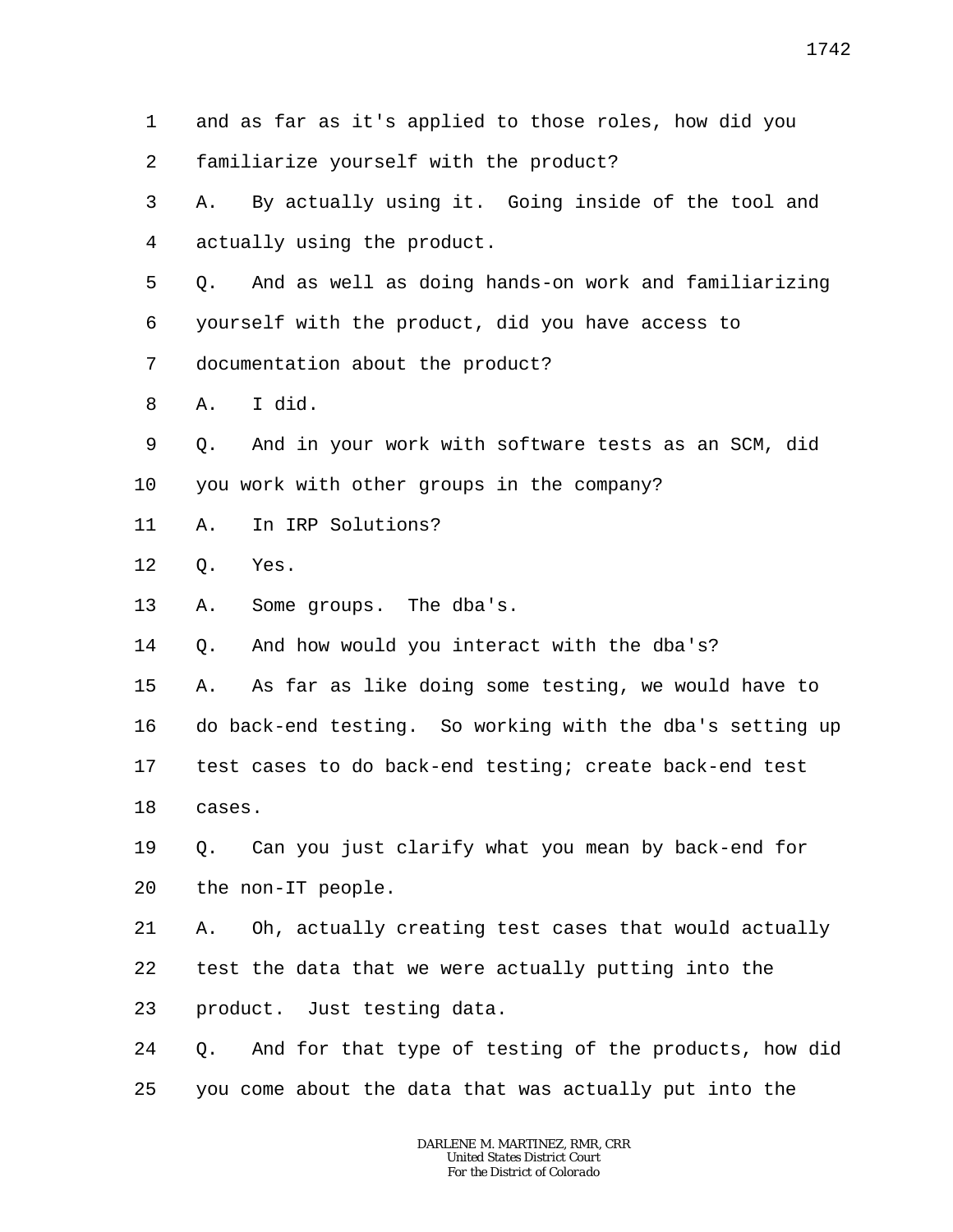1 and as far as it's applied to those roles, how did you
2 familiarize yourself with the product?
3 A. By actually using it. Going inside of the tool and
4 actually using the product.
5 Q. And as well as doing hands-on work and familiarizing
6 yourself with the product, did you have access to
7 documentation about the product?
8 A. I did.
9 Q. And in your work with software tests as an SCM, did
10 you work with other groups in the company?
11 A. In IRP Solutions?
12 Q. Yes.
13 A. Some groups. The dba's.
14 Q. And how would you interact with the dba's?
15 A. As far as like doing some testing, we would have to
16 do back-end testing. So working with the dba's setting up
17 test cases to do back-end testing; create back-end test
18 cases.
19 Q. Can you just clarify what you mean by back-end for
20 the non-IT people.
21 A. Oh, actually creating test cases that would actually
22 test the data that we were actually putting into the
23 product. Just testing data.
24 Q. And for that type of testing of the products, how did
25 you come about the data that was actually put into the

DARLENE M. MARTINEZ, RMR, CRR
United States District Court
For the District of Colorado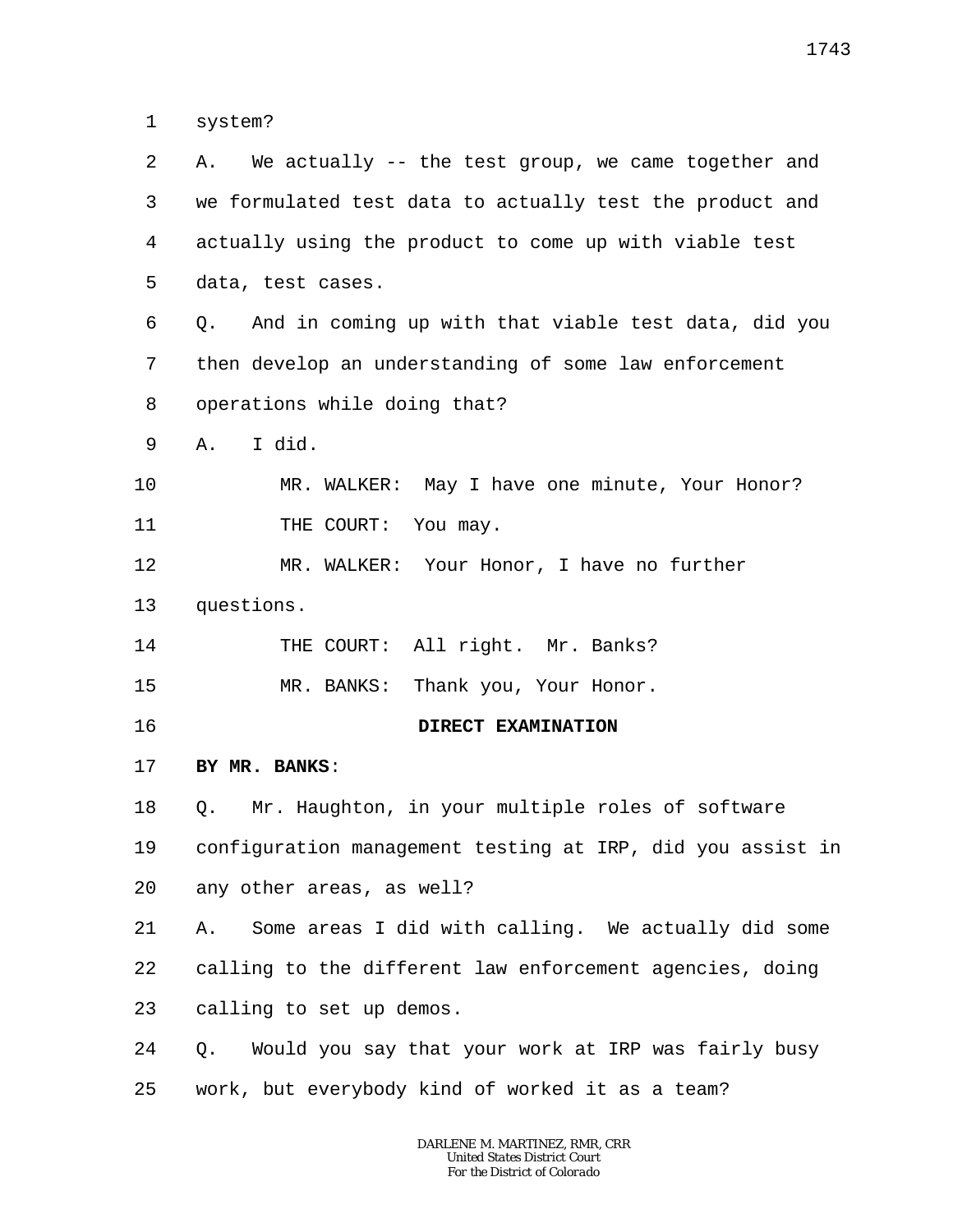1 system?

2 A. We actually -- the test group, we came together and

3 we formulated test data to actually test the product and

4 actually using the product to come up with viable test

5 data, test cases.

6 Q. And in coming up with that viable test data, did you

7 then develop an understanding of some law enforcement

8 operations while doing that?

9 A. I did.

10 MR. WALKER: May I have one minute, Your Honor?

11 THE COURT: You may.

12 MR. WALKER: Your Honor, I have no further

13 questions.

14 THE COURT: All right. Mr. Banks?

15 MR. BANKS: Thank you, Your Honor.

16 **DIRECT EXAMINATION**

17 **BY MR. BANKS**:

18 Q. Mr. Haughton, in your multiple roles of software

19 configuration management testing at IRP, did you assist in

20 any other areas, as well?

21 A. Some areas I did with calling. We actually did some

22 calling to the different law enforcement agencies, doing

23 calling to set up demos.

24 Q. Would you say that your work at IRP was fairly busy

25 work, but everybody kind of worked it as a team?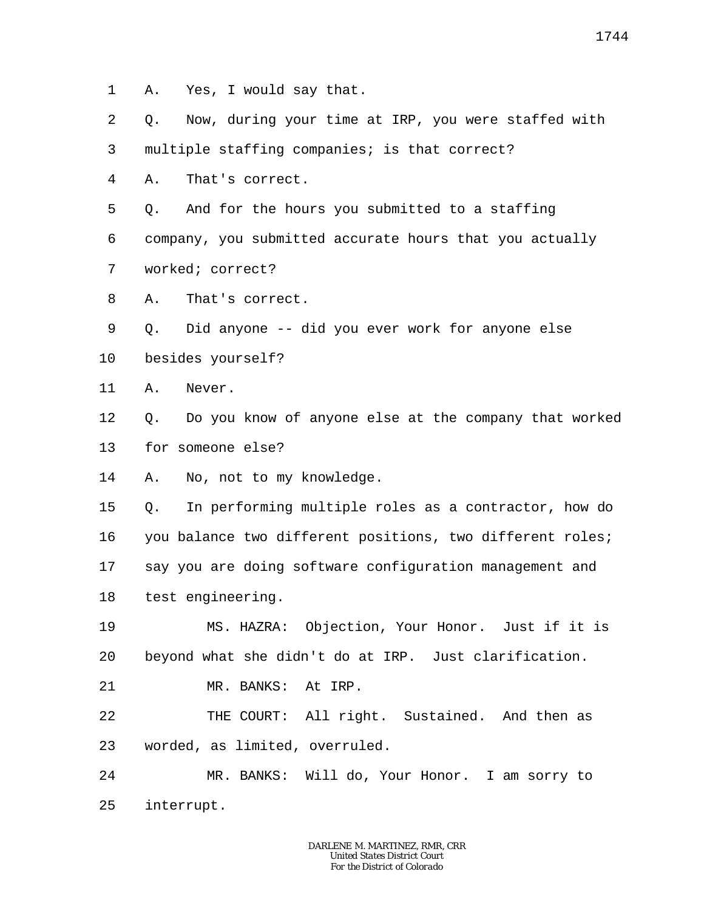1 A. Yes, I would say that.

2 Q. Now, during your time at IRP, you were staffed with

3 multiple staffing companies; is that correct?

4 A. That's correct.

5 Q. And for the hours you submitted to a staffing

6 company, you submitted accurate hours that you actually

7 worked; correct?

8 A. That's correct.

9 Q. Did anyone -- did you ever work for anyone else

10 besides yourself?

11 A. Never.

12 Q. Do you know of anyone else at the company that worked

13 for someone else?

14 A. No, not to my knowledge.

15 Q. In performing multiple roles as a contractor, how do

16 you balance two different positions, two different roles;

17 say you are doing software configuration management and

18 test engineering.

19 MS. HAZRA: Objection, Your Honor. Just if it is

20 beyond what she didn't do at IRP. Just clarification.

21 MR. BANKS: At IRP.

22 THE COURT: All right. Sustained. And then as

23 worded, as limited, overruled.

24 MR. BANKS: Will do, Your Honor. I am sorry to

25 interrupt.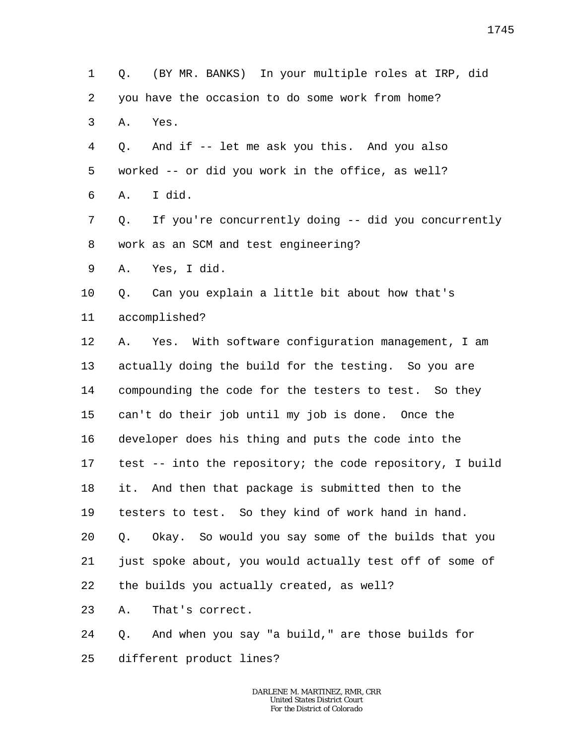1 Q. (BY MR. BANKS) In your multiple roles at IRP, did
2 you have the occasion to do some work from home?
3 A. Yes.
4 Q. And if -- let me ask you this. And you also
5 worked -- or did you work in the office, as well?
6 A. I did.
7 Q. If you're concurrently doing -- did you concurrently
8 work as an SCM and test engineering?
9 A. Yes, I did.
10 Q. Can you explain a little bit about how that's
11 accomplished?
12 A. Yes. With software configuration management, I am
13 actually doing the build for the testing. So you are
14 compounding the code for the testers to test. So they
15 can't do their job until my job is done. Once the
16 developer does his thing and puts the code into the
17 test -- into the repository; the code repository, I build
18 it. And then that package is submitted then to the
19 testers to test. So they kind of work hand in hand.
20 Q. Okay. So would you say some of the builds that you
21 just spoke about, you would actually test off of some of
22 the builds you actually created, as well?
23 A. That's correct.
24 Q. And when you say "a build," are those builds for
25 different product lines?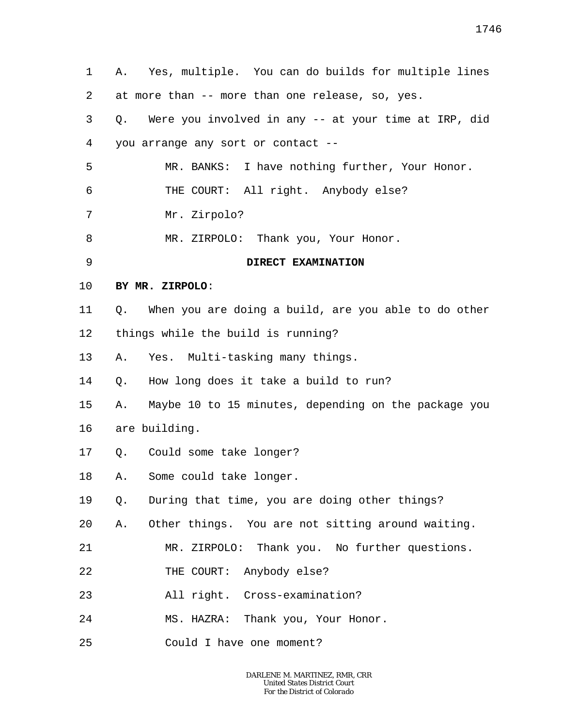A. Yes, multiple. You can do builds for multiple lines at more than -- more than one release, so, yes.

Q. Were you involved in any -- at your time at IRP, did you arrange any sort or contact --

MR. BANKS: I have nothing further, Your Honor.

THE COURT: All right. Anybody else?

Mr. Zirpolo?

MR. ZIRPOLO: Thank you, Your Honor.

**DIRECT EXAMINATION**

**BY MR. ZIRPOLO**:

Q. When you are doing a build, are you able to do other things while the build is running?

A. Yes. Multi-tasking many things.

Q. How long does it take a build to run?

A. Maybe 10 to 15 minutes, depending on the package you are building.

Q. Could some take longer?

A. Some could take longer.

Q. During that time, you are doing other things?

A. Other things. You are not sitting around waiting.

MR. ZIRPOLO: Thank you. No further questions.

THE COURT: Anybody else?

All right. Cross-examination?

MS. HAZRA: Thank you, Your Honor.

Could I have one moment?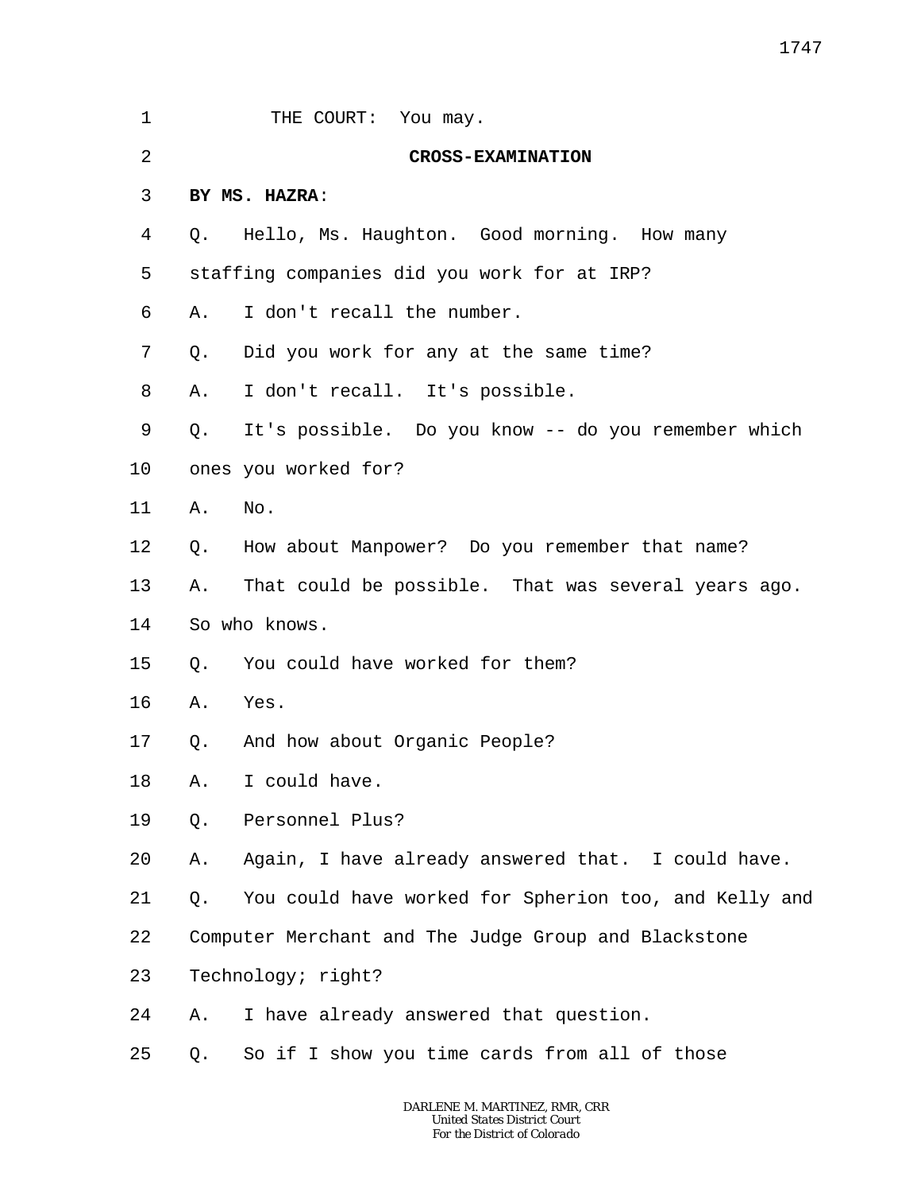THE COURT: You may.

## CROSS-EXAMINATION

**BY MS. HAZRA**:

Q. Hello, Ms. Haughton. Good morning. How many staffing companies did you work for at IRP?

A. I don't recall the number.

Q. Did you work for any at the same time?

A. I don't recall. It's possible.

Q. It's possible. Do you know -- do you remember which ones you worked for?

A. No.

Q. How about Manpower? Do you remember that name?

A. That could be possible. That was several years ago. So who knows.

Q. You could have worked for them?

A. Yes.

Q. And how about Organic People?

A. I could have.

Q. Personnel Plus?

A. Again, I have already answered that. I could have.

Q. You could have worked for Spherion too, and Kelly and Computer Merchant and The Judge Group and Blackstone Technology; right?

A. I have already answered that question.

Q. So if I show you time cards from all of those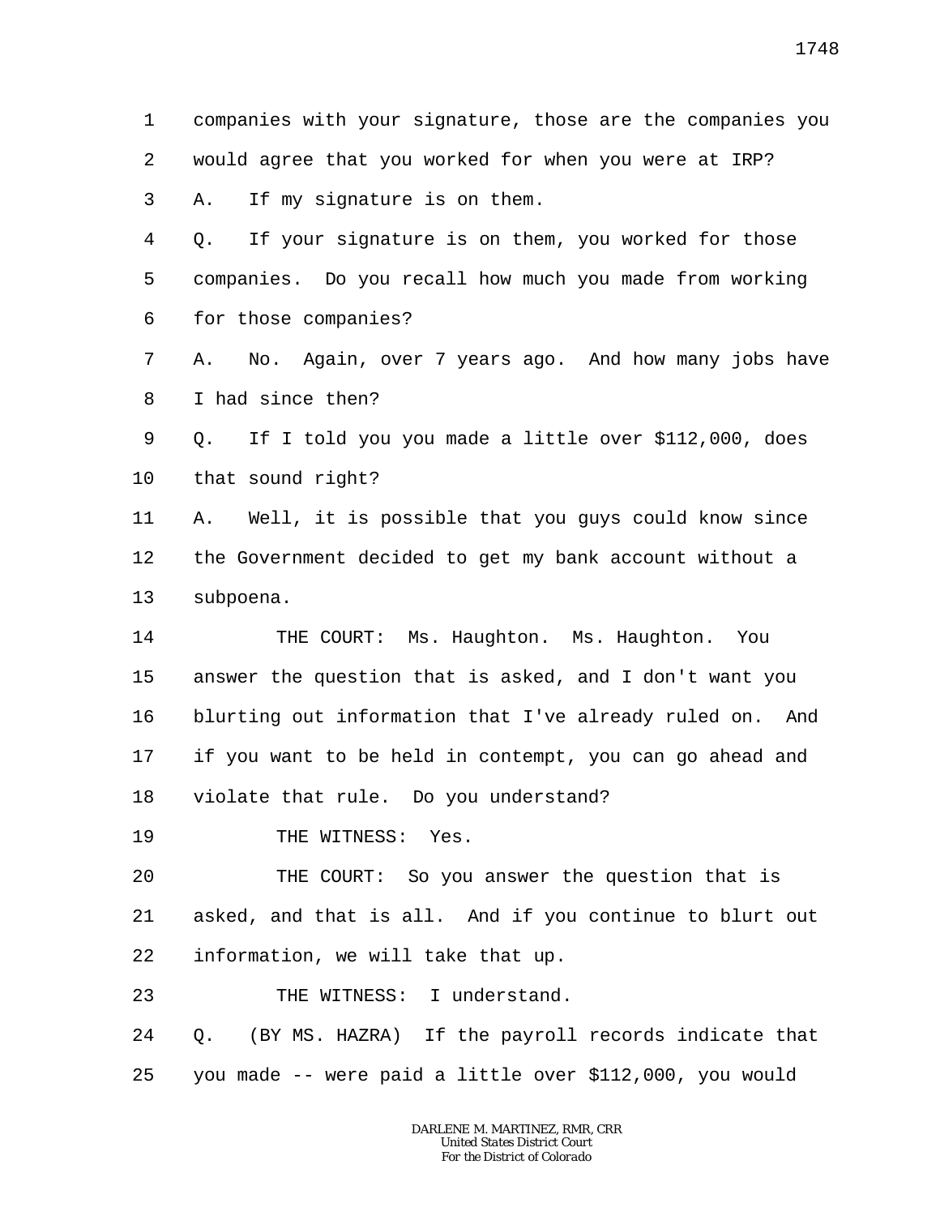1 companies with your signature, those are the companies you
2 would agree that you worked for when you were at IRP?
3 A. If my signature is on them.
4 Q. If your signature is on them, you worked for those
5 companies. Do you recall how much you made from working
6 for those companies?
7 A. No. Again, over 7 years ago. And how many jobs have
8 I had since then?
9 Q. If I told you you made a little over $112,000, does
10 that sound right?
11 A. Well, it is possible that you guys could know since
12 the Government decided to get my bank account without a
13 subpoena.
14 THE COURT: Ms. Haughton. Ms. Haughton. You
15 answer the question that is asked, and I don't want you
16 blurting out information that I've already ruled on. And
17 if you want to be held in contempt, you can go ahead and
18 violate that rule. Do you understand?
19 THE WITNESS: Yes.
20 THE COURT: So you answer the question that is
21 asked, and that is all. And if you continue to blurt out
22 information, we will take that up.
23 THE WITNESS: I understand.
24 Q. (BY MS. HAZRA) If the payroll records indicate that
25 you made -- were paid a little over $112,000, you would

DARLENE M. MARTINEZ, RMR, CRR
United States District Court
For the District of Colorado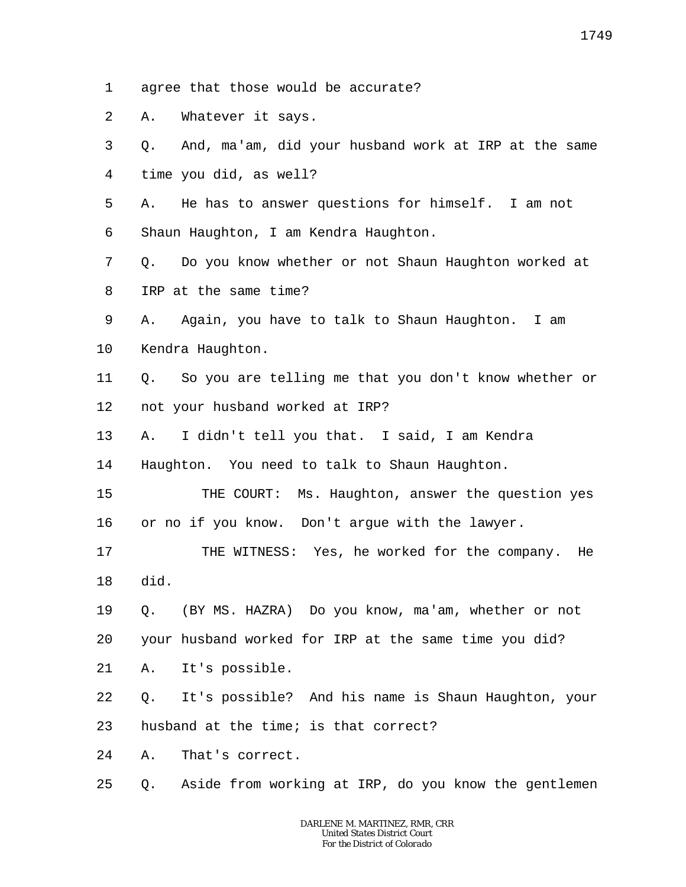1 agree that those would be accurate?

2 A. Whatever it says.

3 Q. And, ma'am, did your husband work at IRP at the same

4 time you did, as well?

5 A. He has to answer questions for himself. I am not

6 Shaun Haughton, I am Kendra Haughton.

7 Q. Do you know whether or not Shaun Haughton worked at

8 IRP at the same time?

9 A. Again, you have to talk to Shaun Haughton. I am

10 Kendra Haughton.

11 Q. So you are telling me that you don't know whether or

12 not your husband worked at IRP?

13 A. I didn't tell you that. I said, I am Kendra

14 Haughton. You need to talk to Shaun Haughton.

15 THE COURT: Ms. Haughton, answer the question yes

16 or no if you know. Don't argue with the lawyer.

17 THE WITNESS: Yes, he worked for the company. He

18 did.

19 Q. (BY MS. HAZRA) Do you know, ma'am, whether or not

20 your husband worked for IRP at the same time you did?

21 A. It's possible.

22 Q. It's possible? And his name is Shaun Haughton, your

23 husband at the time; is that correct?

24 A. That's correct.

25 Q. Aside from working at IRP, do you know the gentlemen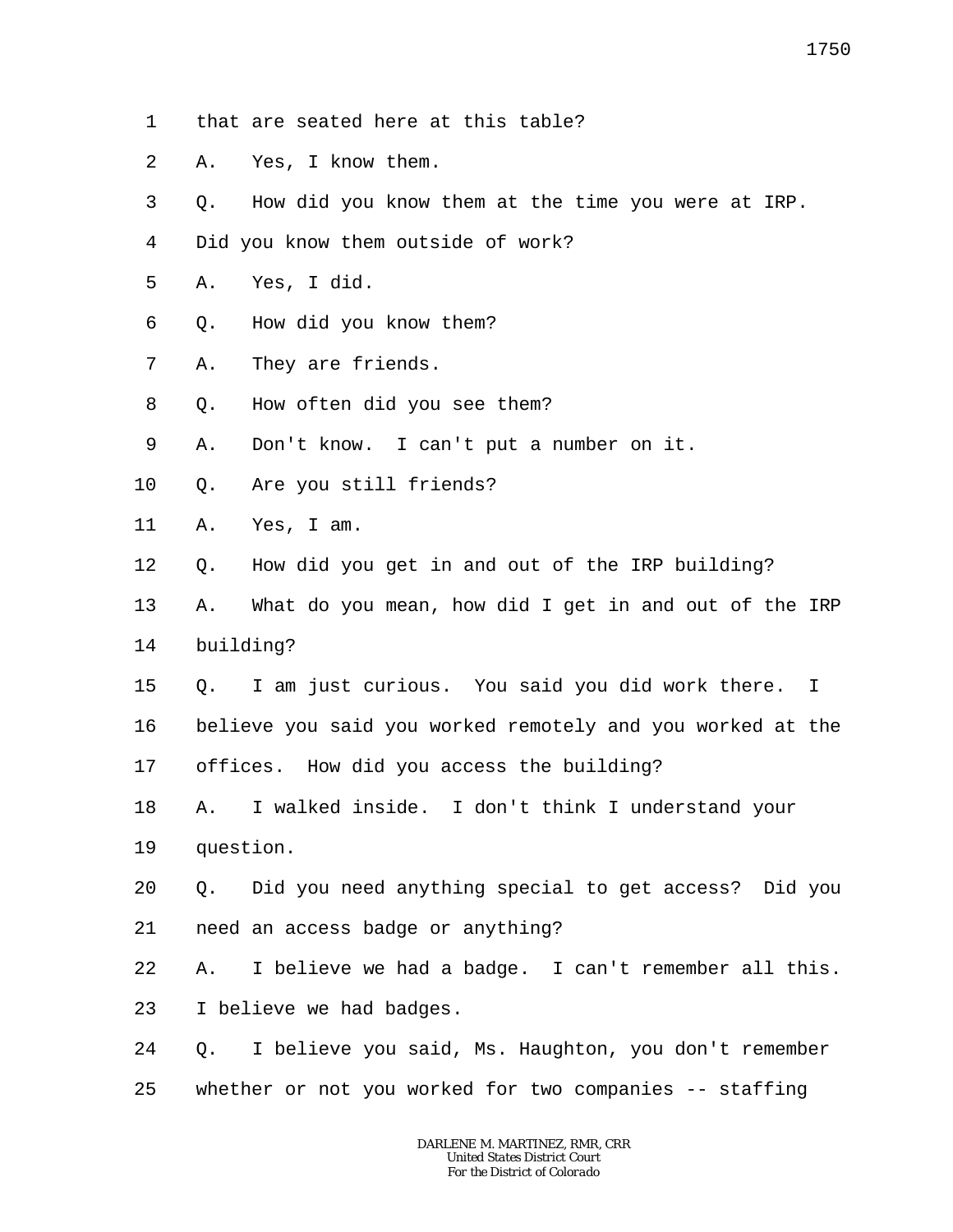1 that are seated here at this table?

2 A. Yes, I know them.

3 Q. How did you know them at the time you were at IRP.

4 Did you know them outside of work?

5 A. Yes, I did.

6 Q. How did you know them?

7 A. They are friends.

8 Q. How often did you see them?

9 A. Don't know. I can't put a number on it.

10 Q. Are you still friends?

11 A. Yes, I am.

12 Q. How did you get in and out of the IRP building?

13 A. What do you mean, how did I get in and out of the IRP

14 building?

15 Q. I am just curious. You said you did work there. I

16 believe you said you worked remotely and you worked at the

17 offices. How did you access the building?

18 A. I walked inside. I don't think I understand your

19 question.

20 Q. Did you need anything special to get access? Did you

21 need an access badge or anything?

22 A. I believe we had a badge. I can't remember all this.

23 I believe we had badges.

24 Q. I believe you said, Ms. Haughton, you don't remember

25 whether or not you worked for two companies -- staffing

DARLENE M. MARTINEZ, RMR, CRR
United States District Court
For the District of Colorado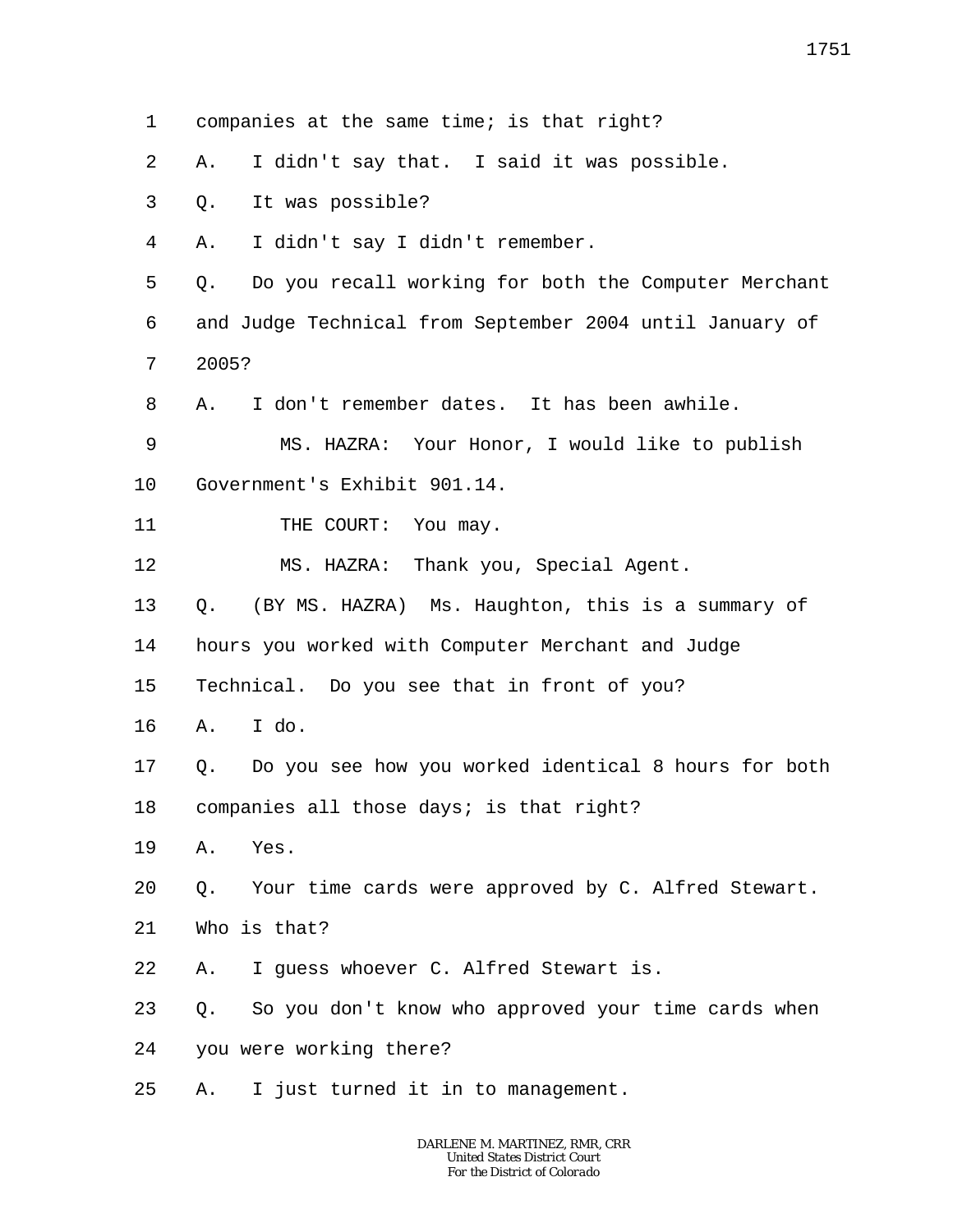1 companies at the same time; is that right?

2 A. I didn't say that. I said it was possible.

3 Q. It was possible?

4 A. I didn't say I didn't remember.

5 Q. Do you recall working for both the Computer Merchant

6 and Judge Technical from September 2004 until January of

7 2005?

8 A. I don't remember dates. It has been awhile.

9 MS. HAZRA: Your Honor, I would like to publish

10 Government's Exhibit 901.14.

11 THE COURT: You may.

12 MS. HAZRA: Thank you, Special Agent.

13 Q. (BY MS. HAZRA) Ms. Haughton, this is a summary of

14 hours you worked with Computer Merchant and Judge

15 Technical. Do you see that in front of you?

16 A. I do.

17 Q. Do you see how you worked identical 8 hours for both

18 companies all those days; is that right?

19 A. Yes.

20 Q. Your time cards were approved by C. Alfred Stewart.

21 Who is that?

22 A. I guess whoever C. Alfred Stewart is.

23 Q. So you don't know who approved your time cards when

24 you were working there?

25 A. I just turned it in to management.

DARLENE M. MARTINEZ, RMR, CRR
United States District Court
For the District of Colorado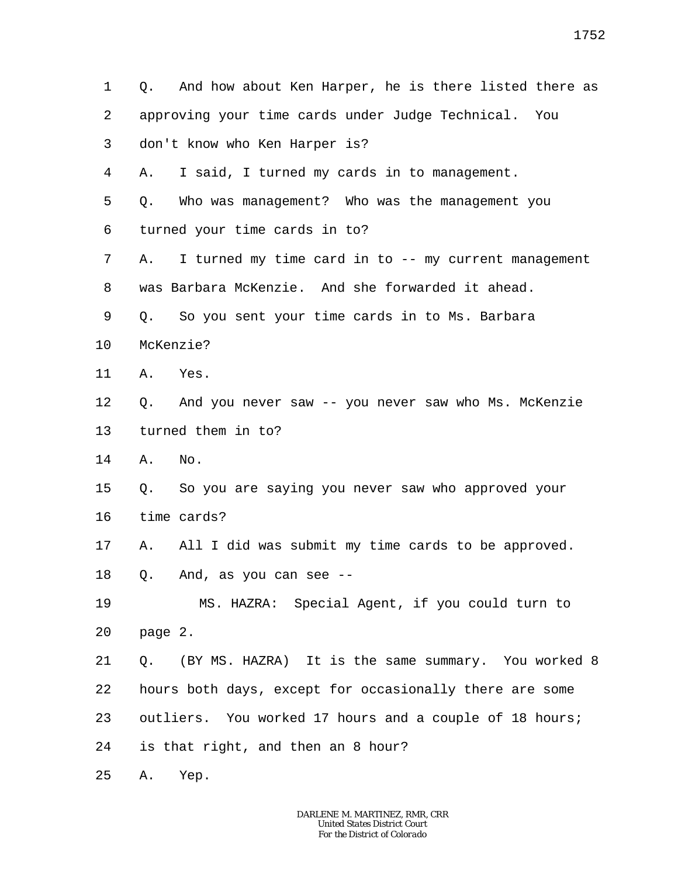1 Q. And how about Ken Harper, he is there listed there as
2 approving your time cards under Judge Technical. You
3 don't know who Ken Harper is?
4 A. I said, I turned my cards in to management.
5 Q. Who was management? Who was the management you
6 turned your time cards in to?
7 A. I turned my time card in to -- my current management
8 was Barbara McKenzie. And she forwarded it ahead.
9 Q. So you sent your time cards in to Ms. Barbara
10 McKenzie?
11 A. Yes.
12 Q. And you never saw -- you never saw who Ms. McKenzie
13 turned them in to?
14 A. No.
15 Q. So you are saying you never saw who approved your
16 time cards?
17 A. All I did was submit my time cards to be approved.
18 Q. And, as you can see --
19 MS. HAZRA: Special Agent, if you could turn to
20 page 2.
21 Q. (BY MS. HAZRA) It is the same summary. You worked 8
22 hours both days, except for occasionally there are some
23 outliers. You worked 17 hours and a couple of 18 hours;
24 is that right, and then an 8 hour?
25 A. Yep.

DARLENE M. MARTINEZ, RMR, CRR
United States District Court
For the District of Colorado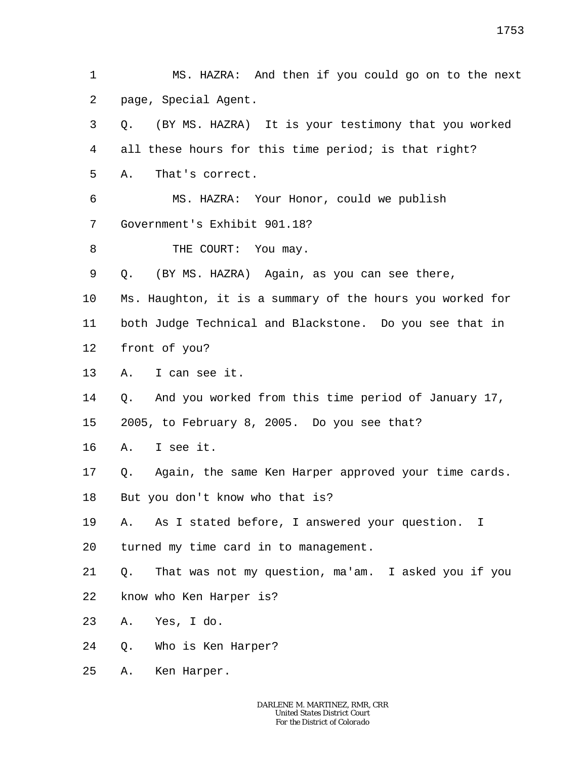1 MS. HAZRA: And then if you could go on to the next
2 page, Special Agent.
3 Q. (BY MS. HAZRA) It is your testimony that you worked
4 all these hours for this time period; is that right?
5 A. That's correct.
6 MS. HAZRA: Your Honor, could we publish
7 Government's Exhibit 901.18?
8 THE COURT: You may.
9 Q. (BY MS. HAZRA) Again, as you can see there,
10 Ms. Haughton, it is a summary of the hours you worked for
11 both Judge Technical and Blackstone. Do you see that in
12 front of you?
13 A. I can see it.
14 Q. And you worked from this time period of January 17,
15 2005, to February 8, 2005. Do you see that?
16 A. I see it.
17 Q. Again, the same Ken Harper approved your time cards.
18 But you don't know who that is?
19 A. As I stated before, I answered your question. I
20 turned my time card in to management.
21 Q. That was not my question, ma'am. I asked you if you
22 know who Ken Harper is?
23 A. Yes, I do.
24 Q. Who is Ken Harper?
25 A. Ken Harper.

DARLENE M. MARTINEZ, RMR, CRR
United States District Court
For the District of Colorado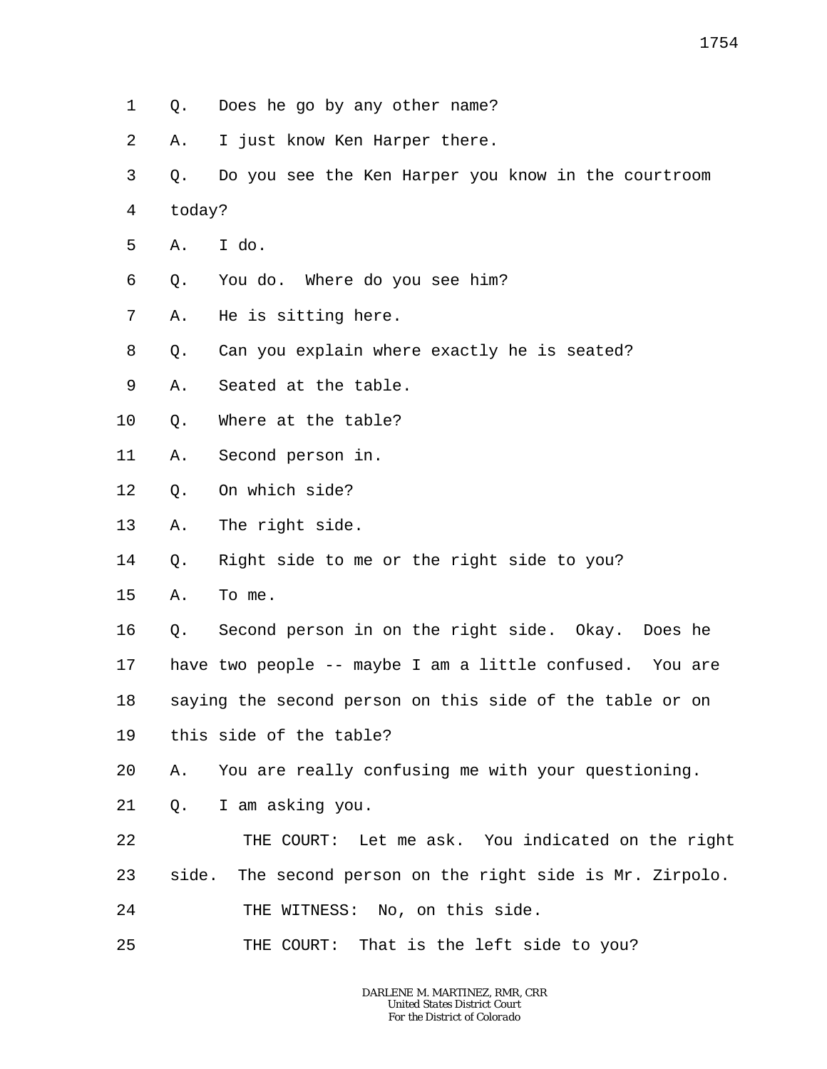1 Q. Does he go by any other name?

2 A. I just know Ken Harper there.

3 Q. Do you see the Ken Harper you know in the courtroom

4 today?

5 A. I do.

6 Q. You do. Where do you see him?

7 A. He is sitting here.

8 Q. Can you explain where exactly he is seated?

9 A. Seated at the table.

10 Q. Where at the table?

11 A. Second person in.

12 Q. On which side?

13 A. The right side.

14 Q. Right side to me or the right side to you?

15 A. To me.

16 Q. Second person in on the right side. Okay. Does he

17 have two people -- maybe I am a little confused. You are

18 saying the second person on this side of the table or on

19 this side of the table?

20 A. You are really confusing me with your questioning.

21 Q. I am asking you.

22 THE COURT: Let me ask. You indicated on the right

23 side. The second person on the right side is Mr. Zirpolo.

24 THE WITNESS: No, on this side.

25 THE COURT: That is the left side to you?

DARLENE M. MARTINEZ, RMR, CRR
United States District Court
For the District of Colorado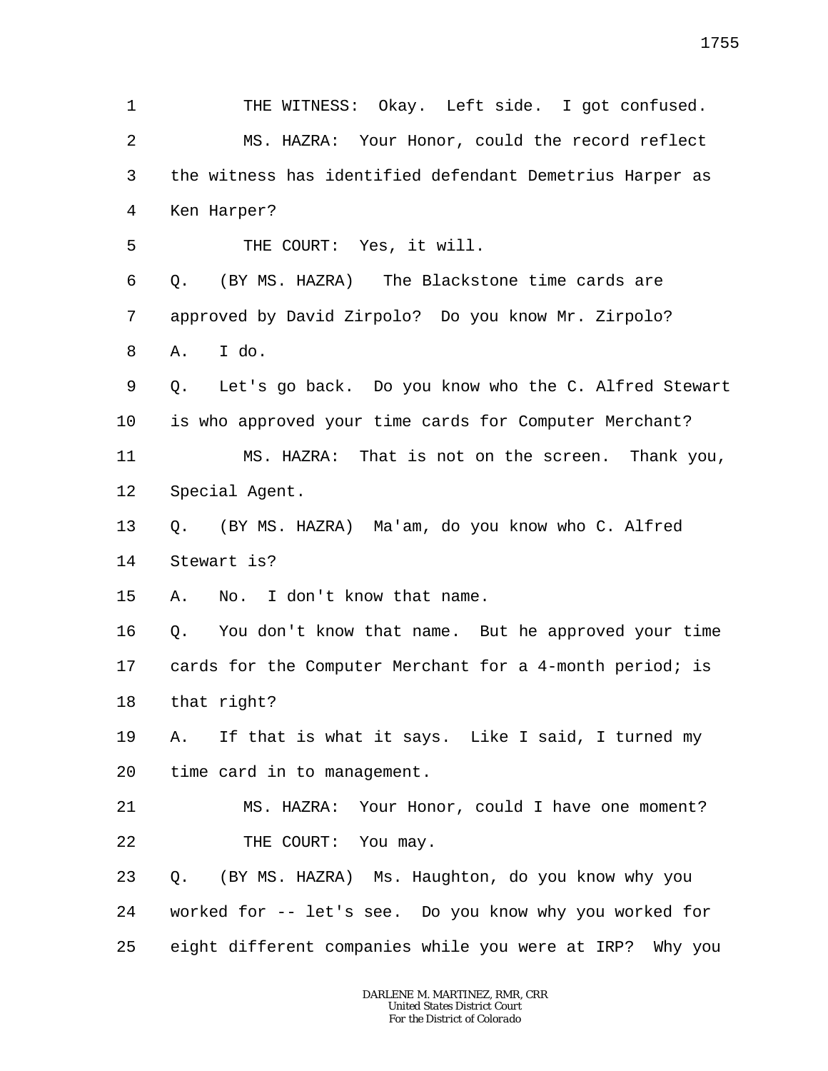1 THE WITNESS: Okay. Left side. I got confused.

2 MS. HAZRA: Your Honor, could the record reflect

3 the witness has identified defendant Demetrius Harper as

4 Ken Harper?

5 THE COURT: Yes, it will.

6 Q. (BY MS. HAZRA) The Blackstone time cards are

7 approved by David Zirpolo? Do you know Mr. Zirpolo?

8 A. I do.

9 Q. Let's go back. Do you know who the C. Alfred Stewart

10 is who approved your time cards for Computer Merchant?

11 MS. HAZRA: That is not on the screen. Thank you,

12 Special Agent.

13 Q. (BY MS. HAZRA) Ma'am, do you know who C. Alfred

14 Stewart is?

15 A. No. I don't know that name.

16 Q. You don't know that name. But he approved your time

17 cards for the Computer Merchant for a 4-month period; is

18 that right?

19 A. If that is what it says. Like I said, I turned my

20 time card in to management.

21 MS. HAZRA: Your Honor, could I have one moment?

22 THE COURT: You may.

23 Q. (BY MS. HAZRA) Ms. Haughton, do you know why you

24 worked for -- let's see. Do you know why you worked for

25 eight different companies while you were at IRP? Why you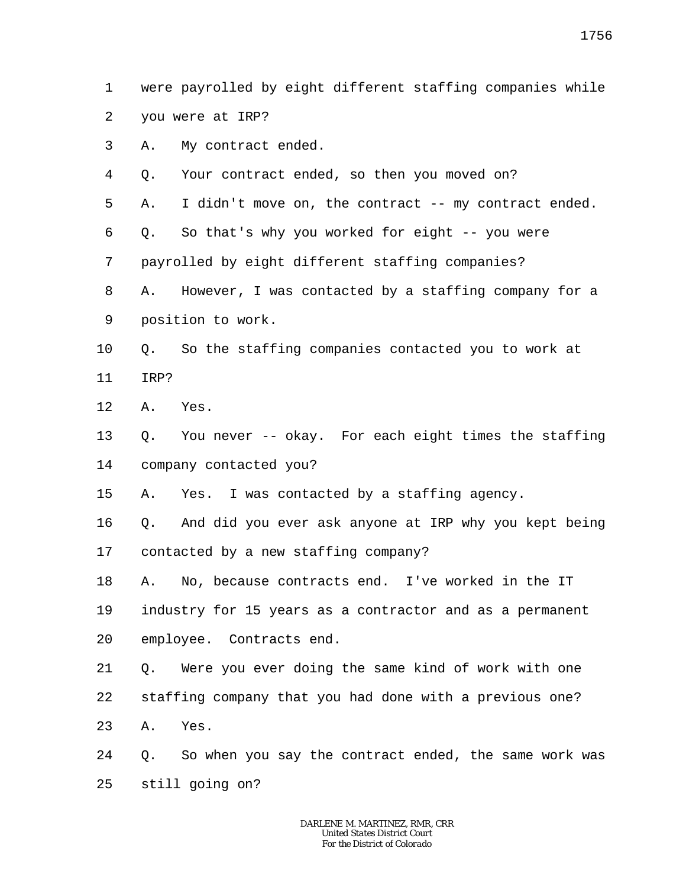1 were payrolled by eight different staffing companies while
2 you were at IRP?
3 A. My contract ended.
4 Q. Your contract ended, so then you moved on?
5 A. I didn't move on, the contract -- my contract ended.
6 Q. So that's why you worked for eight -- you were
7 payrolled by eight different staffing companies?
8 A. However, I was contacted by a staffing company for a
9 position to work.
10 Q. So the staffing companies contacted you to work at
11 IRP?
12 A. Yes.
13 Q. You never -- okay. For each eight times the staffing
14 company contacted you?
15 A. Yes. I was contacted by a staffing agency.
16 Q. And did you ever ask anyone at IRP why you kept being
17 contacted by a new staffing company?
18 A. No, because contracts end. I've worked in the IT
19 industry for 15 years as a contractor and as a permanent
20 employee. Contracts end.
21 Q. Were you ever doing the same kind of work with one
22 staffing company that you had done with a previous one?
23 A. Yes.
24 Q. So when you say the contract ended, the same work was
25 still going on?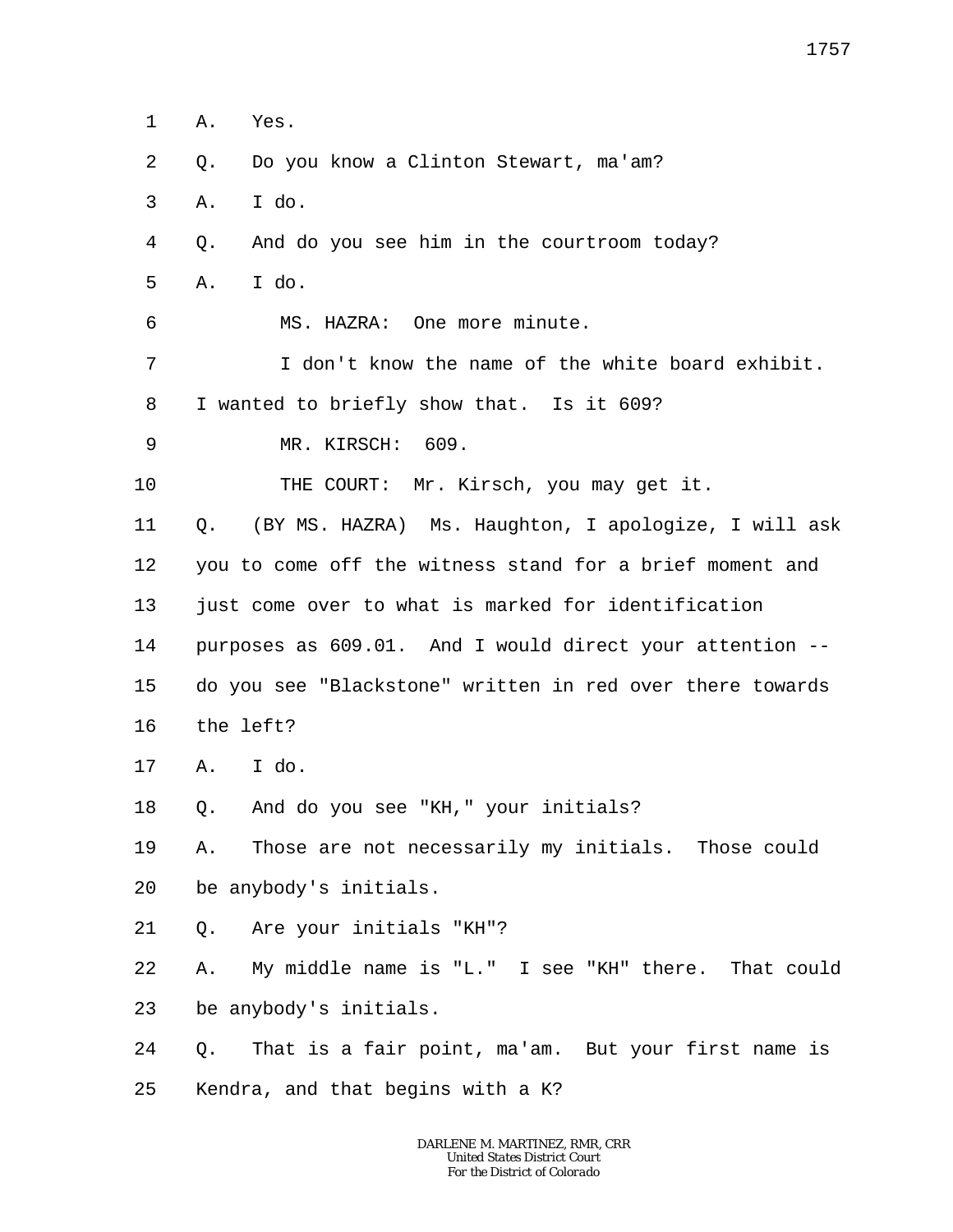1 A. Yes.

2 Q. Do you know a Clinton Stewart, ma'am?

3 A. I do.

4 Q. And do you see him in the courtroom today?

5 A. I do.

6 MS. HAZRA: One more minute.

7 I don't know the name of the white board exhibit.

8 I wanted to briefly show that. Is it 609?

9 MR. KIRSCH: 609.

10 THE COURT: Mr. Kirsch, you may get it.

11 Q. (BY MS. HAZRA) Ms. Haughton, I apologize, I will ask

12 you to come off the witness stand for a brief moment and

13 just come over to what is marked for identification

14 purposes as 609.01. And I would direct your attention --

15 do you see "Blackstone" written in red over there towards

16 the left?

17 A. I do.

18 Q. And do you see "KH," your initials?

19 A. Those are not necessarily my initials. Those could

20 be anybody's initials.

21 Q. Are your initials "KH"?

22 A. My middle name is "L." I see "KH" there. That could

23 be anybody's initials.

24 Q. That is a fair point, ma'am. But your first name is

25 Kendra, and that begins with a K?

DARLENE M. MARTINEZ, RMR, CRR
United States District Court
For the District of Colorado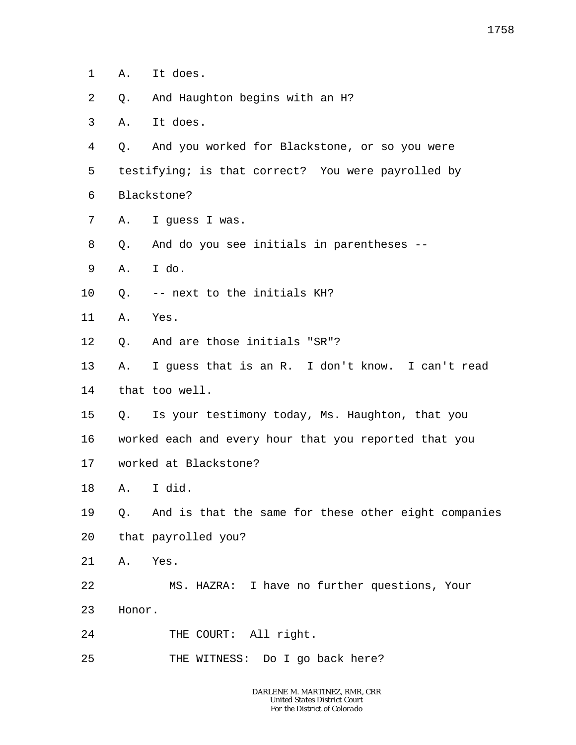1 A. It does.

2 Q. And Haughton begins with an H?

3 A. It does.

4 Q. And you worked for Blackstone, or so you were

5 testifying; is that correct? You were payrolled by

6 Blackstone?

7 A. I guess I was.

8 Q. And do you see initials in parentheses --

9 A. I do.

10 Q. -- next to the initials KH?

11 A. Yes.

12 Q. And are those initials "SR"?

13 A. I guess that is an R. I don't know. I can't read

14 that too well.

15 Q. Is your testimony today, Ms. Haughton, that you

16 worked each and every hour that you reported that you

17 worked at Blackstone?

18 A. I did.

19 Q. And is that the same for these other eight companies

20 that payrolled you?

21 A. Yes.

22 MS. HAZRA: I have no further questions, Your

23 Honor.

24 THE COURT: All right.

25 THE WITNESS: Do I go back here?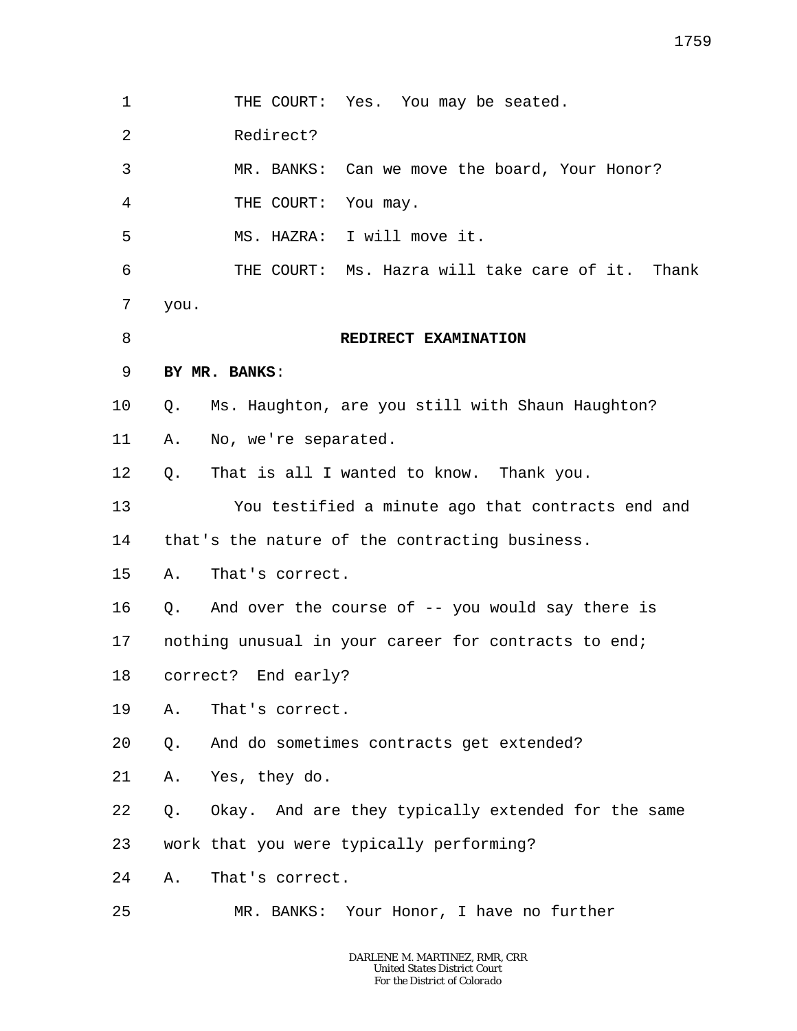THE COURT: Yes. You may be seated.

Redirect?

MR. BANKS: Can we move the board, Your Honor?

THE COURT: You may.

MS. HAZRA: I will move it.

THE COURT: Ms. Hazra will take care of it. Thank you.

**REDIRECT EXAMINATION**

**BY MR. BANKS**:

Q. Ms. Haughton, are you still with Shaun Haughton?

A. No, we're separated.

Q. That is all I wanted to know. Thank you.

You testified a minute ago that contracts end and that's the nature of the contracting business.

A. That's correct.

Q. And over the course of -- you would say there is nothing unusual in your career for contracts to end; correct? End early?

A. That's correct.

Q. And do sometimes contracts get extended?

A. Yes, they do.

Q. Okay. And are they typically extended for the same work that you were typically performing?

A. That's correct.

MR. BANKS: Your Honor, I have no further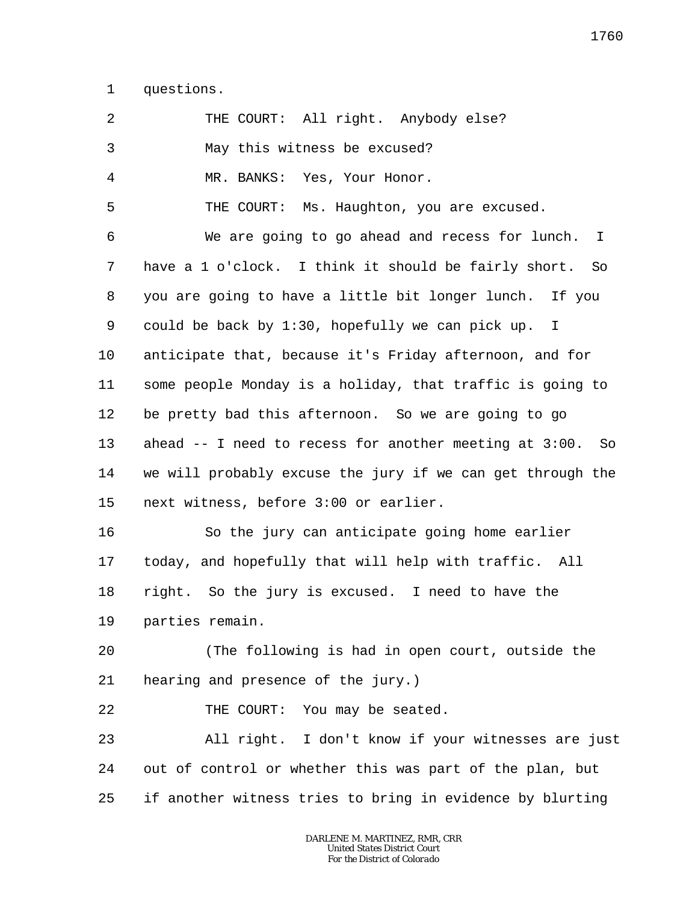1 questions.

2 THE COURT: All right. Anybody else?

3 May this witness be excused?

4 MR. BANKS: Yes, Your Honor.

5 THE COURT: Ms. Haughton, you are excused.

6 We are going to go ahead and recess for lunch. I

7 have a 1 o'clock. I think it should be fairly short. So

8 you are going to have a little bit longer lunch. If you

9 could be back by 1:30, hopefully we can pick up. I

10 anticipate that, because it's Friday afternoon, and for

11 some people Monday is a holiday, that traffic is going to

12 be pretty bad this afternoon. So we are going to go

13 ahead -- I need to recess for another meeting at 3:00. So

14 we will probably excuse the jury if we can get through the

15 next witness, before 3:00 or earlier.

16 So the jury can anticipate going home earlier

17 today, and hopefully that will help with traffic. All

18 right. So the jury is excused. I need to have the

19 parties remain.

20 (The following is had in open court, outside the

21 hearing and presence of the jury.)

22 THE COURT: You may be seated.

23 All right. I don't know if your witnesses are just

24 out of control or whether this was part of the plan, but

25 if another witness tries to bring in evidence by blurting

DARLENE M. MARTINEZ, RMR, CRR
United States District Court
For the District of Colorado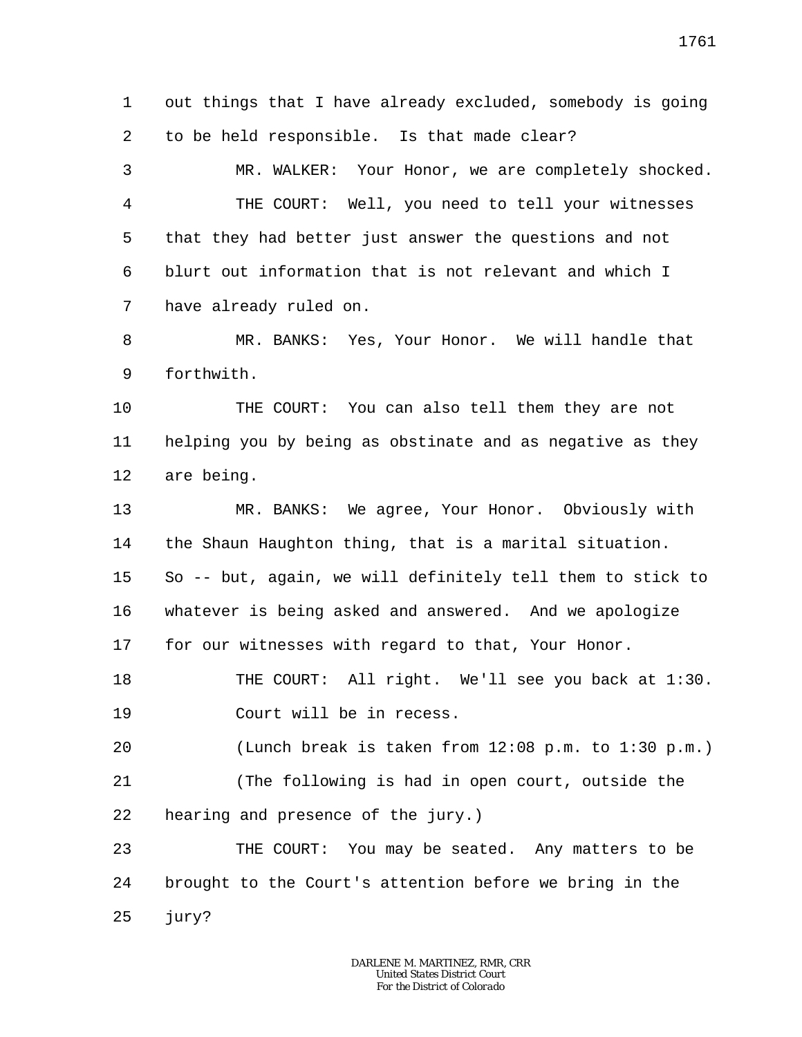1 out things that I have already excluded, somebody is going
2 to be held responsible. Is that made clear?
3 MR. WALKER: Your Honor, we are completely shocked.
4 THE COURT: Well, you need to tell your witnesses
5 that they had better just answer the questions and not
6 blurt out information that is not relevant and which I
7 have already ruled on.
8 MR. BANKS: Yes, Your Honor. We will handle that
9 forthwith.
10 THE COURT: You can also tell them they are not
11 helping you by being as obstinate and as negative as they
12 are being.
13 MR. BANKS: We agree, Your Honor. Obviously with
14 the Shaun Haughton thing, that is a marital situation.
15 So -- but, again, we will definitely tell them to stick to
16 whatever is being asked and answered. And we apologize
17 for our witnesses with regard to that, Your Honor.
18 THE COURT: All right. We'll see you back at 1:30.
19 Court will be in recess.
20 (Lunch break is taken from 12:08 p.m. to 1:30 p.m.)
21 (The following is had in open court, outside the
22 hearing and presence of the jury.)
23 THE COURT: You may be seated. Any matters to be
24 brought to the Court's attention before we bring in the
25 jury?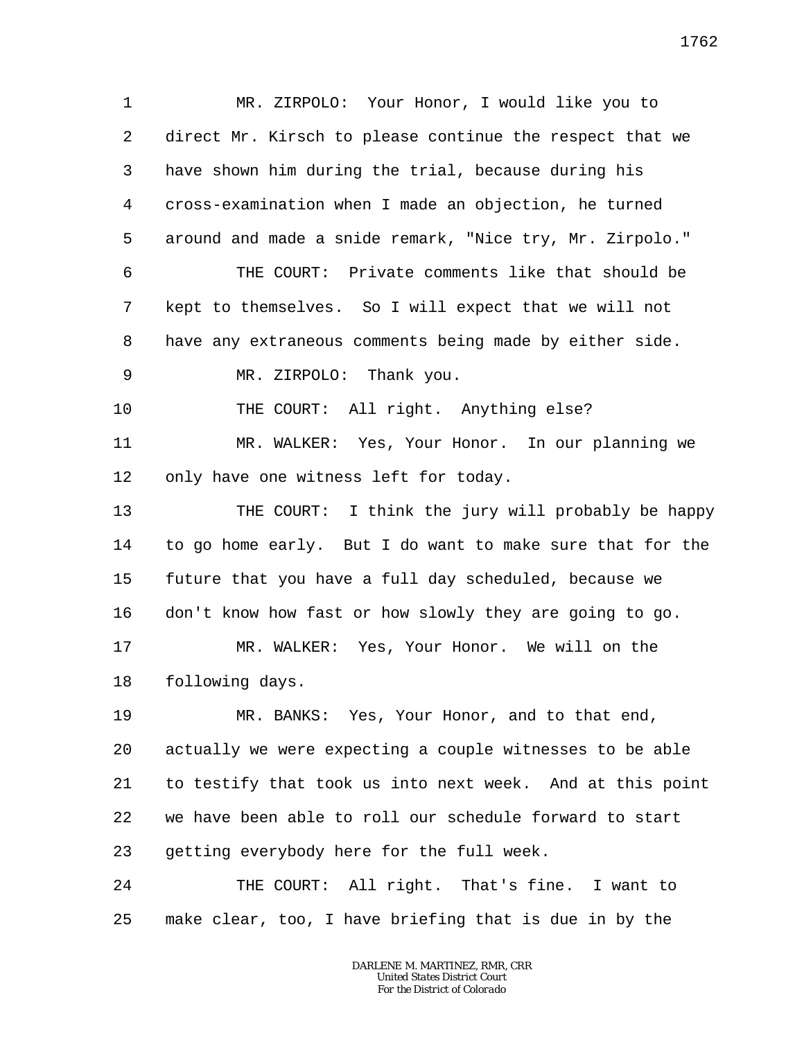MR. ZIRPOLO: Your Honor, I would like you to direct Mr. Kirsch to please continue the respect that we have shown him during the trial, because during his cross-examination when I made an objection, he turned around and made a snide remark, "Nice try, Mr. Zirpolo."

THE COURT: Private comments like that should be kept to themselves. So I will expect that we will not have any extraneous comments being made by either side.

MR. ZIRPOLO: Thank you.

THE COURT: All right. Anything else?

MR. WALKER: Yes, Your Honor. In our planning we only have one witness left for today.

THE COURT: I think the jury will probably be happy to go home early. But I do want to make sure that for the future that you have a full day scheduled, because we don't know how fast or how slowly they are going to go.

MR. WALKER: Yes, Your Honor. We will on the following days.

MR. BANKS: Yes, Your Honor, and to that end, actually we were expecting a couple witnesses to be able to testify that took us into next week. And at this point we have been able to roll our schedule forward to start getting everybody here for the full week.

THE COURT: All right. That's fine. I want to make clear, too, I have briefing that is due in by the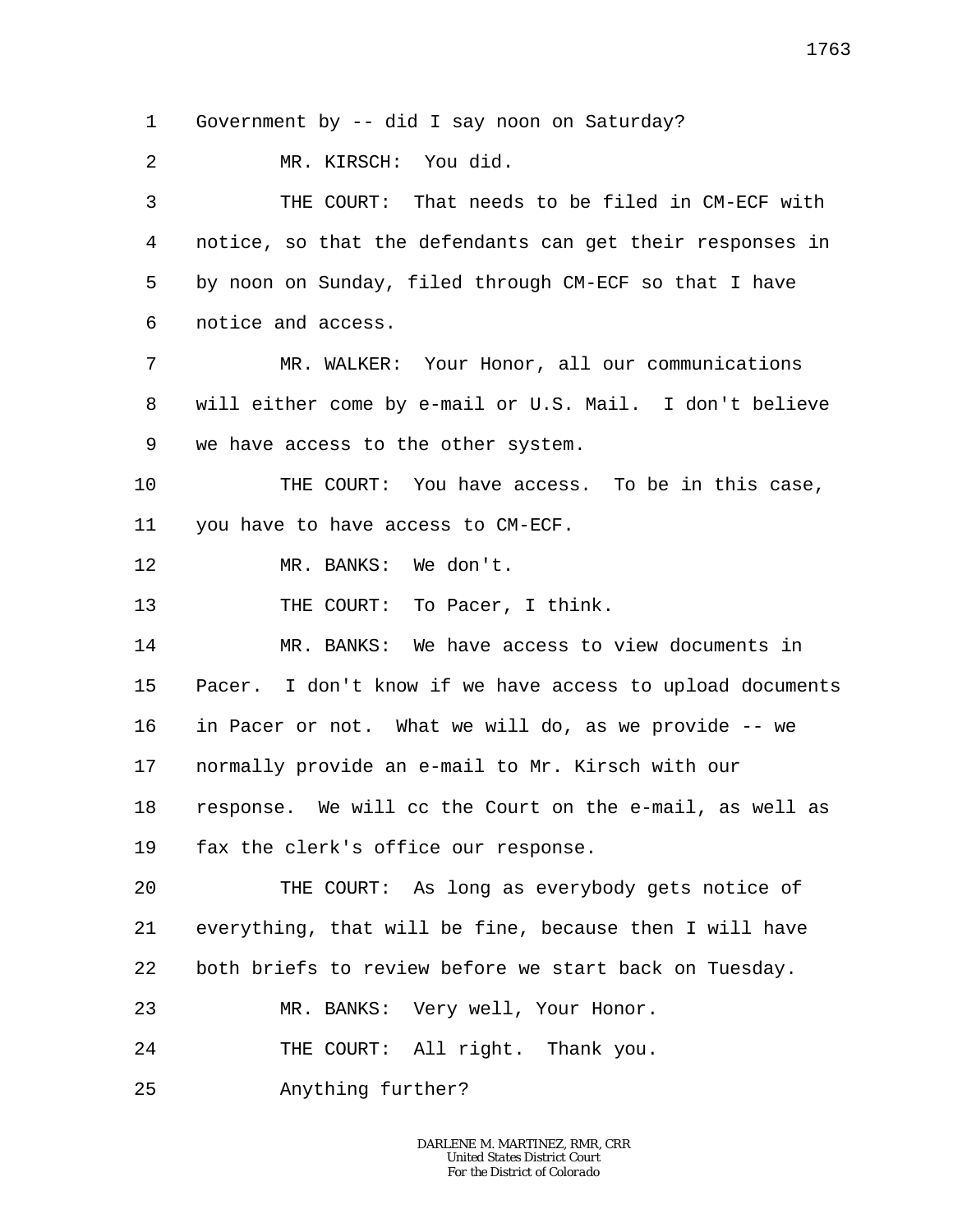Government by -- did I say noon on Saturday?

MR. KIRSCH: You did.

THE COURT: That needs to be filed in CM-ECF with notice, so that the defendants can get their responses in by noon on Sunday, filed through CM-ECF so that I have notice and access.

MR. WALKER: Your Honor, all our communications will either come by e-mail or U.S. Mail. I don't believe we have access to the other system.

THE COURT: You have access. To be in this case, you have to have access to CM-ECF.

MR. BANKS: We don't.

THE COURT: To Pacer, I think.

MR. BANKS: We have access to view documents in Pacer. I don't know if we have access to upload documents in Pacer or not. What we will do, as we provide -- we normally provide an e-mail to Mr. Kirsch with our response. We will cc the Court on the e-mail, as well as fax the clerk's office our response.

THE COURT: As long as everybody gets notice of everything, that will be fine, because then I will have both briefs to review before we start back on Tuesday.

MR. BANKS: Very well, Your Honor.

THE COURT: All right. Thank you.

Anything further?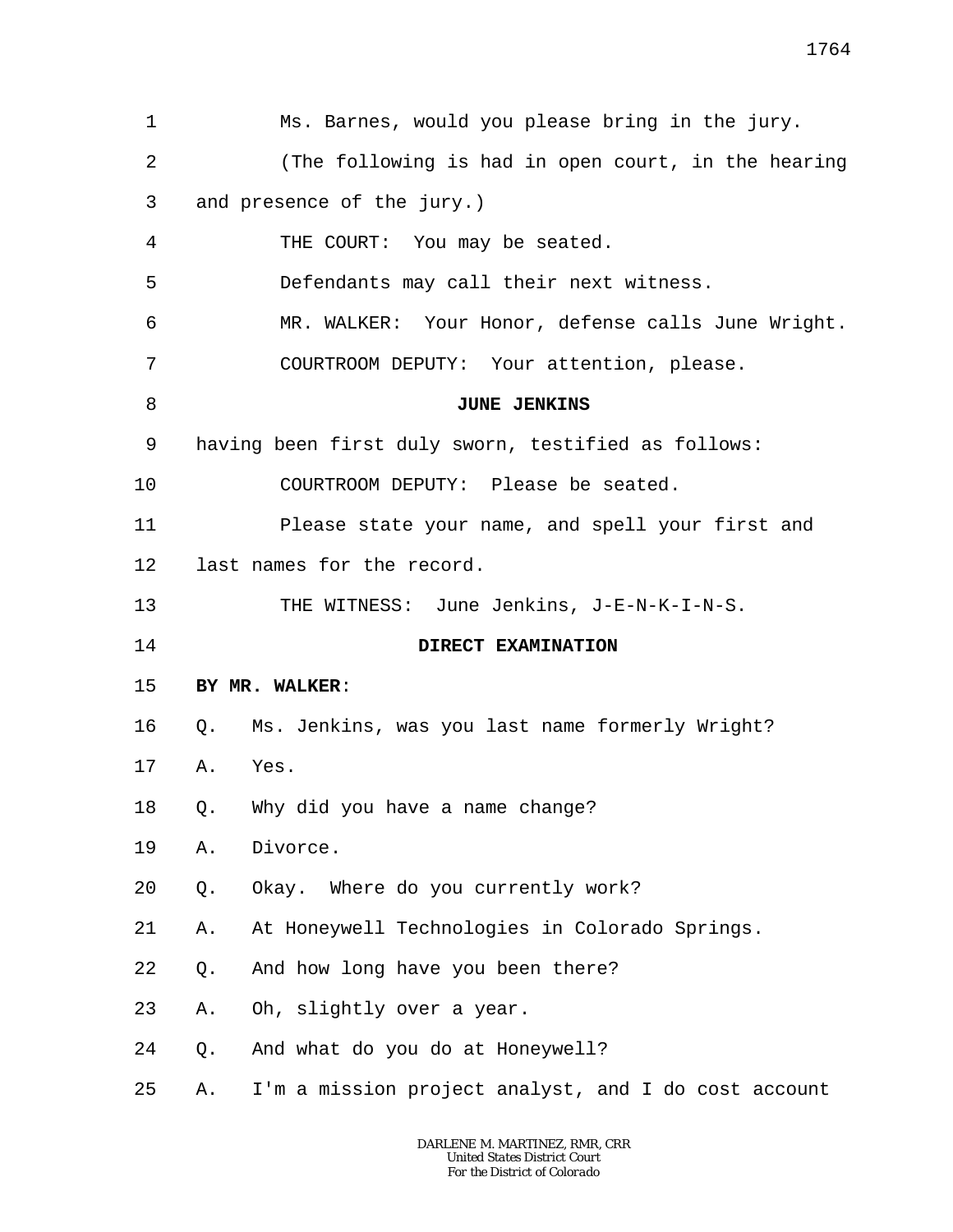Ms. Barnes, would you please bring in the jury.

(The following is had in open court, in the hearing and presence of the jury.)

THE COURT: You may be seated.

Defendants may call their next witness.

MR. WALKER: Your Honor, defense calls June Wright.

COURTROOM DEPUTY: Your attention, please.

**JUNE JENKINS**

having been first duly sworn, testified as follows:

COURTROOM DEPUTY: Please be seated.

Please state your name, and spell your first and last names for the record.

THE WITNESS: June Jenkins, J-E-N-K-I-N-S.

**DIRECT EXAMINATION**

**BY MR. WALKER**:

Q. Ms. Jenkins, was you last name formerly Wright?

A. Yes.

Q. Why did you have a name change?

A. Divorce.

Q. Okay. Where do you currently work?

A. At Honeywell Technologies in Colorado Springs.

Q. And how long have you been there?

A. Oh, slightly over a year.

Q. And what do you do at Honeywell?

A. I'm a mission project analyst, and I do cost account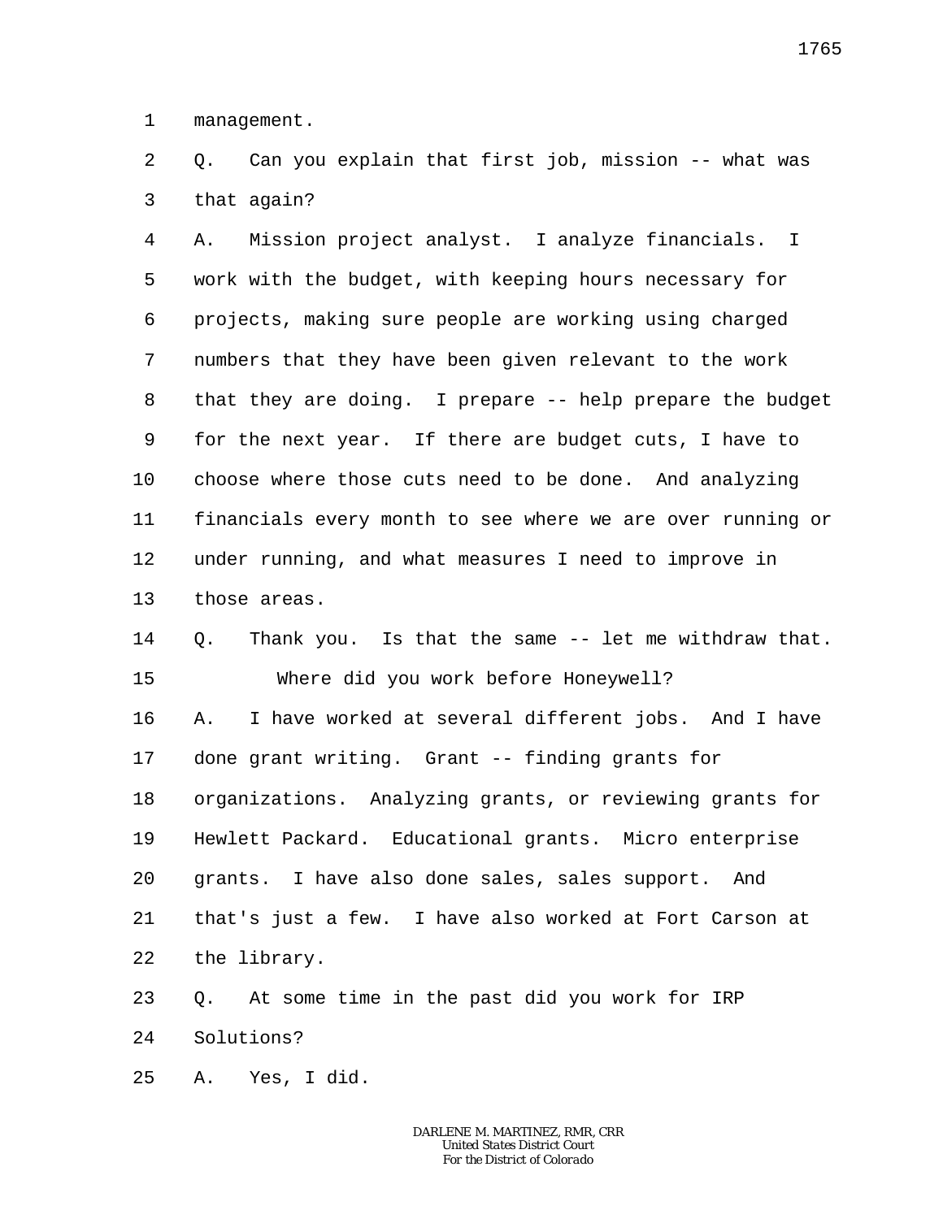1 management.

2 Q. Can you explain that first job, mission -- what was

3 that again?

4 A. Mission project analyst. I analyze financials. I

5 work with the budget, with keeping hours necessary for

6 projects, making sure people are working using charged

7 numbers that they have been given relevant to the work

8 that they are doing. I prepare -- help prepare the budget

9 for the next year. If there are budget cuts, I have to

10 choose where those cuts need to be done. And analyzing

11 financials every month to see where we are over running or

12 under running, and what measures I need to improve in

13 those areas.

14 Q. Thank you. Is that the same -- let me withdraw that.

15 Where did you work before Honeywell?

16 A. I have worked at several different jobs. And I have

17 done grant writing. Grant -- finding grants for

18 organizations. Analyzing grants, or reviewing grants for

19 Hewlett Packard. Educational grants. Micro enterprise

20 grants. I have also done sales, sales support. And

21 that's just a few. I have also worked at Fort Carson at

22 the library.

23 Q. At some time in the past did you work for IRP

24 Solutions?

25 A. Yes, I did.

DARLENE M. MARTINEZ, RMR, CRR
United States District Court
For the District of Colorado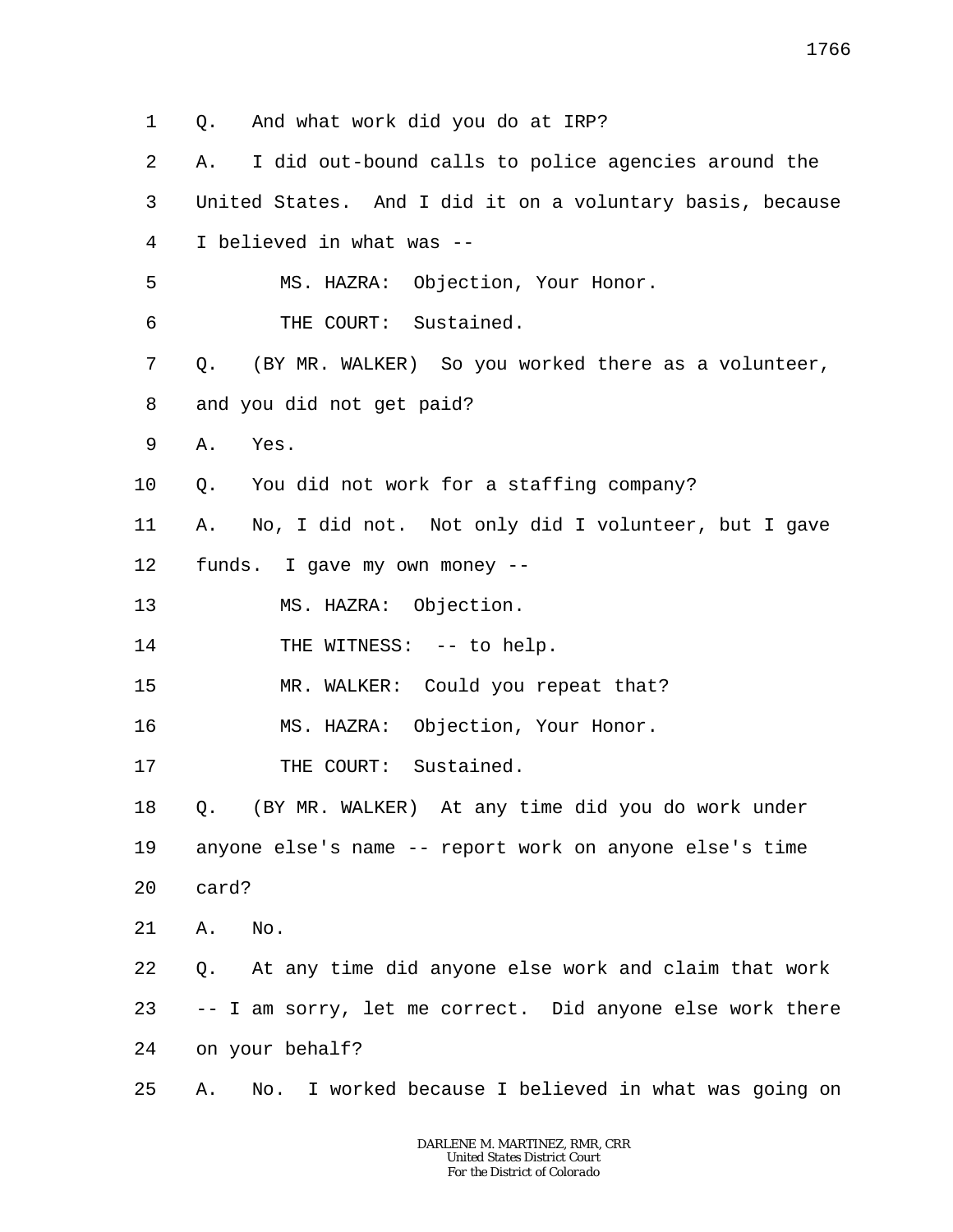1 Q. And what work did you do at IRP?

2 A. I did out-bound calls to police agencies around the

3 United States. And I did it on a voluntary basis, because

4 I believed in what was --

5 MS. HAZRA: Objection, Your Honor.

6 THE COURT: Sustained.

7 Q. (BY MR. WALKER) So you worked there as a volunteer,

8 and you did not get paid?

9 A. Yes.

10 Q. You did not work for a staffing company?

11 A. No, I did not. Not only did I volunteer, but I gave

12 funds. I gave my own money --

13 MS. HAZRA: Objection.

14 THE WITNESS: -- to help.

15 MR. WALKER: Could you repeat that?

16 MS. HAZRA: Objection, Your Honor.

17 THE COURT: Sustained.

18 Q. (BY MR. WALKER) At any time did you do work under

19 anyone else's name -- report work on anyone else's time

20 card?

21 A. No.

22 Q. At any time did anyone else work and claim that work

23 -- I am sorry, let me correct. Did anyone else work there

24 on your behalf?

25 A. No. I worked because I believed in what was going on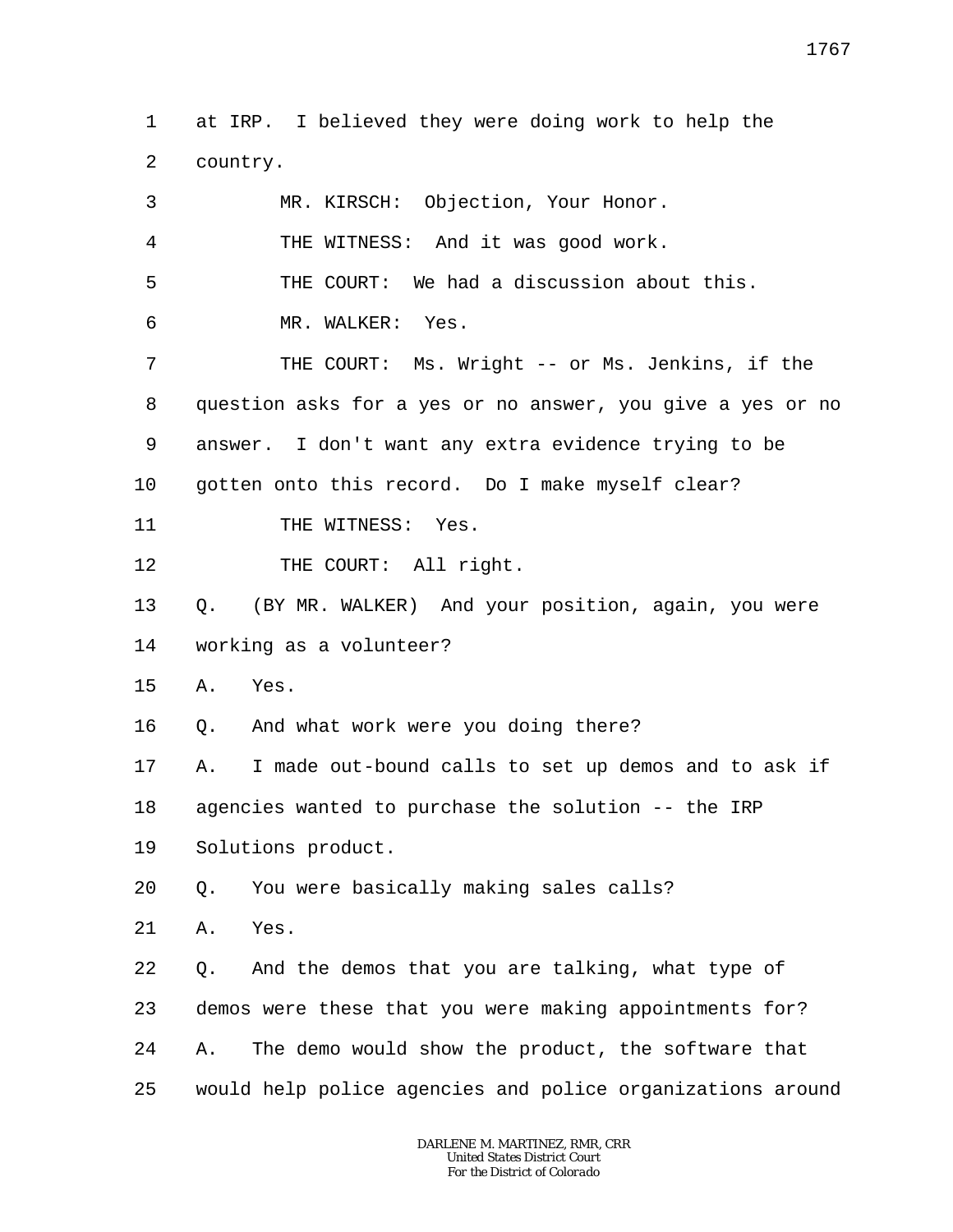1 at IRP. I believed they were doing work to help the
2 country.

3 MR. KIRSCH: Objection, Your Honor.

4 THE WITNESS: And it was good work.

5 THE COURT: We had a discussion about this.

6 MR. WALKER: Yes.

7 THE COURT: Ms. Wright -- or Ms. Jenkins, if the
8 question asks for a yes or no answer, you give a yes or no
9 answer. I don't want any extra evidence trying to be
10 gotten onto this record. Do I make myself clear?

11 THE WITNESS: Yes.

12 THE COURT: All right.

13 Q. (BY MR. WALKER) And your position, again, you were
14 working as a volunteer?

15 A. Yes.

16 Q. And what work were you doing there?

17 A. I made out-bound calls to set up demos and to ask if
18 agencies wanted to purchase the solution -- the IRP
19 Solutions product.

20 Q. You were basically making sales calls?

21 A. Yes.

22 Q. And the demos that you are talking, what type of
23 demos were these that you were making appointments for?

24 A. The demo would show the product, the software that
25 would help police agencies and police organizations around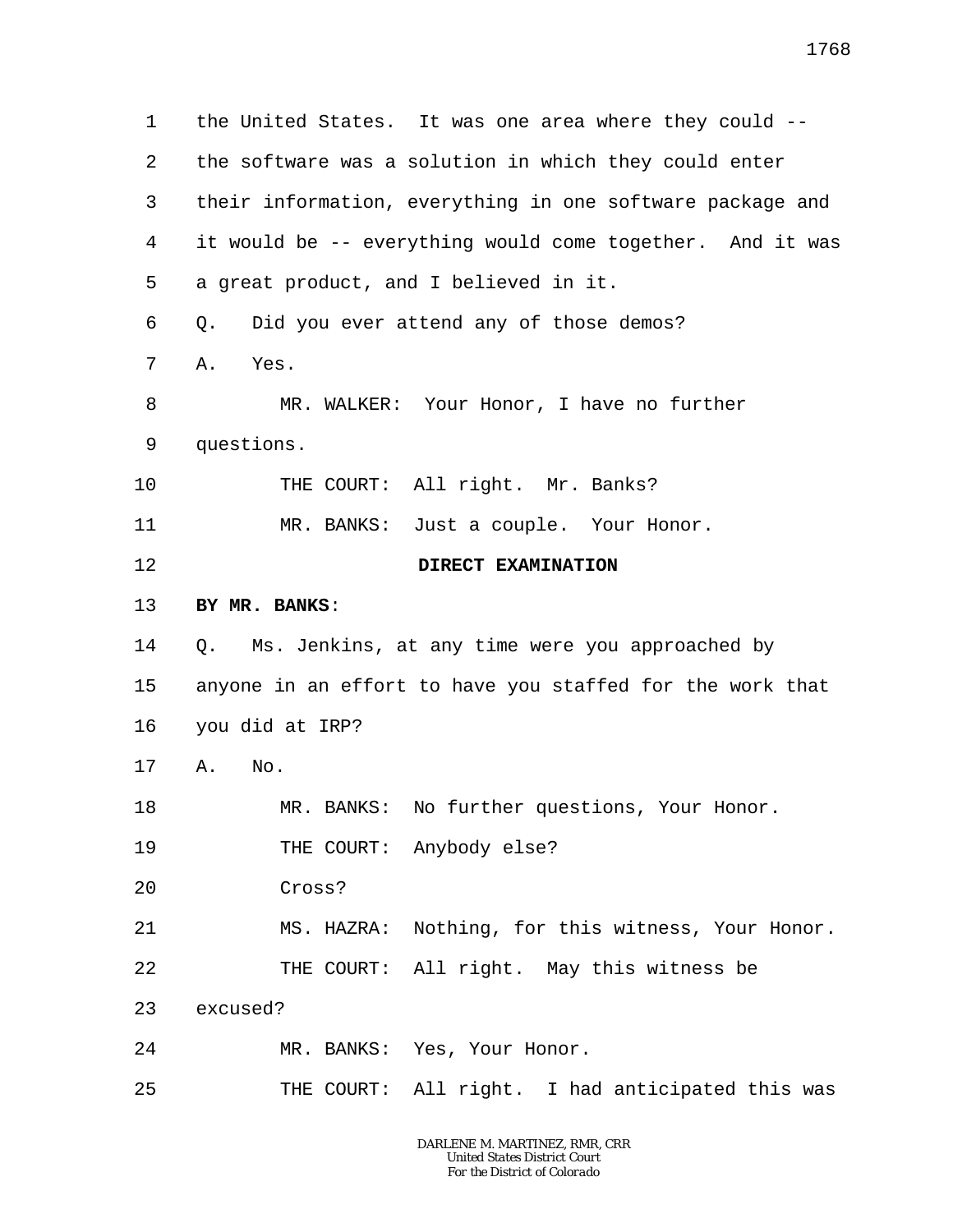1 the United States. It was one area where they could --
2 the software was a solution in which they could enter
3 their information, everything in one software package and
4 it would be -- everything would come together. And it was
5 a great product, and I believed in it.
6 Q. Did you ever attend any of those demos?
7 A. Yes.
8 MR. WALKER: Your Honor, I have no further
9 questions.
10 THE COURT: All right. Mr. Banks?
11 MR. BANKS: Just a couple. Your Honor.
12 **DIRECT EXAMINATION**
13 **BY MR. BANKS**:
14 Q. Ms. Jenkins, at any time were you approached by
15 anyone in an effort to have you staffed for the work that
16 you did at IRP?
17 A. No.
18 MR. BANKS: No further questions, Your Honor.
19 THE COURT: Anybody else?
20 Cross?
21 MS. HAZRA: Nothing, for this witness, Your Honor.
22 THE COURT: All right. May this witness be
23 excused?
24 MR. BANKS: Yes, Your Honor.
25 THE COURT: All right. I had anticipated this was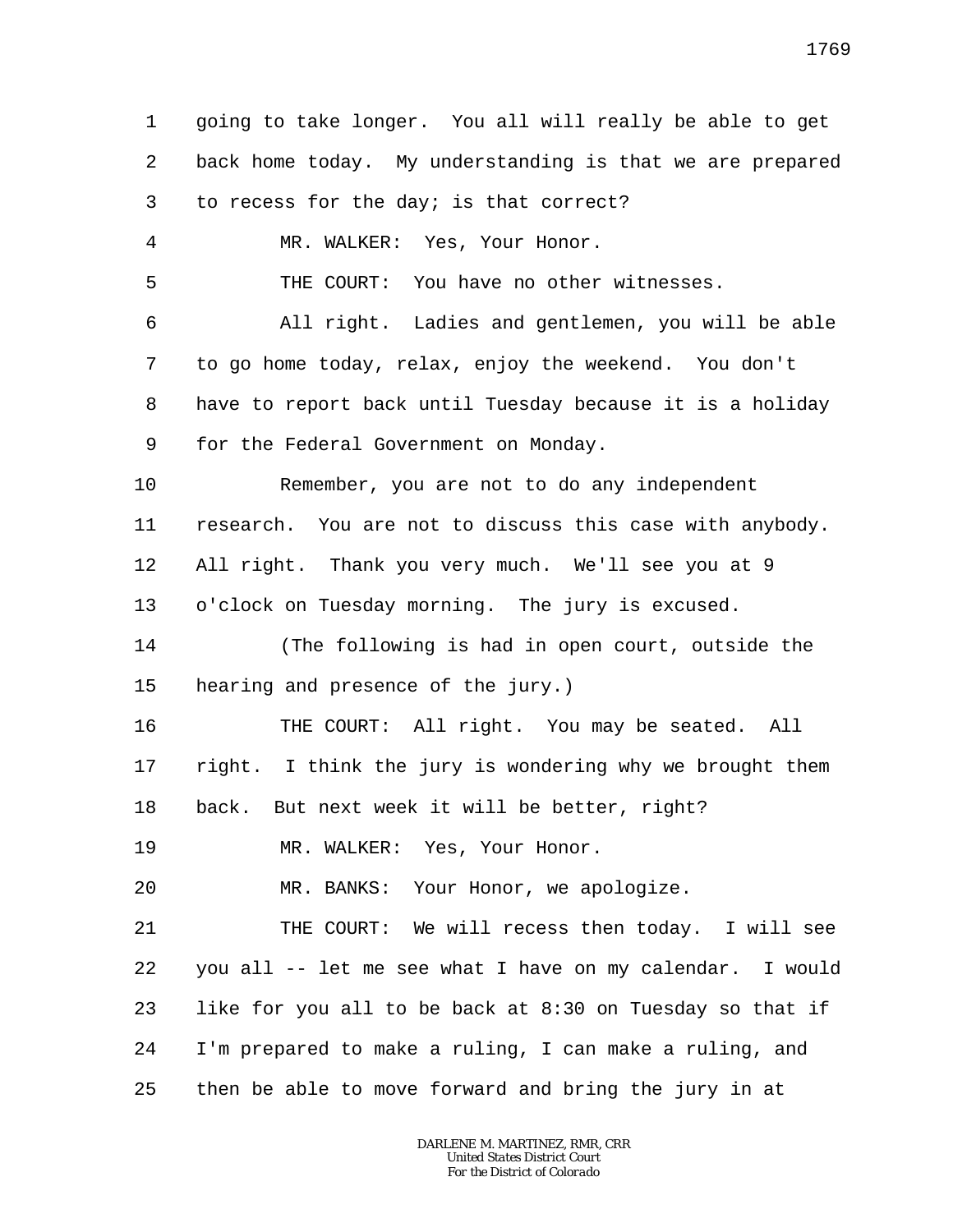going to take longer. You all will really be able to get back home today. My understanding is that we are prepared to recess for the day; is that correct?

MR. WALKER: Yes, Your Honor.

THE COURT: You have no other witnesses.

All right. Ladies and gentlemen, you will be able to go home today, relax, enjoy the weekend. You don't have to report back until Tuesday because it is a holiday for the Federal Government on Monday.

Remember, you are not to do any independent research. You are not to discuss this case with anybody. All right. Thank you very much. We'll see you at 9 o'clock on Tuesday morning. The jury is excused.

(The following is had in open court, outside the hearing and presence of the jury.)

THE COURT: All right. You may be seated. All right. I think the jury is wondering why we brought them back. But next week it will be better, right?

MR. WALKER: Yes, Your Honor.

MR. BANKS: Your Honor, we apologize.

THE COURT: We will recess then today. I will see you all -- let me see what I have on my calendar. I would like for you all to be back at 8:30 on Tuesday so that if I'm prepared to make a ruling, I can make a ruling, and then be able to move forward and bring the jury in at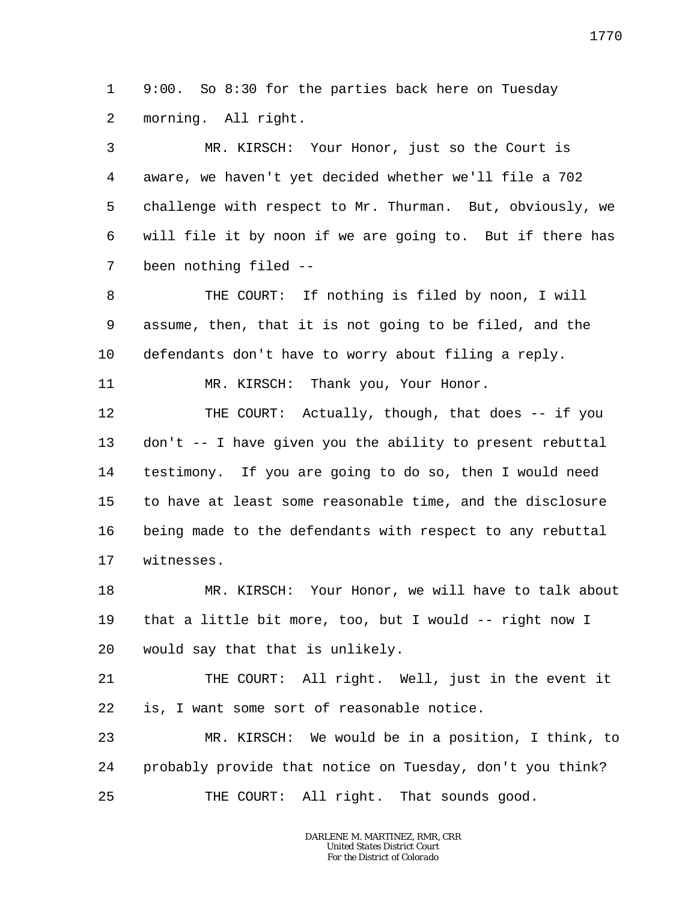1 9:00. So 8:30 for the parties back here on Tuesday
2 morning. All right.

3 MR. KIRSCH: Your Honor, just so the Court is
4 aware, we haven't yet decided whether we'll file a 702
5 challenge with respect to Mr. Thurman. But, obviously, we
6 will file it by noon if we are going to. But if there has
7 been nothing filed --

8 THE COURT: If nothing is filed by noon, I will
9 assume, then, that it is not going to be filed, and the
10 defendants don't have to worry about filing a reply.

11 MR. KIRSCH: Thank you, Your Honor.

12 THE COURT: Actually, though, that does -- if you
13 don't -- I have given you the ability to present rebuttal
14 testimony. If you are going to do so, then I would need
15 to have at least some reasonable time, and the disclosure
16 being made to the defendants with respect to any rebuttal
17 witnesses.

18 MR. KIRSCH: Your Honor, we will have to talk about
19 that a little bit more, too, but I would -- right now I
20 would say that that is unlikely.

21 THE COURT: All right. Well, just in the event it
22 is, I want some sort of reasonable notice.

23 MR. KIRSCH: We would be in a position, I think, to
24 probably provide that notice on Tuesday, don't you think?

25 THE COURT: All right. That sounds good.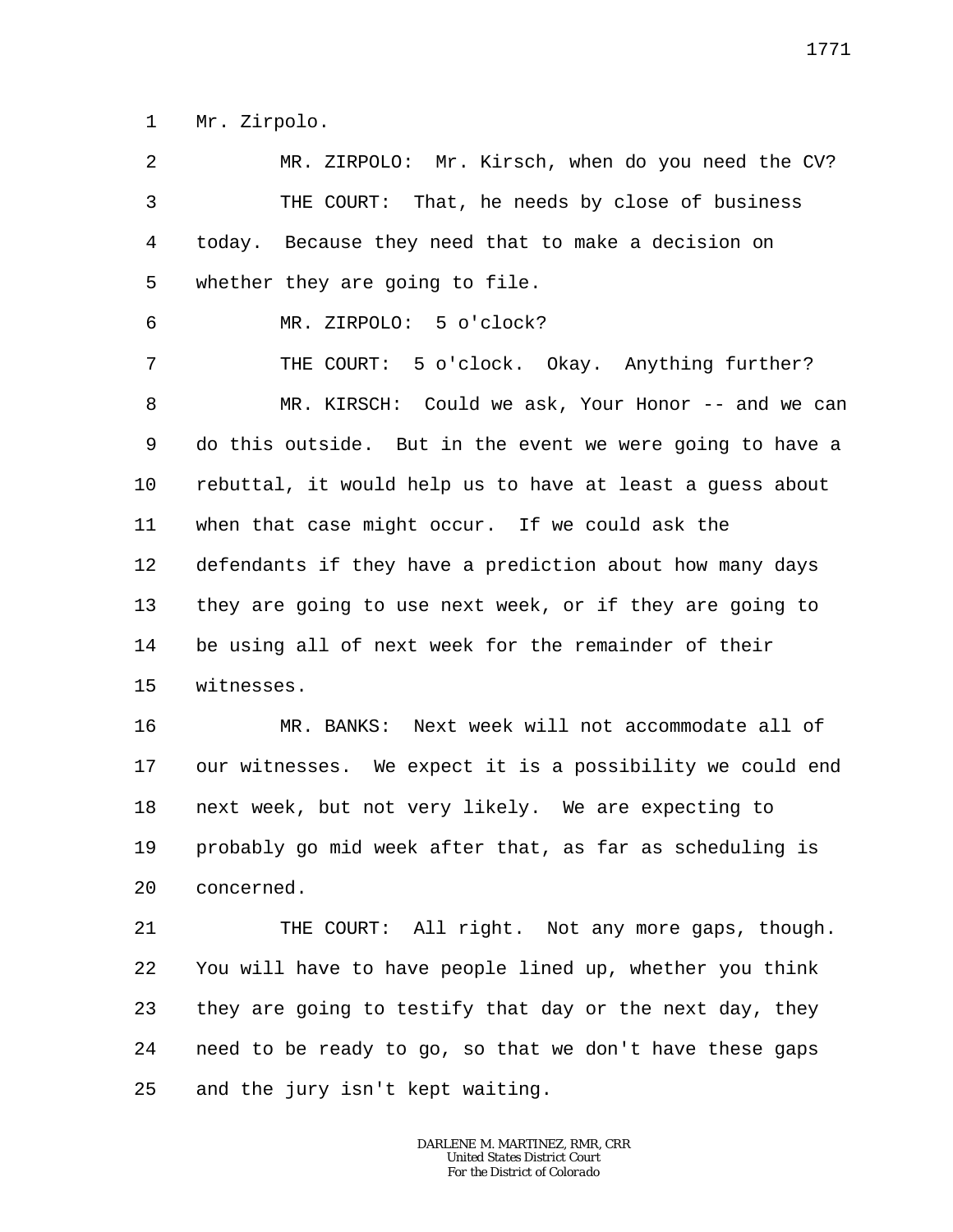1 Mr. Zirpolo.

2 MR. ZIRPOLO: Mr. Kirsch, when do you need the CV?

3 THE COURT: That, he needs by close of business

4 today. Because they need that to make a decision on

5 whether they are going to file.

6 MR. ZIRPOLO: 5 o'clock?

7 THE COURT: 5 o'clock. Okay. Anything further?

8 MR. KIRSCH: Could we ask, Your Honor -- and we can

9 do this outside. But in the event we were going to have a

10 rebuttal, it would help us to have at least a guess about

11 when that case might occur. If we could ask the

12 defendants if they have a prediction about how many days

13 they are going to use next week, or if they are going to

14 be using all of next week for the remainder of their

15 witnesses.

16 MR. BANKS: Next week will not accommodate all of

17 our witnesses. We expect it is a possibility we could end

18 next week, but not very likely. We are expecting to

19 probably go mid week after that, as far as scheduling is

20 concerned.

21 THE COURT: All right. Not any more gaps, though.

22 You will have to have people lined up, whether you think

23 they are going to testify that day or the next day, they

24 need to be ready to go, so that we don't have these gaps

25 and the jury isn't kept waiting.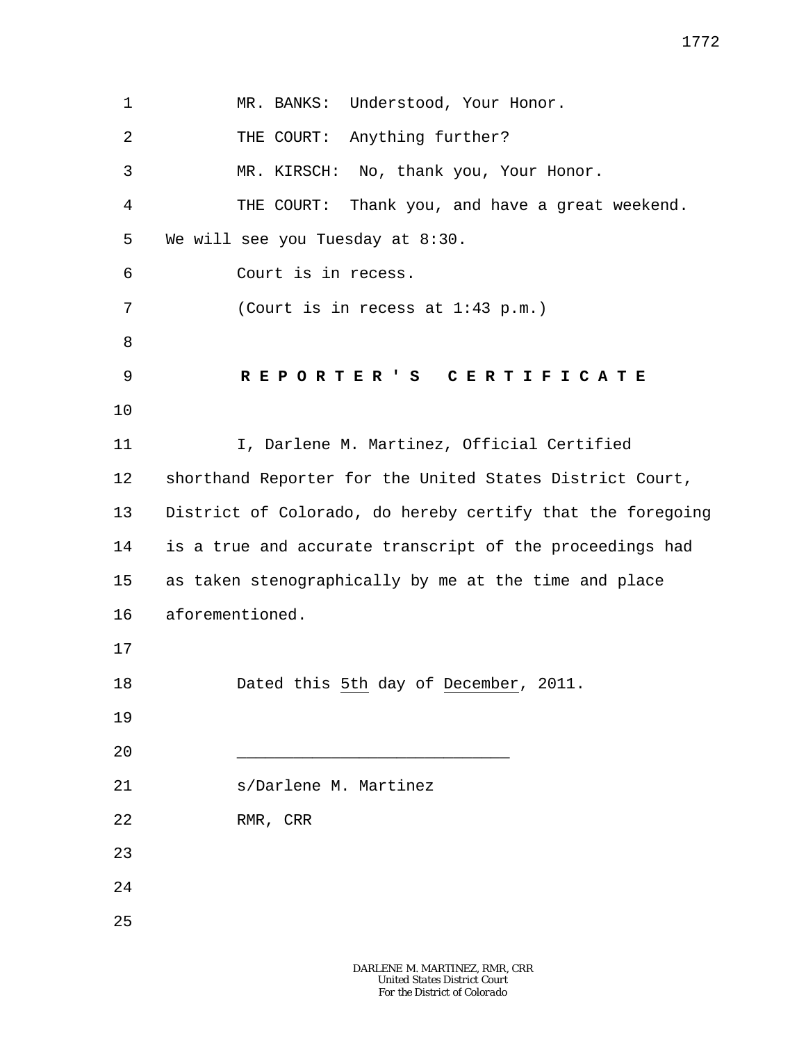MR. BANKS: Understood, Your Honor.

THE COURT: Anything further?

MR. KIRSCH: No, thank you, Your Honor.

THE COURT: Thank you, and have a great weekend. We will see you Tuesday at 8:30.

Court is in recess.

(Court is in recess at 1:43 p.m.)

**R E P O R T E R ' S   C E R T I F I C A T E**

I, Darlene M. Martinez, Official Certified shorthand Reporter for the United States District Court, District of Colorado, do hereby certify that the foregoing is a true and accurate transcript of the proceedings had as taken stenographically by me at the time and place aforementioned.

Dated this 5th day of December, 2011.

____________________________

s/Darlene M. Martinez

RMR, CRR